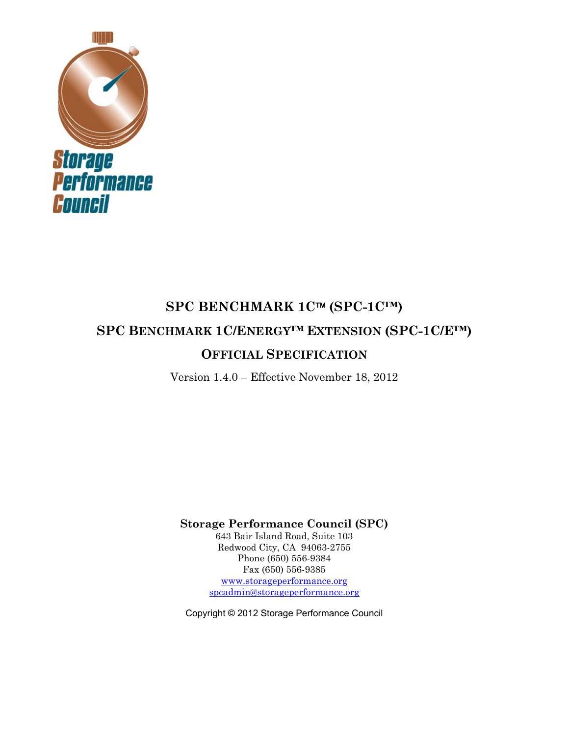Storage Performance Council

# SPC BENCHMARK 1C™ (SPC-1C™)

# SPC BENCHMARK 1C/ENERGY™ EXTENSION (SPC-1C/E™)

# OFFICIAL SPECIFICATION

Version 1.4.0 – Effective November 18, 2012

**Storage Performance Council (SPC)**
643 Bair Island Road, Suite 103
Redwood City, CA 94063-2755
Phone (650) 556-9384
Fax (650) 556-9385
www.storageperformance.org
spcadmin@storageperformance.org

Copyright © 2012 Storage Performance Council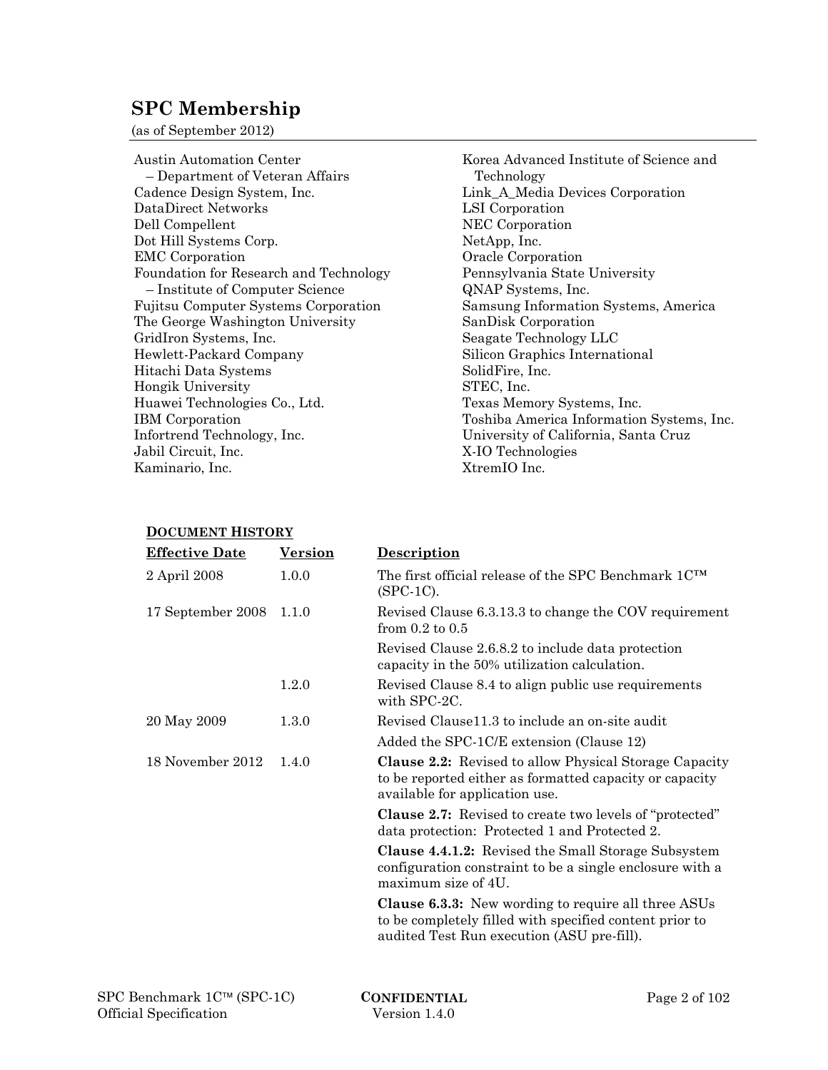## SPC Membership

(as of September 2012)

Austin Automation Center
– Department of Veteran Affairs
Cadence Design System, Inc.
DataDirect Networks
Dell Compellent
Dot Hill Systems Corp.
EMC Corporation
Foundation for Research and Technology
– Institute of Computer Science
Fujitsu Computer Systems Corporation
The George Washington University
GridIron Systems, Inc.
Hewlett-Packard Company
Hitachi Data Systems
Hongik University
Huawei Technologies Co., Ltd.
IBM Corporation
Infortrend Technology, Inc.
Jabil Circuit, Inc.
Kaminario, Inc.
Korea Advanced Institute of Science and Technology
Link_A_Media Devices Corporation
LSI Corporation
NEC Corporation
NetApp, Inc.
Oracle Corporation
Pennsylvania State University
QNAP Systems, Inc.
Samsung Information Systems, America
SanDisk Corporation
Seagate Technology LLC
Silicon Graphics International
SolidFire, Inc.
STEC, Inc.
Texas Memory Systems, Inc.
Toshiba America Information Systems, Inc.
University of California, Santa Cruz
X-IO Technologies
XtremIO Inc.

### DOCUMENT HISTORY

| Effective Date | Version | Description |
|---|---|---|
| 2 April 2008 | 1.0.0 | The first official release of the SPC Benchmark 1C™ (SPC-1C). |
| 17 September 2008 | 1.1.0 | Revised Clause 6.3.13.3 to change the COV requirement from 0.2 to 0.5 |
| | | Revised Clause 2.6.8.2 to include data protection capacity in the 50% utilization calculation. |
| | 1.2.0 | Revised Clause 8.4 to align public use requirements with SPC-2C. |
| 20 May 2009 | 1.3.0 | Revised Clause11.3 to include an on-site audit |
| | | Added the SPC-1C/E extension (Clause 12) |
| 18 November 2012 | 1.4.0 | **Clause 2.2:** Revised to allow Physical Storage Capacity to be reported either as formatted capacity or capacity available for application use. |
| | | **Clause 2.7:** Revised to create two levels of "protected" data protection: Protected 1 and Protected 2. |
| | | **Clause 4.4.1.2:** Revised the Small Storage Subsystem configuration constraint to be a single enclosure with a maximum size of 4U. |
| | | **Clause 6.3.3:** New wording to require all three ASUs to be completely filled with specified content prior to audited Test Run execution (ASU pre-fill). |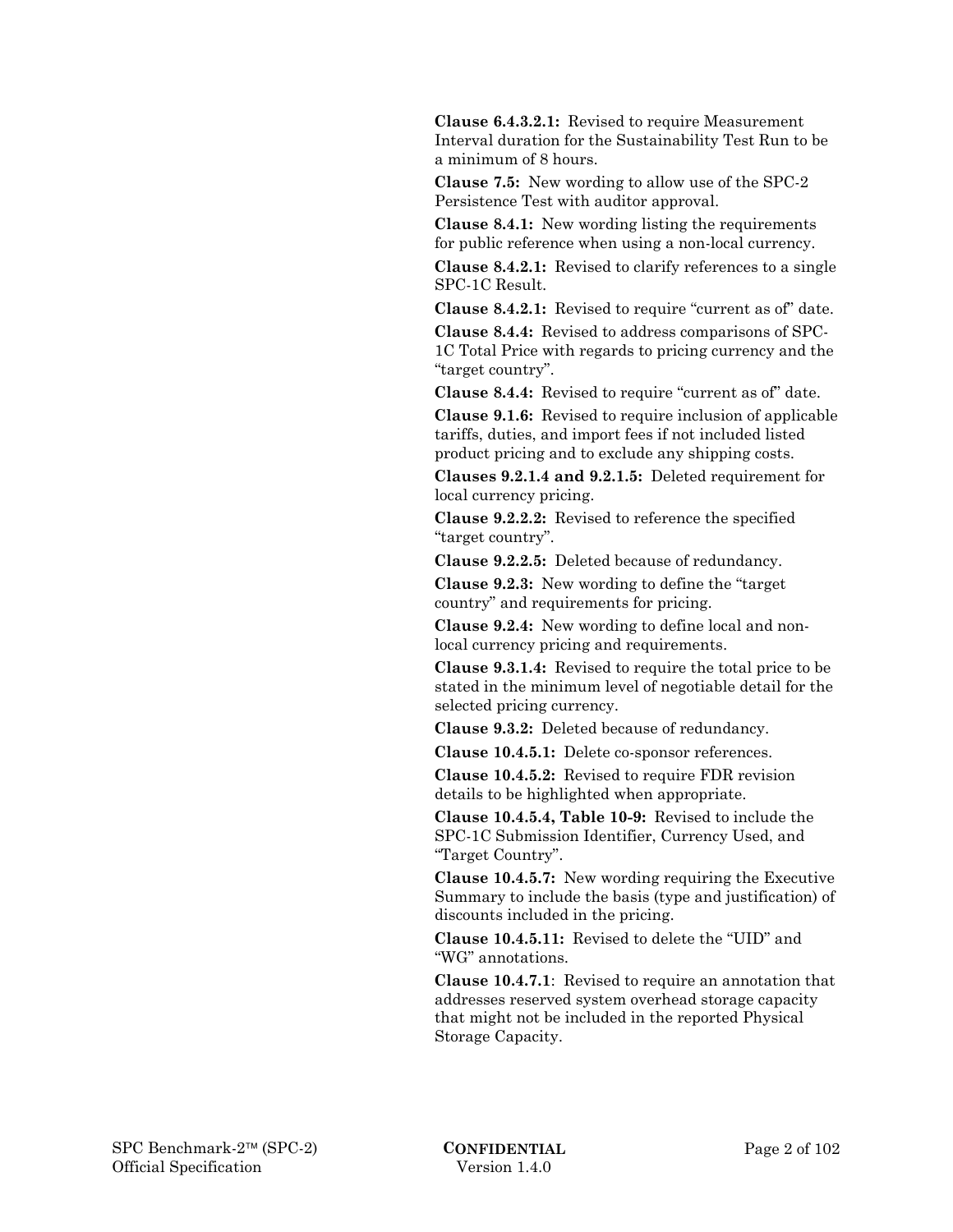**Clause 6.4.3.2.1:** Revised to require Measurement Interval duration for the Sustainability Test Run to be a minimum of 8 hours.

**Clause 7.5:** New wording to allow use of the SPC-2 Persistence Test with auditor approval.

**Clause 8.4.1:** New wording listing the requirements for public reference when using a non-local currency.

**Clause 8.4.2.1:** Revised to clarify references to a single SPC-1C Result.

**Clause 8.4.2.1:** Revised to require "current as of" date.

**Clause 8.4.4:** Revised to address comparisons of SPC-1C Total Price with regards to pricing currency and the "target country".

**Clause 8.4.4:** Revised to require "current as of" date.

**Clause 9.1.6:** Revised to require inclusion of applicable tariffs, duties, and import fees if not included listed product pricing and to exclude any shipping costs.

**Clauses 9.2.1.4 and 9.2.1.5:** Deleted requirement for local currency pricing.

**Clause 9.2.2.2:** Revised to reference the specified "target country".

**Clause 9.2.2.5:** Deleted because of redundancy.

**Clause 9.2.3:** New wording to define the "target country" and requirements for pricing.

**Clause 9.2.4:** New wording to define local and non-local currency pricing and requirements.

**Clause 9.3.1.4:** Revised to require the total price to be stated in the minimum level of negotiable detail for the selected pricing currency.

**Clause 9.3.2:** Deleted because of redundancy.

**Clause 10.4.5.1:** Delete co-sponsor references.

**Clause 10.4.5.2:** Revised to require FDR revision details to be highlighted when appropriate.

**Clause 10.4.5.4, Table 10-9:** Revised to include the SPC-1C Submission Identifier, Currency Used, and "Target Country".

**Clause 10.4.5.7:** New wording requiring the Executive Summary to include the basis (type and justification) of discounts included in the pricing.

**Clause 10.4.5.11:** Revised to delete the "UID" and "WG" annotations.

**Clause 10.4.7.1**: Revised to require an annotation that addresses reserved system overhead storage capacity that might not be included in the reported Physical Storage Capacity.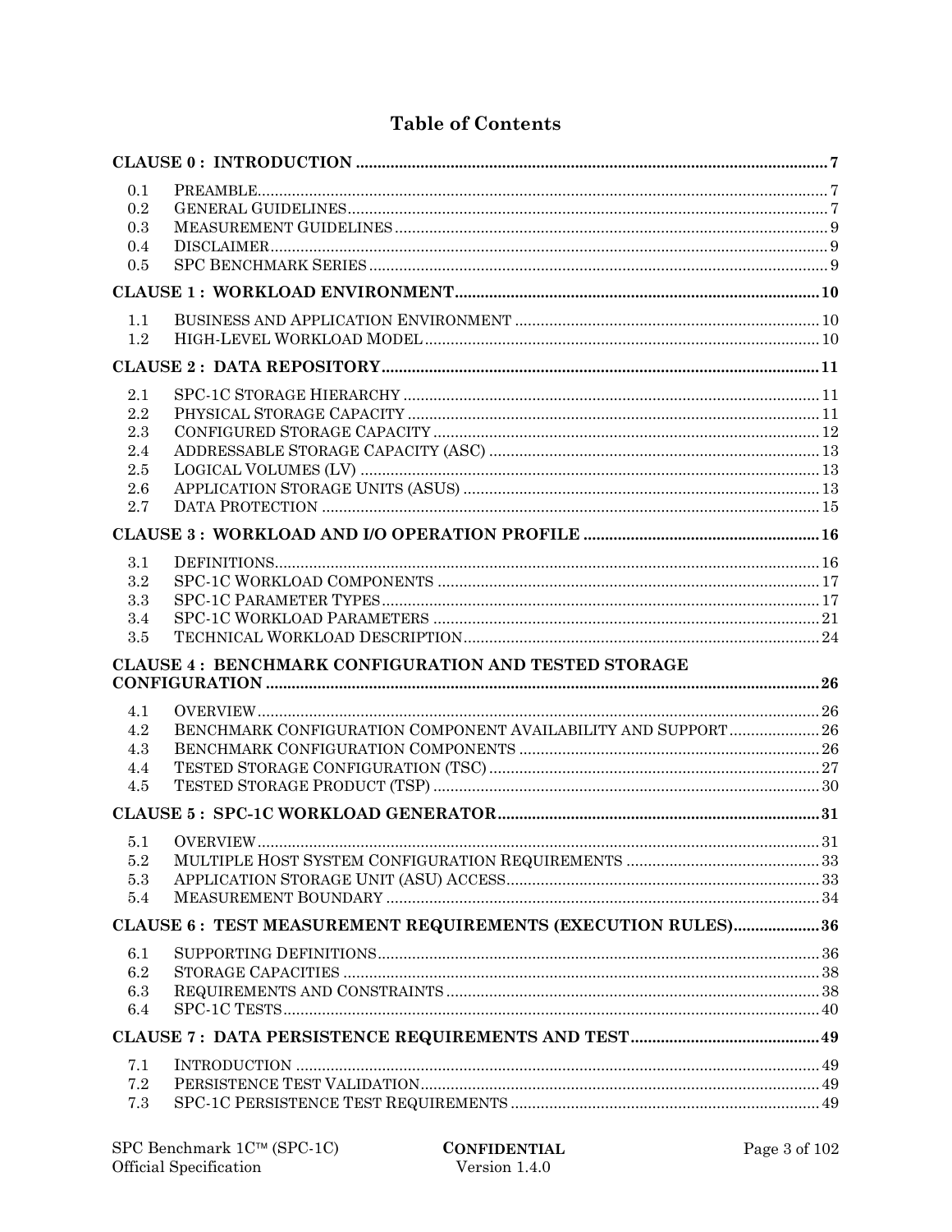# Table of Contents

**CLAUSE 0 : INTRODUCTION** ..... 7

- 0.1 PREAMBLE ..... 7
- 0.2 GENERAL GUIDELINES ..... 7
- 0.3 MEASUREMENT GUIDELINES ..... 9
- 0.4 DISCLAIMER ..... 9
- 0.5 SPC BENCHMARK SERIES ..... 9

**CLAUSE 1 : WORKLOAD ENVIRONMENT** ..... 10

- 1.1 BUSINESS AND APPLICATION ENVIRONMENT ..... 10
- 1.2 HIGH-LEVEL WORKLOAD MODEL ..... 10

**CLAUSE 2 : DATA REPOSITORY** ..... 11

- 2.1 SPC-1C STORAGE HIERARCHY ..... 11
- 2.2 PHYSICAL STORAGE CAPACITY ..... 11
- 2.3 CONFIGURED STORAGE CAPACITY ..... 12
- 2.4 ADDRESSABLE STORAGE CAPACITY (ASC) ..... 13
- 2.5 LOGICAL VOLUMES (LV) ..... 13
- 2.6 APPLICATION STORAGE UNITS (ASUS) ..... 13
- 2.7 DATA PROTECTION ..... 15

**CLAUSE 3 : WORKLOAD AND I/O OPERATION PROFILE** ..... 16

- 3.1 DEFINITIONS ..... 16
- 3.2 SPC-1C WORKLOAD COMPONENTS ..... 17
- 3.3 SPC-1C PARAMETER TYPES ..... 17
- 3.4 SPC-1C WORKLOAD PARAMETERS ..... 21
- 3.5 TECHNICAL WORKLOAD DESCRIPTION ..... 24

**CLAUSE 4 : BENCHMARK CONFIGURATION AND TESTED STORAGE CONFIGURATION** ..... 26

- 4.1 OVERVIEW ..... 26
- 4.2 BENCHMARK CONFIGURATION COMPONENT AVAILABILITY AND SUPPORT ..... 26
- 4.3 BENCHMARK CONFIGURATION COMPONENTS ..... 26
- 4.4 TESTED STORAGE CONFIGURATION (TSC) ..... 27
- 4.5 TESTED STORAGE PRODUCT (TSP) ..... 30

**CLAUSE 5 : SPC-1C WORKLOAD GENERATOR** ..... 31

- 5.1 OVERVIEW ..... 31
- 5.2 MULTIPLE HOST SYSTEM CONFIGURATION REQUIREMENTS ..... 33
- 5.3 APPLICATION STORAGE UNIT (ASU) ACCESS ..... 33
- 5.4 MEASUREMENT BOUNDARY ..... 34

**CLAUSE 6 : TEST MEASUREMENT REQUIREMENTS (EXECUTION RULES)** ..... 36

- 6.1 SUPPORTING DEFINITIONS ..... 36
- 6.2 STORAGE CAPACITIES ..... 38
- 6.3 REQUIREMENTS AND CONSTRAINTS ..... 38
- 6.4 SPC-1C TESTS ..... 40

**CLAUSE 7 : DATA PERSISTENCE REQUIREMENTS AND TEST** ..... 49

- 7.1 INTRODUCTION ..... 49
- 7.2 PERSISTENCE TEST VALIDATION ..... 49
- 7.3 SPC-1C PERSISTENCE TEST REQUIREMENTS ..... 49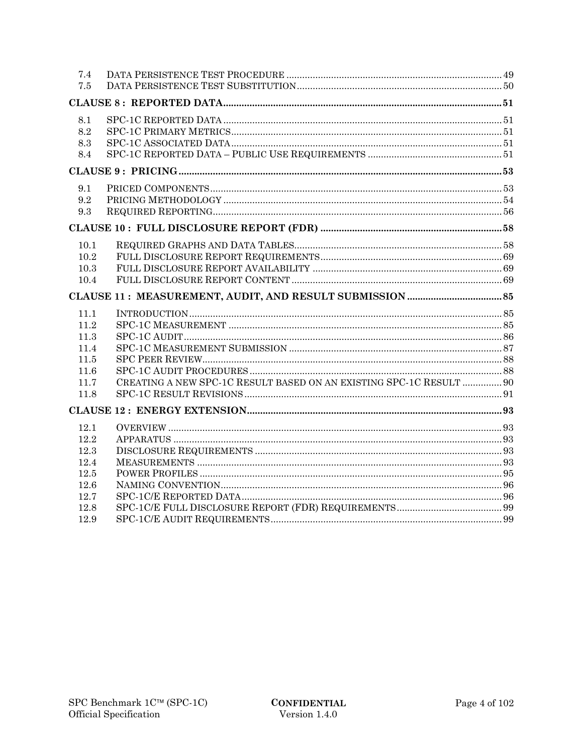7.4 DATA PERSISTENCE TEST PROCEDURE .... 49
7.5 DATA PERSISTENCE TEST SUBSTITUTION .... 50

**CLAUSE 8 : REPORTED DATA .... 51**

8.1 SPC-1C REPORTED DATA .... 51
8.2 SPC-1C PRIMARY METRICS .... 51
8.3 SPC-1C ASSOCIATED DATA .... 51
8.4 SPC-1C REPORTED DATA – PUBLIC USE REQUIREMENTS .... 51

**CLAUSE 9 : PRICING .... 53**

9.1 PRICED COMPONENTS .... 53
9.2 PRICING METHODOLOGY .... 54
9.3 REQUIRED REPORTING .... 56

**CLAUSE 10 : FULL DISCLOSURE REPORT (FDR) .... 58**

10.1 REQUIRED GRAPHS AND DATA TABLES .... 58
10.2 FULL DISCLOSURE REPORT REQUIREMENTS .... 69
10.3 FULL DISCLOSURE REPORT AVAILABILITY .... 69
10.4 FULL DISCLOSURE REPORT CONTENT .... 69

**CLAUSE 11 : MEASUREMENT, AUDIT, AND RESULT SUBMISSION .... 85**

11.1 INTRODUCTION .... 85
11.2 SPC-1C MEASUREMENT .... 85
11.3 SPC-1C AUDIT .... 86
11.4 SPC-1C MEASUREMENT SUBMISSION .... 87
11.5 SPC PEER REVIEW .... 88
11.6 SPC-1C AUDIT PROCEDURES .... 88
11.7 CREATING A NEW SPC-1C RESULT BASED ON AN EXISTING SPC-1C RESULT .... 90
11.8 SPC-1C RESULT REVISIONS .... 91

**CLAUSE 12 : ENERGY EXTENSION .... 93**

12.1 OVERVIEW .... 93
12.2 APPARATUS .... 93
12.3 DISCLOSURE REQUIREMENTS .... 93
12.4 MEASUREMENTS .... 93
12.5 POWER PROFILES .... 95
12.6 NAMING CONVENTION .... 96
12.7 SPC-1C/E REPORTED DATA .... 96
12.8 SPC-1C/E FULL DISCLOSURE REPORT (FDR) REQUIREMENTS .... 99
12.9 SPC-1C/E AUDIT REQUIREMENTS .... 99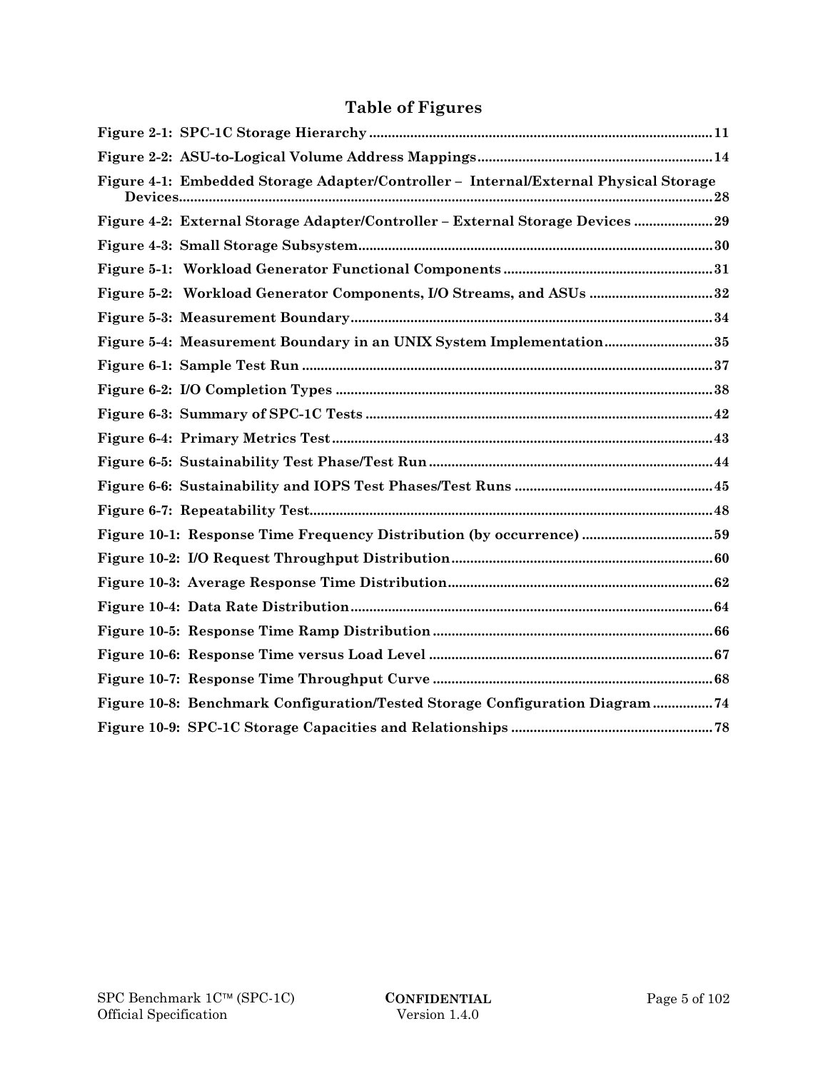# Table of Figures

**Figure 2-1: SPC-1C Storage Hierarchy .......... 11**

**Figure 2-2: ASU-to-Logical Volume Address Mappings .......... 14**

**Figure 4-1: Embedded Storage Adapter/Controller – Internal/External Physical Storage Devices .......... 28**

**Figure 4-2: External Storage Adapter/Controller – External Storage Devices .......... 29**

**Figure 4-3: Small Storage Subsystem .......... 30**

**Figure 5-1: Workload Generator Functional Components .......... 31**

**Figure 5-2: Workload Generator Components, I/O Streams, and ASUs .......... 32**

**Figure 5-3: Measurement Boundary .......... 34**

**Figure 5-4: Measurement Boundary in an UNIX System Implementation .......... 35**

**Figure 6-1: Sample Test Run .......... 37**

**Figure 6-2: I/O Completion Types .......... 38**

**Figure 6-3: Summary of SPC-1C Tests .......... 42**

**Figure 6-4: Primary Metrics Test .......... 43**

**Figure 6-5: Sustainability Test Phase/Test Run .......... 44**

**Figure 6-6: Sustainability and IOPS Test Phases/Test Runs .......... 45**

**Figure 6-7: Repeatability Test .......... 48**

**Figure 10-1: Response Time Frequency Distribution (by occurrence) .......... 59**

**Figure 10-2: I/O Request Throughput Distribution .......... 60**

**Figure 10-3: Average Response Time Distribution .......... 62**

**Figure 10-4: Data Rate Distribution .......... 64**

**Figure 10-5: Response Time Ramp Distribution .......... 66**

**Figure 10-6: Response Time versus Load Level .......... 67**

**Figure 10-7: Response Time Throughput Curve .......... 68**

**Figure 10-8: Benchmark Configuration/Tested Storage Configuration Diagram .......... 74**

**Figure 10-9: SPC-1C Storage Capacities and Relationships .......... 78**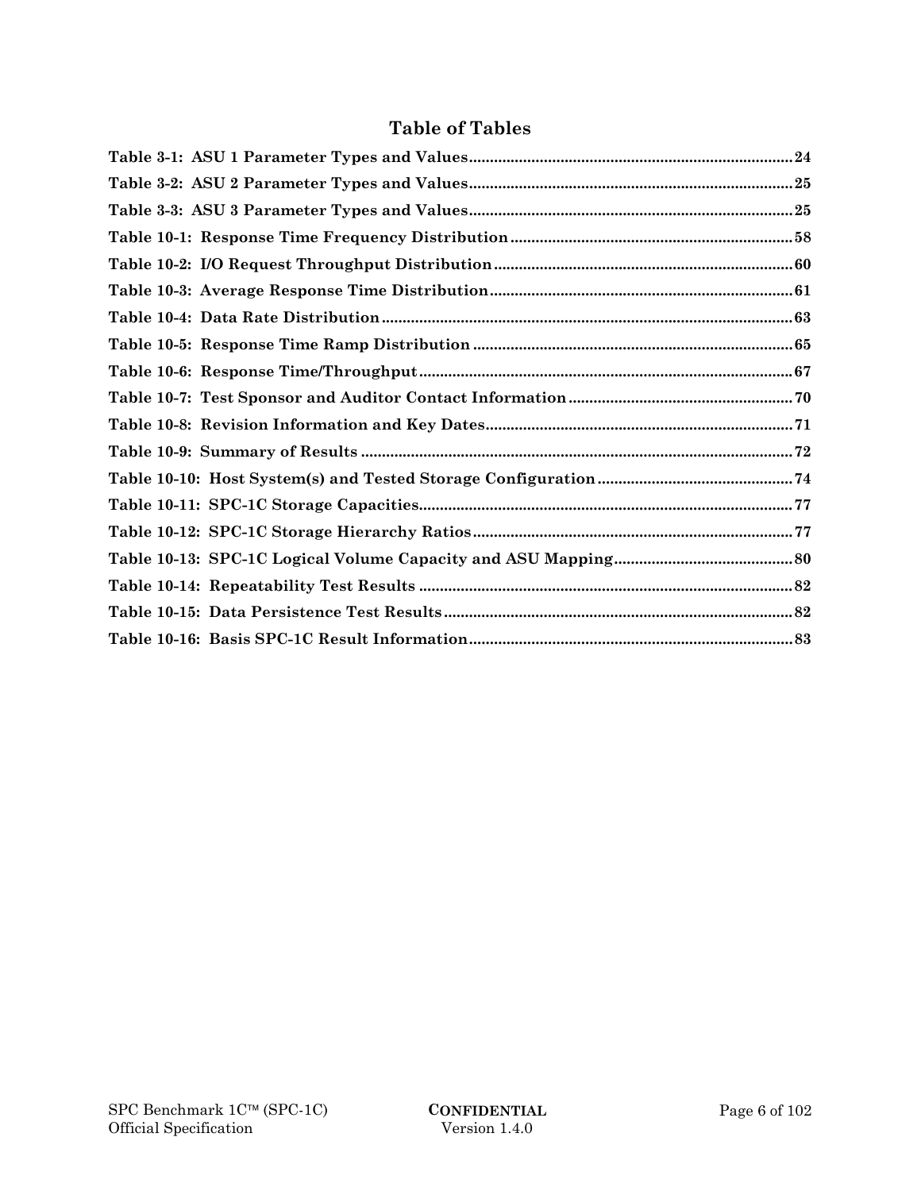# Table of Tables

Table 3-1: ASU 1 Parameter Types and Values .......... 24
Table 3-2: ASU 2 Parameter Types and Values .......... 25
Table 3-3: ASU 3 Parameter Types and Values .......... 25
Table 10-1: Response Time Frequency Distribution .......... 58
Table 10-2: I/O Request Throughput Distribution .......... 60
Table 10-3: Average Response Time Distribution .......... 61
Table 10-4: Data Rate Distribution .......... 63
Table 10-5: Response Time Ramp Distribution .......... 65
Table 10-6: Response Time/Throughput .......... 67
Table 10-7: Test Sponsor and Auditor Contact Information .......... 70
Table 10-8: Revision Information and Key Dates .......... 71
Table 10-9: Summary of Results .......... 72
Table 10-10: Host System(s) and Tested Storage Configuration .......... 74
Table 10-11: SPC-1C Storage Capacities .......... 77
Table 10-12: SPC-1C Storage Hierarchy Ratios .......... 77
Table 10-13: SPC-1C Logical Volume Capacity and ASU Mapping .......... 80
Table 10-14: Repeatability Test Results .......... 82
Table 10-15: Data Persistence Test Results .......... 82
Table 10-16: Basis SPC-1C Result Information .......... 83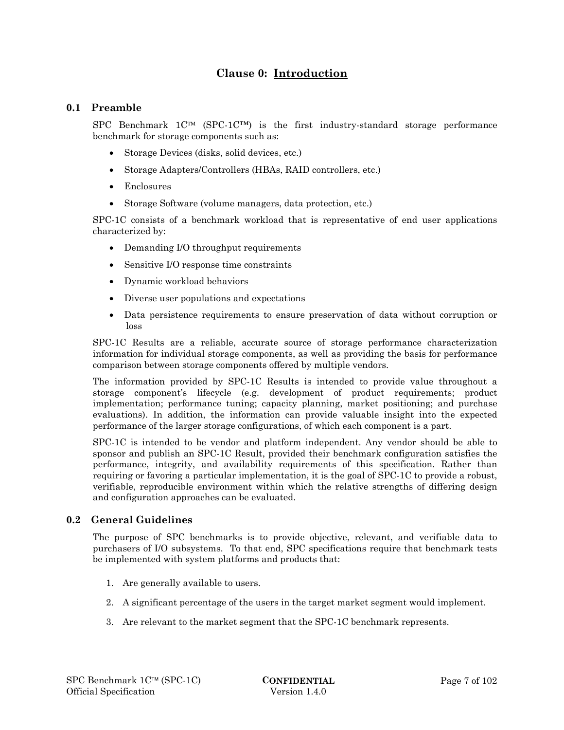# Clause 0: Introduction

## 0.1 Preamble

SPC Benchmark 1C™ (SPC-1C™) is the first industry-standard storage performance benchmark for storage components such as:

- Storage Devices (disks, solid devices, etc.)
- Storage Adapters/Controllers (HBAs, RAID controllers, etc.)
- Enclosures
- Storage Software (volume managers, data protection, etc.)

SPC-1C consists of a benchmark workload that is representative of end user applications characterized by:

- Demanding I/O throughput requirements
- Sensitive I/O response time constraints
- Dynamic workload behaviors
- Diverse user populations and expectations
- Data persistence requirements to ensure preservation of data without corruption or loss

SPC-1C Results are a reliable, accurate source of storage performance characterization information for individual storage components, as well as providing the basis for performance comparison between storage components offered by multiple vendors.

The information provided by SPC-1C Results is intended to provide value throughout a storage component's lifecycle (e.g. development of product requirements; product implementation; performance tuning; capacity planning, market positioning; and purchase evaluations). In addition, the information can provide valuable insight into the expected performance of the larger storage configurations, of which each component is a part.

SPC-1C is intended to be vendor and platform independent. Any vendor should be able to sponsor and publish an SPC-1C Result, provided their benchmark configuration satisfies the performance, integrity, and availability requirements of this specification. Rather than requiring or favoring a particular implementation, it is the goal of SPC-1C to provide a robust, verifiable, reproducible environment within which the relative strengths of differing design and configuration approaches can be evaluated.

## 0.2 General Guidelines

The purpose of SPC benchmarks is to provide objective, relevant, and verifiable data to purchasers of I/O subsystems. To that end, SPC specifications require that benchmark tests be implemented with system platforms and products that:

1. Are generally available to users.
2. A significant percentage of the users in the target market segment would implement.
3. Are relevant to the market segment that the SPC-1C benchmark represents.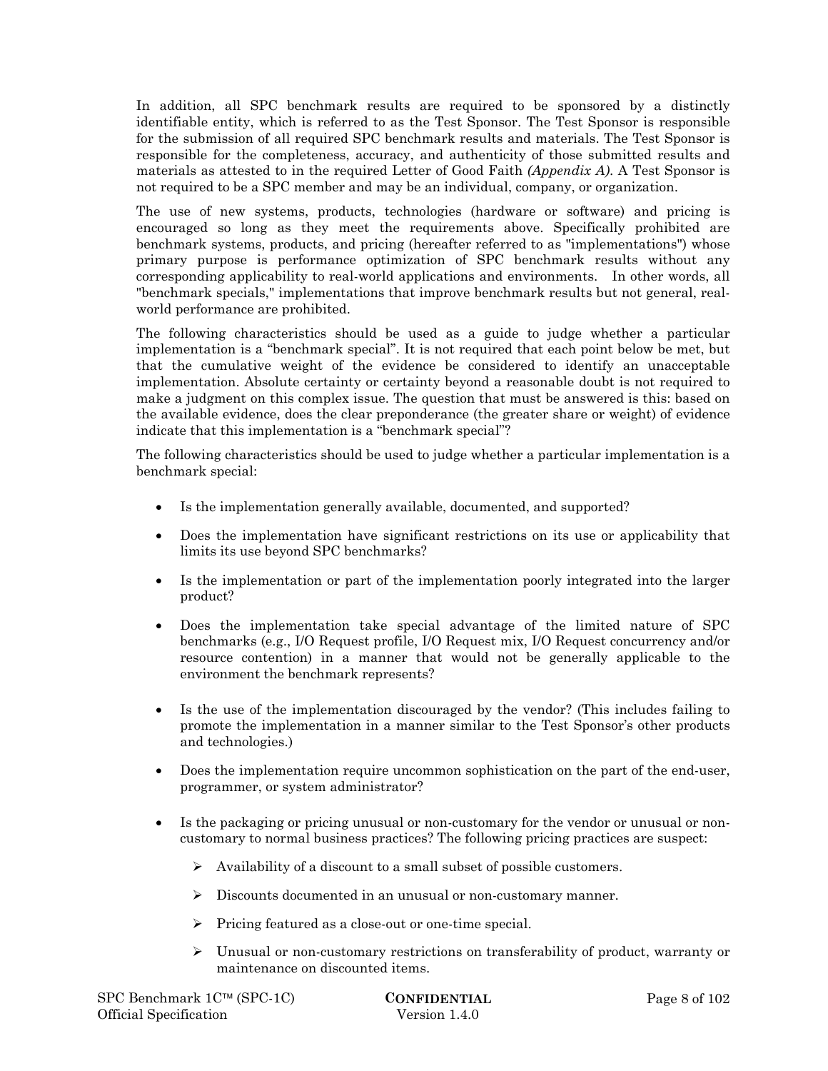In addition, all SPC benchmark results are required to be sponsored by a distinctly identifiable entity, which is referred to as the Test Sponsor. The Test Sponsor is responsible for the submission of all required SPC benchmark results and materials. The Test Sponsor is responsible for the completeness, accuracy, and authenticity of those submitted results and materials as attested to in the required Letter of Good Faith *(Appendix A)*. A Test Sponsor is not required to be a SPC member and may be an individual, company, or organization.

The use of new systems, products, technologies (hardware or software) and pricing is encouraged so long as they meet the requirements above. Specifically prohibited are benchmark systems, products, and pricing (hereafter referred to as "implementations") whose primary purpose is performance optimization of SPC benchmark results without any corresponding applicability to real-world applications and environments. In other words, all "benchmark specials," implementations that improve benchmark results but not general, real-world performance are prohibited.

The following characteristics should be used as a guide to judge whether a particular implementation is a "benchmark special". It is not required that each point below be met, but that the cumulative weight of the evidence be considered to identify an unacceptable implementation. Absolute certainty or certainty beyond a reasonable doubt is not required to make a judgment on this complex issue. The question that must be answered is this: based on the available evidence, does the clear preponderance (the greater share or weight) of evidence indicate that this implementation is a "benchmark special"?

The following characteristics should be used to judge whether a particular implementation is a benchmark special:

- Is the implementation generally available, documented, and supported?
- Does the implementation have significant restrictions on its use or applicability that limits its use beyond SPC benchmarks?
- Is the implementation or part of the implementation poorly integrated into the larger product?
- Does the implementation take special advantage of the limited nature of SPC benchmarks (e.g., I/O Request profile, I/O Request mix, I/O Request concurrency and/or resource contention) in a manner that would not be generally applicable to the environment the benchmark represents?
- Is the use of the implementation discouraged by the vendor? (This includes failing to promote the implementation in a manner similar to the Test Sponsor's other products and technologies.)
- Does the implementation require uncommon sophistication on the part of the end-user, programmer, or system administrator?
- Is the packaging or pricing unusual or non-customary for the vendor or unusual or non-customary to normal business practices? The following pricing practices are suspect:
  - Availability of a discount to a small subset of possible customers.
  - Discounts documented in an unusual or non-customary manner.
  - Pricing featured as a close-out or one-time special.
  - Unusual or non-customary restrictions on transferability of product, warranty or maintenance on discounted items.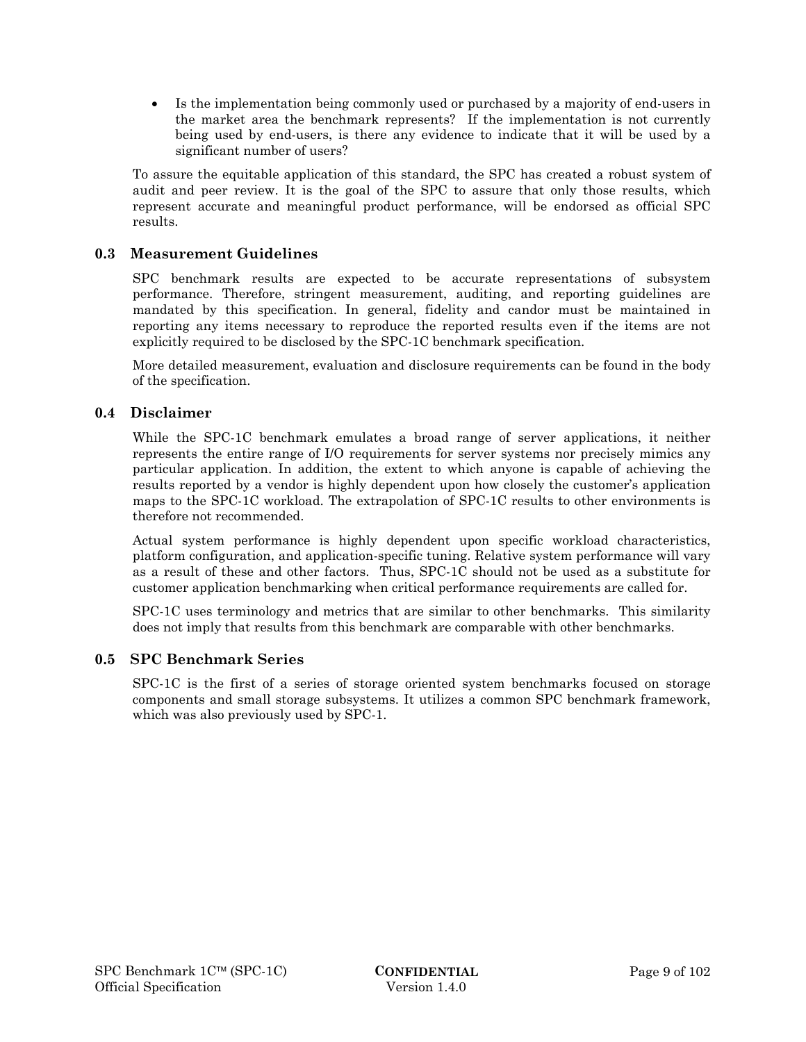- Is the implementation being commonly used or purchased by a majority of end-users in the market area the benchmark represents? If the implementation is not currently being used by end-users, is there any evidence to indicate that it will be used by a significant number of users?

To assure the equitable application of this standard, the SPC has created a robust system of audit and peer review. It is the goal of the SPC to assure that only those results, which represent accurate and meaningful product performance, will be endorsed as official SPC results.

## 0.3 Measurement Guidelines

SPC benchmark results are expected to be accurate representations of subsystem performance. Therefore, stringent measurement, auditing, and reporting guidelines are mandated by this specification. In general, fidelity and candor must be maintained in reporting any items necessary to reproduce the reported results even if the items are not explicitly required to be disclosed by the SPC-1C benchmark specification.

More detailed measurement, evaluation and disclosure requirements can be found in the body of the specification.

## 0.4 Disclaimer

While the SPC-1C benchmark emulates a broad range of server applications, it neither represents the entire range of I/O requirements for server systems nor precisely mimics any particular application. In addition, the extent to which anyone is capable of achieving the results reported by a vendor is highly dependent upon how closely the customer's application maps to the SPC-1C workload. The extrapolation of SPC-1C results to other environments is therefore not recommended.

Actual system performance is highly dependent upon specific workload characteristics, platform configuration, and application-specific tuning. Relative system performance will vary as a result of these and other factors. Thus, SPC-1C should not be used as a substitute for customer application benchmarking when critical performance requirements are called for.

SPC-1C uses terminology and metrics that are similar to other benchmarks. This similarity does not imply that results from this benchmark are comparable with other benchmarks.

## 0.5 SPC Benchmark Series

SPC-1C is the first of a series of storage oriented system benchmarks focused on storage components and small storage subsystems. It utilizes a common SPC benchmark framework, which was also previously used by SPC-1.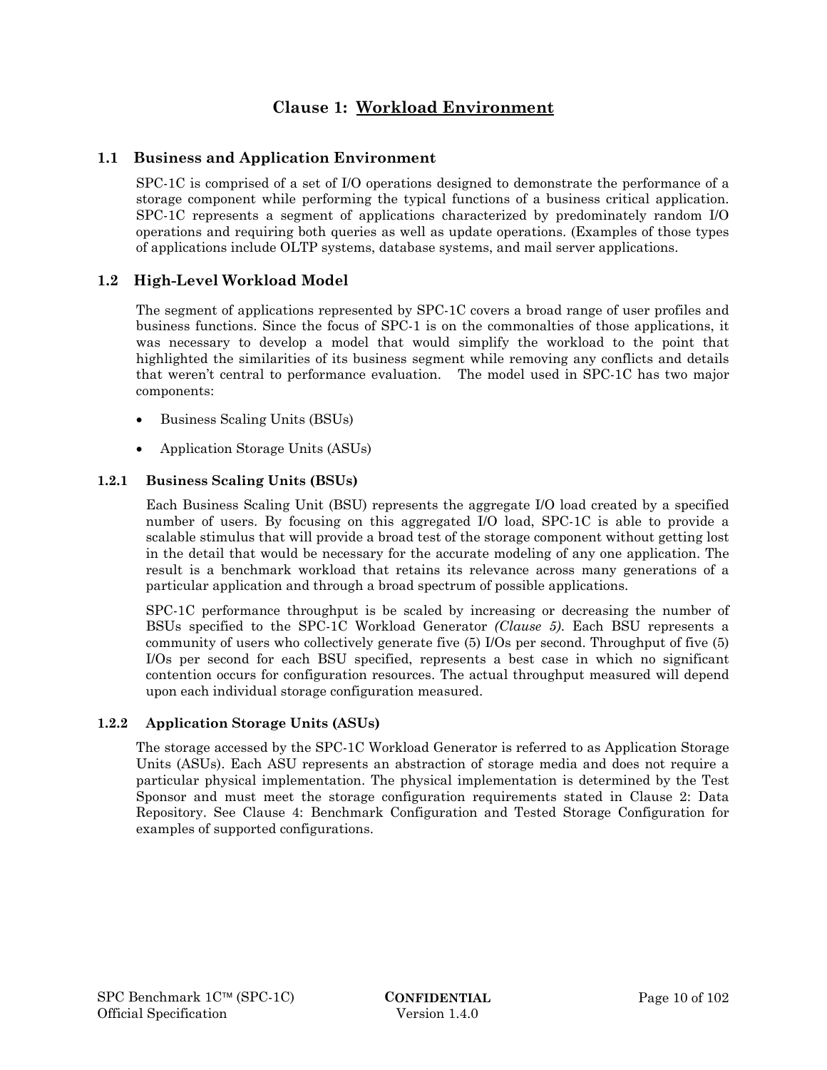# Clause 1: Workload Environment

## 1.1 Business and Application Environment

SPC-1C is comprised of a set of I/O operations designed to demonstrate the performance of a storage component while performing the typical functions of a business critical application. SPC-1C represents a segment of applications characterized by predominately random I/O operations and requiring both queries as well as update operations. (Examples of those types of applications include OLTP systems, database systems, and mail server applications.

## 1.2 High-Level Workload Model

The segment of applications represented by SPC-1C covers a broad range of user profiles and business functions. Since the focus of SPC-1 is on the commonalties of those applications, it was necessary to develop a model that would simplify the workload to the point that highlighted the similarities of its business segment while removing any conflicts and details that weren't central to performance evaluation. The model used in SPC-1C has two major components:

- Business Scaling Units (BSUs)
- Application Storage Units (ASUs)

### 1.2.1 Business Scaling Units (BSUs)

Each Business Scaling Unit (BSU) represents the aggregate I/O load created by a specified number of users. By focusing on this aggregated I/O load, SPC-1C is able to provide a scalable stimulus that will provide a broad test of the storage component without getting lost in the detail that would be necessary for the accurate modeling of any one application. The result is a benchmark workload that retains its relevance across many generations of a particular application and through a broad spectrum of possible applications.

SPC-1C performance throughput is be scaled by increasing or decreasing the number of BSUs specified to the SPC-1C Workload Generator *(Clause 5).* Each BSU represents a community of users who collectively generate five (5) I/Os per second. Throughput of five (5) I/Os per second for each BSU specified, represents a best case in which no significant contention occurs for configuration resources. The actual throughput measured will depend upon each individual storage configuration measured.

### 1.2.2 Application Storage Units (ASUs)

The storage accessed by the SPC-1C Workload Generator is referred to as Application Storage Units (ASUs). Each ASU represents an abstraction of storage media and does not require a particular physical implementation. The physical implementation is determined by the Test Sponsor and must meet the storage configuration requirements stated in Clause 2: Data Repository. See Clause 4: Benchmark Configuration and Tested Storage Configuration for examples of supported configurations.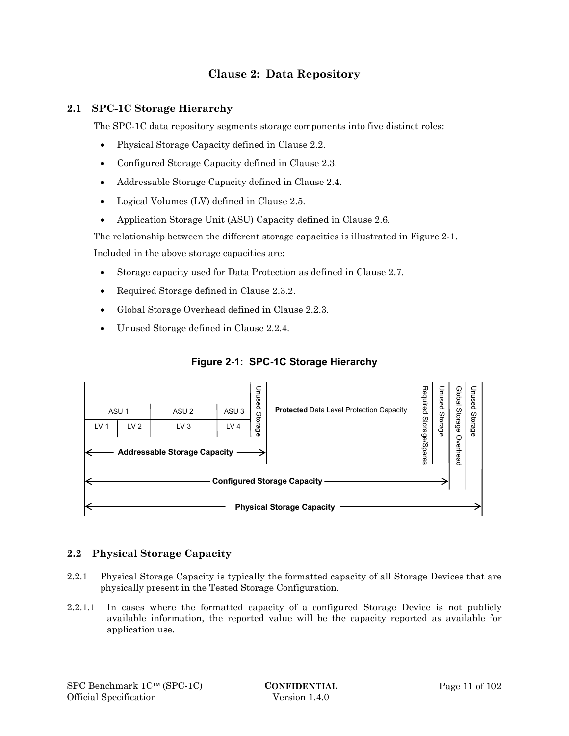# Clause 2: Data Repository

## 2.1 SPC-1C Storage Hierarchy

The SPC-1C data repository segments storage components into five distinct roles:

- Physical Storage Capacity defined in Clause 2.2.
- Configured Storage Capacity defined in Clause 2.3.
- Addressable Storage Capacity defined in Clause 2.4.
- Logical Volumes (LV) defined in Clause 2.5.
- Application Storage Unit (ASU) Capacity defined in Clause 2.6.

The relationship between the different storage capacities is illustrated in Figure 2-1.

Included in the above storage capacities are:

- Storage capacity used for Data Protection as defined in Clause 2.7.
- Required Storage defined in Clause 2.3.2.
- Global Storage Overhead defined in Clause 2.2.3.
- Unused Storage defined in Clause 2.2.4.

**Figure 2-1: SPC-1C Storage Hierarchy**

| ASU 1 | | ASU 2 | ASU 3 | Unused Storage | **Protected** Data Level Protection Capacity | Required Storage/Spares | Unused Storage | Global Storage Overhead | Unused Storage |
|---|---|---|---|---|---|---|---|---|---|
| LV 1 | LV 2 | LV 3 | LV 4 | | | | | | |

- **Addressable Storage Capacity**: ASU 1 (LV 1, LV 2), ASU 2 (LV 3), ASU 3 (LV 4)
- **Configured Storage Capacity**: Addressable Storage Capacity, Unused Storage, Protected Data Level Protection Capacity, Required Storage/Spares, Unused Storage
- **Physical Storage Capacity**: Configured Storage Capacity, Global Storage Overhead, Unused Storage

## 2.2 Physical Storage Capacity

2.2.1 Physical Storage Capacity is typically the formatted capacity of all Storage Devices that are physically present in the Tested Storage Configuration.

2.2.1.1 In cases where the formatted capacity of a configured Storage Device is not publicly available information, the reported value will be the capacity reported as available for application use.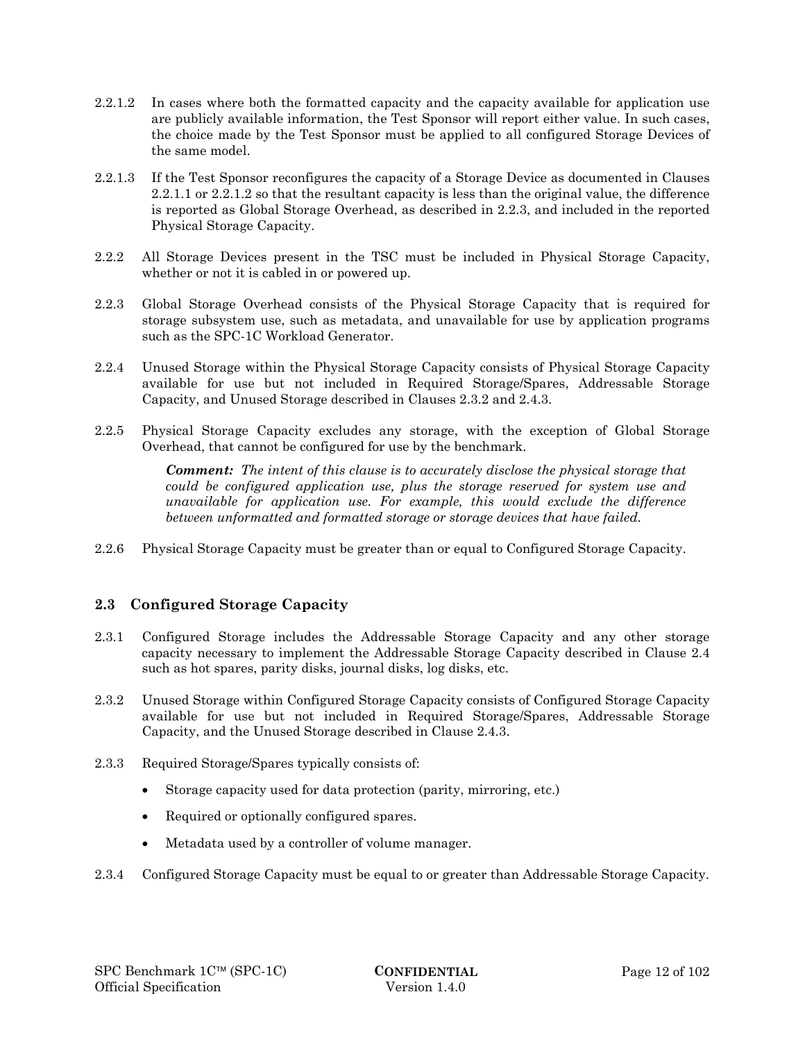2.2.1.2 In cases where both the formatted capacity and the capacity available for application use are publicly available information, the Test Sponsor will report either value. In such cases, the choice made by the Test Sponsor must be applied to all configured Storage Devices of the same model.

2.2.1.3 If the Test Sponsor reconfigures the capacity of a Storage Device as documented in Clauses 2.2.1.1 or 2.2.1.2 so that the resultant capacity is less than the original value, the difference is reported as Global Storage Overhead, as described in 2.2.3, and included in the reported Physical Storage Capacity.

2.2.2 All Storage Devices present in the TSC must be included in Physical Storage Capacity, whether or not it is cabled in or powered up.

2.2.3 Global Storage Overhead consists of the Physical Storage Capacity that is required for storage subsystem use, such as metadata, and unavailable for use by application programs such as the SPC-1C Workload Generator.

2.2.4 Unused Storage within the Physical Storage Capacity consists of Physical Storage Capacity available for use but not included in Required Storage/Spares, Addressable Storage Capacity, and Unused Storage described in Clauses 2.3.2 and 2.4.3.

2.2.5 Physical Storage Capacity excludes any storage, with the exception of Global Storage Overhead, that cannot be configured for use by the benchmark.

> ***Comment:*** *The intent of this clause is to accurately disclose the physical storage that could be configured application use, plus the storage reserved for system use and unavailable for application use. For example, this would exclude the difference between unformatted and formatted storage or storage devices that have failed.*

2.2.6 Physical Storage Capacity must be greater than or equal to Configured Storage Capacity.

## 2.3 Configured Storage Capacity

2.3.1 Configured Storage includes the Addressable Storage Capacity and any other storage capacity necessary to implement the Addressable Storage Capacity described in Clause 2.4 such as hot spares, parity disks, journal disks, log disks, etc.

2.3.2 Unused Storage within Configured Storage Capacity consists of Configured Storage Capacity available for use but not included in Required Storage/Spares, Addressable Storage Capacity, and the Unused Storage described in Clause 2.4.3.

2.3.3 Required Storage/Spares typically consists of:

- Storage capacity used for data protection (parity, mirroring, etc.)
- Required or optionally configured spares.
- Metadata used by a controller of volume manager.

2.3.4 Configured Storage Capacity must be equal to or greater than Addressable Storage Capacity.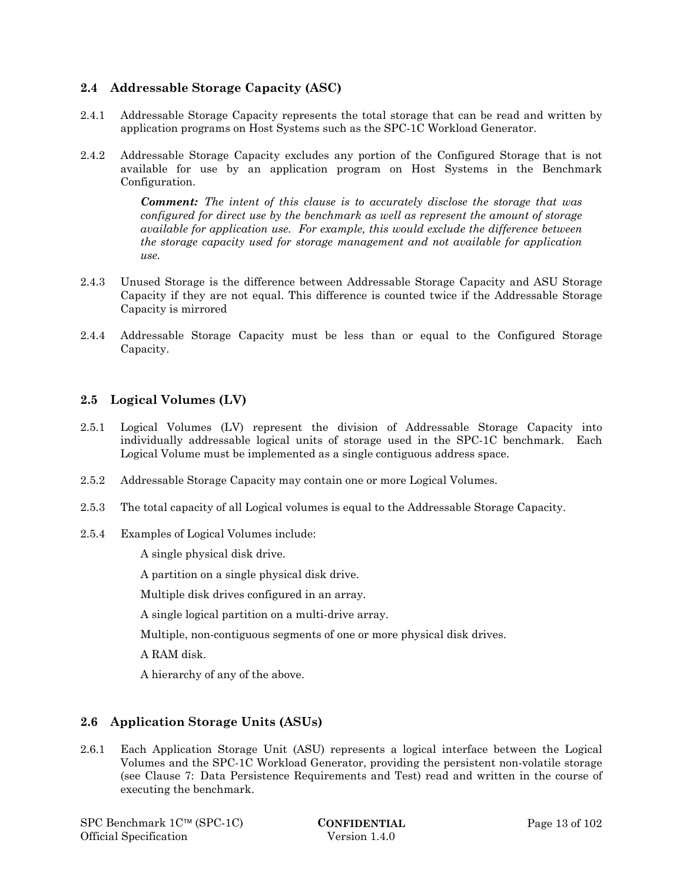## 2.4 Addressable Storage Capacity (ASC)

2.4.1 Addressable Storage Capacity represents the total storage that can be read and written by application programs on Host Systems such as the SPC-1C Workload Generator.

2.4.2 Addressable Storage Capacity excludes any portion of the Configured Storage that is not available for use by an application program on Host Systems in the Benchmark Configuration.

> ***Comment:*** *The intent of this clause is to accurately disclose the storage that was configured for direct use by the benchmark as well as represent the amount of storage available for application use. For example, this would exclude the difference between the storage capacity used for storage management and not available for application use.*

2.4.3 Unused Storage is the difference between Addressable Storage Capacity and ASU Storage Capacity if they are not equal. This difference is counted twice if the Addressable Storage Capacity is mirrored

2.4.4 Addressable Storage Capacity must be less than or equal to the Configured Storage Capacity.

## 2.5 Logical Volumes (LV)

2.5.1 Logical Volumes (LV) represent the division of Addressable Storage Capacity into individually addressable logical units of storage used in the SPC-1C benchmark. Each Logical Volume must be implemented as a single contiguous address space.

2.5.2 Addressable Storage Capacity may contain one or more Logical Volumes.

2.5.3 The total capacity of all Logical volumes is equal to the Addressable Storage Capacity.

2.5.4 Examples of Logical Volumes include:

A single physical disk drive.

A partition on a single physical disk drive.

Multiple disk drives configured in an array.

A single logical partition on a multi-drive array.

Multiple, non-contiguous segments of one or more physical disk drives.

A RAM disk.

A hierarchy of any of the above.

## 2.6 Application Storage Units (ASUs)

2.6.1 Each Application Storage Unit (ASU) represents a logical interface between the Logical Volumes and the SPC-1C Workload Generator, providing the persistent non-volatile storage (see Clause 7: Data Persistence Requirements and Test) read and written in the course of executing the benchmark.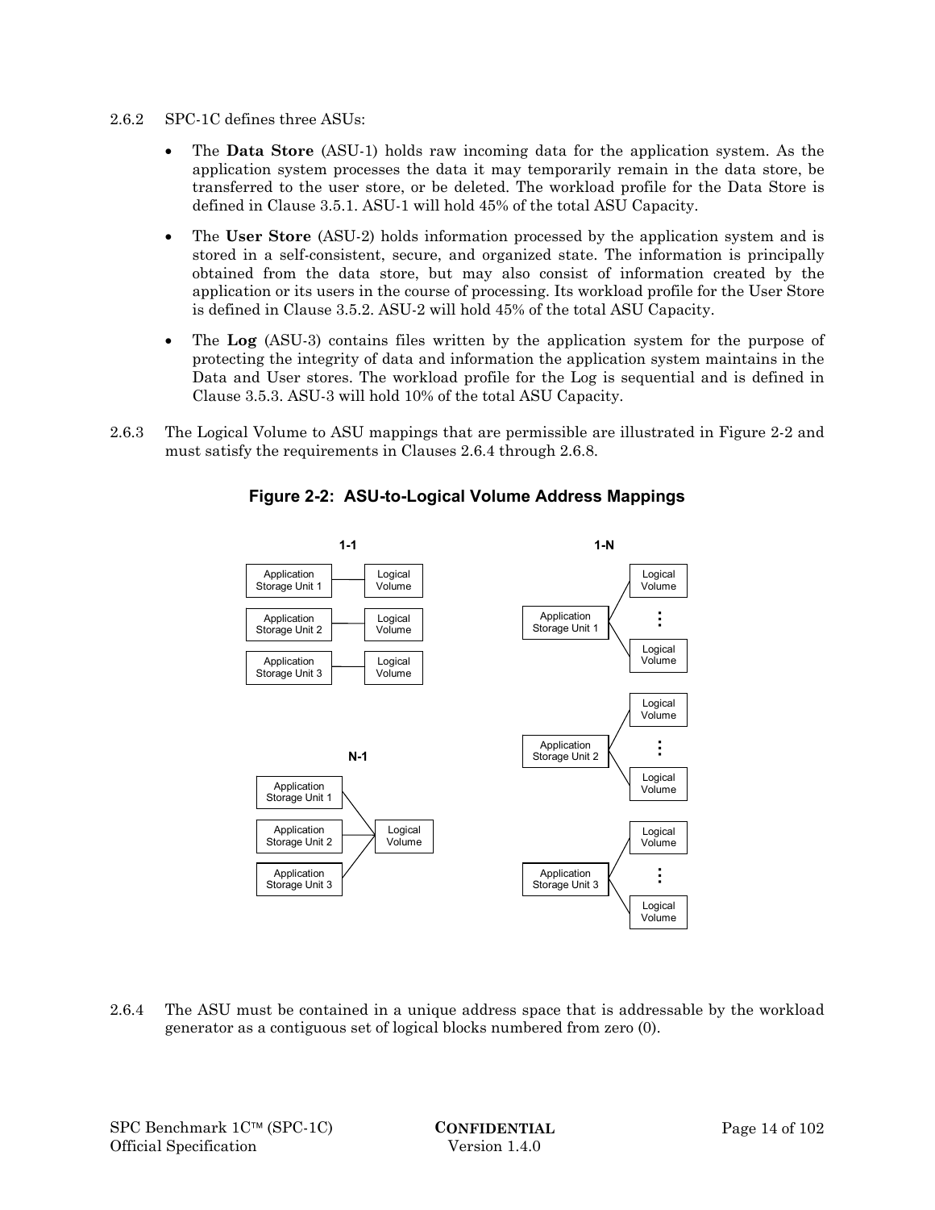2.6.2 SPC-1C defines three ASUs:

- The **Data Store** (ASU-1) holds raw incoming data for the application system. As the application system processes the data it may temporarily remain in the data store, be transferred to the user store, or be deleted. The workload profile for the Data Store is defined in Clause 3.5.1. ASU-1 will hold 45% of the total ASU Capacity.
- The **User Store** (ASU-2) holds information processed by the application system and is stored in a self-consistent, secure, and organized state. The information is principally obtained from the data store, but may also consist of information created by the application or its users in the course of processing. Its workload profile for the User Store is defined in Clause 3.5.2. ASU-2 will hold 45% of the total ASU Capacity.
- The **Log** (ASU-3) contains files written by the application system for the purpose of protecting the integrity of data and information the application system maintains in the Data and User stores. The workload profile for the Log is sequential and is defined in Clause 3.5.3. ASU-3 will hold 10% of the total ASU Capacity.

2.6.3 The Logical Volume to ASU mappings that are permissible are illustrated in Figure 2-2 and must satisfy the requirements in Clauses 2.6.4 through 2.6.8.

**Figure 2-2: ASU-to-Logical Volume Address Mappings**

**1-1**

Application Storage Unit 1 — Logical Volume
Application Storage Unit 2 — Logical Volume
Application Storage Unit 3 — Logical Volume

**1-N**

Application Storage Unit 1 — Logical Volume ⋮ Logical Volume
Application Storage Unit 2 — Logical Volume ⋮ Logical Volume
Application Storage Unit 3 — Logical Volume ⋮ Logical Volume

**N-1**

Application Storage Unit 1, Application Storage Unit 2, Application Storage Unit 3 — Logical Volume

2.6.4 The ASU must be contained in a unique address space that is addressable by the workload generator as a contiguous set of logical blocks numbered from zero (0).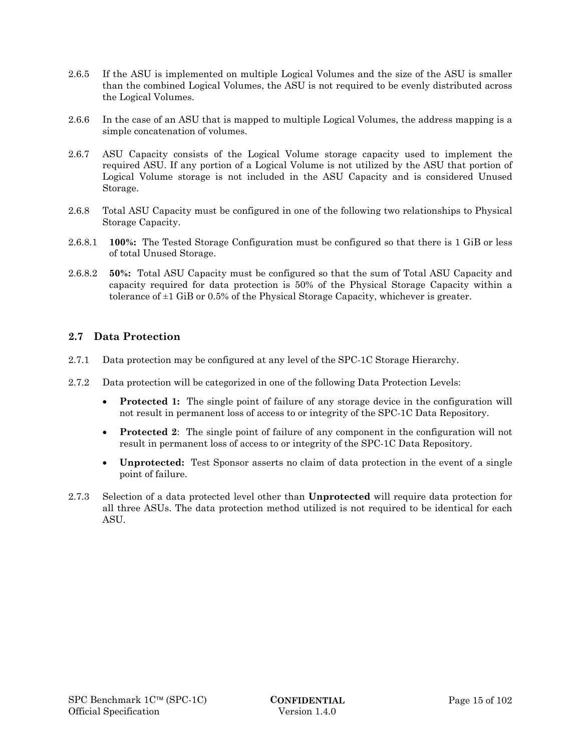2.6.5 If the ASU is implemented on multiple Logical Volumes and the size of the ASU is smaller than the combined Logical Volumes, the ASU is not required to be evenly distributed across the Logical Volumes.

2.6.6 In the case of an ASU that is mapped to multiple Logical Volumes, the address mapping is a simple concatenation of volumes.

2.6.7 ASU Capacity consists of the Logical Volume storage capacity used to implement the required ASU. If any portion of a Logical Volume is not utilized by the ASU that portion of Logical Volume storage is not included in the ASU Capacity and is considered Unused Storage.

2.6.8 Total ASU Capacity must be configured in one of the following two relationships to Physical Storage Capacity.

2.6.8.1 **100%:** The Tested Storage Configuration must be configured so that there is 1 GiB or less of total Unused Storage.

2.6.8.2 **50%:** Total ASU Capacity must be configured so that the sum of Total ASU Capacity and capacity required for data protection is 50% of the Physical Storage Capacity within a tolerance of ±1 GiB or 0.5% of the Physical Storage Capacity, whichever is greater.

## 2.7 Data Protection

2.7.1 Data protection may be configured at any level of the SPC-1C Storage Hierarchy.

2.7.2 Data protection will be categorized in one of the following Data Protection Levels:

- **Protected 1:** The single point of failure of any storage device in the configuration will not result in permanent loss of access to or integrity of the SPC-1C Data Repository.
- **Protected 2**: The single point of failure of any component in the configuration will not result in permanent loss of access to or integrity of the SPC-1C Data Repository.
- **Unprotected:** Test Sponsor asserts no claim of data protection in the event of a single point of failure.

2.7.3 Selection of a data protected level other than **Unprotected** will require data protection for all three ASUs. The data protection method utilized is not required to be identical for each ASU.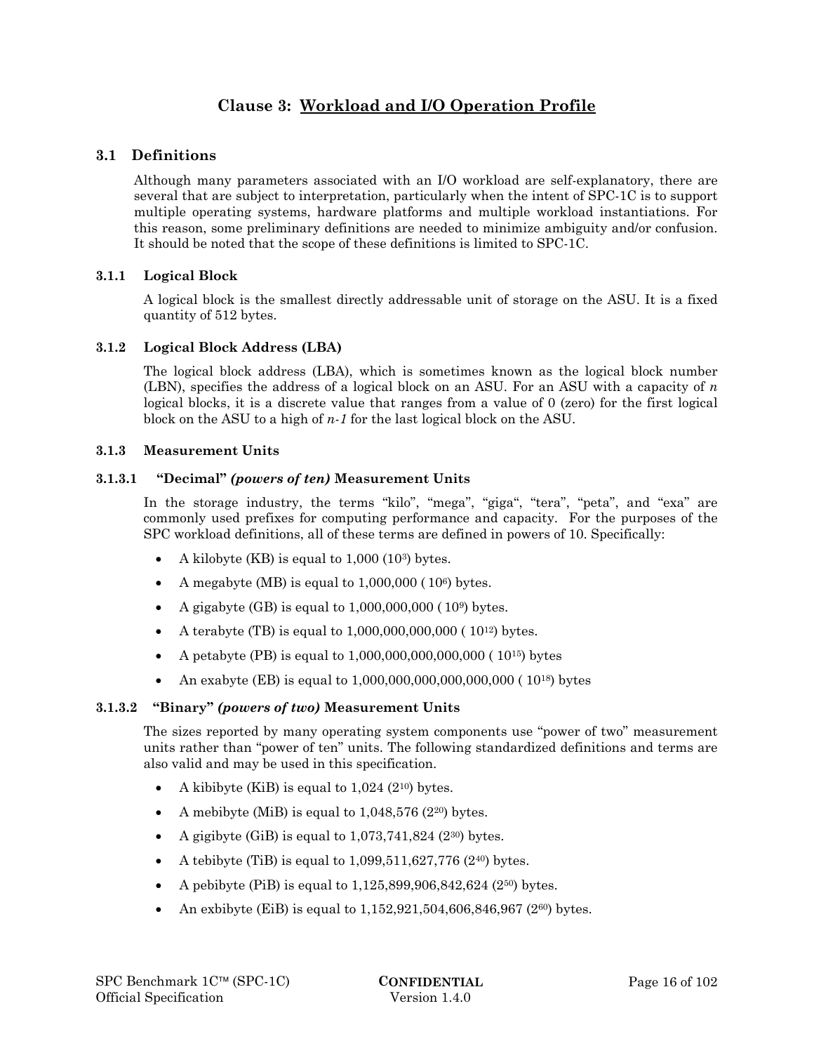# Clause 3: Workload and I/O Operation Profile

## 3.1 Definitions

Although many parameters associated with an I/O workload are self-explanatory, there are several that are subject to interpretation, particularly when the intent of SPC-1C is to support multiple operating systems, hardware platforms and multiple workload instantiations. For this reason, some preliminary definitions are needed to minimize ambiguity and/or confusion. It should be noted that the scope of these definitions is limited to SPC-1C.

### 3.1.1 Logical Block

A logical block is the smallest directly addressable unit of storage on the ASU. It is a fixed quantity of 512 bytes.

### 3.1.2 Logical Block Address (LBA)

The logical block address (LBA), which is sometimes known as the logical block number (LBN), specifies the address of a logical block on an ASU. For an ASU with a capacity of *n* logical blocks, it is a discrete value that ranges from a value of 0 (zero) for the first logical block on the ASU to a high of *n-1* for the last logical block on the ASU.

### 3.1.3 Measurement Units

#### 3.1.3.1 "Decimal" *(powers of ten)* Measurement Units

In the storage industry, the terms "kilo", "mega", "giga", "tera", "peta", and "exa" are commonly used prefixes for computing performance and capacity. For the purposes of the SPC workload definitions, all of these terms are defined in powers of 10. Specifically:

- A kilobyte (KB) is equal to 1,000 ($10^3$) bytes.
- A megabyte (MB) is equal to 1,000,000 ( $10^6$) bytes.
- A gigabyte (GB) is equal to 1,000,000,000 ( $10^9$) bytes.
- A terabyte (TB) is equal to 1,000,000,000,000 ( $10^{12}$) bytes.
- A petabyte (PB) is equal to 1,000,000,000,000,000 ( $10^{15}$) bytes
- An exabyte (EB) is equal to 1,000,000,000,000,000,000 ( $10^{18}$) bytes

#### 3.1.3.2 "Binary" *(powers of two)* Measurement Units

The sizes reported by many operating system components use "power of two" measurement units rather than "power of ten" units. The following standardized definitions and terms are also valid and may be used in this specification.

- A kibibyte (KiB) is equal to 1,024 ($2^{10}$) bytes.
- A mebibyte (MiB) is equal to 1,048,576 ($2^{20}$) bytes.
- A gigibyte (GiB) is equal to 1,073,741,824 ($2^{30}$) bytes.
- A tebibyte (TiB) is equal to 1,099,511,627,776 ($2^{40}$) bytes.
- A pebibyte (PiB) is equal to 1,125,899,906,842,624 ($2^{50}$) bytes.
- An exbibyte (EiB) is equal to 1,152,921,504,606,846,967 ($2^{60}$) bytes.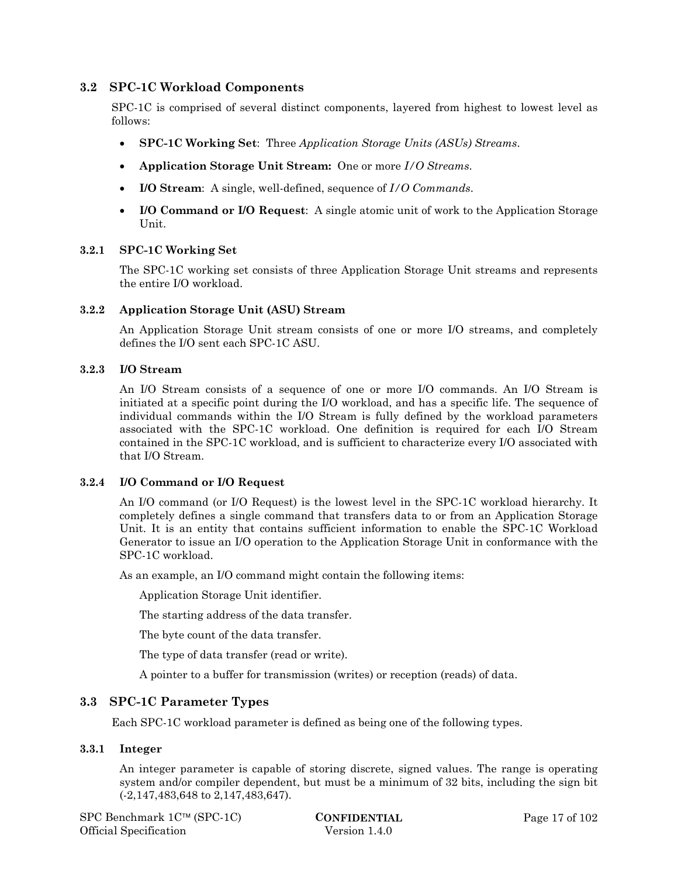## 3.2 SPC-1C Workload Components

SPC-1C is comprised of several distinct components, layered from highest to lowest level as follows:

- **SPC-1C Working Set**: Three *Application Storage Units (ASUs) Streams*.
- **Application Storage Unit Stream:** One or more *I/O Streams*.
- **I/O Stream**: A single, well-defined, sequence of *I/O Commands*.
- **I/O Command or I/O Request**: A single atomic unit of work to the Application Storage Unit.

### 3.2.1 SPC-1C Working Set

The SPC-1C working set consists of three Application Storage Unit streams and represents the entire I/O workload.

### 3.2.2 Application Storage Unit (ASU) Stream

An Application Storage Unit stream consists of one or more I/O streams, and completely defines the I/O sent each SPC-1C ASU.

### 3.2.3 I/O Stream

An I/O Stream consists of a sequence of one or more I/O commands. An I/O Stream is initiated at a specific point during the I/O workload, and has a specific life. The sequence of individual commands within the I/O Stream is fully defined by the workload parameters associated with the SPC-1C workload. One definition is required for each I/O Stream contained in the SPC-1C workload, and is sufficient to characterize every I/O associated with that I/O Stream.

### 3.2.4 I/O Command or I/O Request

An I/O command (or I/O Request) is the lowest level in the SPC-1C workload hierarchy. It completely defines a single command that transfers data to or from an Application Storage Unit. It is an entity that contains sufficient information to enable the SPC-1C Workload Generator to issue an I/O operation to the Application Storage Unit in conformance with the SPC-1C workload.

As an example, an I/O command might contain the following items:

Application Storage Unit identifier.

The starting address of the data transfer.

The byte count of the data transfer.

The type of data transfer (read or write).

A pointer to a buffer for transmission (writes) or reception (reads) of data.

## 3.3 SPC-1C Parameter Types

Each SPC-1C workload parameter is defined as being one of the following types.

### 3.3.1 Integer

An integer parameter is capable of storing discrete, signed values. The range is operating system and/or compiler dependent, but must be a minimum of 32 bits, including the sign bit (-2,147,483,648 to 2,147,483,647).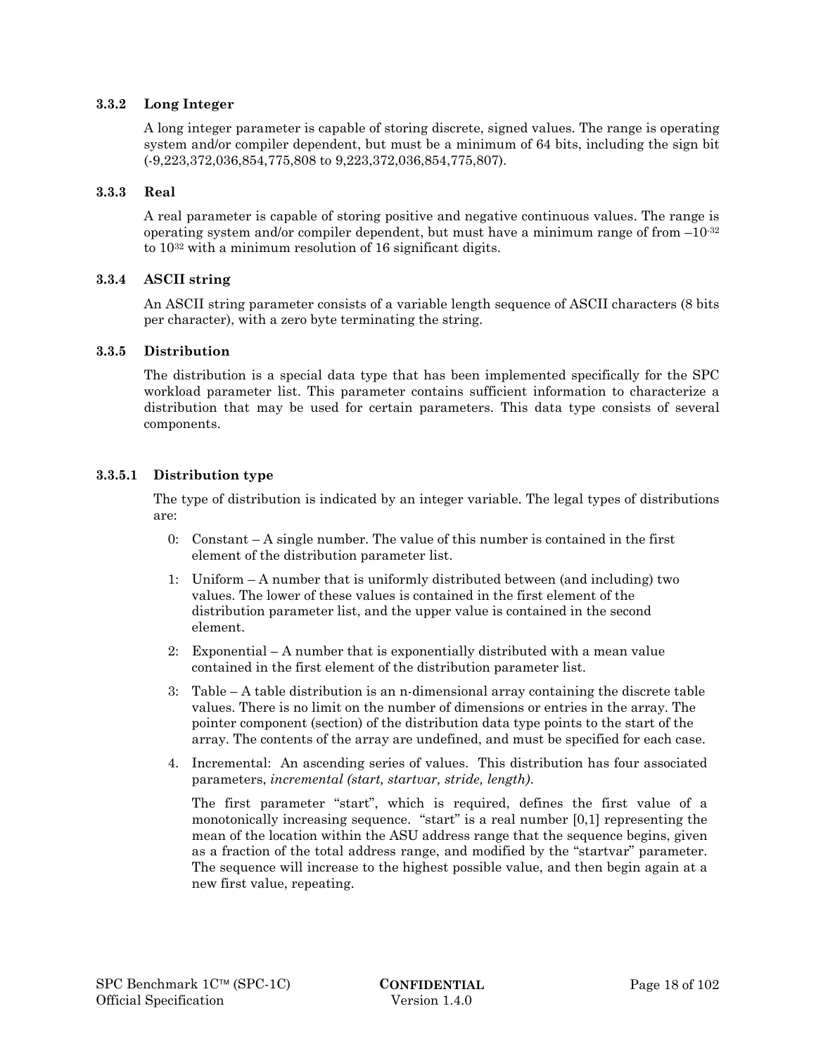### 3.3.2 Long Integer

A long integer parameter is capable of storing discrete, signed values. The range is operating system and/or compiler dependent, but must be a minimum of 64 bits, including the sign bit (-9,223,372,036,854,775,808 to 9,223,372,036,854,775,807).

### 3.3.3 Real

A real parameter is capable of storing positive and negative continuous values. The range is operating system and/or compiler dependent, but must have a minimum range of from $-10^{-32}$ to $10^{32}$ with a minimum resolution of 16 significant digits.

### 3.3.4 ASCII string

An ASCII string parameter consists of a variable length sequence of ASCII characters (8 bits per character), with a zero byte terminating the string.

### 3.3.5 Distribution

The distribution is a special data type that has been implemented specifically for the SPC workload parameter list. This parameter contains sufficient information to characterize a distribution that may be used for certain parameters. This data type consists of several components.

#### 3.3.5.1 Distribution type

The type of distribution is indicated by an integer variable. The legal types of distributions are:

0: Constant – A single number. The value of this number is contained in the first element of the distribution parameter list.

1: Uniform – A number that is uniformly distributed between (and including) two values. The lower of these values is contained in the first element of the distribution parameter list, and the upper value is contained in the second element.

2: Exponential – A number that is exponentially distributed with a mean value contained in the first element of the distribution parameter list.

3: Table – A table distribution is an n-dimensional array containing the discrete table values. There is no limit on the number of dimensions or entries in the array. The pointer component (section) of the distribution data type points to the start of the array. The contents of the array are undefined, and must be specified for each case.

4. Incremental: An ascending series of values. This distribution has four associated parameters, *incremental (start, startvar, stride, length).*

   The first parameter "start", which is required, defines the first value of a monotonically increasing sequence. "start" is a real number [0,1] representing the mean of the location within the ASU address range that the sequence begins, given as a fraction of the total address range, and modified by the "startvar" parameter. The sequence will increase to the highest possible value, and then begin again at a new first value, repeating.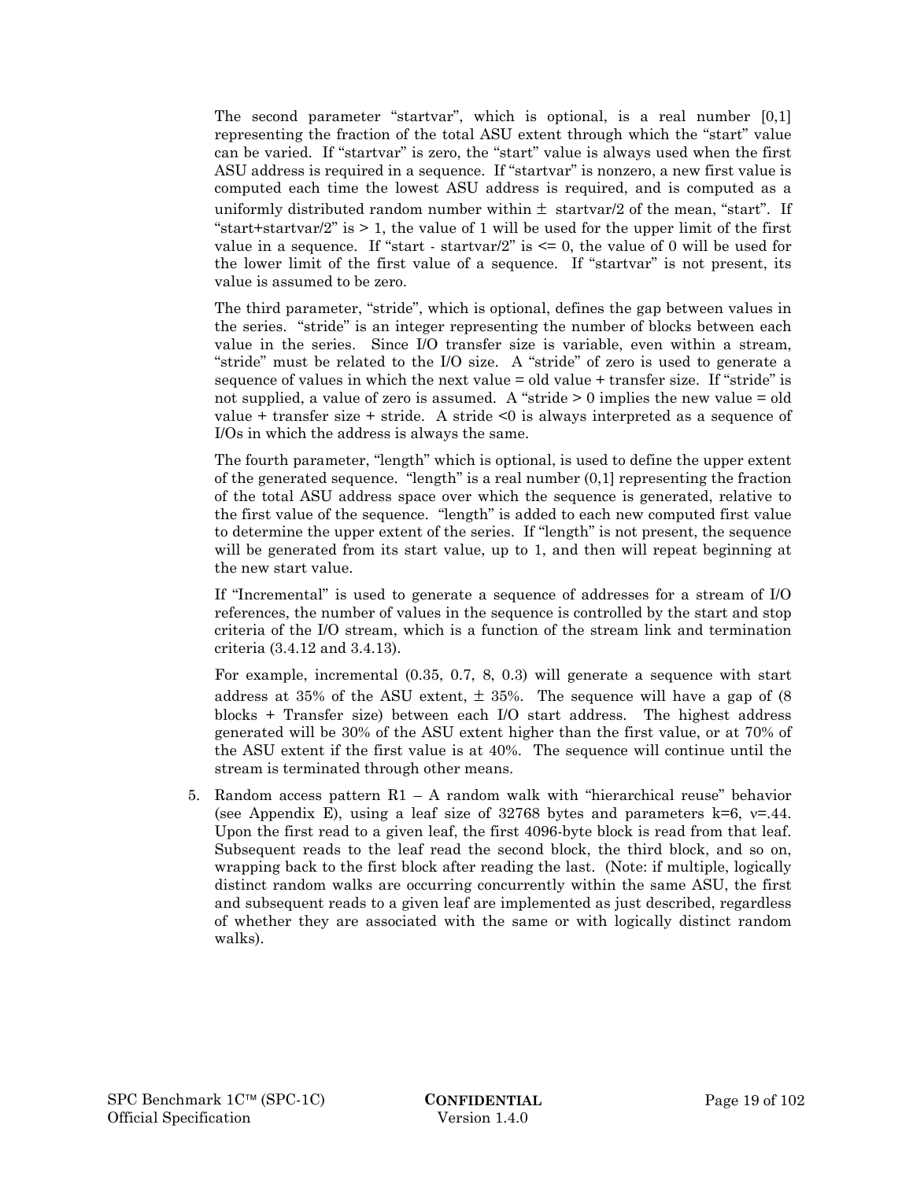The second parameter "startvar", which is optional, is a real number [0,1] representing the fraction of the total ASU extent through which the "start" value can be varied. If "startvar" is zero, the "start" value is always used when the first ASU address is required in a sequence. If "startvar" is nonzero, a new first value is computed each time the lowest ASU address is required, and is computed as a uniformly distributed random number within ± startvar/2 of the mean, "start". If "start+startvar/2" is > 1, the value of 1 will be used for the upper limit of the first value in a sequence. If "start - startvar/2" is <= 0, the value of 0 will be used for the lower limit of the first value of a sequence. If "startvar" is not present, its value is assumed to be zero.

The third parameter, "stride", which is optional, defines the gap between values in the series. "stride" is an integer representing the number of blocks between each value in the series. Since I/O transfer size is variable, even within a stream, "stride" must be related to the I/O size. A "stride" of zero is used to generate a sequence of values in which the next value = old value + transfer size. If "stride" is not supplied, a value of zero is assumed. A "stride > 0 implies the new value = old value + transfer size + stride. A stride <0 is always interpreted as a sequence of I/Os in which the address is always the same.

The fourth parameter, "length" which is optional, is used to define the upper extent of the generated sequence. "length" is a real number (0,1] representing the fraction of the total ASU address space over which the sequence is generated, relative to the first value of the sequence. "length" is added to each new computed first value to determine the upper extent of the series. If "length" is not present, the sequence will be generated from its start value, up to 1, and then will repeat beginning at the new start value.

If "Incremental" is used to generate a sequence of addresses for a stream of I/O references, the number of values in the sequence is controlled by the start and stop criteria of the I/O stream, which is a function of the stream link and termination criteria (3.4.12 and 3.4.13).

For example, incremental (0.35, 0.7, 8, 0.3) will generate a sequence with start address at 35% of the ASU extent, ± 35%. The sequence will have a gap of (8 blocks + Transfer size) between each I/O start address. The highest address generated will be 30% of the ASU extent higher than the first value, or at 70% of the ASU extent if the first value is at 40%. The sequence will continue until the stream is terminated through other means.

5. Random access pattern R1 – A random walk with "hierarchical reuse" behavior (see Appendix E), using a leaf size of 32768 bytes and parameters k=6, ν=.44. Upon the first read to a given leaf, the first 4096-byte block is read from that leaf. Subsequent reads to the leaf read the second block, the third block, and so on, wrapping back to the first block after reading the last. (Note: if multiple, logically distinct random walks are occurring concurrently within the same ASU, the first and subsequent reads to a given leaf are implemented as just described, regardless of whether they are associated with the same or with logically distinct random walks).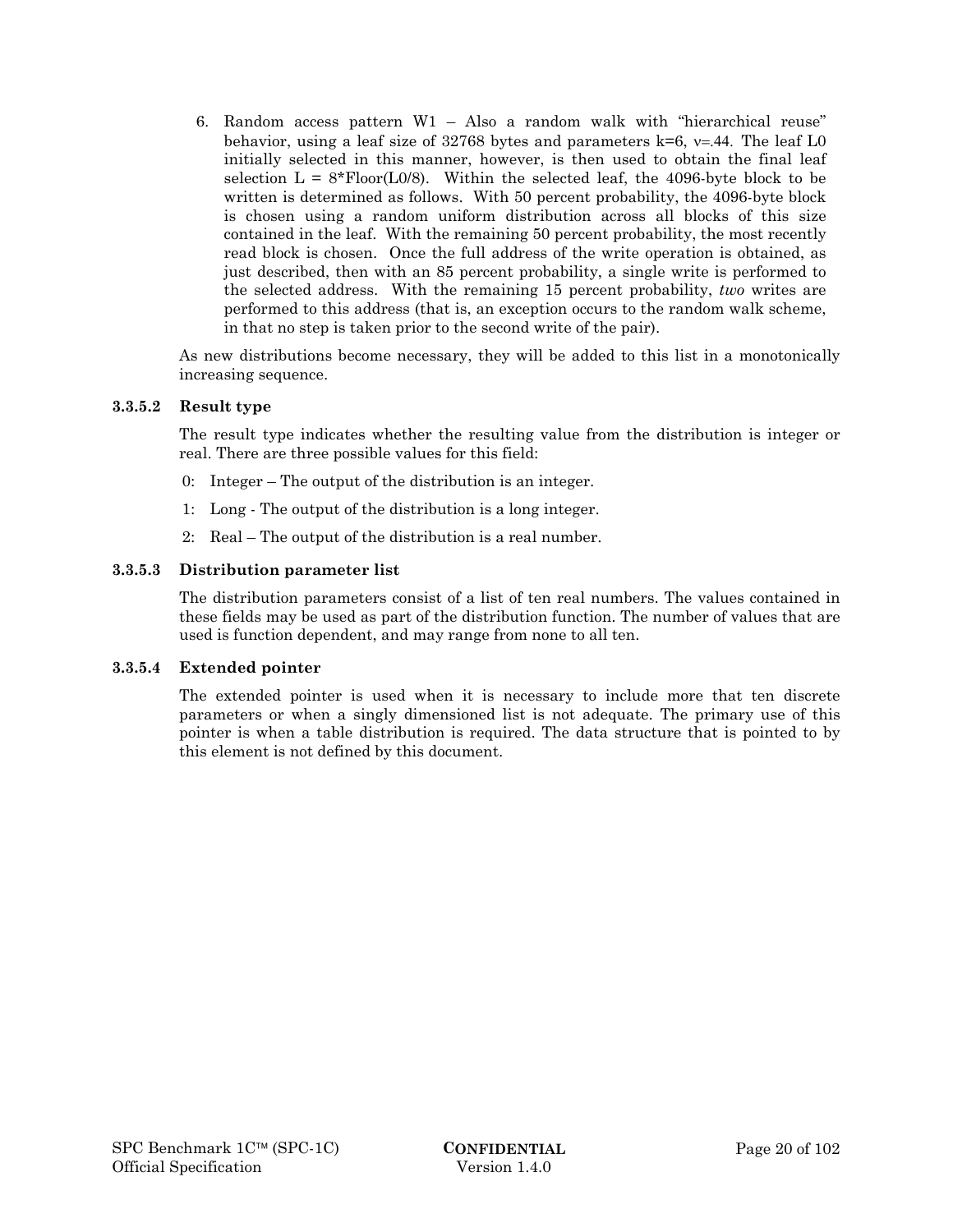6. Random access pattern W1 – Also a random walk with “hierarchical reuse” behavior, using a leaf size of 32768 bytes and parameters k=6, $v$=.44. The leaf L0 initially selected in this manner, however, is then used to obtain the final leaf selection L = 8*Floor(L0/8). Within the selected leaf, the 4096-byte block to be written is determined as follows. With 50 percent probability, the 4096-byte block is chosen using a random uniform distribution across all blocks of this size contained in the leaf. With the remaining 50 percent probability, the most recently read block is chosen. Once the full address of the write operation is obtained, as just described, then with an 85 percent probability, a single write is performed to the selected address. With the remaining 15 percent probability, *two* writes are performed to this address (that is, an exception occurs to the random walk scheme, in that no step is taken prior to the second write of the pair).

As new distributions become necessary, they will be added to this list in a monotonically increasing sequence.

#### 3.3.5.2 Result type

The result type indicates whether the resulting value from the distribution is integer or real. There are three possible values for this field:

0: Integer – The output of the distribution is an integer.

1: Long - The output of the distribution is a long integer.

2: Real – The output of the distribution is a real number.

#### 3.3.5.3 Distribution parameter list

The distribution parameters consist of a list of ten real numbers. The values contained in these fields may be used as part of the distribution function. The number of values that are used is function dependent, and may range from none to all ten.

#### 3.3.5.4 Extended pointer

The extended pointer is used when it is necessary to include more that ten discrete parameters or when a singly dimensioned list is not adequate. The primary use of this pointer is when a table distribution is required. The data structure that is pointed to by this element is not defined by this document.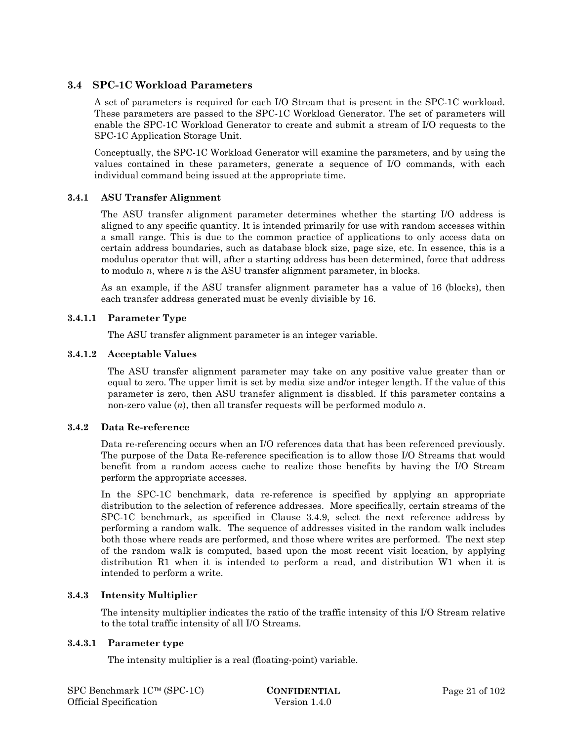## 3.4 SPC-1C Workload Parameters

A set of parameters is required for each I/O Stream that is present in the SPC-1C workload. These parameters are passed to the SPC-1C Workload Generator. The set of parameters will enable the SPC-1C Workload Generator to create and submit a stream of I/O requests to the SPC-1C Application Storage Unit.

Conceptually, the SPC-1C Workload Generator will examine the parameters, and by using the values contained in these parameters, generate a sequence of I/O commands, with each individual command being issued at the appropriate time.

### 3.4.1 ASU Transfer Alignment

The ASU transfer alignment parameter determines whether the starting I/O address is aligned to any specific quantity. It is intended primarily for use with random accesses within a small range. This is due to the common practice of applications to only access data on certain address boundaries, such as database block size, page size, etc. In essence, this is a modulus operator that will, after a starting address has been determined, force that address to modulo *n*, where *n* is the ASU transfer alignment parameter, in blocks.

As an example, if the ASU transfer alignment parameter has a value of 16 (blocks), then each transfer address generated must be evenly divisible by 16.

#### 3.4.1.1 Parameter Type

The ASU transfer alignment parameter is an integer variable.

#### 3.4.1.2 Acceptable Values

The ASU transfer alignment parameter may take on any positive value greater than or equal to zero. The upper limit is set by media size and/or integer length. If the value of this parameter is zero, then ASU transfer alignment is disabled. If this parameter contains a non-zero value (*n*), then all transfer requests will be performed modulo *n*.

### 3.4.2 Data Re-reference

Data re-referencing occurs when an I/O references data that has been referenced previously. The purpose of the Data Re-reference specification is to allow those I/O Streams that would benefit from a random access cache to realize those benefits by having the I/O Stream perform the appropriate accesses.

In the SPC-1C benchmark, data re-reference is specified by applying an appropriate distribution to the selection of reference addresses. More specifically, certain streams of the SPC-1C benchmark, as specified in Clause 3.4.9, select the next reference address by performing a random walk. The sequence of addresses visited in the random walk includes both those where reads are performed, and those where writes are performed. The next step of the random walk is computed, based upon the most recent visit location, by applying distribution R1 when it is intended to perform a read, and distribution W1 when it is intended to perform a write.

### 3.4.3 Intensity Multiplier

The intensity multiplier indicates the ratio of the traffic intensity of this I/O Stream relative to the total traffic intensity of all I/O Streams.

#### 3.4.3.1 Parameter type

The intensity multiplier is a real (floating-point) variable.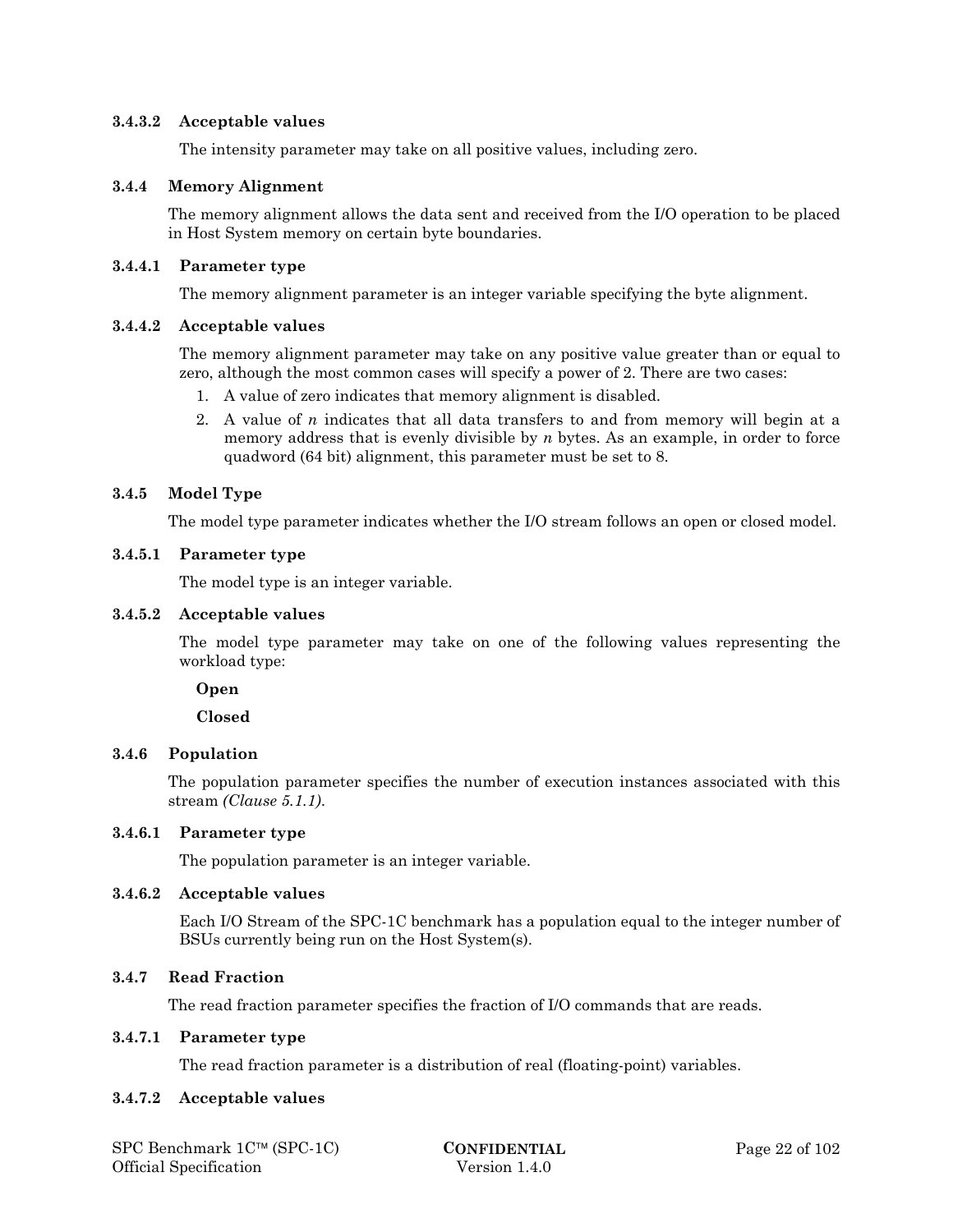#### 3.4.3.2 Acceptable values

The intensity parameter may take on all positive values, including zero.

### 3.4.4 Memory Alignment

The memory alignment allows the data sent and received from the I/O operation to be placed in Host System memory on certain byte boundaries.

#### 3.4.4.1 Parameter type

The memory alignment parameter is an integer variable specifying the byte alignment.

#### 3.4.4.2 Acceptable values

The memory alignment parameter may take on any positive value greater than or equal to zero, although the most common cases will specify a power of 2. There are two cases:

1. A value of zero indicates that memory alignment is disabled.
2. A value of *n* indicates that all data transfers to and from memory will begin at a memory address that is evenly divisible by *n* bytes. As an example, in order to force quadword (64 bit) alignment, this parameter must be set to 8.

### 3.4.5 Model Type

The model type parameter indicates whether the I/O stream follows an open or closed model.

#### 3.4.5.1 Parameter type

The model type is an integer variable.

#### 3.4.5.2 Acceptable values

The model type parameter may take on one of the following values representing the workload type:

**Open**

**Closed**

### 3.4.6 Population

The population parameter specifies the number of execution instances associated with this stream *(Clause 5.1.1)*.

#### 3.4.6.1 Parameter type

The population parameter is an integer variable.

#### 3.4.6.2 Acceptable values

Each I/O Stream of the SPC-1C benchmark has a population equal to the integer number of BSUs currently being run on the Host System(s).

### 3.4.7 Read Fraction

The read fraction parameter specifies the fraction of I/O commands that are reads.

#### 3.4.7.1 Parameter type

The read fraction parameter is a distribution of real (floating-point) variables.

#### 3.4.7.2 Acceptable values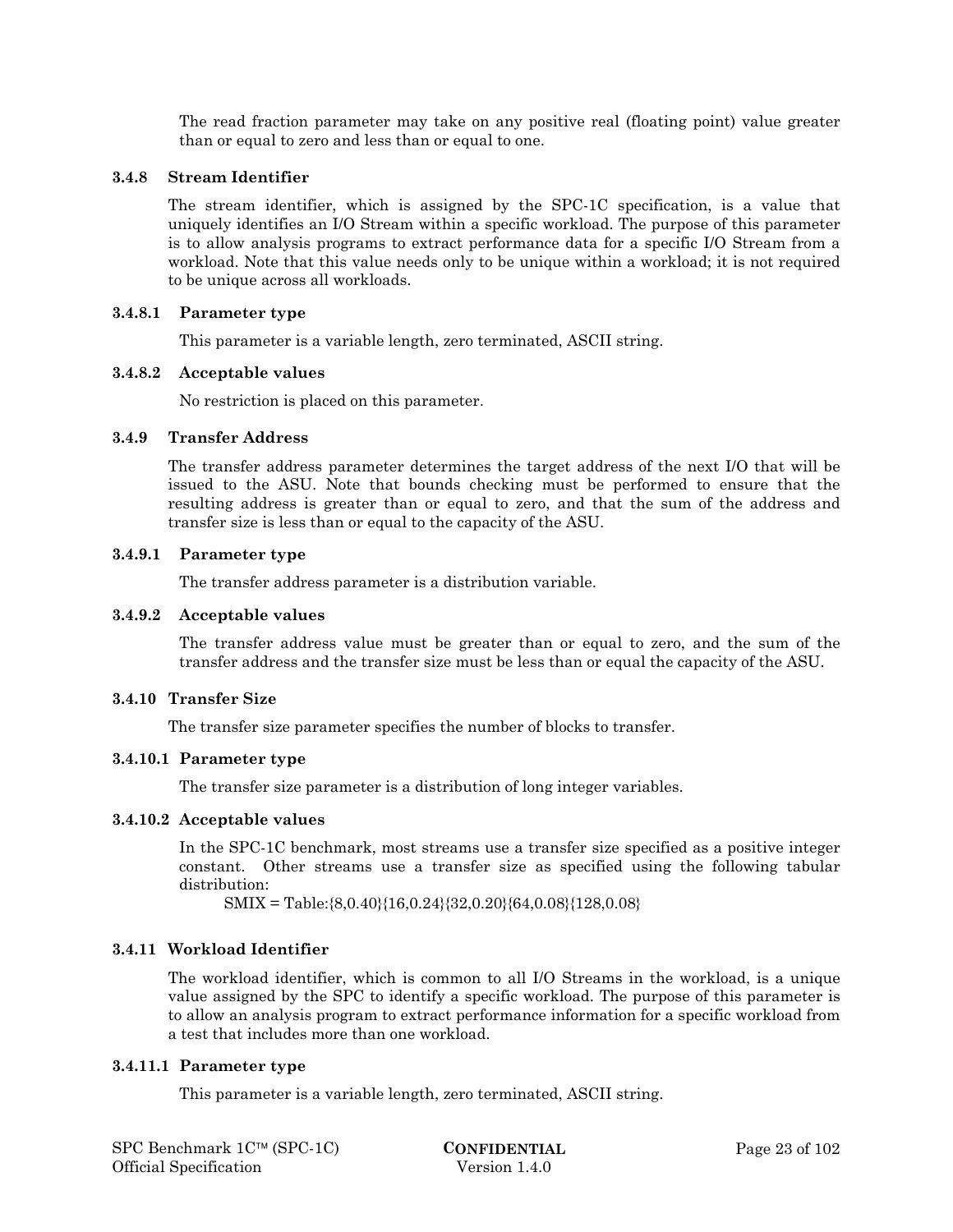The read fraction parameter may take on any positive real (floating point) value greater than or equal to zero and less than or equal to one.

### 3.4.8 Stream Identifier

The stream identifier, which is assigned by the SPC-1C specification, is a value that uniquely identifies an I/O Stream within a specific workload. The purpose of this parameter is to allow analysis programs to extract performance data for a specific I/O Stream from a workload. Note that this value needs only to be unique within a workload; it is not required to be unique across all workloads.

#### 3.4.8.1 Parameter type

This parameter is a variable length, zero terminated, ASCII string.

#### 3.4.8.2 Acceptable values

No restriction is placed on this parameter.

### 3.4.9 Transfer Address

The transfer address parameter determines the target address of the next I/O that will be issued to the ASU. Note that bounds checking must be performed to ensure that the resulting address is greater than or equal to zero, and that the sum of the address and transfer size is less than or equal to the capacity of the ASU.

#### 3.4.9.1 Parameter type

The transfer address parameter is a distribution variable.

#### 3.4.9.2 Acceptable values

The transfer address value must be greater than or equal to zero, and the sum of the transfer address and the transfer size must be less than or equal the capacity of the ASU.

### 3.4.10 Transfer Size

The transfer size parameter specifies the number of blocks to transfer.

#### 3.4.10.1 Parameter type

The transfer size parameter is a distribution of long integer variables.

#### 3.4.10.2 Acceptable values

In the SPC-1C benchmark, most streams use a transfer size specified as a positive integer constant. Other streams use a transfer size as specified using the following tabular distribution:

SMIX = Table:{8,0.40}{16,0.24}{32,0.20}{64,0.08}{128,0.08}

### 3.4.11 Workload Identifier

The workload identifier, which is common to all I/O Streams in the workload, is a unique value assigned by the SPC to identify a specific workload. The purpose of this parameter is to allow an analysis program to extract performance information for a specific workload from a test that includes more than one workload.

#### 3.4.11.1 Parameter type

This parameter is a variable length, zero terminated, ASCII string.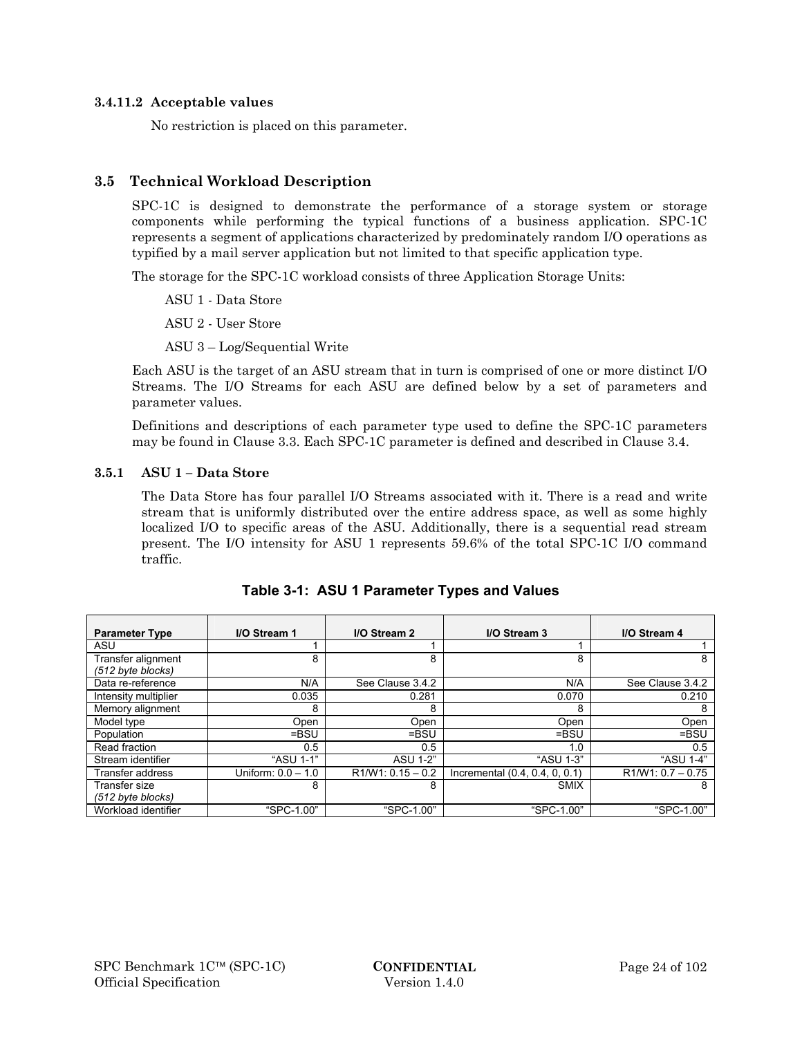#### 3.4.11.2 Acceptable values

No restriction is placed on this parameter.

## 3.5 Technical Workload Description

SPC-1C is designed to demonstrate the performance of a storage system or storage components while performing the typical functions of a business application. SPC-1C represents a segment of applications characterized by predominately random I/O operations as typified by a mail server application but not limited to that specific application type.

The storage for the SPC-1C workload consists of three Application Storage Units:

ASU 1 - Data Store

ASU 2 - User Store

ASU 3 – Log/Sequential Write

Each ASU is the target of an ASU stream that in turn is comprised of one or more distinct I/O Streams. The I/O Streams for each ASU are defined below by a set of parameters and parameter values.

Definitions and descriptions of each parameter type used to define the SPC-1C parameters may be found in Clause 3.3. Each SPC-1C parameter is defined and described in Clause 3.4.

### 3.5.1 ASU 1 – Data Store

The Data Store has four parallel I/O Streams associated with it. There is a read and write stream that is uniformly distributed over the entire address space, as well as some highly localized I/O to specific areas of the ASU. Additionally, there is a sequential read stream present. The I/O intensity for ASU 1 represents 59.6% of the total SPC-1C I/O command traffic.

**Table 3-1: ASU 1 Parameter Types and Values**

| Parameter Type | I/O Stream 1 | I/O Stream 2 | I/O Stream 3 | I/O Stream 4 |
|---|---|---|---|---|
| ASU | 1 | 1 | 1 | 1 |
| Transfer alignment *(512 byte blocks)* | 8 | 8 | 8 | 8 |
| Data re-reference | N/A | See Clause 3.4.2 | N/A | See Clause 3.4.2 |
| Intensity multiplier | 0.035 | 0.281 | 0.070 | 0.210 |
| Memory alignment | 8 | 8 | 8 | 8 |
| Model type | Open | Open | Open | Open |
| Population | =BSU | =BSU | =BSU | =BSU |
| Read fraction | 0.5 | 0.5 | 1.0 | 0.5 |
| Stream identifier | “ASU 1-1” | ASU 1-2” | “ASU 1-3” | “ASU 1-4” |
| Transfer address | Uniform: 0.0 – 1.0 | R1/W1: 0.15 – 0.2 | Incremental (0.4, 0.4, 0, 0.1) | R1/W1: 0.7 – 0.75 |
| Transfer size *(512 byte blocks)* | 8 | 8 | SMIX | 8 |
| Workload identifier | “SPC-1.00” | “SPC-1.00” | “SPC-1.00” | “SPC-1.00” |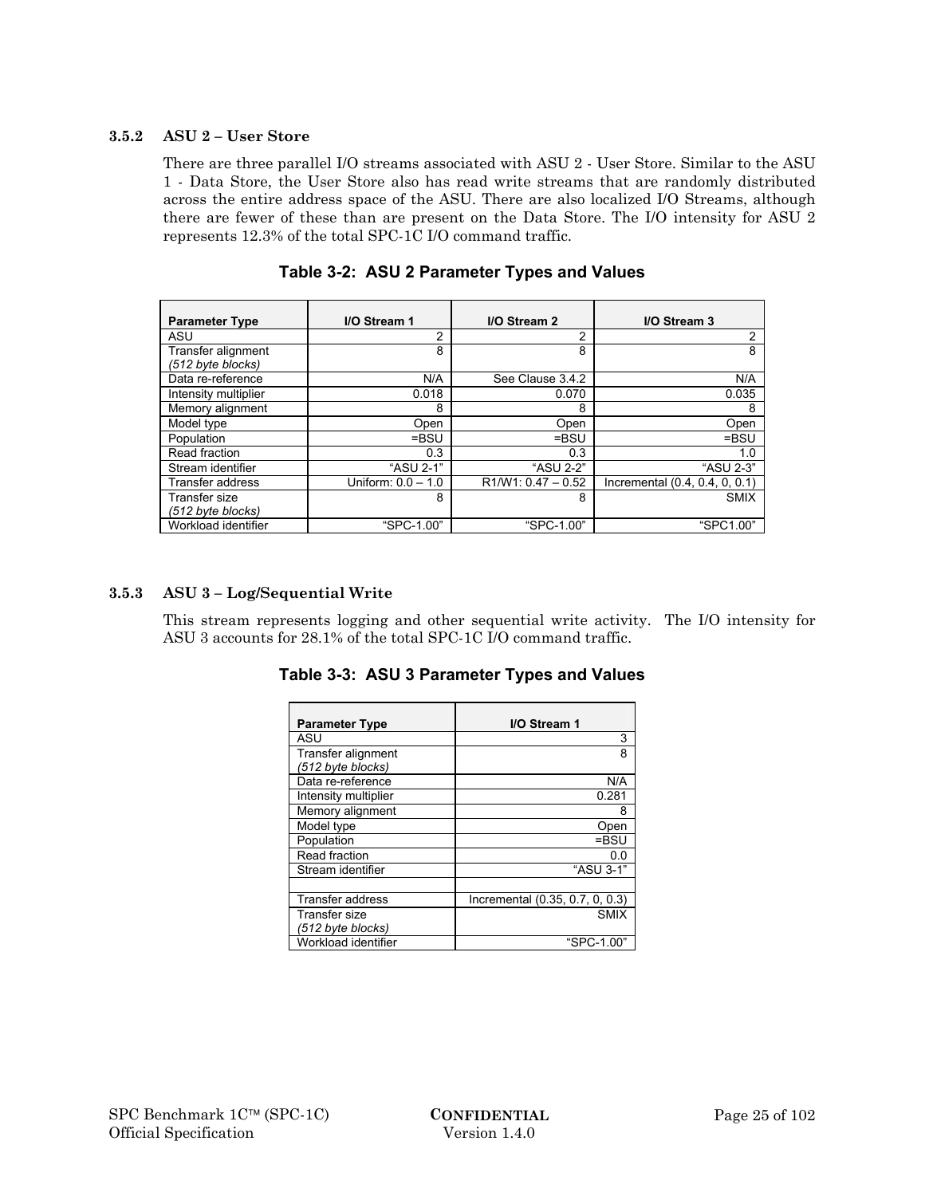### 3.5.2 ASU 2 – User Store

There are three parallel I/O streams associated with ASU 2 - User Store. Similar to the ASU 1 - Data Store, the User Store also has read write streams that are randomly distributed across the entire address space of the ASU. There are also localized I/O Streams, although there are fewer of these than are present on the Data Store. The I/O intensity for ASU 2 represents 12.3% of the total SPC-1C I/O command traffic.

**Table 3-2: ASU 2 Parameter Types and Values**

| Parameter Type | I/O Stream 1 | I/O Stream 2 | I/O Stream 3 |
|---|---|---|---|
| ASU | 2 | 2 | 2 |
| Transfer alignment *(512 byte blocks)* | 8 | 8 | 8 |
| Data re-reference | N/A | See Clause 3.4.2 | N/A |
| Intensity multiplier | 0.018 | 0.070 | 0.035 |
| Memory alignment | 8 | 8 | 8 |
| Model type | Open | Open | Open |
| Population | =BSU | =BSU | =BSU |
| Read fraction | 0.3 | 0.3 | 1.0 |
| Stream identifier | "ASU 2-1" | "ASU 2-2" | "ASU 2-3" |
| Transfer address | Uniform: 0.0 – 1.0 | R1/W1: 0.47 – 0.52 | Incremental (0.4, 0.4, 0, 0.1) |
| Transfer size *(512 byte blocks)* | 8 | 8 | SMIX |
| Workload identifier | "SPC-1.00" | "SPC-1.00" | "SPC1.00" |

### 3.5.3 ASU 3 – Log/Sequential Write

This stream represents logging and other sequential write activity. The I/O intensity for ASU 3 accounts for 28.1% of the total SPC-1C I/O command traffic.

**Table 3-3: ASU 3 Parameter Types and Values**

| Parameter Type | I/O Stream 1 |
|---|---|
| ASU | 3 |
| Transfer alignment *(512 byte blocks)* | 8 |
| Data re-reference | N/A |
| Intensity multiplier | 0.281 |
| Memory alignment | 8 |
| Model type | Open |
| Population | =BSU |
| Read fraction | 0.0 |
| Stream identifier | "ASU 3-1" |
| | |
| Transfer address | Incremental (0.35, 0.7, 0, 0.3) |
| Transfer size *(512 byte blocks)* | SMIX |
| Workload identifier | "SPC-1.00" |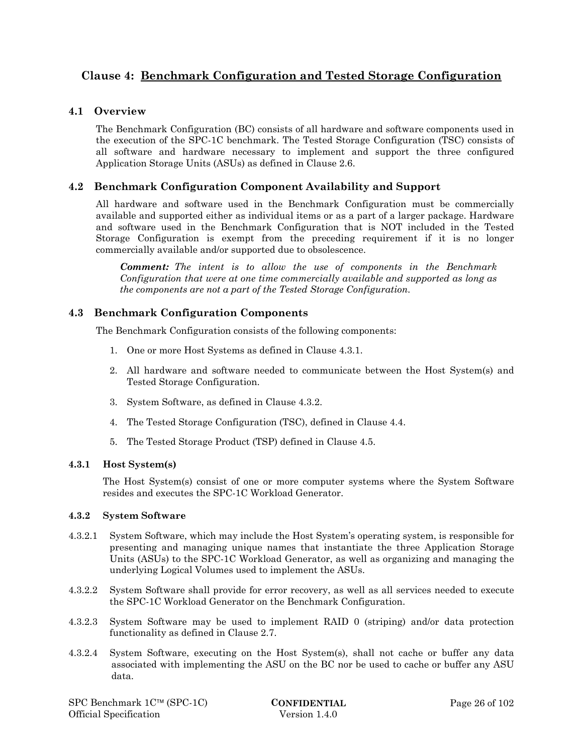# Clause 4: Benchmark Configuration and Tested Storage Configuration

## 4.1 Overview

The Benchmark Configuration (BC) consists of all hardware and software components used in the execution of the SPC-1C benchmark. The Tested Storage Configuration (TSC) consists of all software and hardware necessary to implement and support the three configured Application Storage Units (ASUs) as defined in Clause 2.6.

## 4.2 Benchmark Configuration Component Availability and Support

All hardware and software used in the Benchmark Configuration must be commercially available and supported either as individual items or as a part of a larger package. Hardware and software used in the Benchmark Configuration that is NOT included in the Tested Storage Configuration is exempt from the preceding requirement if it is no longer commercially available and/or supported due to obsolescence.

> ***Comment:*** *The intent is to allow the use of components in the Benchmark Configuration that were at one time commercially available and supported as long as the components are not a part of the Tested Storage Configuration.*

## 4.3 Benchmark Configuration Components

The Benchmark Configuration consists of the following components:

1. One or more Host Systems as defined in Clause 4.3.1.
2. All hardware and software needed to communicate between the Host System(s) and Tested Storage Configuration.
3. System Software, as defined in Clause 4.3.2.
4. The Tested Storage Configuration (TSC), defined in Clause 4.4.
5. The Tested Storage Product (TSP) defined in Clause 4.5.

### 4.3.1 Host System(s)

The Host System(s) consist of one or more computer systems where the System Software resides and executes the SPC-1C Workload Generator.

### 4.3.2 System Software

4.3.2.1 System Software, which may include the Host System's operating system, is responsible for presenting and managing unique names that instantiate the three Application Storage Units (ASUs) to the SPC-1C Workload Generator, as well as organizing and managing the underlying Logical Volumes used to implement the ASUs.

4.3.2.2 System Software shall provide for error recovery, as well as all services needed to execute the SPC-1C Workload Generator on the Benchmark Configuration.

4.3.2.3 System Software may be used to implement RAID 0 (striping) and/or data protection functionality as defined in Clause 2.7.

4.3.2.4 System Software, executing on the Host System(s), shall not cache or buffer any data associated with implementing the ASU on the BC nor be used to cache or buffer any ASU data.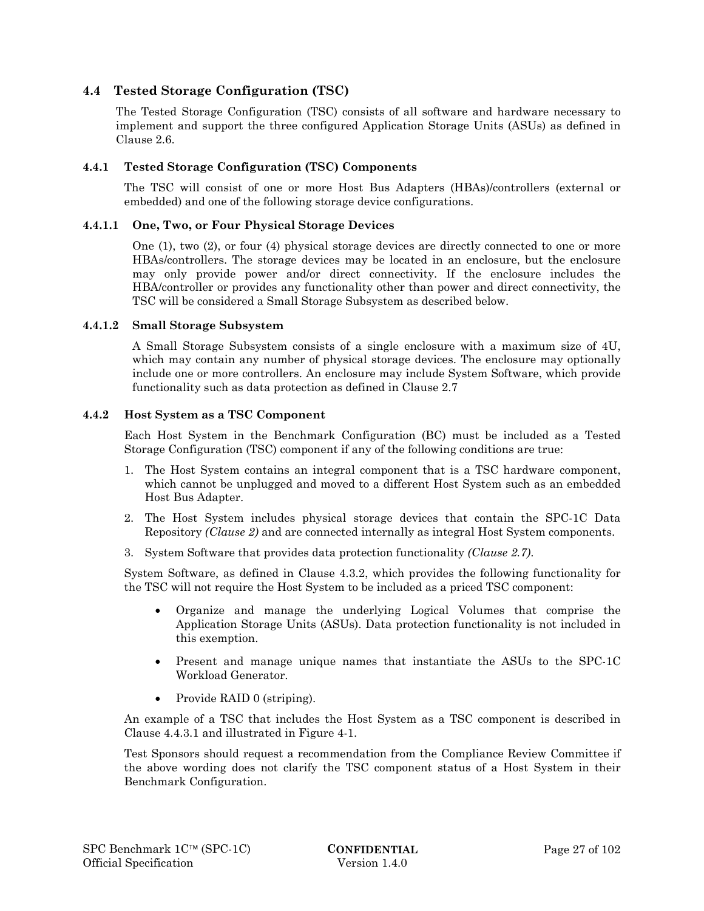## 4.4 Tested Storage Configuration (TSC)

The Tested Storage Configuration (TSC) consists of all software and hardware necessary to implement and support the three configured Application Storage Units (ASUs) as defined in Clause 2.6.

### 4.4.1 Tested Storage Configuration (TSC) Components

The TSC will consist of one or more Host Bus Adapters (HBAs)/controllers (external or embedded) and one of the following storage device configurations.

#### 4.4.1.1 One, Two, or Four Physical Storage Devices

One (1), two (2), or four (4) physical storage devices are directly connected to one or more HBAs/controllers. The storage devices may be located in an enclosure, but the enclosure may only provide power and/or direct connectivity. If the enclosure includes the HBA/controller or provides any functionality other than power and direct connectivity, the TSC will be considered a Small Storage Subsystem as described below.

#### 4.4.1.2 Small Storage Subsystem

A Small Storage Subsystem consists of a single enclosure with a maximum size of 4U, which may contain any number of physical storage devices. The enclosure may optionally include one or more controllers. An enclosure may include System Software, which provide functionality such as data protection as defined in Clause 2.7

### 4.4.2 Host System as a TSC Component

Each Host System in the Benchmark Configuration (BC) must be included as a Tested Storage Configuration (TSC) component if any of the following conditions are true:

1. The Host System contains an integral component that is a TSC hardware component, which cannot be unplugged and moved to a different Host System such as an embedded Host Bus Adapter.
2. The Host System includes physical storage devices that contain the SPC-1C Data Repository *(Clause 2)* and are connected internally as integral Host System components.
3. System Software that provides data protection functionality *(Clause 2.7)*.

System Software, as defined in Clause 4.3.2, which provides the following functionality for the TSC will not require the Host System to be included as a priced TSC component:

- Organize and manage the underlying Logical Volumes that comprise the Application Storage Units (ASUs). Data protection functionality is not included in this exemption.
- Present and manage unique names that instantiate the ASUs to the SPC-1C Workload Generator.
- Provide RAID 0 (striping).

An example of a TSC that includes the Host System as a TSC component is described in Clause 4.4.3.1 and illustrated in Figure 4-1.

Test Sponsors should request a recommendation from the Compliance Review Committee if the above wording does not clarify the TSC component status of a Host System in their Benchmark Configuration.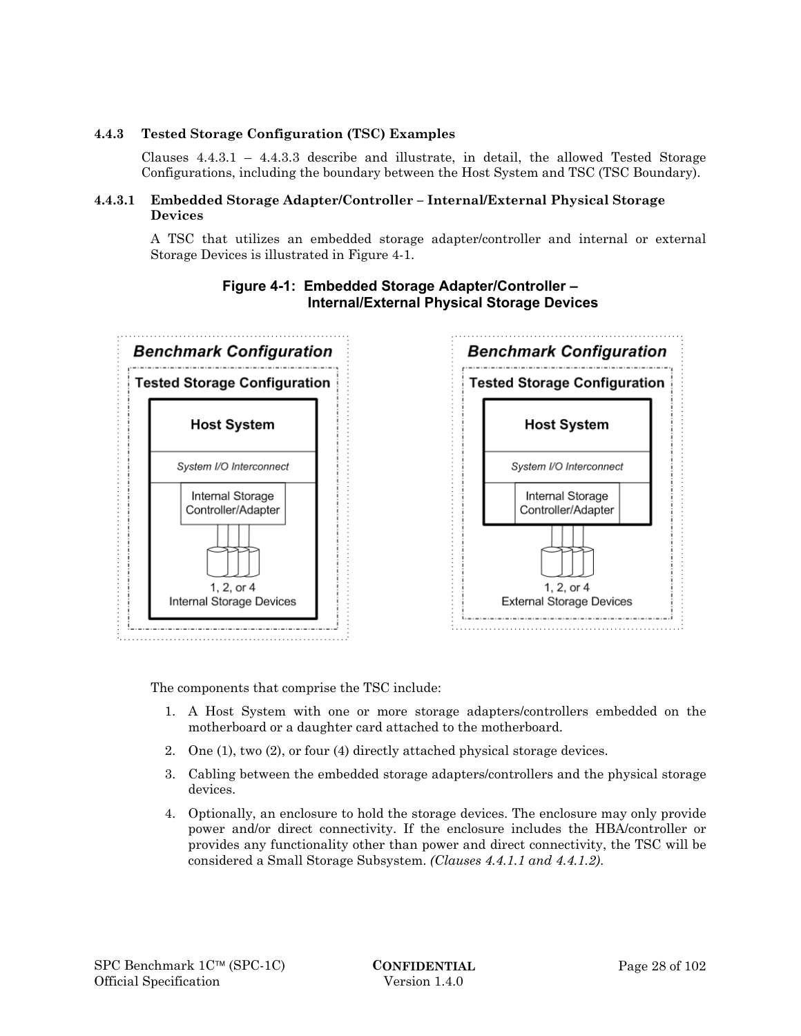### 4.4.3 Tested Storage Configuration (TSC) Examples

Clauses 4.4.3.1 – 4.4.3.3 describe and illustrate, in detail, the allowed Tested Storage Configurations, including the boundary between the Host System and TSC (TSC Boundary).

#### 4.4.3.1 Embedded Storage Adapter/Controller – Internal/External Physical Storage Devices

A TSC that utilizes an embedded storage adapter/controller and internal or external Storage Devices is illustrated in Figure 4-1.

**Figure 4-1: Embedded Storage Adapter/Controller – Internal/External Physical Storage Devices**

The components that comprise the TSC include:

1. A Host System with one or more storage adapters/controllers embedded on the motherboard or a daughter card attached to the motherboard.
2. One (1), two (2), or four (4) directly attached physical storage devices.
3. Cabling between the embedded storage adapters/controllers and the physical storage devices.
4. Optionally, an enclosure to hold the storage devices. The enclosure may only provide power and/or direct connectivity. If the enclosure includes the HBA/controller or provides any functionality other than power and direct connectivity, the TSC will be considered a Small Storage Subsystem. *(Clauses 4.4.1.1 and 4.4.1.2).*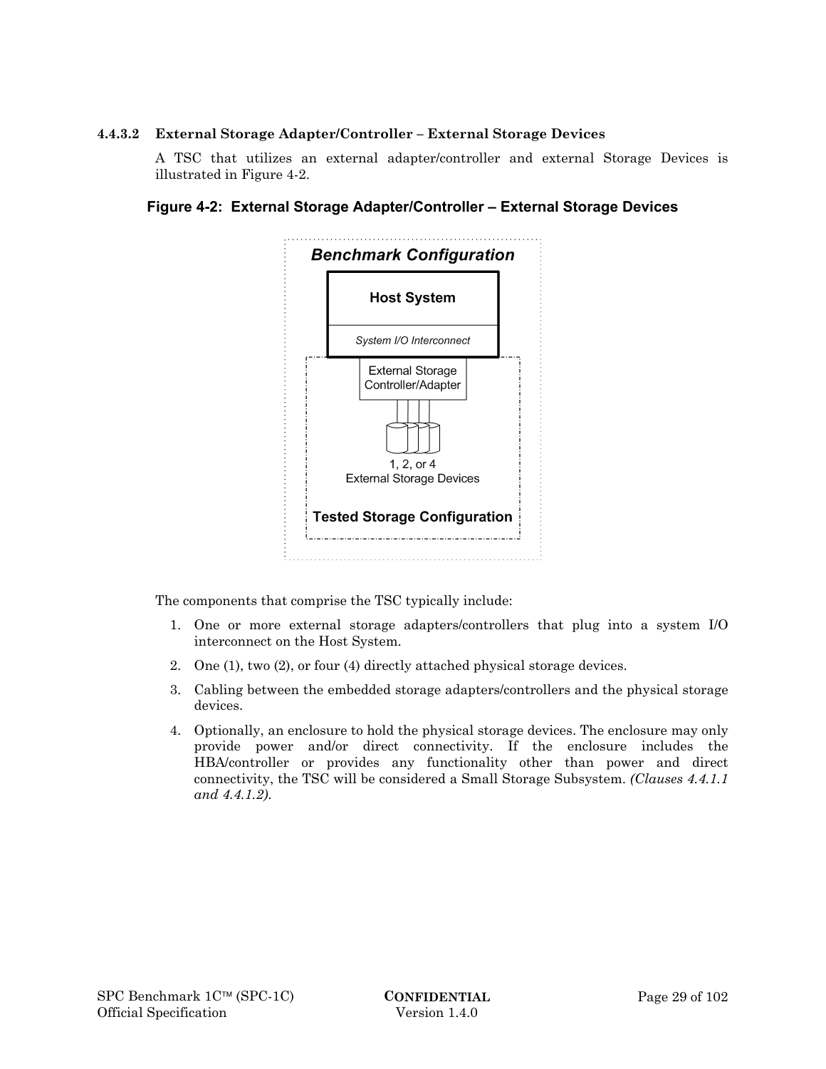#### 4.4.3.2 External Storage Adapter/Controller – External Storage Devices

A TSC that utilizes an external adapter/controller and external Storage Devices is illustrated in Figure 4-2.

**Figure 4-2: External Storage Adapter/Controller – External Storage Devices**

The components that comprise the TSC typically include:

1. One or more external storage adapters/controllers that plug into a system I/O interconnect on the Host System.
2. One (1), two (2), or four (4) directly attached physical storage devices.
3. Cabling between the embedded storage adapters/controllers and the physical storage devices.
4. Optionally, an enclosure to hold the physical storage devices. The enclosure may only provide power and/or direct connectivity. If the enclosure includes the HBA/controller or provides any functionality other than power and direct connectivity, the TSC will be considered a Small Storage Subsystem. *(Clauses 4.4.1.1 and 4.4.1.2).*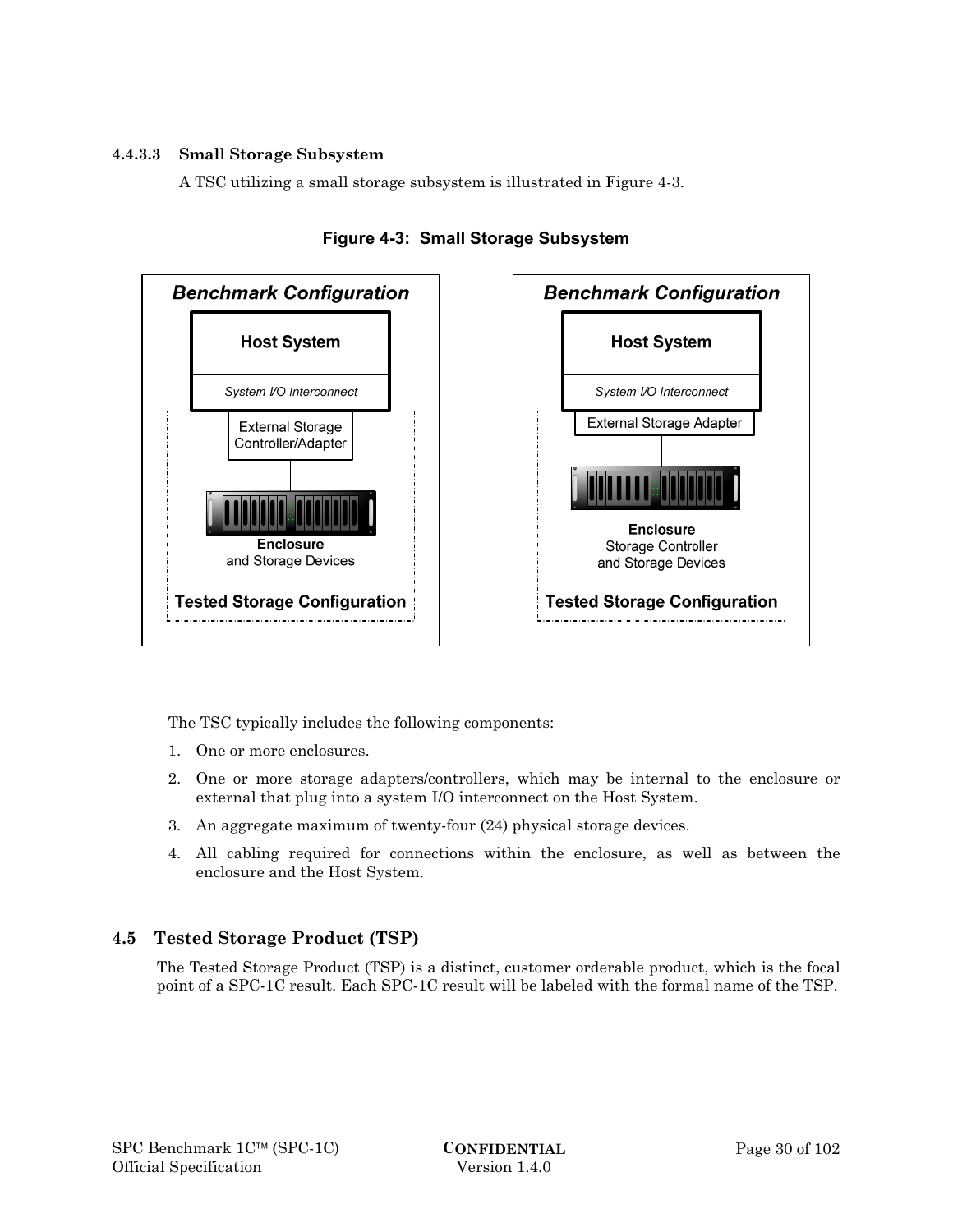#### 4.4.3.3 Small Storage Subsystem

A TSC utilizing a small storage subsystem is illustrated in Figure 4-3.

**Figure 4-3: Small Storage Subsystem**

The TSC typically includes the following components:

1. One or more enclosures.
2. One or more storage adapters/controllers, which may be internal to the enclosure or external that plug into a system I/O interconnect on the Host System.
3. An aggregate maximum of twenty-four (24) physical storage devices.
4. All cabling required for connections within the enclosure, as well as between the enclosure and the Host System.

## 4.5 Tested Storage Product (TSP)

The Tested Storage Product (TSP) is a distinct, customer orderable product, which is the focal point of a SPC-1C result. Each SPC-1C result will be labeled with the formal name of the TSP.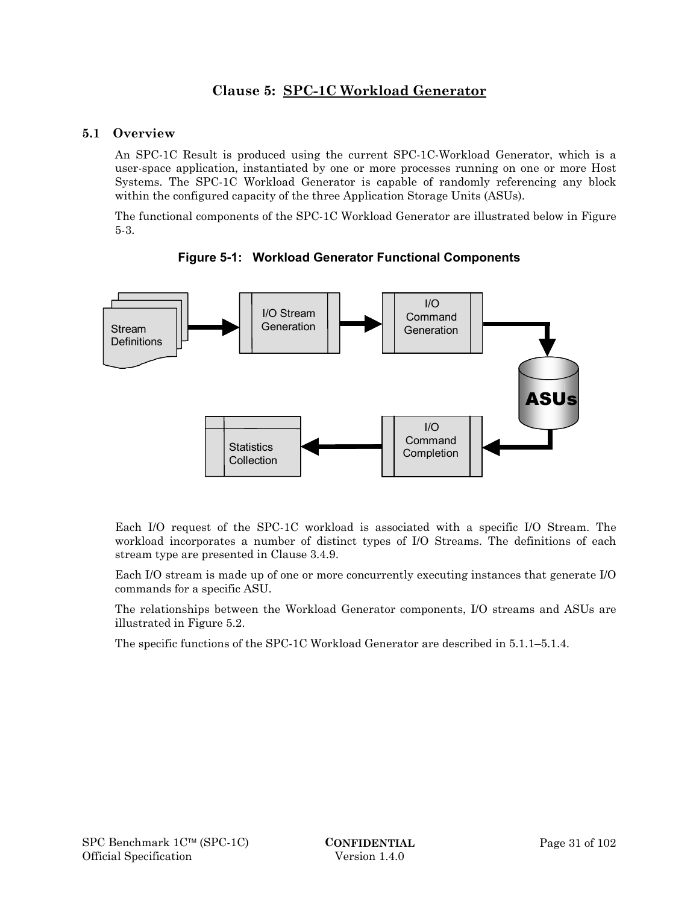# Clause 5: SPC-1C Workload Generator

## 5.1 Overview

An SPC-1C Result is produced using the current SPC-1C-Workload Generator, which is a user-space application, instantiated by one or more processes running on one or more Host Systems. The SPC-1C Workload Generator is capable of randomly referencing any block within the configured capacity of the three Application Storage Units (ASUs).

The functional components of the SPC-1C Workload Generator are illustrated below in Figure 5-3.

**Figure 5-1: Workload Generator Functional Components**

Each I/O request of the SPC-1C workload is associated with a specific I/O Stream. The workload incorporates a number of distinct types of I/O Streams. The definitions of each stream type are presented in Clause 3.4.9.

Each I/O stream is made up of one or more concurrently executing instances that generate I/O commands for a specific ASU.

The relationships between the Workload Generator components, I/O streams and ASUs are illustrated in Figure 5.2.

The specific functions of the SPC-1C Workload Generator are described in 5.1.1–5.1.4.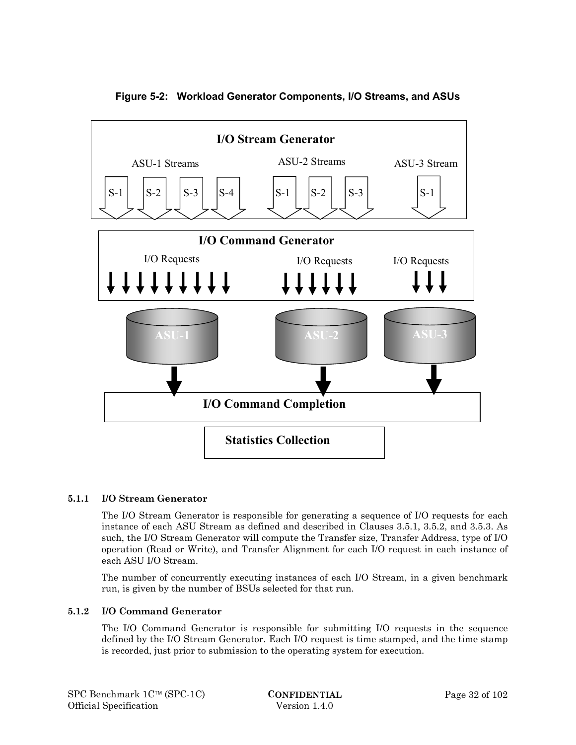**Figure 5-2: Workload Generator Components, I/O Streams, and ASUs**

#### 5.1.1 I/O Stream Generator

The I/O Stream Generator is responsible for generating a sequence of I/O requests for each instance of each ASU Stream as defined and described in Clauses 3.5.1, 3.5.2, and 3.5.3. As such, the I/O Stream Generator will compute the Transfer size, Transfer Address, type of I/O operation (Read or Write), and Transfer Alignment for each I/O request in each instance of each ASU I/O Stream.

The number of concurrently executing instances of each I/O Stream, in a given benchmark run, is given by the number of BSUs selected for that run.

#### 5.1.2 I/O Command Generator

The I/O Command Generator is responsible for submitting I/O requests in the sequence defined by the I/O Stream Generator. Each I/O request is time stamped, and the time stamp is recorded, just prior to submission to the operating system for execution.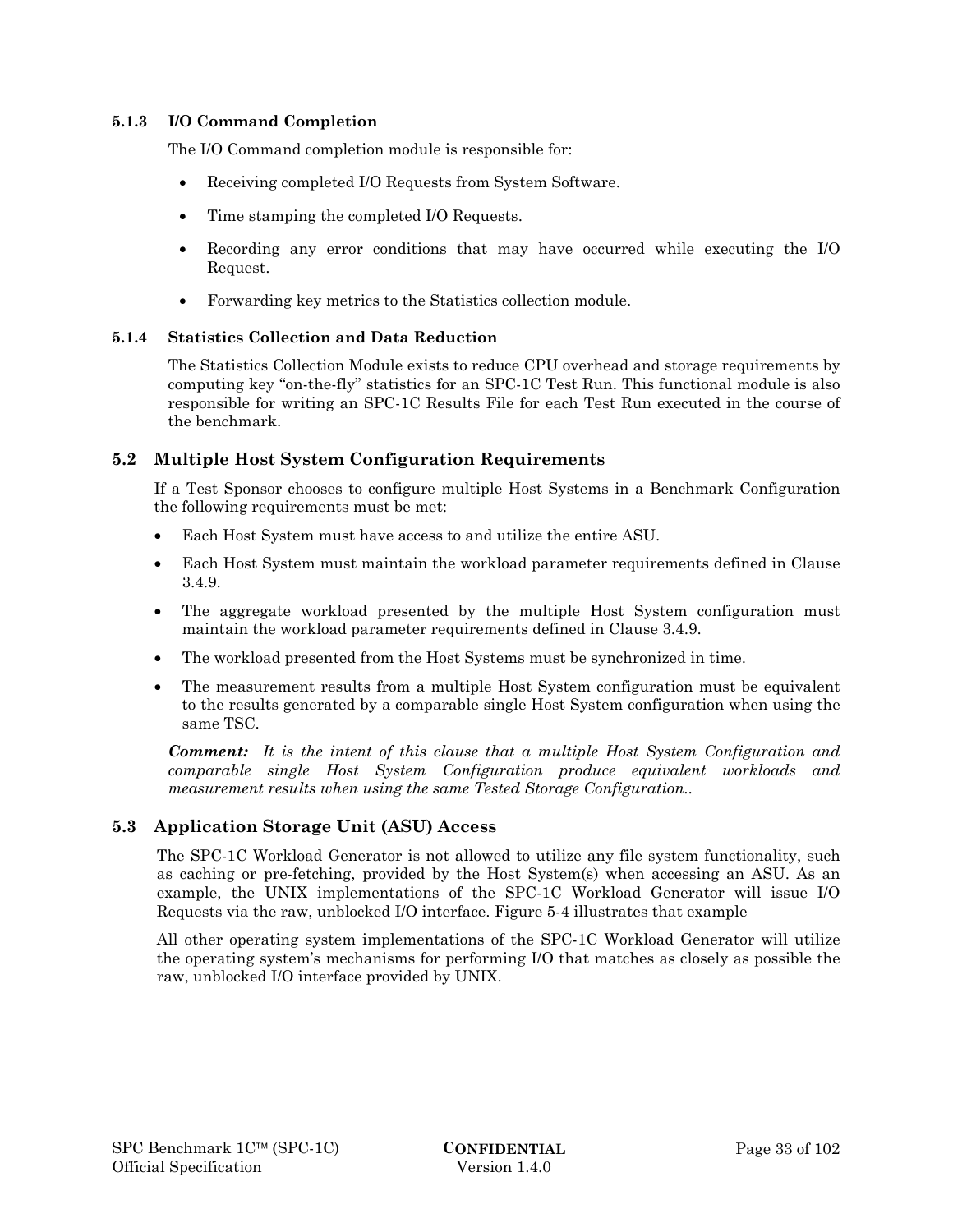### 5.1.3 I/O Command Completion

The I/O Command completion module is responsible for:

- Receiving completed I/O Requests from System Software.
- Time stamping the completed I/O Requests.
- Recording any error conditions that may have occurred while executing the I/O Request.
- Forwarding key metrics to the Statistics collection module.

### 5.1.4 Statistics Collection and Data Reduction

The Statistics Collection Module exists to reduce CPU overhead and storage requirements by computing key "on-the-fly" statistics for an SPC-1C Test Run. This functional module is also responsible for writing an SPC-1C Results File for each Test Run executed in the course of the benchmark.

## 5.2 Multiple Host System Configuration Requirements

If a Test Sponsor chooses to configure multiple Host Systems in a Benchmark Configuration the following requirements must be met:

- Each Host System must have access to and utilize the entire ASU.
- Each Host System must maintain the workload parameter requirements defined in Clause 3.4.9.
- The aggregate workload presented by the multiple Host System configuration must maintain the workload parameter requirements defined in Clause 3.4.9.
- The workload presented from the Host Systems must be synchronized in time.
- The measurement results from a multiple Host System configuration must be equivalent to the results generated by a comparable single Host System configuration when using the same TSC.

***Comment:*** *It is the intent of this clause that a multiple Host System Configuration and comparable single Host System Configuration produce equivalent workloads and measurement results when using the same Tested Storage Configuration..*

## 5.3 Application Storage Unit (ASU) Access

The SPC-1C Workload Generator is not allowed to utilize any file system functionality, such as caching or pre-fetching, provided by the Host System(s) when accessing an ASU. As an example, the UNIX implementations of the SPC-1C Workload Generator will issue I/O Requests via the raw, unblocked I/O interface. Figure 5-4 illustrates that example

All other operating system implementations of the SPC-1C Workload Generator will utilize the operating system's mechanisms for performing I/O that matches as closely as possible the raw, unblocked I/O interface provided by UNIX.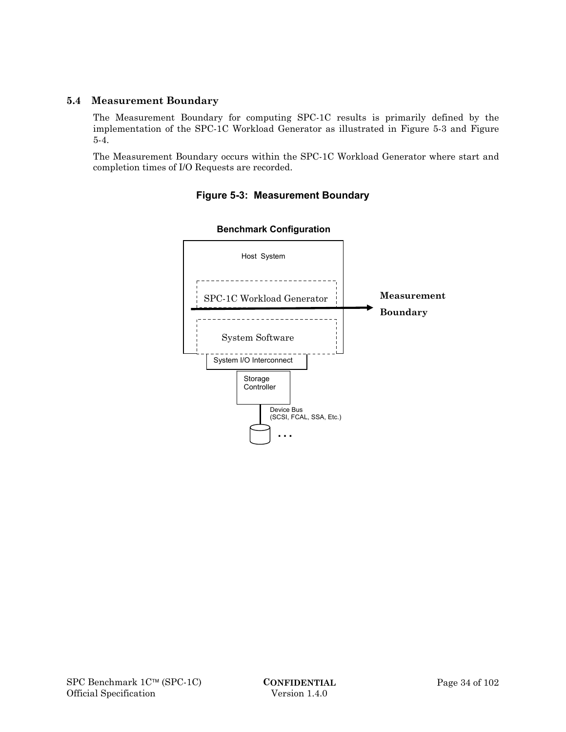### 5.4 Measurement Boundary

The Measurement Boundary for computing SPC-1C results is primarily defined by the implementation of the SPC-1C Workload Generator as illustrated in Figure 5-3 and Figure 5-4.

The Measurement Boundary occurs within the SPC-1C Workload Generator where start and completion times of I/O Requests are recorded.

**Figure 5-3: Measurement Boundary**

**Benchmark Configuration**

Host System

SPC-1C Workload Generator

**Measurement Boundary**

System Software

System I/O Interconnect

Storage Controller

Device Bus (SCSI, FCAL, SSA, Etc.)

. . .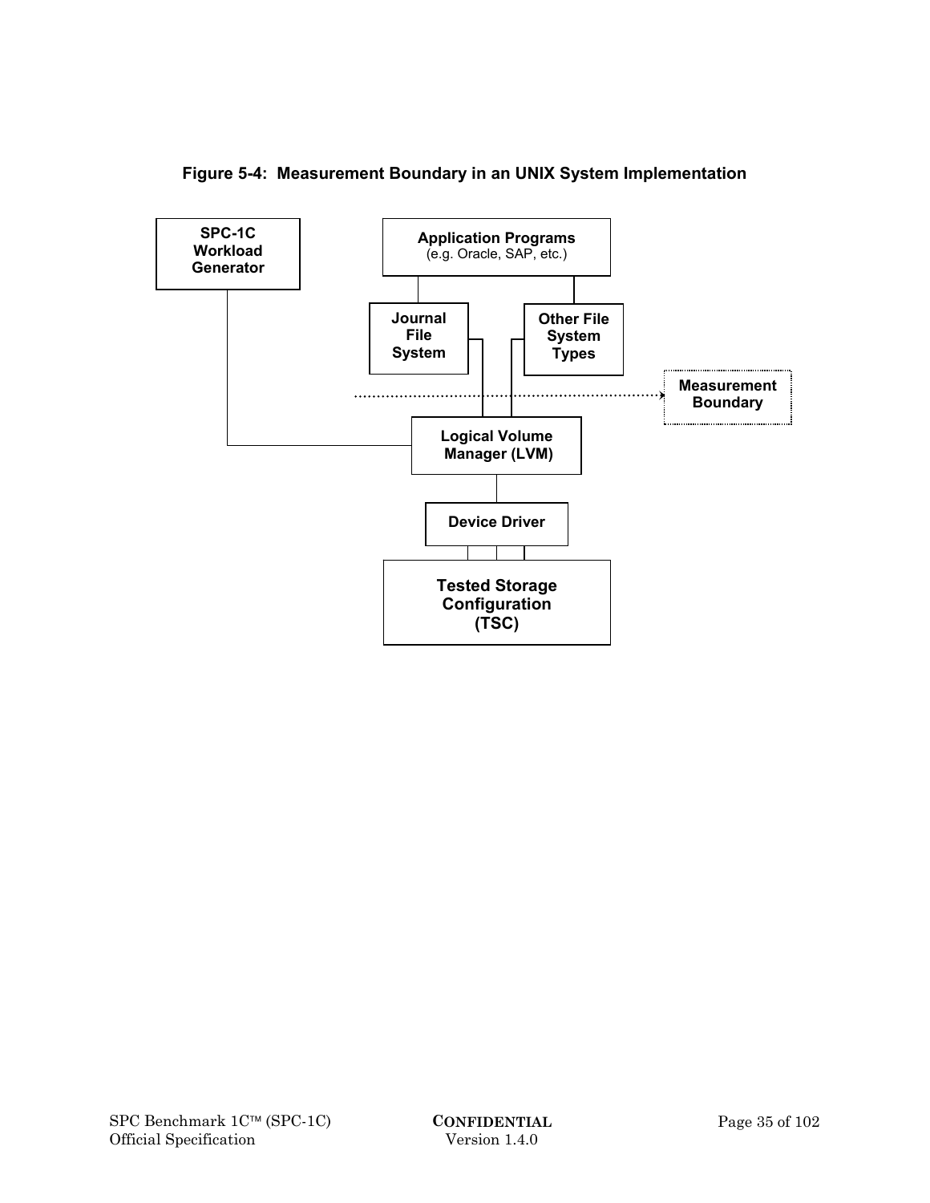**Figure 5-4: Measurement Boundary in an UNIX System Implementation**

SPC-1C Workload Generator

Application Programs (e.g. Oracle, SAP, etc.)

Journal File System

Other File System Types

Measurement Boundary

Logical Volume Manager (LVM)

Device Driver

Tested Storage Configuration (TSC)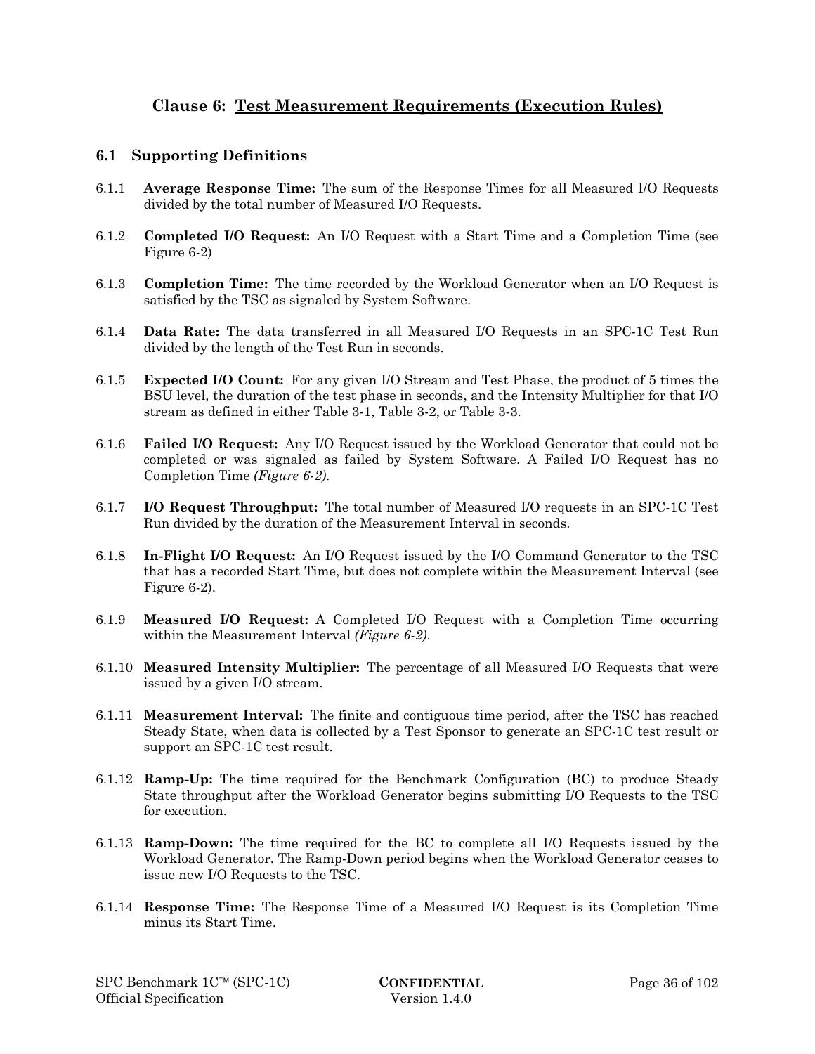# Clause 6: Test Measurement Requirements (Execution Rules)

## 6.1 Supporting Definitions

6.1.1 **Average Response Time:** The sum of the Response Times for all Measured I/O Requests divided by the total number of Measured I/O Requests.

6.1.2 **Completed I/O Request:** An I/O Request with a Start Time and a Completion Time (see Figure 6-2)

6.1.3 **Completion Time:** The time recorded by the Workload Generator when an I/O Request is satisfied by the TSC as signaled by System Software.

6.1.4 **Data Rate:** The data transferred in all Measured I/O Requests in an SPC-1C Test Run divided by the length of the Test Run in seconds.

6.1.5 **Expected I/O Count:** For any given I/O Stream and Test Phase, the product of 5 times the BSU level, the duration of the test phase in seconds, and the Intensity Multiplier for that I/O stream as defined in either Table 3-1, Table 3-2, or Table 3-3.

6.1.6 **Failed I/O Request:** Any I/O Request issued by the Workload Generator that could not be completed or was signaled as failed by System Software. A Failed I/O Request has no Completion Time *(Figure 6-2)*.

6.1.7 **I/O Request Throughput:** The total number of Measured I/O requests in an SPC-1C Test Run divided by the duration of the Measurement Interval in seconds.

6.1.8 **In-Flight I/O Request:** An I/O Request issued by the I/O Command Generator to the TSC that has a recorded Start Time, but does not complete within the Measurement Interval (see Figure 6-2).

6.1.9 **Measured I/O Request:** A Completed I/O Request with a Completion Time occurring within the Measurement Interval *(Figure 6-2)*.

6.1.10 **Measured Intensity Multiplier:** The percentage of all Measured I/O Requests that were issued by a given I/O stream.

6.1.11 **Measurement Interval:** The finite and contiguous time period, after the TSC has reached Steady State, when data is collected by a Test Sponsor to generate an SPC-1C test result or support an SPC-1C test result.

6.1.12 **Ramp-Up:** The time required for the Benchmark Configuration (BC) to produce Steady State throughput after the Workload Generator begins submitting I/O Requests to the TSC for execution.

6.1.13 **Ramp-Down:** The time required for the BC to complete all I/O Requests issued by the Workload Generator. The Ramp-Down period begins when the Workload Generator ceases to issue new I/O Requests to the TSC.

6.1.14 **Response Time:** The Response Time of a Measured I/O Request is its Completion Time minus its Start Time.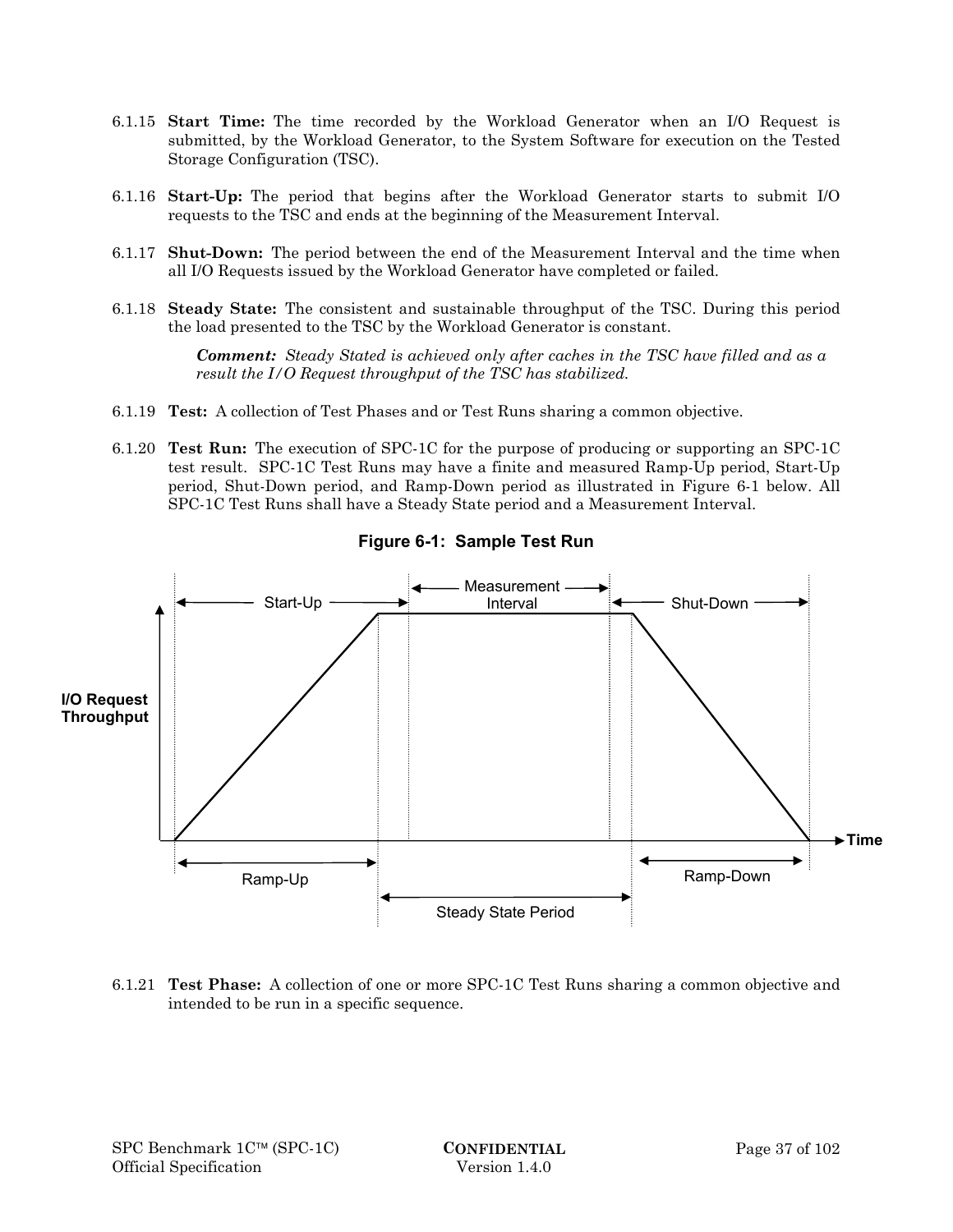6.1.15 **Start Time:** The time recorded by the Workload Generator when an I/O Request is submitted, by the Workload Generator, to the System Software for execution on the Tested Storage Configuration (TSC).

6.1.16 **Start-Up:** The period that begins after the Workload Generator starts to submit I/O requests to the TSC and ends at the beginning of the Measurement Interval.

6.1.17 **Shut-Down:** The period between the end of the Measurement Interval and the time when all I/O Requests issued by the Workload Generator have completed or failed.

6.1.18 **Steady State:** The consistent and sustainable throughput of the TSC. During this period the load presented to the TSC by the Workload Generator is constant.

> ***Comment:*** *Steady Stated is achieved only after caches in the TSC have filled and as a result the I/O Request throughput of the TSC has stabilized.*

6.1.19 **Test:** A collection of Test Phases and or Test Runs sharing a common objective.

6.1.20 **Test Run:** The execution of SPC-1C for the purpose of producing or supporting an SPC-1C test result. SPC-1C Test Runs may have a finite and measured Ramp-Up period, Start-Up period, Shut-Down period, and Ramp-Down period as illustrated in Figure 6-1 below. All SPC-1C Test Runs shall have a Steady State period and a Measurement Interval.

**Figure 6-1: Sample Test Run**

6.1.21 **Test Phase:** A collection of one or more SPC-1C Test Runs sharing a common objective and intended to be run in a specific sequence.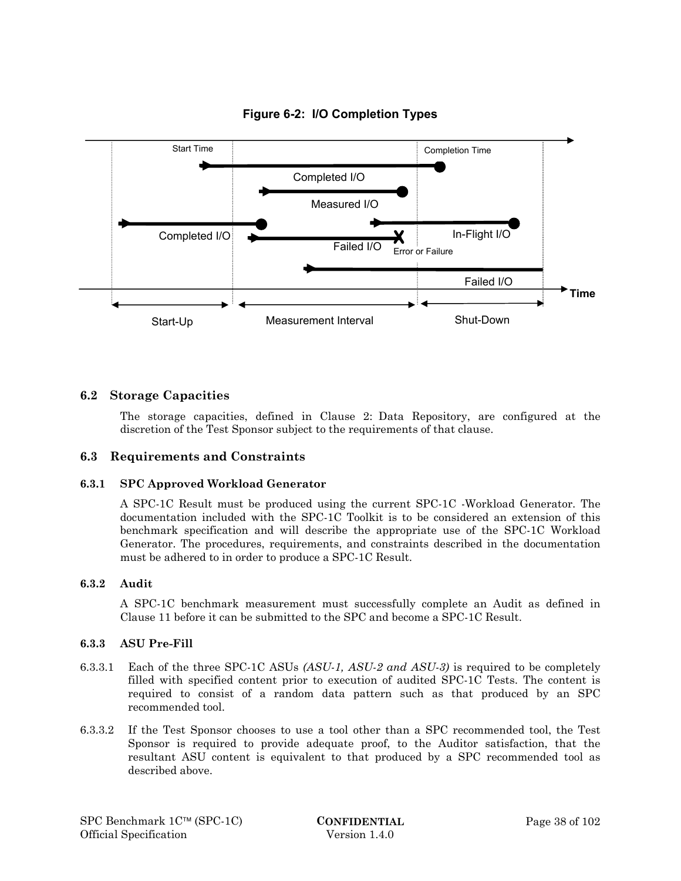**Figure 6-2: I/O Completion Types**

## 6.2 Storage Capacities

The storage capacities, defined in Clause 2: Data Repository, are configured at the discretion of the Test Sponsor subject to the requirements of that clause.

## 6.3 Requirements and Constraints

### 6.3.1 SPC Approved Workload Generator

A SPC-1C Result must be produced using the current SPC-1C -Workload Generator. The documentation included with the SPC-1C Toolkit is to be considered an extension of this benchmark specification and will describe the appropriate use of the SPC-1C Workload Generator. The procedures, requirements, and constraints described in the documentation must be adhered to in order to produce a SPC-1C Result.

### 6.3.2 Audit

A SPC-1C benchmark measurement must successfully complete an Audit as defined in Clause 11 before it can be submitted to the SPC and become a SPC-1C Result.

### 6.3.3 ASU Pre-Fill

6.3.3.1 Each of the three SPC-1C ASUs *(ASU-1, ASU-2 and ASU-3)* is required to be completely filled with specified content prior to execution of audited SPC-1C Tests. The content is required to consist of a random data pattern such as that produced by an SPC recommended tool.

6.3.3.2 If the Test Sponsor chooses to use a tool other than a SPC recommended tool, the Test Sponsor is required to provide adequate proof, to the Auditor satisfaction, that the resultant ASU content is equivalent to that produced by a SPC recommended tool as described above.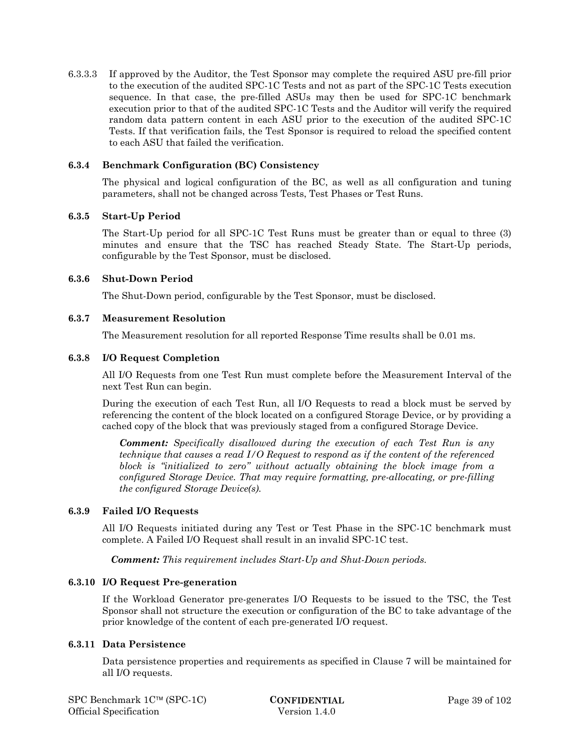6.3.3.3 If approved by the Auditor, the Test Sponsor may complete the required ASU pre-fill prior to the execution of the audited SPC-1C Tests and not as part of the SPC-1C Tests execution sequence. In that case, the pre-filled ASUs may then be used for SPC-1C benchmark execution prior to that of the audited SPC-1C Tests and the Auditor will verify the required random data pattern content in each ASU prior to the execution of the audited SPC-1C Tests. If that verification fails, the Test Sponsor is required to reload the specified content to each ASU that failed the verification.

### 6.3.4 Benchmark Configuration (BC) Consistency

The physical and logical configuration of the BC, as well as all configuration and tuning parameters, shall not be changed across Tests, Test Phases or Test Runs.

### 6.3.5 Start-Up Period

The Start-Up period for all SPC-1C Test Runs must be greater than or equal to three (3) minutes and ensure that the TSC has reached Steady State. The Start-Up periods, configurable by the Test Sponsor, must be disclosed.

### 6.3.6 Shut-Down Period

The Shut-Down period, configurable by the Test Sponsor, must be disclosed.

### 6.3.7 Measurement Resolution

The Measurement resolution for all reported Response Time results shall be 0.01 ms.

### 6.3.8 I/O Request Completion

All I/O Requests from one Test Run must complete before the Measurement Interval of the next Test Run can begin.

During the execution of each Test Run, all I/O Requests to read a block must be served by referencing the content of the block located on a configured Storage Device, or by providing a cached copy of the block that was previously staged from a configured Storage Device.

> ***Comment:*** *Specifically disallowed during the execution of each Test Run is any technique that causes a read I/O Request to respond as if the content of the referenced block is "initialized to zero" without actually obtaining the block image from a configured Storage Device. That may require formatting, pre-allocating, or pre-filling the configured Storage Device(s).*

### 6.3.9 Failed I/O Requests

All I/O Requests initiated during any Test or Test Phase in the SPC-1C benchmark must complete. A Failed I/O Request shall result in an invalid SPC-1C test.

> ***Comment:*** *This requirement includes Start-Up and Shut-Down periods.*

### 6.3.10 I/O Request Pre-generation

If the Workload Generator pre-generates I/O Requests to be issued to the TSC, the Test Sponsor shall not structure the execution or configuration of the BC to take advantage of the prior knowledge of the content of each pre-generated I/O request.

### 6.3.11 Data Persistence

Data persistence properties and requirements as specified in Clause 7 will be maintained for all I/O requests.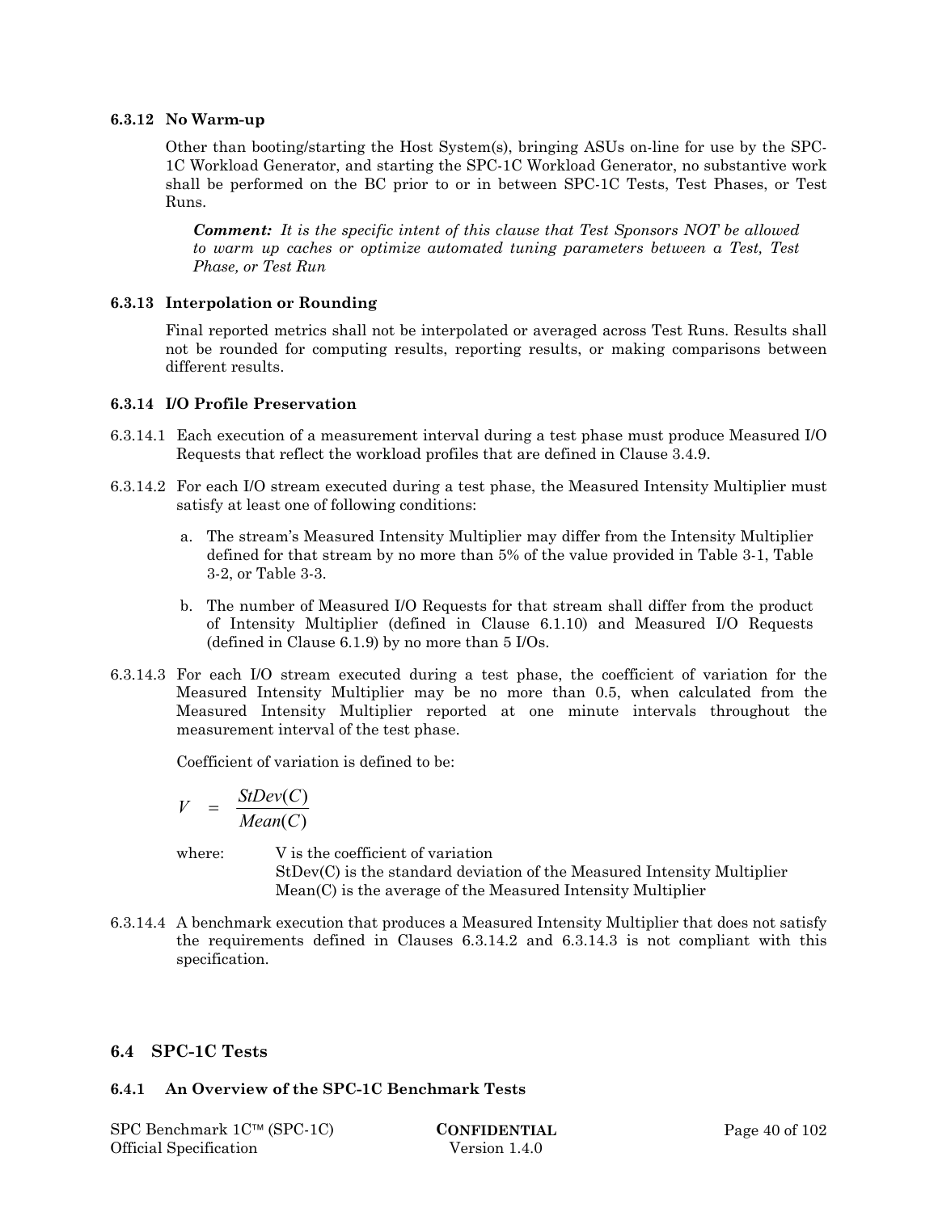### 6.3.12 No Warm-up

Other than booting/starting the Host System(s), bringing ASUs on-line for use by the SPC-1C Workload Generator, and starting the SPC-1C Workload Generator, no substantive work shall be performed on the BC prior to or in between SPC-1C Tests, Test Phases, or Test Runs.

> ***Comment:*** *It is the specific intent of this clause that Test Sponsors NOT be allowed to warm up caches or optimize automated tuning parameters between a Test, Test Phase, or Test Run*

### 6.3.13 Interpolation or Rounding

Final reported metrics shall not be interpolated or averaged across Test Runs. Results shall not be rounded for computing results, reporting results, or making comparisons between different results.

### 6.3.14 I/O Profile Preservation

6.3.14.1 Each execution of a measurement interval during a test phase must produce Measured I/O Requests that reflect the workload profiles that are defined in Clause 3.4.9.

6.3.14.2 For each I/O stream executed during a test phase, the Measured Intensity Multiplier must satisfy at least one of following conditions:

a. The stream's Measured Intensity Multiplier may differ from the Intensity Multiplier defined for that stream by no more than 5% of the value provided in Table 3-1, Table 3-2, or Table 3-3.

b. The number of Measured I/O Requests for that stream shall differ from the product of Intensity Multiplier (defined in Clause 6.1.10) and Measured I/O Requests (defined in Clause 6.1.9) by no more than 5 I/Os.

6.3.14.3 For each I/O stream executed during a test phase, the coefficient of variation for the Measured Intensity Multiplier may be no more than 0.5, when calculated from the Measured Intensity Multiplier reported at one minute intervals throughout the measurement interval of the test phase.

Coefficient of variation is defined to be:

$$V = \frac{StDev(C)}{Mean(C)}$$

where: V is the coefficient of variation
StDev(C) is the standard deviation of the Measured Intensity Multiplier
Mean(C) is the average of the Measured Intensity Multiplier

6.3.14.4 A benchmark execution that produces a Measured Intensity Multiplier that does not satisfy the requirements defined in Clauses 6.3.14.2 and 6.3.14.3 is not compliant with this specification.

## 6.4 SPC-1C Tests

### 6.4.1 An Overview of the SPC-1C Benchmark Tests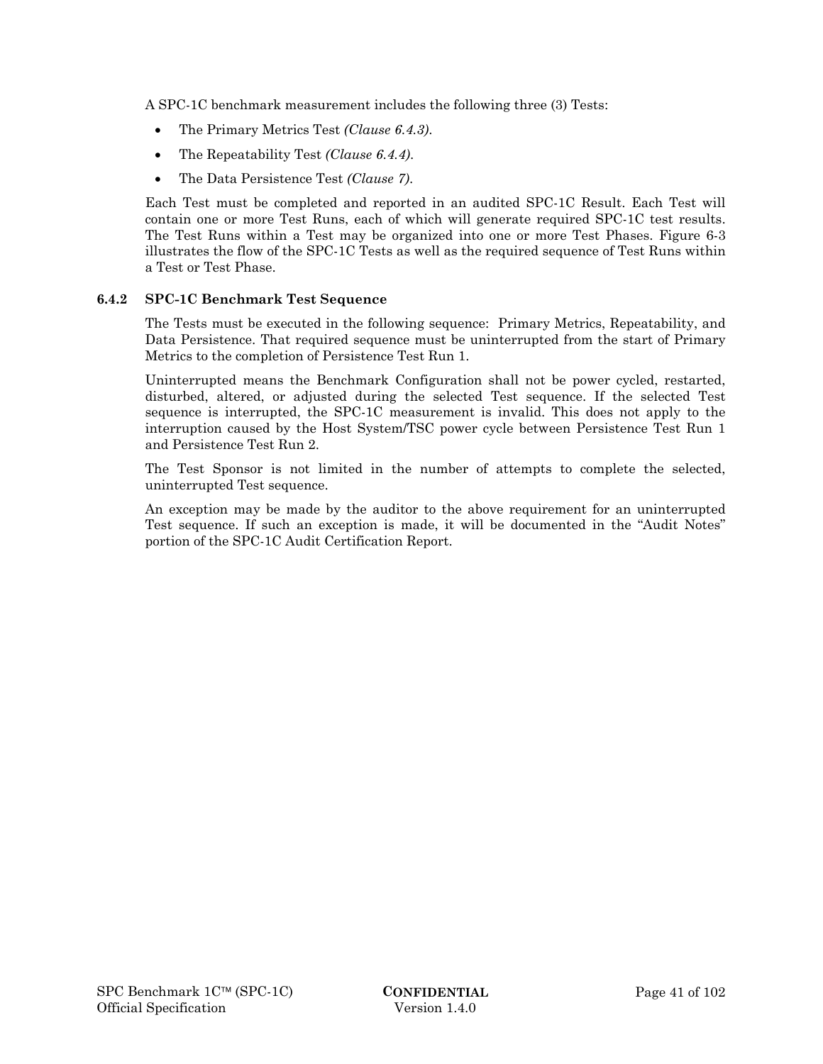A SPC-1C benchmark measurement includes the following three (3) Tests:

- The Primary Metrics Test *(Clause 6.4.3)*.
- The Repeatability Test *(Clause 6.4.4)*.
- The Data Persistence Test *(Clause 7)*.

Each Test must be completed and reported in an audited SPC-1C Result. Each Test will contain one or more Test Runs, each of which will generate required SPC-1C test results. The Test Runs within a Test may be organized into one or more Test Phases. Figure 6-3 illustrates the flow of the SPC-1C Tests as well as the required sequence of Test Runs within a Test or Test Phase.

### 6.4.2 SPC-1C Benchmark Test Sequence

The Tests must be executed in the following sequence: Primary Metrics, Repeatability, and Data Persistence. That required sequence must be uninterrupted from the start of Primary Metrics to the completion of Persistence Test Run 1.

Uninterrupted means the Benchmark Configuration shall not be power cycled, restarted, disturbed, altered, or adjusted during the selected Test sequence. If the selected Test sequence is interrupted, the SPC-1C measurement is invalid. This does not apply to the interruption caused by the Host System/TSC power cycle between Persistence Test Run 1 and Persistence Test Run 2.

The Test Sponsor is not limited in the number of attempts to complete the selected, uninterrupted Test sequence.

An exception may be made by the auditor to the above requirement for an uninterrupted Test sequence. If such an exception is made, it will be documented in the "Audit Notes" portion of the SPC-1C Audit Certification Report.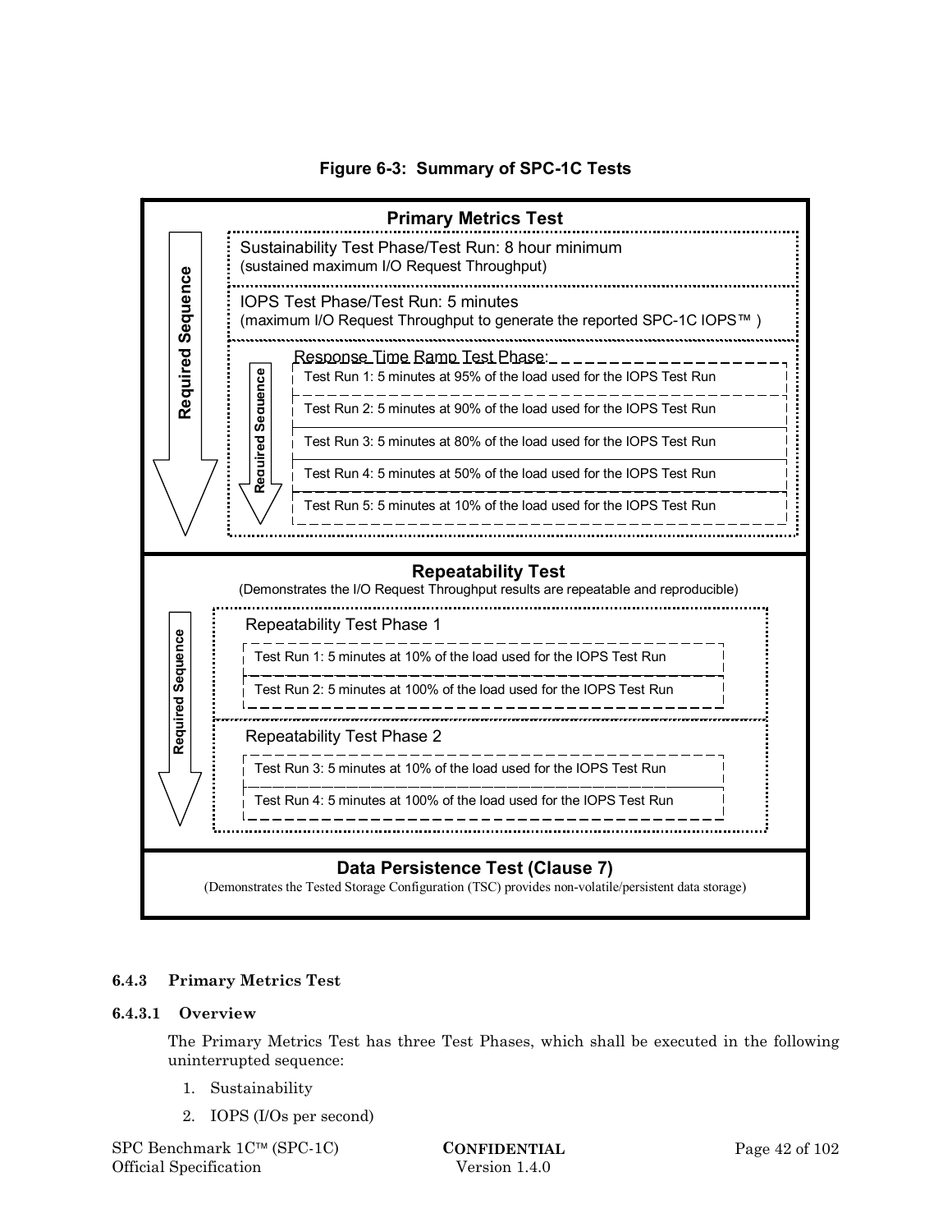**Figure 6-3: Summary of SPC-1C Tests**

**Primary Metrics Test**

Required Sequence

- Sustainability Test Phase/Test Run: 8 hour minimum
  (sustained maximum I/O Request Throughput)
- IOPS Test Phase/Test Run: 5 minutes
  (maximum I/O Request Throughput to generate the reported SPC-1C IOPS™ )
- Response Time Ramp Test Phase (Required Sequence):
  - Test Run 1: 5 minutes at 95% of the load used for the IOPS Test Run
  - Test Run 2: 5 minutes at 90% of the load used for the IOPS Test Run
  - Test Run 3: 5 minutes at 80% of the load used for the IOPS Test Run
  - Test Run 4: 5 minutes at 50% of the load used for the IOPS Test Run
  - Test Run 5: 5 minutes at 10% of the load used for the IOPS Test Run

**Repeatability Test**

(Demonstrates the I/O Request Throughput results are repeatable and reproducible)

Required Sequence

- Repeatability Test Phase 1
  - Test Run 1: 5 minutes at 10% of the load used for the IOPS Test Run
  - Test Run 2: 5 minutes at 100% of the load used for the IOPS Test Run
- Repeatability Test Phase 2
  - Test Run 3: 5 minutes at 10% of the load used for the IOPS Test Run
  - Test Run 4: 5 minutes at 100% of the load used for the IOPS Test Run

**Data Persistence Test (Clause 7)**

(Demonstrates the Tested Storage Configuration (TSC) provides non-volatile/persistent data storage)

### 6.4.3 Primary Metrics Test

#### 6.4.3.1 Overview

The Primary Metrics Test has three Test Phases, which shall be executed in the following uninterrupted sequence:

1. Sustainability
2. IOPS (I/Os per second)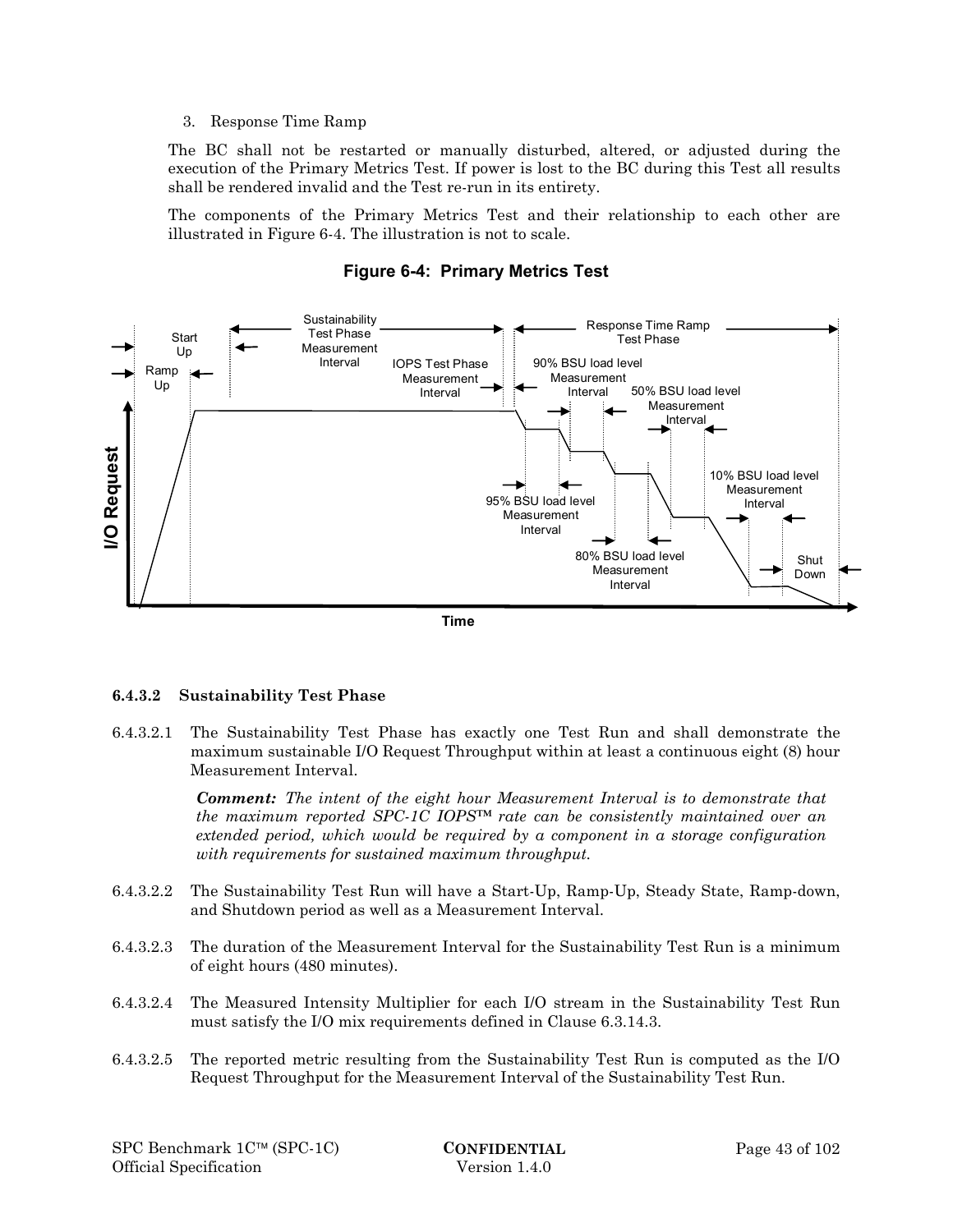3. Response Time Ramp

The BC shall not be restarted or manually disturbed, altered, or adjusted during the execution of the Primary Metrics Test. If power is lost to the BC during this Test all results shall be rendered invalid and the Test re-run in its entirety.

The components of the Primary Metrics Test and their relationship to each other are illustrated in Figure 6-4. The illustration is not to scale.

**Figure 6-4: Primary Metrics Test**

### 6.4.3.2 Sustainability Test Phase

6.4.3.2.1 The Sustainability Test Phase has exactly one Test Run and shall demonstrate the maximum sustainable I/O Request Throughput within at least a continuous eight (8) hour Measurement Interval.

> ***Comment:*** *The intent of the eight hour Measurement Interval is to demonstrate that the maximum reported SPC-1C IOPS™ rate can be consistently maintained over an extended period, which would be required by a component in a storage configuration with requirements for sustained maximum throughput.*

6.4.3.2.2 The Sustainability Test Run will have a Start-Up, Ramp-Up, Steady State, Ramp-down, and Shutdown period as well as a Measurement Interval.

6.4.3.2.3 The duration of the Measurement Interval for the Sustainability Test Run is a minimum of eight hours (480 minutes).

6.4.3.2.4 The Measured Intensity Multiplier for each I/O stream in the Sustainability Test Run must satisfy the I/O mix requirements defined in Clause 6.3.14.3.

6.4.3.2.5 The reported metric resulting from the Sustainability Test Run is computed as the I/O Request Throughput for the Measurement Interval of the Sustainability Test Run.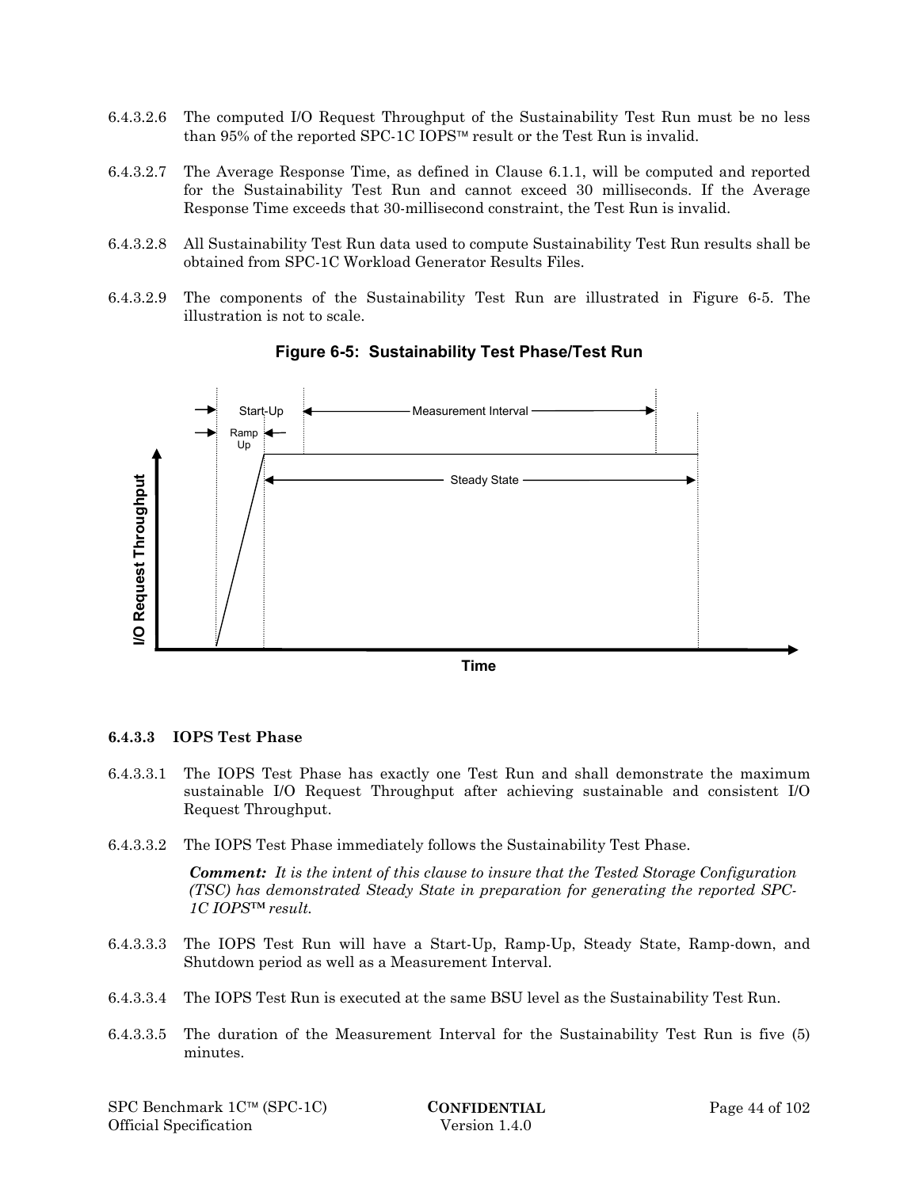6.4.3.2.6 The computed I/O Request Throughput of the Sustainability Test Run must be no less than 95% of the reported SPC-1C IOPS™ result or the Test Run is invalid.

6.4.3.2.7 The Average Response Time, as defined in Clause 6.1.1, will be computed and reported for the Sustainability Test Run and cannot exceed 30 milliseconds. If the Average Response Time exceeds that 30-millisecond constraint, the Test Run is invalid.

6.4.3.2.8 All Sustainability Test Run data used to compute Sustainability Test Run results shall be obtained from SPC-1C Workload Generator Results Files.

6.4.3.2.9 The components of the Sustainability Test Run are illustrated in Figure 6-5. The illustration is not to scale.

**Figure 6-5: Sustainability Test Phase/Test Run**

### 6.4.3.3 IOPS Test Phase

6.4.3.3.1 The IOPS Test Phase has exactly one Test Run and shall demonstrate the maximum sustainable I/O Request Throughput after achieving sustainable and consistent I/O Request Throughput.

6.4.3.3.2 The IOPS Test Phase immediately follows the Sustainability Test Phase.

***Comment:*** *It is the intent of this clause to insure that the Tested Storage Configuration (TSC) has demonstrated Steady State in preparation for generating the reported SPC-1C IOPS™ result.*

6.4.3.3.3 The IOPS Test Run will have a Start-Up, Ramp-Up, Steady State, Ramp-down, and Shutdown period as well as a Measurement Interval.

6.4.3.3.4 The IOPS Test Run is executed at the same BSU level as the Sustainability Test Run.

6.4.3.3.5 The duration of the Measurement Interval for the Sustainability Test Run is five (5) minutes.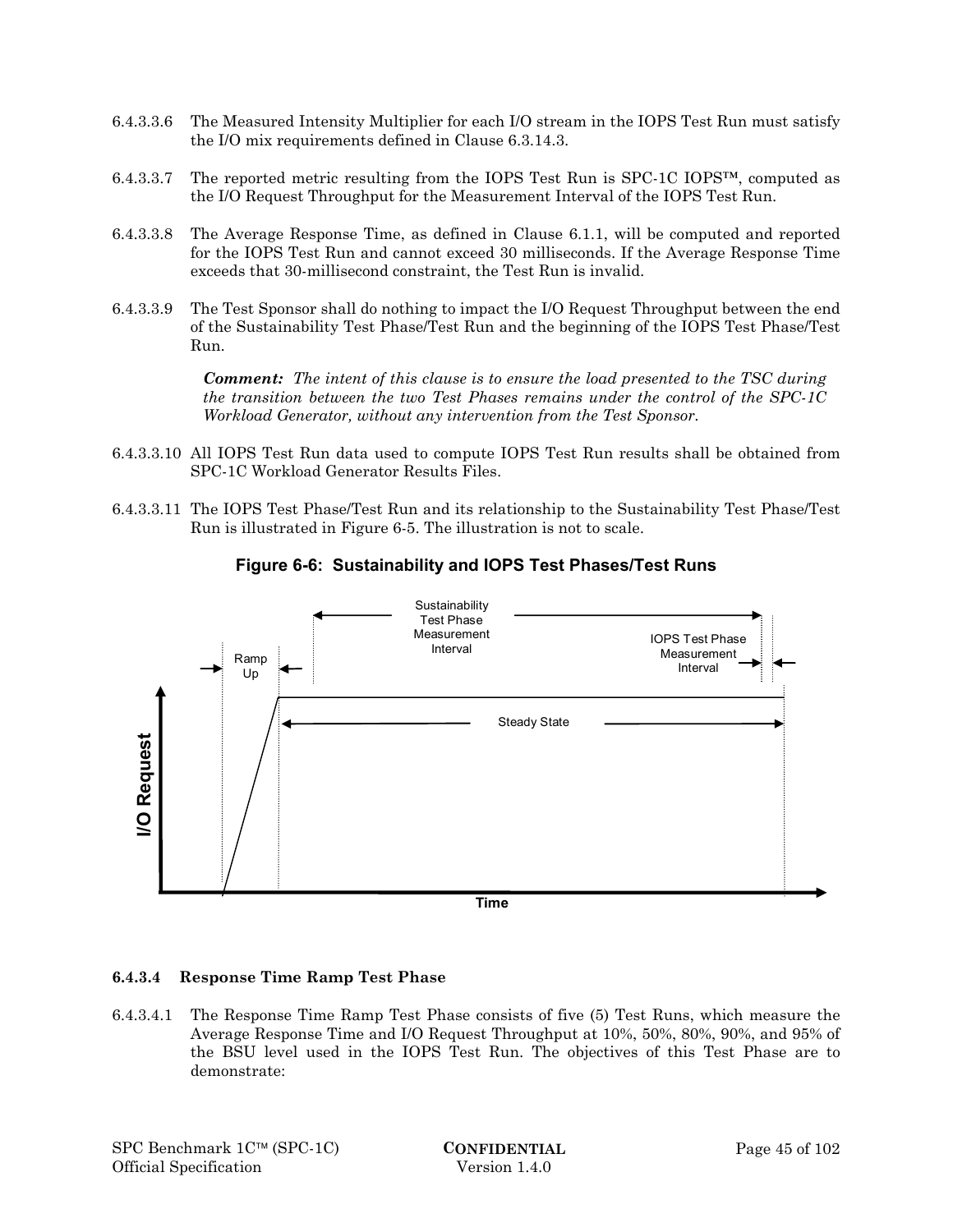6.4.3.3.6 The Measured Intensity Multiplier for each I/O stream in the IOPS Test Run must satisfy the I/O mix requirements defined in Clause 6.3.14.3.

6.4.3.3.7 The reported metric resulting from the IOPS Test Run is SPC-1C IOPS™, computed as the I/O Request Throughput for the Measurement Interval of the IOPS Test Run.

6.4.3.3.8 The Average Response Time, as defined in Clause 6.1.1, will be computed and reported for the IOPS Test Run and cannot exceed 30 milliseconds. If the Average Response Time exceeds that 30-millisecond constraint, the Test Run is invalid.

6.4.3.3.9 The Test Sponsor shall do nothing to impact the I/O Request Throughput between the end of the Sustainability Test Phase/Test Run and the beginning of the IOPS Test Phase/Test Run.

> ***Comment:*** *The intent of this clause is to ensure the load presented to the TSC during the transition between the two Test Phases remains under the control of the SPC-1C Workload Generator, without any intervention from the Test Sponsor.*

6.4.3.3.10 All IOPS Test Run data used to compute IOPS Test Run results shall be obtained from SPC-1C Workload Generator Results Files.

6.4.3.3.11 The IOPS Test Phase/Test Run and its relationship to the Sustainability Test Phase/Test Run is illustrated in Figure 6-5. The illustration is not to scale.

**Figure 6-6: Sustainability and IOPS Test Phases/Test Runs**

### 6.4.3.4 Response Time Ramp Test Phase

6.4.3.4.1 The Response Time Ramp Test Phase consists of five (5) Test Runs, which measure the Average Response Time and I/O Request Throughput at 10%, 50%, 80%, 90%, and 95% of the BSU level used in the IOPS Test Run. The objectives of this Test Phase are to demonstrate: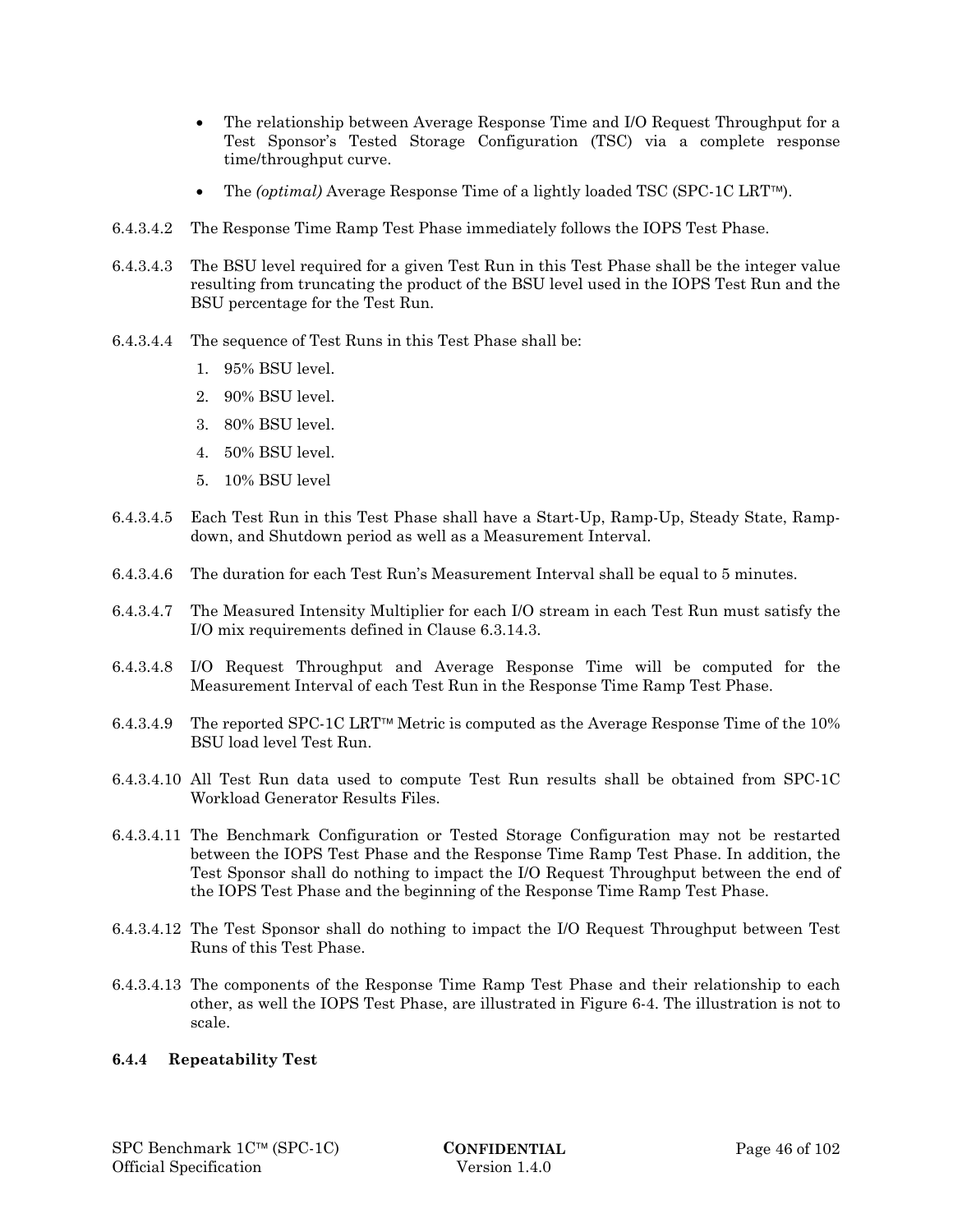- The relationship between Average Response Time and I/O Request Throughput for a Test Sponsor's Tested Storage Configuration (TSC) via a complete response time/throughput curve.
- The *(optimal)* Average Response Time of a lightly loaded TSC (SPC-1C LRT™).

6.4.3.4.2 The Response Time Ramp Test Phase immediately follows the IOPS Test Phase.

6.4.3.4.3 The BSU level required for a given Test Run in this Test Phase shall be the integer value resulting from truncating the product of the BSU level used in the IOPS Test Run and the BSU percentage for the Test Run.

6.4.3.4.4 The sequence of Test Runs in this Test Phase shall be:

1. 95% BSU level.
2. 90% BSU level.
3. 80% BSU level.
4. 50% BSU level.
5. 10% BSU level

6.4.3.4.5 Each Test Run in this Test Phase shall have a Start-Up, Ramp-Up, Steady State, Ramp-down, and Shutdown period as well as a Measurement Interval.

6.4.3.4.6 The duration for each Test Run's Measurement Interval shall be equal to 5 minutes.

6.4.3.4.7 The Measured Intensity Multiplier for each I/O stream in each Test Run must satisfy the I/O mix requirements defined in Clause 6.3.14.3.

6.4.3.4.8 I/O Request Throughput and Average Response Time will be computed for the Measurement Interval of each Test Run in the Response Time Ramp Test Phase.

6.4.3.4.9 The reported SPC-1C LRT™ Metric is computed as the Average Response Time of the 10% BSU load level Test Run.

6.4.3.4.10 All Test Run data used to compute Test Run results shall be obtained from SPC-1C Workload Generator Results Files.

6.4.3.4.11 The Benchmark Configuration or Tested Storage Configuration may not be restarted between the IOPS Test Phase and the Response Time Ramp Test Phase. In addition, the Test Sponsor shall do nothing to impact the I/O Request Throughput between the end of the IOPS Test Phase and the beginning of the Response Time Ramp Test Phase.

6.4.3.4.12 The Test Sponsor shall do nothing to impact the I/O Request Throughput between Test Runs of this Test Phase.

6.4.3.4.13 The components of the Response Time Ramp Test Phase and their relationship to each other, as well the IOPS Test Phase, are illustrated in Figure 6-4. The illustration is not to scale.

### 6.4.4 Repeatability Test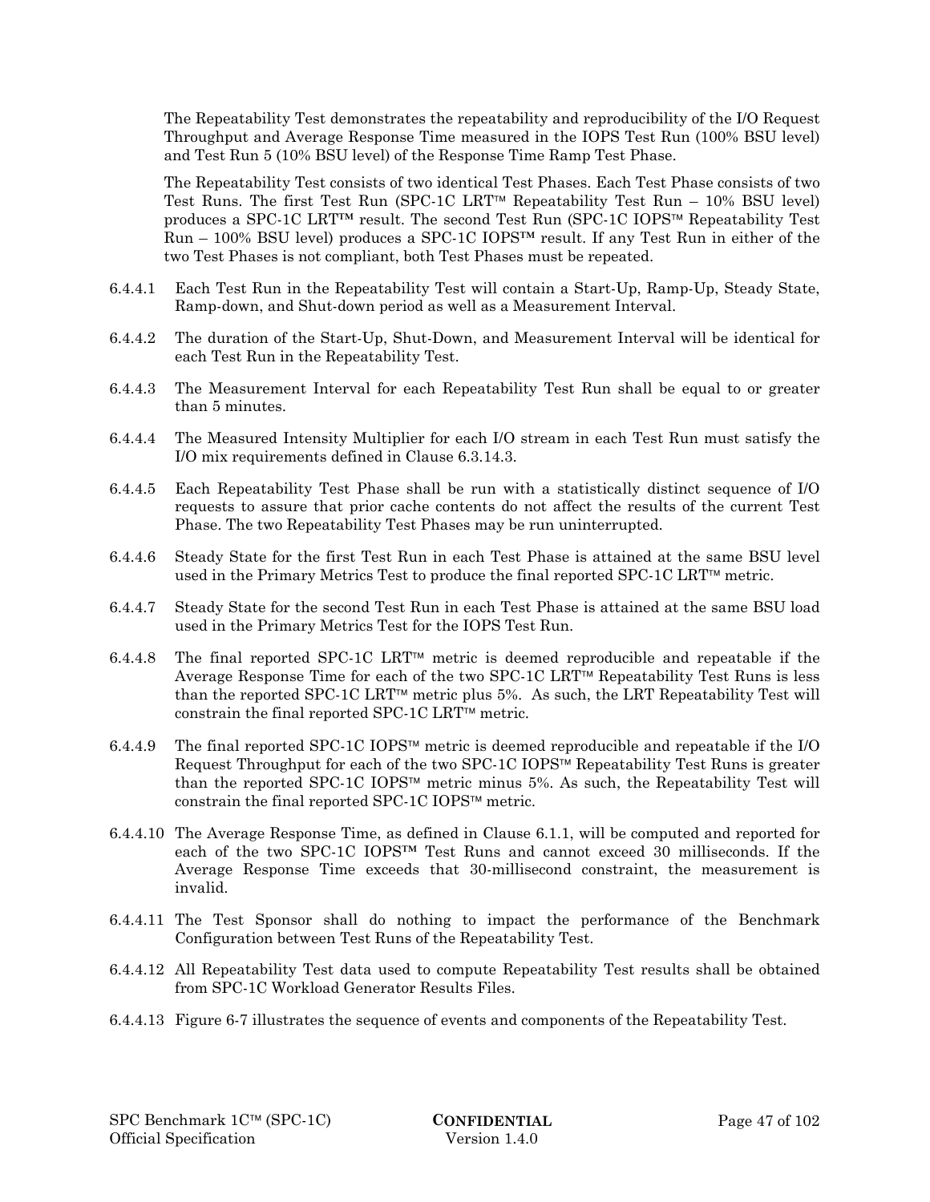The Repeatability Test demonstrates the repeatability and reproducibility of the I/O Request Throughput and Average Response Time measured in the IOPS Test Run (100% BSU level) and Test Run 5 (10% BSU level) of the Response Time Ramp Test Phase.

The Repeatability Test consists of two identical Test Phases. Each Test Phase consists of two Test Runs. The first Test Run (SPC-1C LRT™ Repeatability Test Run – 10% BSU level) produces a SPC-1C LRT™ result. The second Test Run (SPC-1C IOPS™ Repeatability Test Run – 100% BSU level) produces a SPC-1C IOPS™ result. If any Test Run in either of the two Test Phases is not compliant, both Test Phases must be repeated.

6.4.4.1 Each Test Run in the Repeatability Test will contain a Start-Up, Ramp-Up, Steady State, Ramp-down, and Shut-down period as well as a Measurement Interval.

6.4.4.2 The duration of the Start-Up, Shut-Down, and Measurement Interval will be identical for each Test Run in the Repeatability Test.

6.4.4.3 The Measurement Interval for each Repeatability Test Run shall be equal to or greater than 5 minutes.

6.4.4.4 The Measured Intensity Multiplier for each I/O stream in each Test Run must satisfy the I/O mix requirements defined in Clause 6.3.14.3.

6.4.4.5 Each Repeatability Test Phase shall be run with a statistically distinct sequence of I/O requests to assure that prior cache contents do not affect the results of the current Test Phase. The two Repeatability Test Phases may be run uninterrupted.

6.4.4.6 Steady State for the first Test Run in each Test Phase is attained at the same BSU level used in the Primary Metrics Test to produce the final reported SPC-1C LRT™ metric.

6.4.4.7 Steady State for the second Test Run in each Test Phase is attained at the same BSU load used in the Primary Metrics Test for the IOPS Test Run.

6.4.4.8 The final reported SPC-1C LRT™ metric is deemed reproducible and repeatable if the Average Response Time for each of the two SPC-1C LRT™ Repeatability Test Runs is less than the reported SPC-1C LRT™ metric plus 5%. As such, the LRT Repeatability Test will constrain the final reported SPC-1C LRT™ metric.

6.4.4.9 The final reported SPC-1C IOPS™ metric is deemed reproducible and repeatable if the I/O Request Throughput for each of the two SPC-1C IOPS™ Repeatability Test Runs is greater than the reported SPC-1C IOPS™ metric minus 5%. As such, the Repeatability Test will constrain the final reported SPC-1C IOPS™ metric.

6.4.4.10 The Average Response Time, as defined in Clause 6.1.1, will be computed and reported for each of the two SPC-1C IOPS™ Test Runs and cannot exceed 30 milliseconds. If the Average Response Time exceeds that 30-millisecond constraint, the measurement is invalid.

6.4.4.11 The Test Sponsor shall do nothing to impact the performance of the Benchmark Configuration between Test Runs of the Repeatability Test.

6.4.4.12 All Repeatability Test data used to compute Repeatability Test results shall be obtained from SPC-1C Workload Generator Results Files.

6.4.4.13 Figure 6-7 illustrates the sequence of events and components of the Repeatability Test.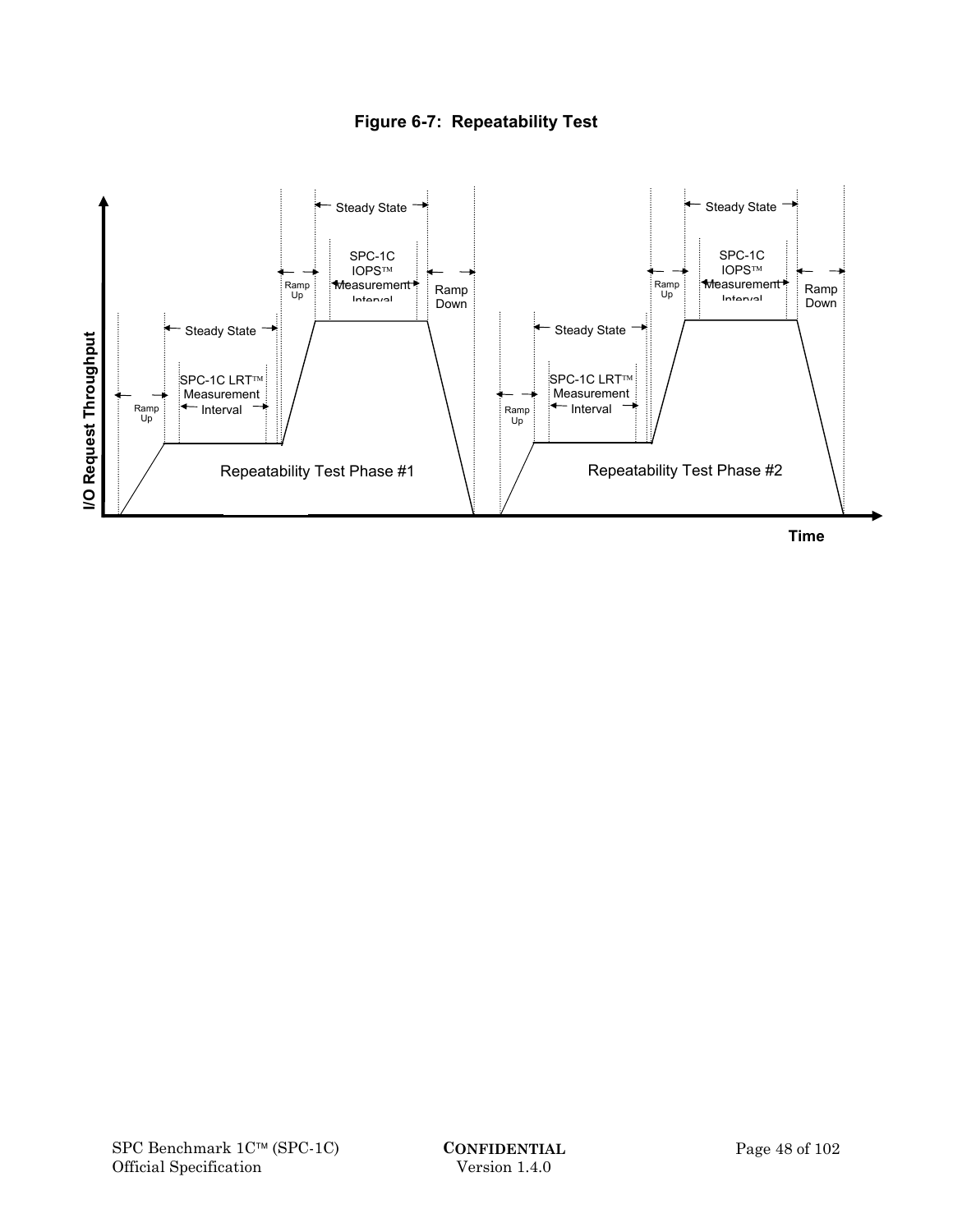**Figure 6-7: Repeatability Test**

I/O Request Throughput

Ramp Up | Steady State | SPC-1C LRT™ Measurement Interval | Ramp Up | Steady State | SPC-1C IOPS™ Measurement Interval | Ramp Down

Repeatability Test Phase #1

Ramp Up | Steady State | SPC-1C LRT™ Measurement Interval | Ramp Up | Steady State | SPC-1C IOPS™ Measurement Interval | Ramp Down

Repeatability Test Phase #2

Time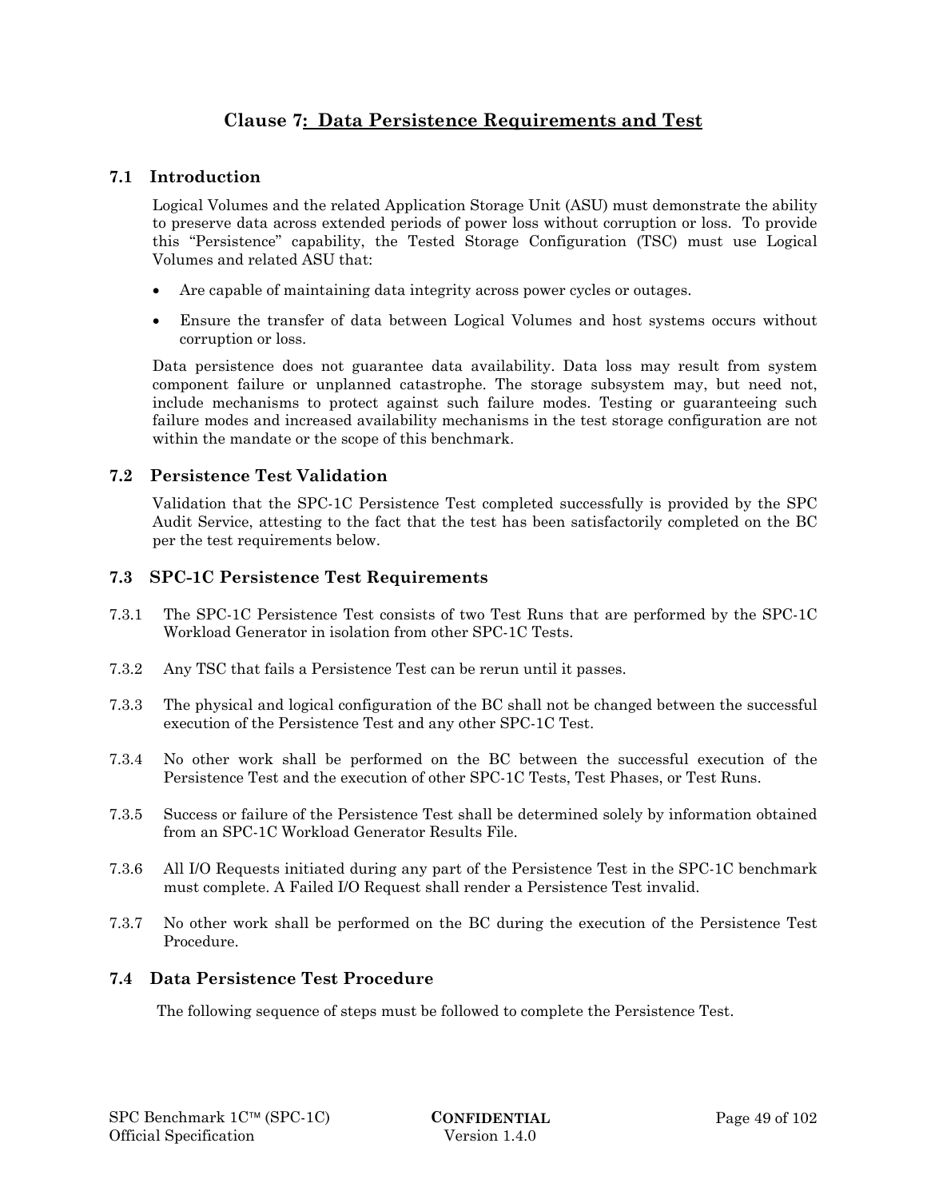# Clause 7: Data Persistence Requirements and Test

## 7.1 Introduction

Logical Volumes and the related Application Storage Unit (ASU) must demonstrate the ability to preserve data across extended periods of power loss without corruption or loss. To provide this "Persistence" capability, the Tested Storage Configuration (TSC) must use Logical Volumes and related ASU that:

- Are capable of maintaining data integrity across power cycles or outages.
- Ensure the transfer of data between Logical Volumes and host systems occurs without corruption or loss.

Data persistence does not guarantee data availability. Data loss may result from system component failure or unplanned catastrophe. The storage subsystem may, but need not, include mechanisms to protect against such failure modes. Testing or guaranteeing such failure modes and increased availability mechanisms in the test storage configuration are not within the mandate or the scope of this benchmark.

## 7.2 Persistence Test Validation

Validation that the SPC-1C Persistence Test completed successfully is provided by the SPC Audit Service, attesting to the fact that the test has been satisfactorily completed on the BC per the test requirements below.

## 7.3 SPC-1C Persistence Test Requirements

7.3.1 The SPC-1C Persistence Test consists of two Test Runs that are performed by the SPC-1C Workload Generator in isolation from other SPC-1C Tests.

7.3.2 Any TSC that fails a Persistence Test can be rerun until it passes.

7.3.3 The physical and logical configuration of the BC shall not be changed between the successful execution of the Persistence Test and any other SPC-1C Test.

7.3.4 No other work shall be performed on the BC between the successful execution of the Persistence Test and the execution of other SPC-1C Tests, Test Phases, or Test Runs.

7.3.5 Success or failure of the Persistence Test shall be determined solely by information obtained from an SPC-1C Workload Generator Results File.

7.3.6 All I/O Requests initiated during any part of the Persistence Test in the SPC-1C benchmark must complete. A Failed I/O Request shall render a Persistence Test invalid.

7.3.7 No other work shall be performed on the BC during the execution of the Persistence Test Procedure.

## 7.4 Data Persistence Test Procedure

The following sequence of steps must be followed to complete the Persistence Test.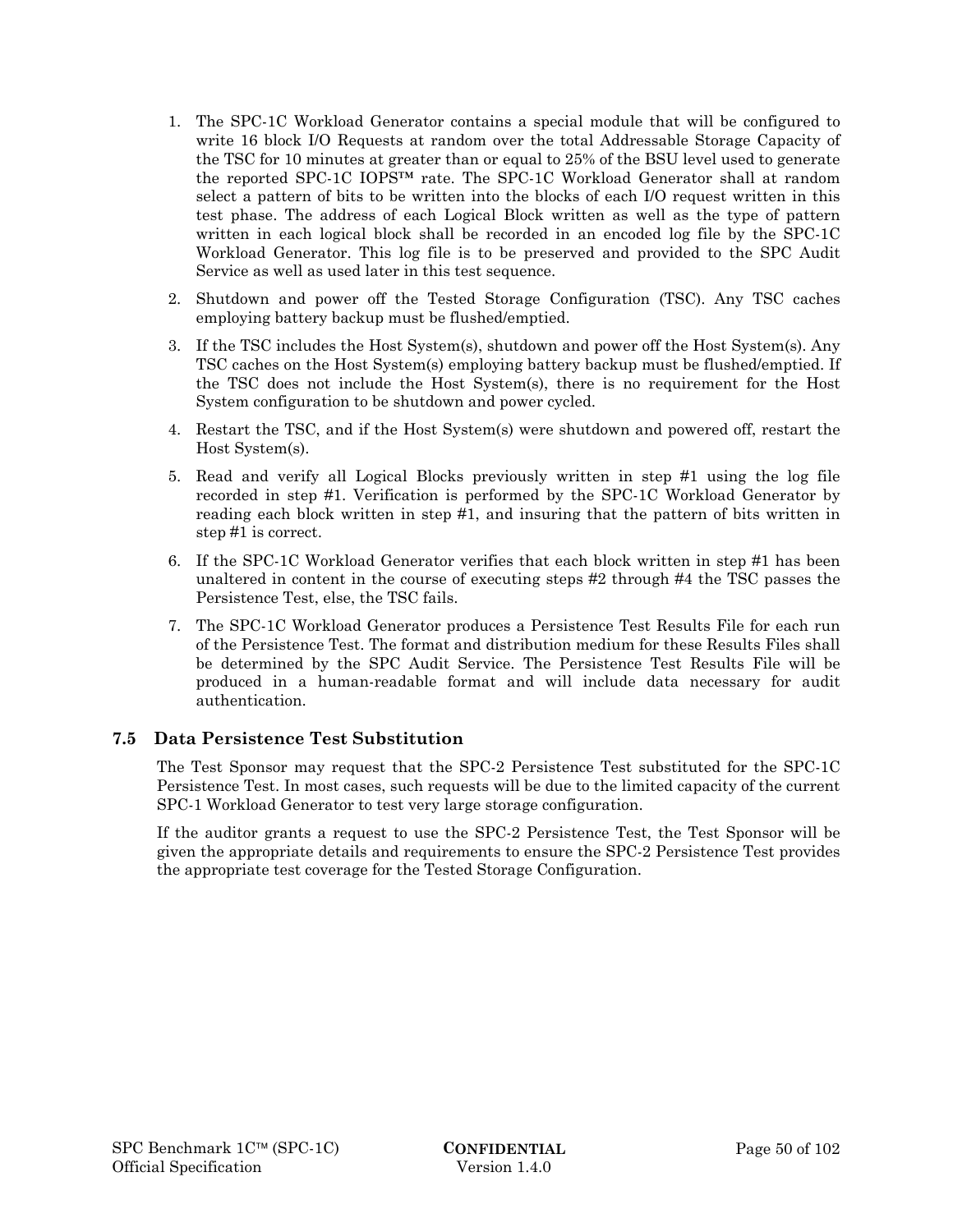1. The SPC-1C Workload Generator contains a special module that will be configured to write 16 block I/O Requests at random over the total Addressable Storage Capacity of the TSC for 10 minutes at greater than or equal to 25% of the BSU level used to generate the reported SPC-1C IOPS™ rate. The SPC-1C Workload Generator shall at random select a pattern of bits to be written into the blocks of each I/O request written in this test phase. The address of each Logical Block written as well as the type of pattern written in each logical block shall be recorded in an encoded log file by the SPC-1C Workload Generator. This log file is to be preserved and provided to the SPC Audit Service as well as used later in this test sequence.
2. Shutdown and power off the Tested Storage Configuration (TSC). Any TSC caches employing battery backup must be flushed/emptied.
3. If the TSC includes the Host System(s), shutdown and power off the Host System(s). Any TSC caches on the Host System(s) employing battery backup must be flushed/emptied. If the TSC does not include the Host System(s), there is no requirement for the Host System configuration to be shutdown and power cycled.
4. Restart the TSC, and if the Host System(s) were shutdown and powered off, restart the Host System(s).
5. Read and verify all Logical Blocks previously written in step #1 using the log file recorded in step #1. Verification is performed by the SPC-1C Workload Generator by reading each block written in step #1, and insuring that the pattern of bits written in step #1 is correct.
6. If the SPC-1C Workload Generator verifies that each block written in step #1 has been unaltered in content in the course of executing steps #2 through #4 the TSC passes the Persistence Test, else, the TSC fails.
7. The SPC-1C Workload Generator produces a Persistence Test Results File for each run of the Persistence Test. The format and distribution medium for these Results Files shall be determined by the SPC Audit Service. The Persistence Test Results File will be produced in a human-readable format and will include data necessary for audit authentication.

## 7.5 Data Persistence Test Substitution

The Test Sponsor may request that the SPC-2 Persistence Test substituted for the SPC-1C Persistence Test. In most cases, such requests will be due to the limited capacity of the current SPC-1 Workload Generator to test very large storage configuration.

If the auditor grants a request to use the SPC-2 Persistence Test, the Test Sponsor will be given the appropriate details and requirements to ensure the SPC-2 Persistence Test provides the appropriate test coverage for the Tested Storage Configuration.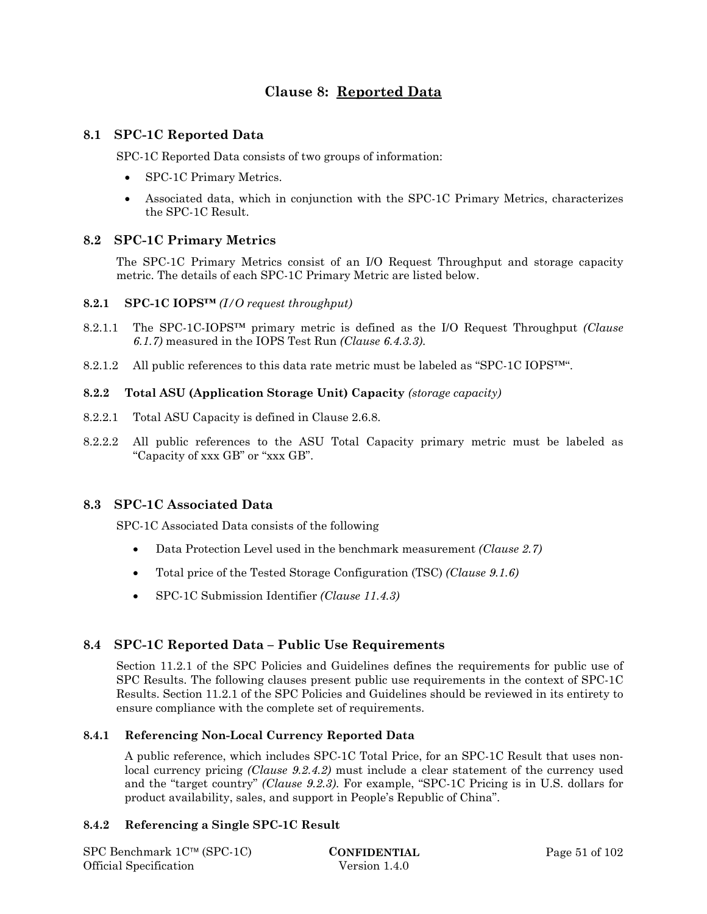# Clause 8: Reported Data

## 8.1 SPC-1C Reported Data

SPC-1C Reported Data consists of two groups of information:

- SPC-1C Primary Metrics.
- Associated data, which in conjunction with the SPC-1C Primary Metrics, characterizes the SPC-1C Result.

## 8.2 SPC-1C Primary Metrics

The SPC-1C Primary Metrics consist of an I/O Request Throughput and storage capacity metric. The details of each SPC-1C Primary Metric are listed below.

### 8.2.1 SPC-1C IOPS™ *(I/O request throughput)*

8.2.1.1 The SPC-1C-IOPS™ primary metric is defined as the I/O Request Throughput *(Clause 6.1.7)* measured in the IOPS Test Run *(Clause 6.4.3.3)*.

8.2.1.2 All public references to this data rate metric must be labeled as "SPC-1C IOPS™".

### 8.2.2 Total ASU (Application Storage Unit) Capacity *(storage capacity)*

8.2.2.1 Total ASU Capacity is defined in Clause 2.6.8.

8.2.2.2 All public references to the ASU Total Capacity primary metric must be labeled as "Capacity of xxx GB" or "xxx GB".

## 8.3 SPC-1C Associated Data

SPC-1C Associated Data consists of the following

- Data Protection Level used in the benchmark measurement *(Clause 2.7)*
- Total price of the Tested Storage Configuration (TSC) *(Clause 9.1.6)*
- SPC-1C Submission Identifier *(Clause 11.4.3)*

## 8.4 SPC-1C Reported Data – Public Use Requirements

Section 11.2.1 of the SPC Policies and Guidelines defines the requirements for public use of SPC Results. The following clauses present public use requirements in the context of SPC-1C Results. Section 11.2.1 of the SPC Policies and Guidelines should be reviewed in its entirety to ensure compliance with the complete set of requirements.

### 8.4.1 Referencing Non-Local Currency Reported Data

A public reference, which includes SPC-1C Total Price, for an SPC-1C Result that uses non-local currency pricing *(Clause 9.2.4.2)* must include a clear statement of the currency used and the "target country" *(Clause 9.2.3)*. For example, "SPC-1C Pricing is in U.S. dollars for product availability, sales, and support in People's Republic of China".

### 8.4.2 Referencing a Single SPC-1C Result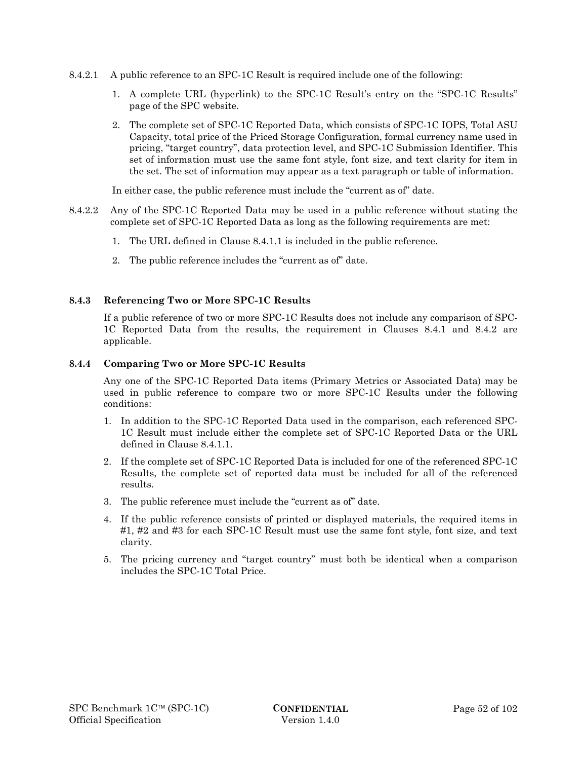8.4.2.1 A public reference to an SPC-1C Result is required include one of the following:

1. A complete URL (hyperlink) to the SPC-1C Result's entry on the "SPC-1C Results" page of the SPC website.
2. The complete set of SPC-1C Reported Data, which consists of SPC-1C IOPS, Total ASU Capacity, total price of the Priced Storage Configuration, formal currency name used in pricing, "target country", data protection level, and SPC-1C Submission Identifier. This set of information must use the same font style, font size, and text clarity for item in the set. The set of information may appear as a text paragraph or table of information.

In either case, the public reference must include the "current as of" date.

8.4.2.2 Any of the SPC-1C Reported Data may be used in a public reference without stating the complete set of SPC-1C Reported Data as long as the following requirements are met:

1. The URL defined in Clause 8.4.1.1 is included in the public reference.
2. The public reference includes the "current as of" date.

### 8.4.3 Referencing Two or More SPC-1C Results

If a public reference of two or more SPC-1C Results does not include any comparison of SPC-1C Reported Data from the results, the requirement in Clauses 8.4.1 and 8.4.2 are applicable.

### 8.4.4 Comparing Two or More SPC-1C Results

Any one of the SPC-1C Reported Data items (Primary Metrics or Associated Data) may be used in public reference to compare two or more SPC-1C Results under the following conditions:

1. In addition to the SPC-1C Reported Data used in the comparison, each referenced SPC-1C Result must include either the complete set of SPC-1C Reported Data or the URL defined in Clause 8.4.1.1.
2. If the complete set of SPC-1C Reported Data is included for one of the referenced SPC-1C Results, the complete set of reported data must be included for all of the referenced results.
3. The public reference must include the "current as of" date.
4. If the public reference consists of printed or displayed materials, the required items in #1, #2 and #3 for each SPC-1C Result must use the same font style, font size, and text clarity.
5. The pricing currency and "target country" must both be identical when a comparison includes the SPC-1C Total Price.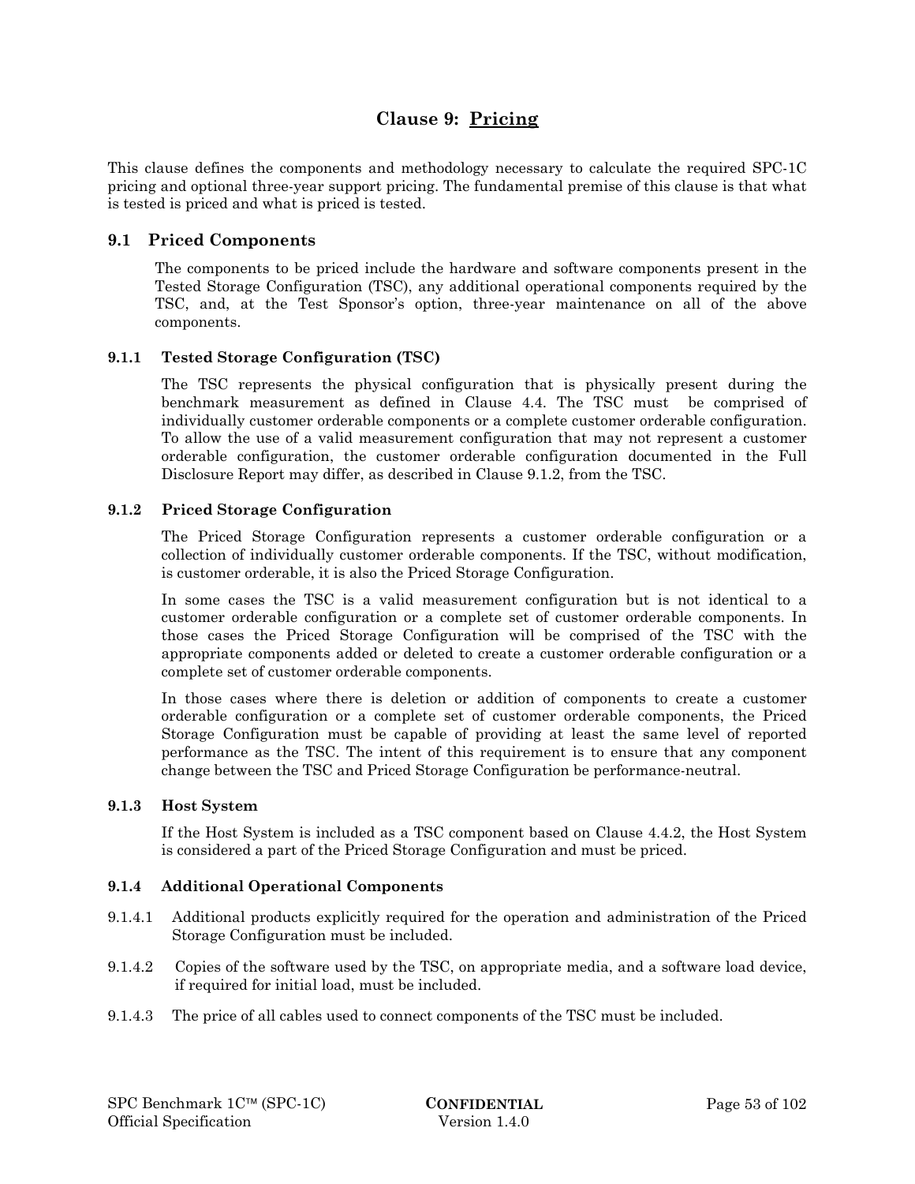# Clause 9: Pricing

This clause defines the components and methodology necessary to calculate the required SPC-1C pricing and optional three-year support pricing. The fundamental premise of this clause is that what is tested is priced and what is priced is tested.

## 9.1 Priced Components

The components to be priced include the hardware and software components present in the Tested Storage Configuration (TSC), any additional operational components required by the TSC, and, at the Test Sponsor's option, three-year maintenance on all of the above components.

### 9.1.1 Tested Storage Configuration (TSC)

The TSC represents the physical configuration that is physically present during the benchmark measurement as defined in Clause 4.4. The TSC must be comprised of individually customer orderable components or a complete customer orderable configuration. To allow the use of a valid measurement configuration that may not represent a customer orderable configuration, the customer orderable configuration documented in the Full Disclosure Report may differ, as described in Clause 9.1.2, from the TSC.

### 9.1.2 Priced Storage Configuration

The Priced Storage Configuration represents a customer orderable configuration or a collection of individually customer orderable components. If the TSC, without modification, is customer orderable, it is also the Priced Storage Configuration.

In some cases the TSC is a valid measurement configuration but is not identical to a customer orderable configuration or a complete set of customer orderable components. In those cases the Priced Storage Configuration will be comprised of the TSC with the appropriate components added or deleted to create a customer orderable configuration or a complete set of customer orderable components.

In those cases where there is deletion or addition of components to create a customer orderable configuration or a complete set of customer orderable components, the Priced Storage Configuration must be capable of providing at least the same level of reported performance as the TSC. The intent of this requirement is to ensure that any component change between the TSC and Priced Storage Configuration be performance-neutral.

### 9.1.3 Host System

If the Host System is included as a TSC component based on Clause 4.4.2, the Host System is considered a part of the Priced Storage Configuration and must be priced.

### 9.1.4 Additional Operational Components

9.1.4.1 Additional products explicitly required for the operation and administration of the Priced Storage Configuration must be included.

9.1.4.2 Copies of the software used by the TSC, on appropriate media, and a software load device, if required for initial load, must be included.

9.1.4.3 The price of all cables used to connect components of the TSC must be included.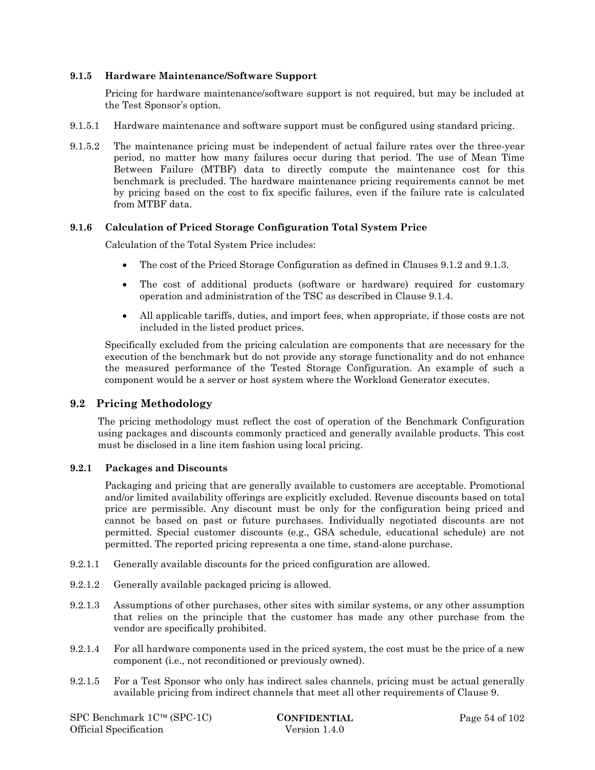### 9.1.5 Hardware Maintenance/Software Support

Pricing for hardware maintenance/software support is not required, but may be included at the Test Sponsor's option.

9.1.5.1 Hardware maintenance and software support must be configured using standard pricing.

9.1.5.2 The maintenance pricing must be independent of actual failure rates over the three-year period, no matter how many failures occur during that period. The use of Mean Time Between Failure (MTBF) data to directly compute the maintenance cost for this benchmark is precluded. The hardware maintenance pricing requirements cannot be met by pricing based on the cost to fix specific failures, even if the failure rate is calculated from MTBF data.

### 9.1.6 Calculation of Priced Storage Configuration Total System Price

Calculation of the Total System Price includes:

- The cost of the Priced Storage Configuration as defined in Clauses 9.1.2 and 9.1.3.
- The cost of additional products (software or hardware) required for customary operation and administration of the TSC as described in Clause 9.1.4.
- All applicable tariffs, duties, and import fees, when appropriate, if those costs are not included in the listed product prices.

Specifically excluded from the pricing calculation are components that are necessary for the execution of the benchmark but do not provide any storage functionality and do not enhance the measured performance of the Tested Storage Configuration. An example of such a component would be a server or host system where the Workload Generator executes.

## 9.2 Pricing Methodology

The pricing methodology must reflect the cost of operation of the Benchmark Configuration using packages and discounts commonly practiced and generally available products. This cost must be disclosed in a line item fashion using local pricing.

### 9.2.1 Packages and Discounts

Packaging and pricing that are generally available to customers are acceptable. Promotional and/or limited availability offerings are explicitly excluded. Revenue discounts based on total price are permissible. Any discount must be only for the configuration being priced and cannot be based on past or future purchases. Individually negotiated discounts are not permitted. Special customer discounts (e.g., GSA schedule, educational schedule) are not permitted. The reported pricing representa a one time, stand-alone purchase.

9.2.1.1 Generally available discounts for the priced configuration are allowed.

9.2.1.2 Generally available packaged pricing is allowed.

9.2.1.3 Assumptions of other purchases, other sites with similar systems, or any other assumption that relies on the principle that the customer has made any other purchase from the vendor are specifically prohibited.

9.2.1.4 For all hardware components used in the priced system, the cost must be the price of a new component (i.e., not reconditioned or previously owned).

9.2.1.5 For a Test Sponsor who only has indirect sales channels, pricing must be actual generally available pricing from indirect channels that meet all other requirements of Clause 9.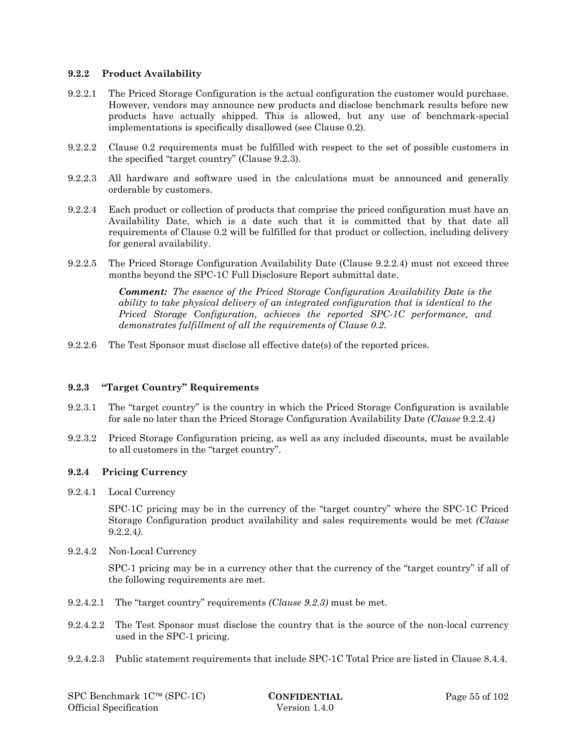### 9.2.2 Product Availability

9.2.2.1 The Priced Storage Configuration is the actual configuration the customer would purchase. However, vendors may announce new products and disclose benchmark results before new products have actually shipped. This is allowed, but any use of benchmark-special implementations is specifically disallowed (see Clause 0.2).

9.2.2.2 Clause 0.2 requirements must be fulfilled with respect to the set of possible customers in the specified "target country" (Clause 9.2.3).

9.2.2.3 All hardware and software used in the calculations must be announced and generally orderable by customers.

9.2.2.4 Each product or collection of products that comprise the priced configuration must have an Availability Date, which is a date such that it is committed that by that date all requirements of Clause 0.2 will be fulfilled for that product or collection, including delivery for general availability.

9.2.2.5 The Priced Storage Configuration Availability Date (Clause 9.2.2.4) must not exceed three months beyond the SPC-1C Full Disclosure Report submittal date.

> ***Comment:*** *The essence of the Priced Storage Configuration Availability Date is the ability to take physical delivery of an integrated configuration that is identical to the Priced Storage Configuration, achieves the reported SPC-1C performance, and demonstrates fulfillment of all the requirements of Clause 0.2.*

9.2.2.6 The Test Sponsor must disclose all effective date(s) of the reported prices.

### 9.2.3 "Target Country" Requirements

9.2.3.1 The "target country" is the country in which the Priced Storage Configuration is available for sale no later than the Priced Storage Configuration Availability Date *(Clause* 9.2.2.4*)*

9.2.3.2 Priced Storage Configuration pricing, as well as any included discounts, must be available to all customers in the "target country".

### 9.2.4 Pricing Currency

9.2.4.1 Local Currency

SPC-1C pricing may be in the currency of the "target country" where the SPC-1C Priced Storage Configuration product availability and sales requirements would be met *(Clause* 9.2.2.4*)*.

9.2.4.2 Non-Local Currency

SPC-1 pricing may be in a currency other that the currency of the "target country" if all of the following requirements are met.

9.2.4.2.1 The "target country" requirements *(Clause 9.2.3)* must be met.

9.2.4.2.2 The Test Sponsor must disclose the country that is the source of the non-local currency used in the SPC-1 pricing.

9.2.4.2.3 Public statement requirements that include SPC-1C Total Price are listed in Clause 8.4.4.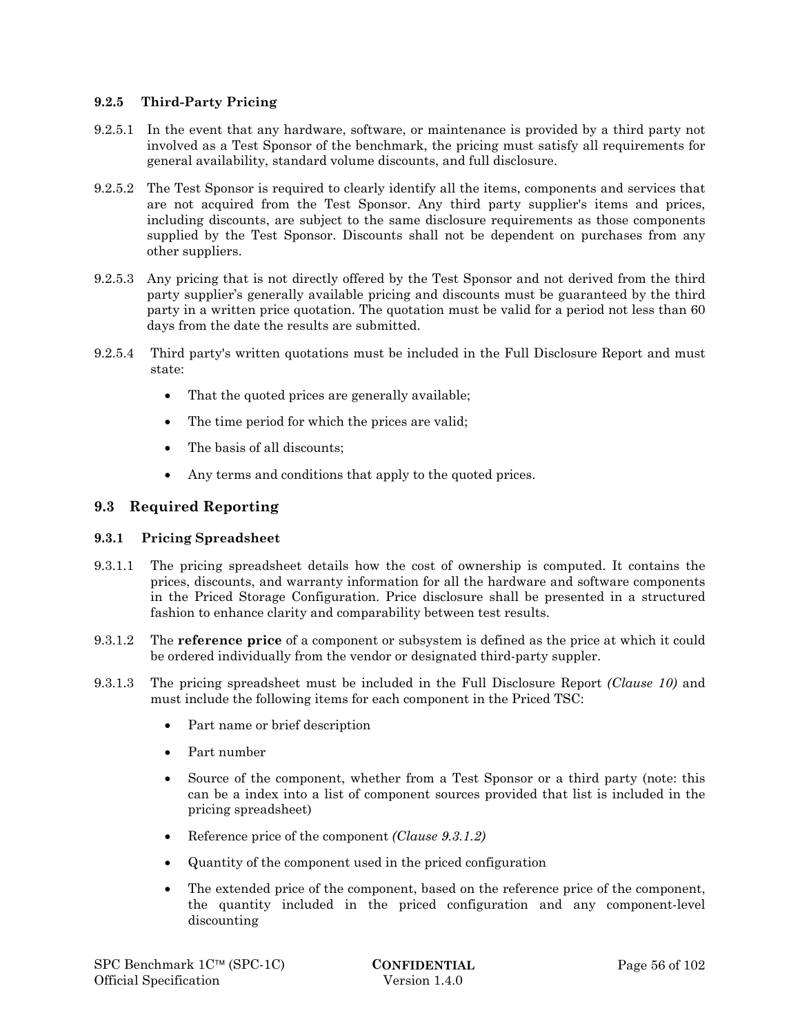### 9.2.5 Third-Party Pricing

9.2.5.1 In the event that any hardware, software, or maintenance is provided by a third party not involved as a Test Sponsor of the benchmark, the pricing must satisfy all requirements for general availability, standard volume discounts, and full disclosure.

9.2.5.2 The Test Sponsor is required to clearly identify all the items, components and services that are not acquired from the Test Sponsor. Any third party supplier's items and prices, including discounts, are subject to the same disclosure requirements as those components supplied by the Test Sponsor. Discounts shall not be dependent on purchases from any other suppliers.

9.2.5.3 Any pricing that is not directly offered by the Test Sponsor and not derived from the third party supplier's generally available pricing and discounts must be guaranteed by the third party in a written price quotation. The quotation must be valid for a period not less than 60 days from the date the results are submitted.

9.2.5.4 Third party's written quotations must be included in the Full Disclosure Report and must state:

- That the quoted prices are generally available;
- The time period for which the prices are valid;
- The basis of all discounts;
- Any terms and conditions that apply to the quoted prices.

## 9.3 Required Reporting

### 9.3.1 Pricing Spreadsheet

9.3.1.1 The pricing spreadsheet details how the cost of ownership is computed. It contains the prices, discounts, and warranty information for all the hardware and software components in the Priced Storage Configuration. Price disclosure shall be presented in a structured fashion to enhance clarity and comparability between test results.

9.3.1.2 The **reference price** of a component or subsystem is defined as the price at which it could be ordered individually from the vendor or designated third-party suppler.

9.3.1.3 The pricing spreadsheet must be included in the Full Disclosure Report *(Clause 10)* and must include the following items for each component in the Priced TSC:

- Part name or brief description
- Part number
- Source of the component, whether from a Test Sponsor or a third party (note: this can be a index into a list of component sources provided that list is included in the pricing spreadsheet)
- Reference price of the component *(Clause 9.3.1.2)*
- Quantity of the component used in the priced configuration
- The extended price of the component, based on the reference price of the component, the quantity included in the priced configuration and any component-level discounting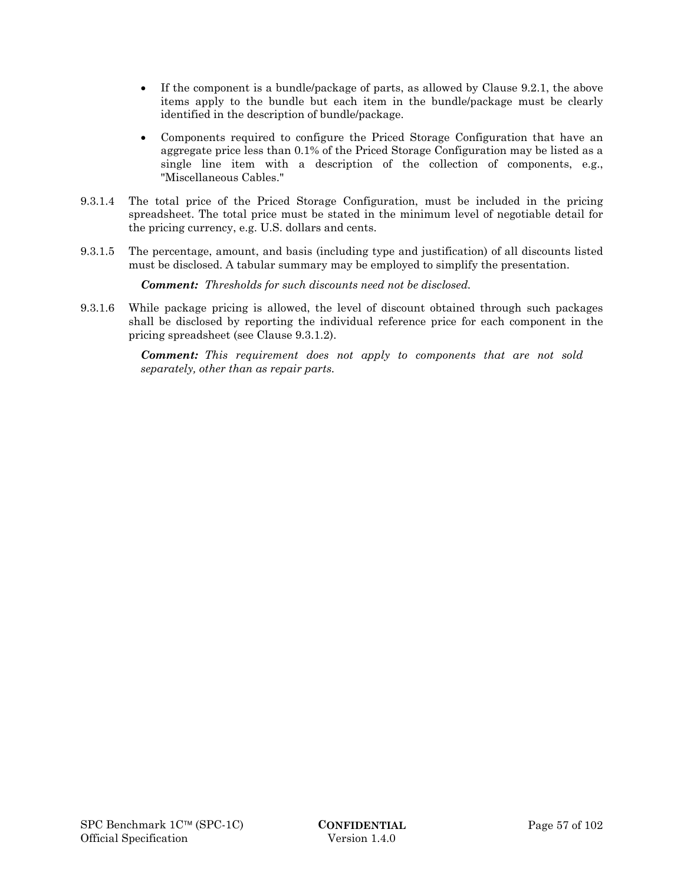- If the component is a bundle/package of parts, as allowed by Clause 9.2.1, the above items apply to the bundle but each item in the bundle/package must be clearly identified in the description of bundle/package.
- Components required to configure the Priced Storage Configuration that have an aggregate price less than 0.1% of the Priced Storage Configuration may be listed as a single line item with a description of the collection of components, e.g., "Miscellaneous Cables."

9.3.1.4 The total price of the Priced Storage Configuration, must be included in the pricing spreadsheet. The total price must be stated in the minimum level of negotiable detail for the pricing currency, e.g. U.S. dollars and cents.

9.3.1.5 The percentage, amount, and basis (including type and justification) of all discounts listed must be disclosed. A tabular summary may be employed to simplify the presentation.

***Comment:*** *Thresholds for such discounts need not be disclosed.*

9.3.1.6 While package pricing is allowed, the level of discount obtained through such packages shall be disclosed by reporting the individual reference price for each component in the pricing spreadsheet (see Clause 9.3.1.2).

***Comment:*** *This requirement does not apply to components that are not sold separately, other than as repair parts.*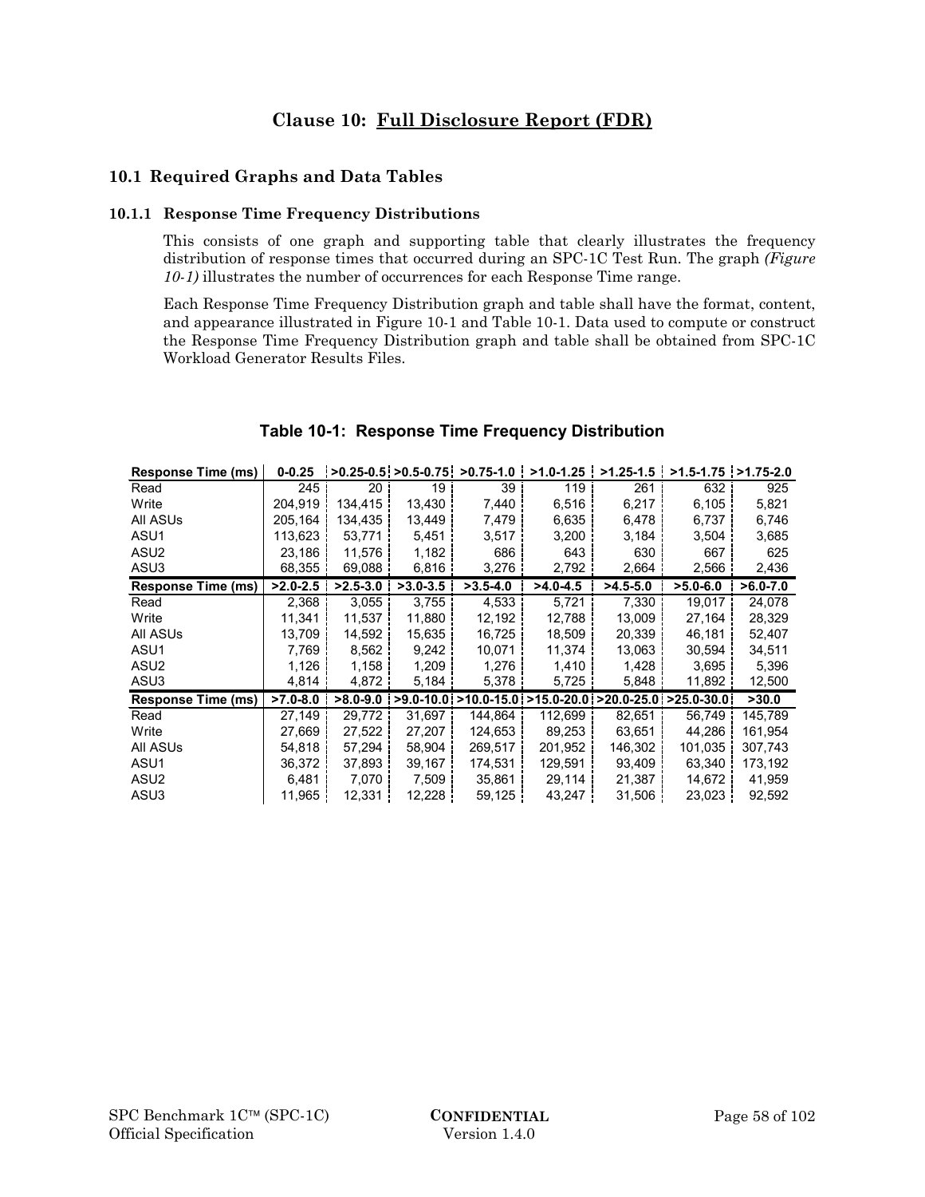# Clause 10: Full Disclosure Report (FDR)

## 10.1 Required Graphs and Data Tables

### 10.1.1 Response Time Frequency Distributions

This consists of one graph and supporting table that clearly illustrates the frequency distribution of response times that occurred during an SPC-1C Test Run. The graph *(Figure 10-1)* illustrates the number of occurrences for each Response Time range.

Each Response Time Frequency Distribution graph and table shall have the format, content, and appearance illustrated in Figure 10-1 and Table 10-1. Data used to compute or construct the Response Time Frequency Distribution graph and table shall be obtained from SPC-1C Workload Generator Results Files.

**Table 10-1: Response Time Frequency Distribution**

| **Response Time (ms)** | **0-0.25** | **>0.25-0.5** | **>0.5-0.75** | **>0.75-1.0** | **>1.0-1.25** | **>1.25-1.5** | **>1.5-1.75** | **>1.75-2.0** |
|---|---|---|---|---|---|---|---|---|
| Read | 245 | 20 | 19 | 39 | 119 | 261 | 632 | 925 |
| Write | 204,919 | 134,415 | 13,430 | 7,440 | 6,516 | 6,217 | 6,105 | 5,821 |
| All ASUs | 205,164 | 134,435 | 13,449 | 7,479 | 6,635 | 6,478 | 6,737 | 6,746 |
| ASU1 | 113,623 | 53,771 | 5,451 | 3,517 | 3,200 | 3,184 | 3,504 | 3,685 |
| ASU2 | 23,186 | 11,576 | 1,182 | 686 | 643 | 630 | 667 | 625 |
| ASU3 | 68,355 | 69,088 | 6,816 | 3,276 | 2,792 | 2,664 | 2,566 | 2,436 |
| **Response Time (ms)** | **>2.0-2.5** | **>2.5-3.0** | **>3.0-3.5** | **>3.5-4.0** | **>4.0-4.5** | **>4.5-5.0** | **>5.0-6.0** | **>6.0-7.0** |
| Read | 2,368 | 3,055 | 3,755 | 4,533 | 5,721 | 7,330 | 19,017 | 24,078 |
| Write | 11,341 | 11,537 | 11,880 | 12,192 | 12,788 | 13,009 | 27,164 | 28,329 |
| All ASUs | 13,709 | 14,592 | 15,635 | 16,725 | 18,509 | 20,339 | 46,181 | 52,407 |
| ASU1 | 7,769 | 8,562 | 9,242 | 10,071 | 11,374 | 13,063 | 30,594 | 34,511 |
| ASU2 | 1,126 | 1,158 | 1,209 | 1,276 | 1,410 | 1,428 | 3,695 | 5,396 |
| ASU3 | 4,814 | 4,872 | 5,184 | 5,378 | 5,725 | 5,848 | 11,892 | 12,500 |
| **Response Time (ms)** | **>7.0-8.0** | **>8.0-9.0** | **>9.0-10.0** | **>10.0-15.0** | **>15.0-20.0** | **>20.0-25.0** | **>25.0-30.0** | **>30.0** |
| Read | 27,149 | 29,772 | 31,697 | 144,864 | 112,699 | 82,651 | 56,749 | 145,789 |
| Write | 27,669 | 27,522 | 27,207 | 124,653 | 89,253 | 63,651 | 44,286 | 161,954 |
| All ASUs | 54,818 | 57,294 | 58,904 | 269,517 | 201,952 | 146,302 | 101,035 | 307,743 |
| ASU1 | 36,372 | 37,893 | 39,167 | 174,531 | 129,591 | 93,409 | 63,340 | 173,192 |
| ASU2 | 6,481 | 7,070 | 7,509 | 35,861 | 29,114 | 21,387 | 14,672 | 41,959 |
| ASU3 | 11,965 | 12,331 | 12,228 | 59,125 | 43,247 | 31,506 | 23,023 | 92,592 |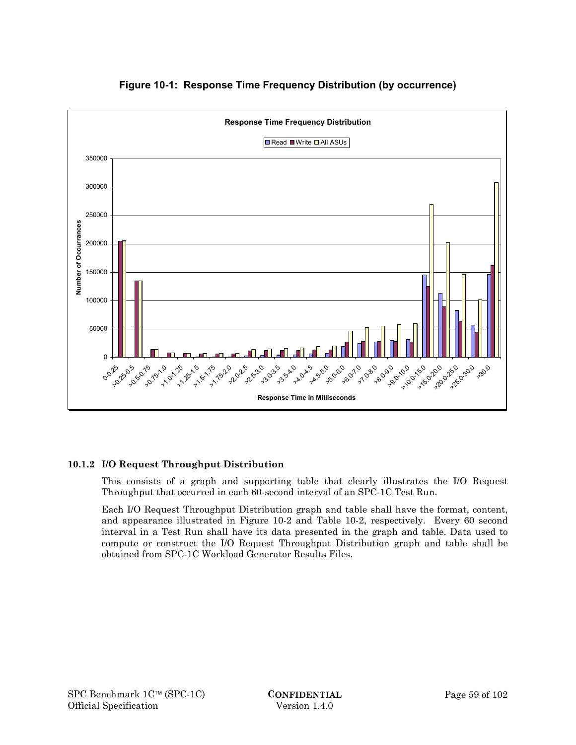**Figure 10-1: Response Time Frequency Distribution (by occurrence)**

### 10.1.2 I/O Request Throughput Distribution

This consists of a graph and supporting table that clearly illustrates the I/O Request Throughput that occurred in each 60-second interval of an SPC-1C Test Run.

Each I/O Request Throughput Distribution graph and table shall have the format, content, and appearance illustrated in Figure 10-2 and Table 10-2, respectively. Every 60 second interval in a Test Run shall have its data presented in the graph and table. Data used to compute or construct the I/O Request Throughput Distribution graph and table shall be obtained from SPC-1C Workload Generator Results Files.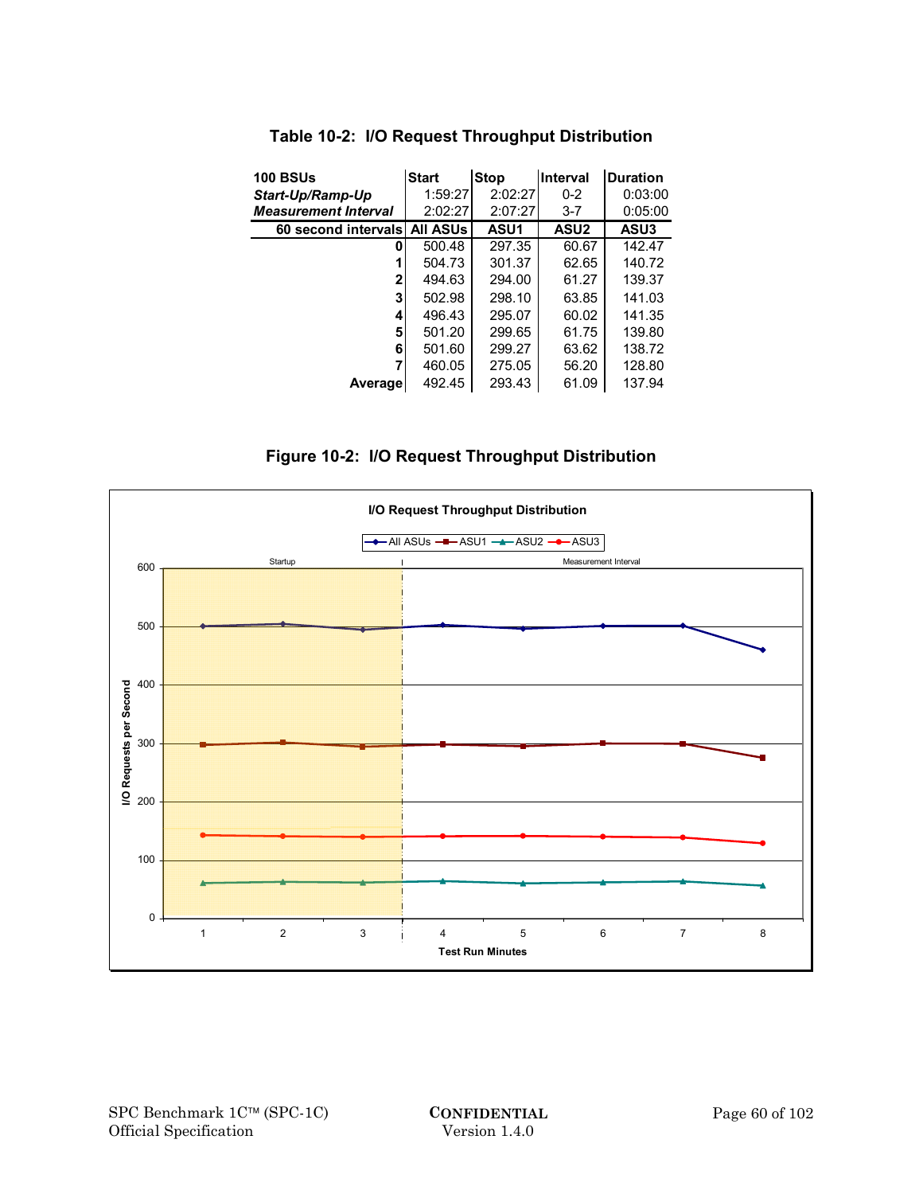**Table 10-2: I/O Request Throughput Distribution**

| 100 BSUs | Start | Stop | Interval | Duration |
|---|---|---|---|---|
| *Start-Up/Ramp-Up* | 1:59:27 | 2:02:27 | 0-2 | 0:03:00 |
| *Measurement Interval* | 2:02:27 | 2:07:27 | 3-7 | 0:05:00 |
| **60 second intervals** | **All ASUs** | **ASU1** | **ASU2** | **ASU3** |
| **0** | 500.48 | 297.35 | 60.67 | 142.47 |
| **1** | 504.73 | 301.37 | 62.65 | 140.72 |
| **2** | 494.63 | 294.00 | 61.27 | 139.37 |
| **3** | 502.98 | 298.10 | 63.85 | 141.03 |
| **4** | 496.43 | 295.07 | 60.02 | 141.35 |
| **5** | 501.20 | 299.65 | 61.75 | 139.80 |
| **6** | 501.60 | 299.27 | 63.62 | 138.72 |
| **7** | 460.05 | 275.05 | 56.20 | 128.80 |
| **Average** | 492.45 | 293.43 | 61.09 | 137.94 |

**Figure 10-2: I/O Request Throughput Distribution**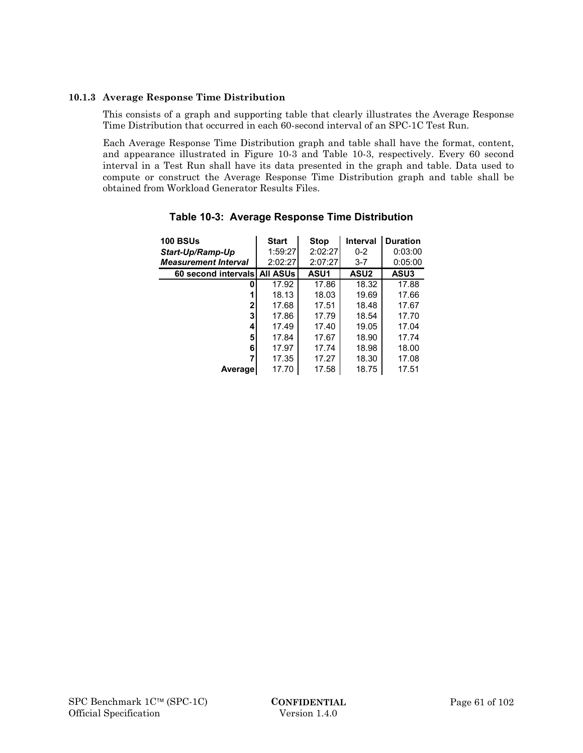### 10.1.3 Average Response Time Distribution

This consists of a graph and supporting table that clearly illustrates the Average Response Time Distribution that occurred in each 60-second interval of an SPC-1C Test Run.

Each Average Response Time Distribution graph and table shall have the format, content, and appearance illustrated in Figure 10-3 and Table 10-3, respectively. Every 60 second interval in a Test Run shall have its data presented in the graph and table. Data used to compute or construct the Average Response Time Distribution graph and table shall be obtained from Workload Generator Results Files.

**Table 10-3: Average Response Time Distribution**

| **100 BSUs** | **Start** | **Stop** | **Interval** | **Duration** |
|---|---|---|---|---|
| ***Start-Up/Ramp-Up*** | 1:59:27 | 2:02:27 | 0-2 | 0:03:00 |
| ***Measurement Interval*** | 2:02:27 | 2:07:27 | 3-7 | 0:05:00 |
| **60 second intervals** | **All ASUs** | **ASU1** | **ASU2** | **ASU3** |
| **0** | 17.92 | 17.86 | 18.32 | 17.88 |
| **1** | 18.13 | 18.03 | 19.69 | 17.66 |
| **2** | 17.68 | 17.51 | 18.48 | 17.67 |
| **3** | 17.86 | 17.79 | 18.54 | 17.70 |
| **4** | 17.49 | 17.40 | 19.05 | 17.04 |
| **5** | 17.84 | 17.67 | 18.90 | 17.74 |
| **6** | 17.97 | 17.74 | 18.98 | 18.00 |
| **7** | 17.35 | 17.27 | 18.30 | 17.08 |
| **Average** | 17.70 | 17.58 | 18.75 | 17.51 |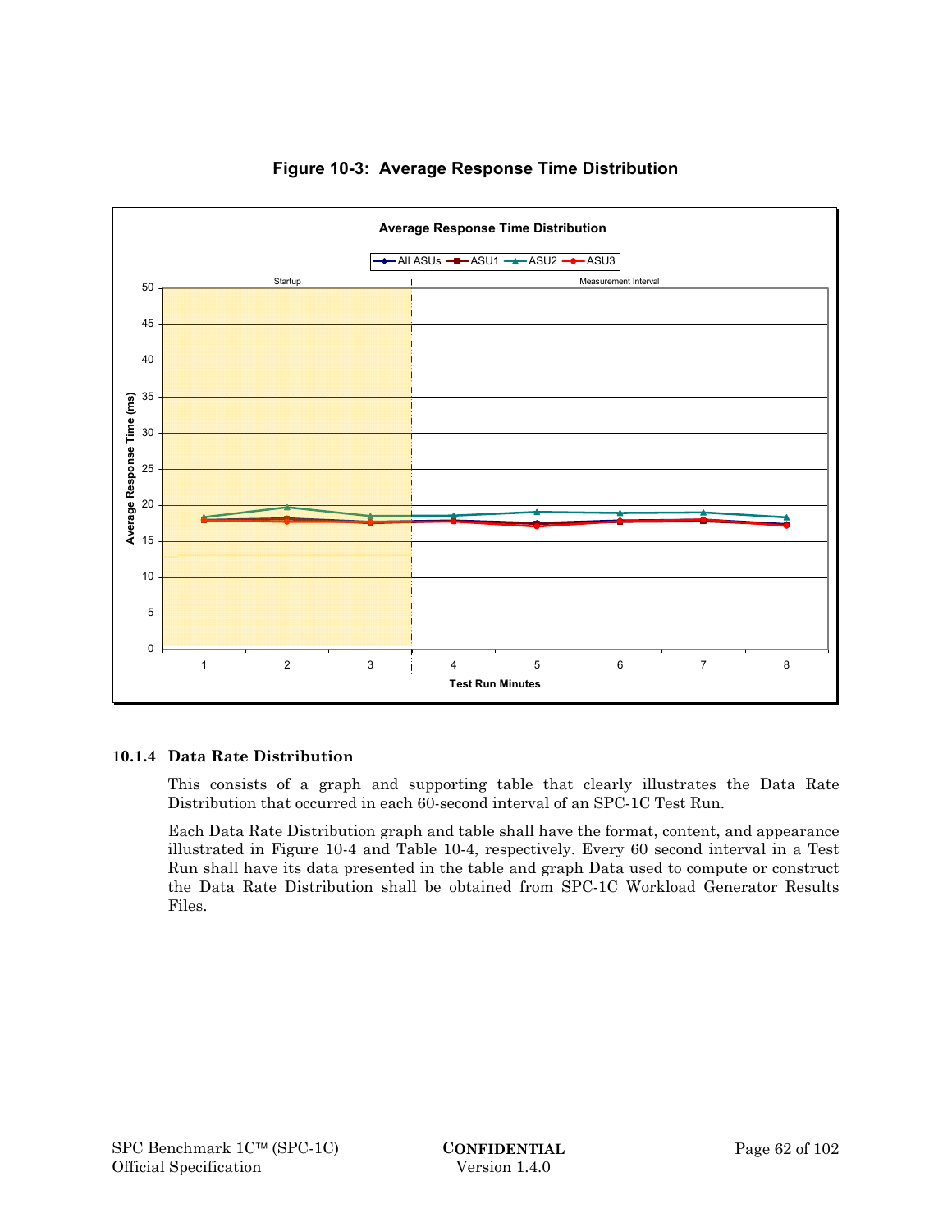**Figure 10-3: Average Response Time Distribution**

### 10.1.4 Data Rate Distribution

This consists of a graph and supporting table that clearly illustrates the Data Rate Distribution that occurred in each 60-second interval of an SPC-1C Test Run.

Each Data Rate Distribution graph and table shall have the format, content, and appearance illustrated in Figure 10-4 and Table 10-4, respectively. Every 60 second interval in a Test Run shall have its data presented in the table and graph Data used to compute or construct the Data Rate Distribution shall be obtained from SPC-1C Workload Generator Results Files.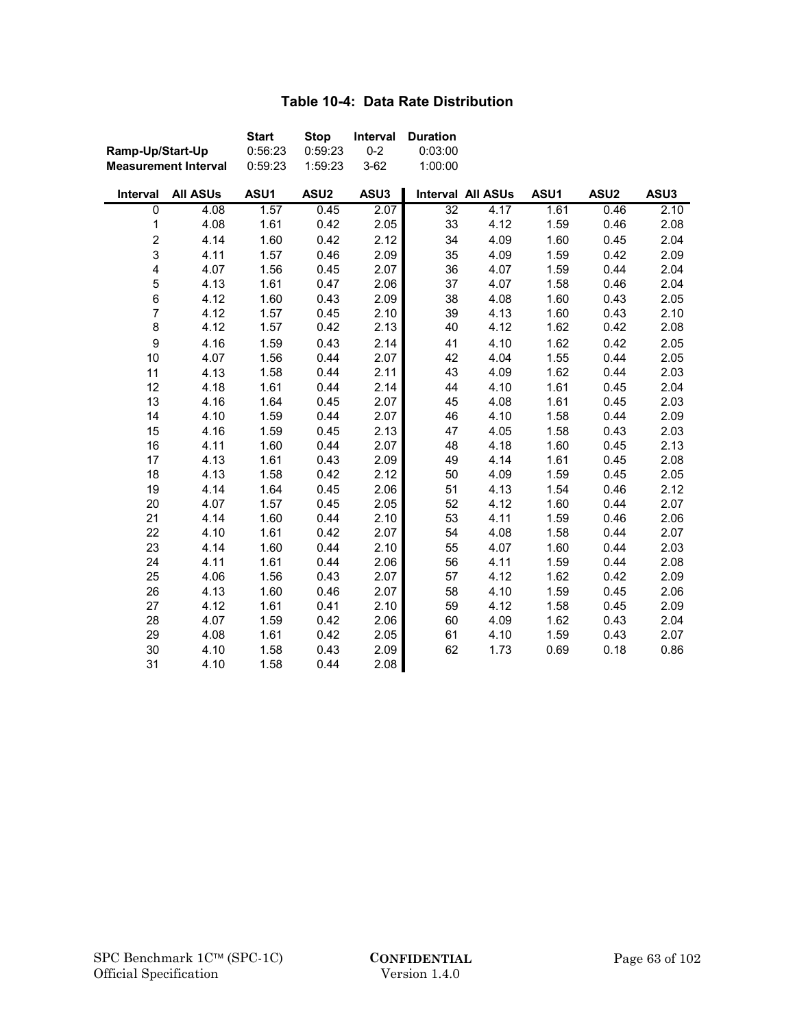### Table 10-4: Data Rate Distribution

| | Start | Stop | Interval | Duration |
|---|---|---|---|---|
| **Ramp-Up/Start-Up** | 0:56:23 | 0:59:23 | 0-2 | 0:03:00 |
| **Measurement Interval** | 0:59:23 | 1:59:23 | 3-62 | 1:00:00 |

| Interval | All ASUs | ASU1 | ASU2 | ASU3 | Interval | All ASUs | ASU1 | ASU2 | ASU3 |
|---|---|---|---|---|---|---|---|---|---|
| 0 | 4.08 | 1.57 | 0.45 | 2.07 | 32 | 4.17 | 1.61 | 0.46 | 2.10 |
| 1 | 4.08 | 1.61 | 0.42 | 2.05 | 33 | 4.12 | 1.59 | 0.46 | 2.08 |
| 2 | 4.14 | 1.60 | 0.42 | 2.12 | 34 | 4.09 | 1.60 | 0.45 | 2.04 |
| 3 | 4.11 | 1.57 | 0.46 | 2.09 | 35 | 4.09 | 1.59 | 0.42 | 2.09 |
| 4 | 4.07 | 1.56 | 0.45 | 2.07 | 36 | 4.07 | 1.59 | 0.44 | 2.04 |
| 5 | 4.13 | 1.61 | 0.47 | 2.06 | 37 | 4.07 | 1.58 | 0.46 | 2.04 |
| 6 | 4.12 | 1.60 | 0.43 | 2.09 | 38 | 4.08 | 1.60 | 0.43 | 2.05 |
| 7 | 4.12 | 1.57 | 0.45 | 2.10 | 39 | 4.13 | 1.60 | 0.43 | 2.10 |
| 8 | 4.12 | 1.57 | 0.42 | 2.13 | 40 | 4.12 | 1.62 | 0.42 | 2.08 |
| 9 | 4.16 | 1.59 | 0.43 | 2.14 | 41 | 4.10 | 1.62 | 0.42 | 2.05 |
| 10 | 4.07 | 1.56 | 0.44 | 2.07 | 42 | 4.04 | 1.55 | 0.44 | 2.05 |
| 11 | 4.13 | 1.58 | 0.44 | 2.11 | 43 | 4.09 | 1.62 | 0.44 | 2.03 |
| 12 | 4.18 | 1.61 | 0.44 | 2.14 | 44 | 4.10 | 1.61 | 0.45 | 2.04 |
| 13 | 4.16 | 1.64 | 0.45 | 2.07 | 45 | 4.08 | 1.61 | 0.45 | 2.03 |
| 14 | 4.10 | 1.59 | 0.44 | 2.07 | 46 | 4.10 | 1.58 | 0.44 | 2.09 |
| 15 | 4.16 | 1.59 | 0.45 | 2.13 | 47 | 4.05 | 1.58 | 0.43 | 2.03 |
| 16 | 4.11 | 1.60 | 0.44 | 2.07 | 48 | 4.18 | 1.60 | 0.45 | 2.13 |
| 17 | 4.13 | 1.61 | 0.43 | 2.09 | 49 | 4.14 | 1.61 | 0.45 | 2.08 |
| 18 | 4.13 | 1.58 | 0.42 | 2.12 | 50 | 4.09 | 1.59 | 0.45 | 2.05 |
| 19 | 4.14 | 1.64 | 0.45 | 2.06 | 51 | 4.13 | 1.54 | 0.46 | 2.12 |
| 20 | 4.07 | 1.57 | 0.45 | 2.05 | 52 | 4.12 | 1.60 | 0.44 | 2.07 |
| 21 | 4.14 | 1.60 | 0.44 | 2.10 | 53 | 4.11 | 1.59 | 0.46 | 2.06 |
| 22 | 4.10 | 1.61 | 0.42 | 2.07 | 54 | 4.08 | 1.58 | 0.44 | 2.07 |
| 23 | 4.14 | 1.60 | 0.44 | 2.10 | 55 | 4.07 | 1.60 | 0.44 | 2.03 |
| 24 | 4.11 | 1.61 | 0.44 | 2.06 | 56 | 4.11 | 1.59 | 0.44 | 2.08 |
| 25 | 4.06 | 1.56 | 0.43 | 2.07 | 57 | 4.12 | 1.62 | 0.42 | 2.09 |
| 26 | 4.13 | 1.60 | 0.46 | 2.07 | 58 | 4.10 | 1.59 | 0.45 | 2.06 |
| 27 | 4.12 | 1.61 | 0.41 | 2.10 | 59 | 4.12 | 1.58 | 0.45 | 2.09 |
| 28 | 4.07 | 1.59 | 0.42 | 2.06 | 60 | 4.09 | 1.62 | 0.43 | 2.04 |
| 29 | 4.08 | 1.61 | 0.42 | 2.05 | 61 | 4.10 | 1.59 | 0.43 | 2.07 |
| 30 | 4.10 | 1.58 | 0.43 | 2.09 | 62 | 1.73 | 0.69 | 0.18 | 0.86 |
| 31 | 4.10 | 1.58 | 0.44 | 2.08 | | | | | |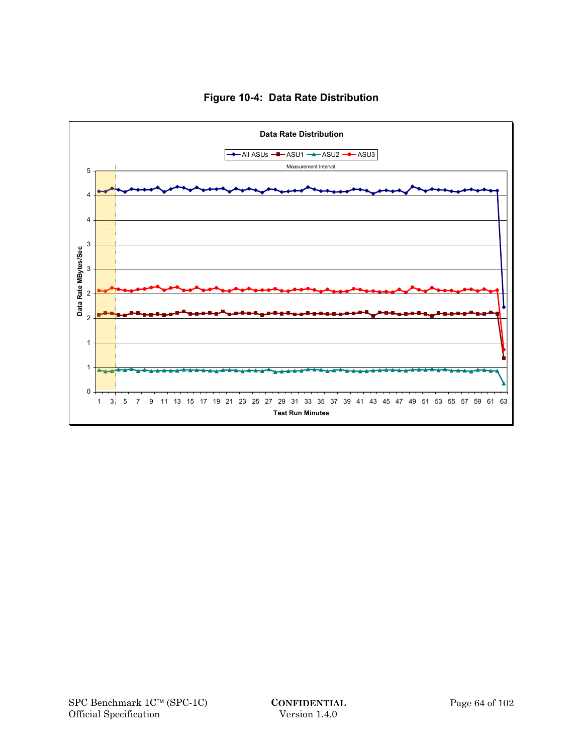**Figure 10-4: Data Rate Distribution**

Data Rate Distribution

All ASUs — ASU1 — ASU2 — ASU3

Measurement Interval

Data Rate MBytes/Sec

Test Run Minutes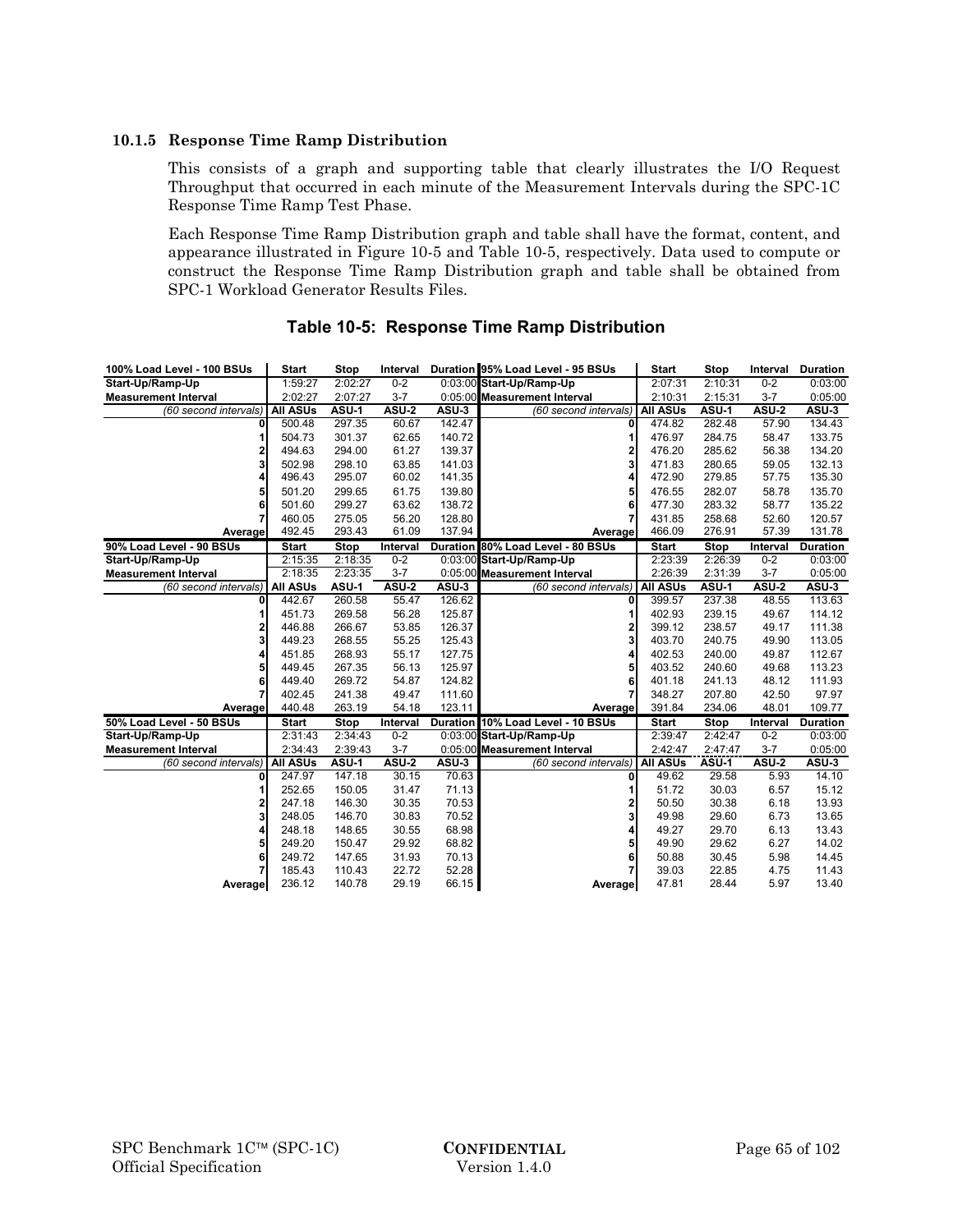### 10.1.5 Response Time Ramp Distribution

This consists of a graph and supporting table that clearly illustrates the I/O Request Throughput that occurred in each minute of the Measurement Intervals during the SPC-1C Response Time Ramp Test Phase.

Each Response Time Ramp Distribution graph and table shall have the format, content, and appearance illustrated in Figure 10-5 and Table 10-5, respectively. Data used to compute or construct the Response Time Ramp Distribution graph and table shall be obtained from SPC-1 Workload Generator Results Files.

**Table 10-5: Response Time Ramp Distribution**

| 100% Load Level - 100 BSUs | Start | Stop | Interval | Duration | 95% Load Level - 95 BSUs | Start | Stop | Interval | Duration |
|---|---|---|---|---|---|---|---|---|---|
| Start-Up/Ramp-Up | 1:59:27 | 2:02:27 | 0-2 | 0:03:00 | Start-Up/Ramp-Up | 2:07:31 | 2:10:31 | 0-2 | 0:03:00 |
| Measurement Interval | 2:02:27 | 2:07:27 | 3-7 | 0:05:00 | Measurement Interval | 2:10:31 | 2:15:31 | 3-7 | 0:05:00 |
| *(60 second intervals)* | **All ASUs** | **ASU-1** | **ASU-2** | **ASU-3** | *(60 second intervals)* | **All ASUs** | **ASU-1** | **ASU-2** | **ASU-3** |
| 0 | 500.48 | 297.35 | 60.67 | 142.47 | 0 | 474.82 | 282.48 | 57.90 | 134.43 |
| 1 | 504.73 | 301.37 | 62.65 | 140.72 | 1 | 476.97 | 284.75 | 58.47 | 133.75 |
| 2 | 494.63 | 294.00 | 61.27 | 139.37 | 2 | 476.20 | 285.62 | 56.38 | 134.20 |
| 3 | 502.98 | 298.10 | 63.85 | 141.03 | 3 | 471.83 | 280.65 | 59.05 | 132.13 |
| 4 | 496.43 | 295.07 | 60.02 | 141.35 | 4 | 472.90 | 279.85 | 57.75 | 135.30 |
| 5 | 501.20 | 299.65 | 61.75 | 139.80 | 5 | 476.55 | 282.07 | 58.78 | 135.70 |
| 6 | 501.60 | 299.27 | 63.62 | 138.72 | 6 | 477.30 | 283.32 | 58.77 | 135.22 |
| 7 | 460.05 | 275.05 | 56.20 | 128.80 | 7 | 431.85 | 258.68 | 52.60 | 120.57 |
| **Average** | 492.45 | 293.43 | 61.09 | 137.94 | **Average** | 466.09 | 276.91 | 57.39 | 131.78 |
| **90% Load Level - 90 BSUs** | **Start** | **Stop** | **Interval** | **Duration** | **80% Load Level - 80 BSUs** | **Start** | **Stop** | **Interval** | **Duration** |
| Start-Up/Ramp-Up | 2:15:35 | 2:18:35 | 0-2 | 0:03:00 | Start-Up/Ramp-Up | 2:23:39 | 2:26:39 | 0-2 | 0:03:00 |
| Measurement Interval | 2:18:35 | 2:23:35 | 3-7 | 0:05:00 | Measurement Interval | 2:26:39 | 2:31:39 | 3-7 | 0:05:00 |
| *(60 second intervals)* | **All ASUs** | **ASU-1** | **ASU-2** | **ASU-3** | *(60 second intervals)* | **All ASUs** | **ASU-1** | **ASU-2** | **ASU-3** |
| 0 | 442.67 | 260.58 | 55.47 | 126.62 | 0 | 399.57 | 237.38 | 48.55 | 113.63 |
| 1 | 451.73 | 269.58 | 56.28 | 125.87 | 1 | 402.93 | 239.15 | 49.67 | 114.12 |
| 2 | 446.88 | 266.67 | 53.85 | 126.37 | 2 | 399.12 | 238.57 | 49.17 | 111.38 |
| 3 | 449.23 | 268.55 | 55.25 | 125.43 | 3 | 403.70 | 240.75 | 49.90 | 113.05 |
| 4 | 451.85 | 268.93 | 55.17 | 127.75 | 4 | 402.53 | 240.00 | 49.87 | 112.67 |
| 5 | 449.45 | 267.35 | 56.13 | 125.97 | 5 | 403.52 | 240.60 | 49.68 | 113.23 |
| 6 | 449.40 | 269.72 | 54.87 | 124.82 | 6 | 401.18 | 241.13 | 48.12 | 111.93 |
| 7 | 402.45 | 241.38 | 49.47 | 111.60 | 7 | 348.27 | 207.80 | 42.50 | 97.97 |
| **Average** | 440.48 | 263.19 | 54.18 | 123.11 | **Average** | 391.84 | 234.06 | 48.01 | 109.77 |
| **50% Load Level - 50 BSUs** | **Start** | **Stop** | **Interval** | **Duration** | **10% Load Level - 10 BSUs** | **Start** | **Stop** | **Interval** | **Duration** |
| Start-Up/Ramp-Up | 2:31:43 | 2:34:43 | 0-2 | 0:03:00 | Start-Up/Ramp-Up | 2:39:47 | 2:42:47 | 0-2 | 0:03:00 |
| Measurement Interval | 2:34:43 | 2:39:43 | 3-7 | 0:05:00 | Measurement Interval | 2:42:47 | 2:47:47 | 3-7 | 0:05:00 |
| *(60 second intervals)* | **All ASUs** | **ASU-1** | **ASU-2** | **ASU-3** | *(60 second intervals)* | **All ASUs** | **ASU-1** | **ASU-2** | **ASU-3** |
| 0 | 247.97 | 147.18 | 30.15 | 70.63 | 0 | 49.62 | 29.58 | 5.93 | 14.10 |
| 1 | 252.65 | 150.05 | 31.47 | 71.13 | 1 | 51.72 | 30.03 | 6.57 | 15.12 |
| 2 | 247.18 | 146.30 | 30.35 | 70.53 | 2 | 50.50 | 30.38 | 6.18 | 13.93 |
| 3 | 248.05 | 146.70 | 30.83 | 70.52 | 3 | 49.98 | 29.60 | 6.73 | 13.65 |
| 4 | 248.18 | 148.65 | 30.55 | 68.98 | 4 | 49.27 | 29.70 | 6.13 | 13.43 |
| 5 | 249.20 | 150.47 | 29.92 | 68.82 | 5 | 49.90 | 29.62 | 6.27 | 14.02 |
| 6 | 249.72 | 147.65 | 31.93 | 70.13 | 6 | 50.88 | 30.45 | 5.98 | 14.45 |
| 7 | 185.43 | 110.43 | 22.72 | 52.28 | 7 | 39.03 | 22.85 | 4.75 | 11.43 |
| **Average** | 236.12 | 140.78 | 29.19 | 66.15 | **Average** | 47.81 | 28.44 | 5.97 | 13.40 |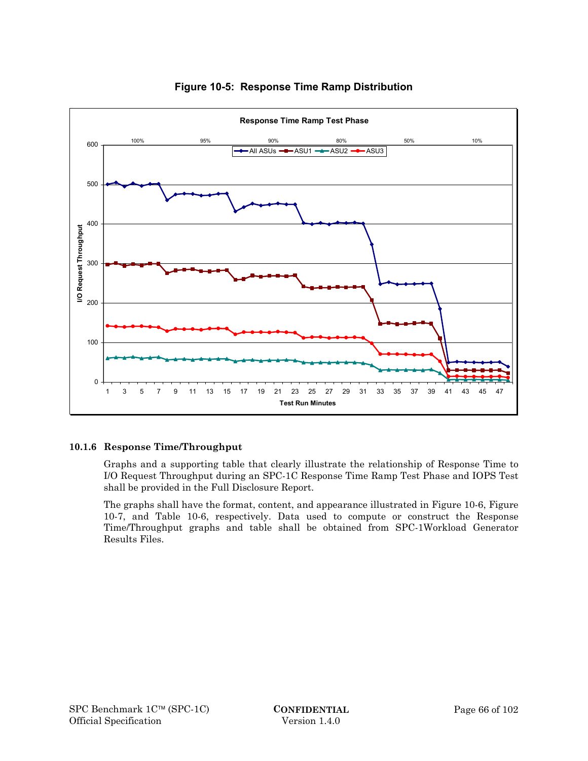**Figure 10-5: Response Time Ramp Distribution**

#### 10.1.6 Response Time/Throughput

Graphs and a supporting table that clearly illustrate the relationship of Response Time to I/O Request Throughput during an SPC-1C Response Time Ramp Test Phase and IOPS Test shall be provided in the Full Disclosure Report.

The graphs shall have the format, content, and appearance illustrated in Figure 10-6, Figure 10-7, and Table 10-6, respectively. Data used to compute or construct the Response Time/Throughput graphs and table shall be obtained from SPC-1Workload Generator Results Files.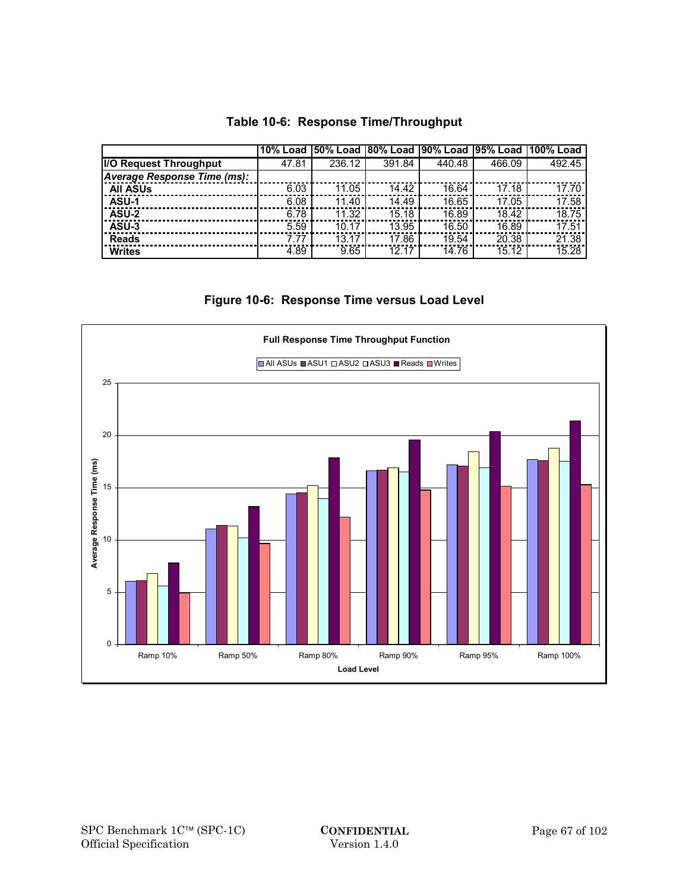**Table 10-6: Response Time/Throughput**

| | 10% Load | 50% Load | 80% Load | 90% Load | 95% Load | 100% Load |
|---|---|---|---|---|---|---|
| **I/O Request Throughput** | 47.81 | 236.12 | 391.84 | 440.48 | 466.09 | 492.45 |
| ***Average Response Time (ms):*** | | | | | | |
| **All ASUs** | 6.03 | 11.05 | 14.42 | 16.64 | 17.18 | 17.70 |
| **ASU-1** | 6.08 | 11.40 | 14.49 | 16.65 | 17.05 | 17.58 |
| **ASU-2** | 6.78 | 11.32 | 15.18 | 16.89 | 18.42 | 18.75 |
| **ASU-3** | 5.59 | 10.17 | 13.95 | 16.50 | 16.89 | 17.51 |
| **Reads** | 7.77 | 13.17 | 17.86 | 19.54 | 20.38 | 21.38 |
| **Writes** | 4.89 | 9.65 | 12.17 | 14.76 | 15.12 | 15.28 |

**Figure 10-6: Response Time versus Load Level**

**Full Response Time Throughput Function**

Legend: All ASUs, ASU1, ASU2, ASU3, Reads, Writes

Y-axis: Average Response Time (ms) (0–25)

X-axis: Load Level — Ramp 10%, Ramp 50%, Ramp 80%, Ramp 90%, Ramp 95%, Ramp 100%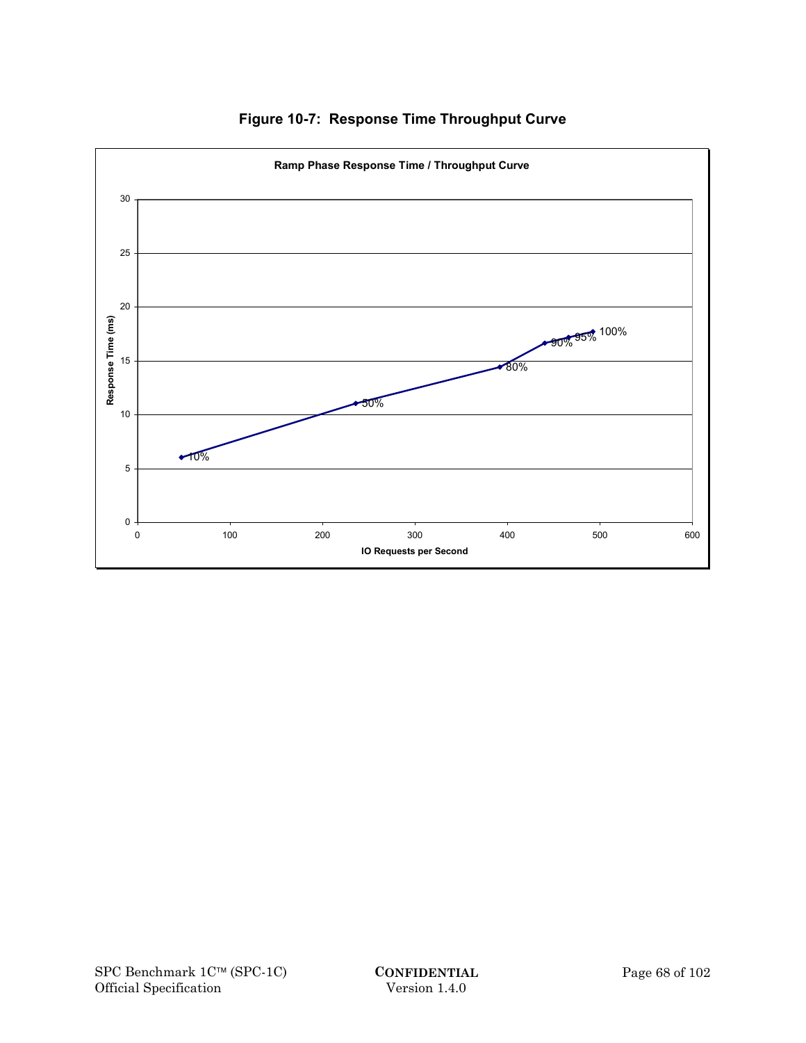**Figure 10-7: Response Time Throughput Curve**

Ramp Phase Response Time / Throughput Curve

Response Time (ms)

IO Requests per Second

10%

50%

80%

90%

95%

100%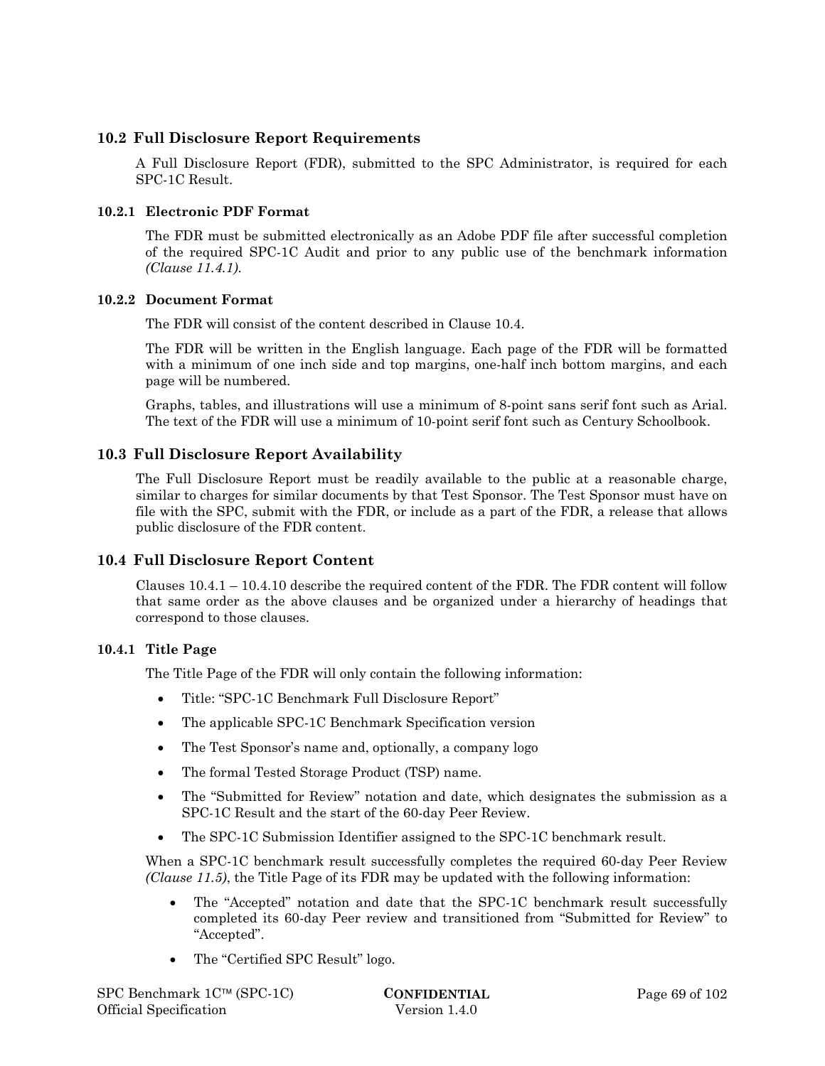## 10.2 Full Disclosure Report Requirements

A Full Disclosure Report (FDR), submitted to the SPC Administrator, is required for each SPC-1C Result.

### 10.2.1 Electronic PDF Format

The FDR must be submitted electronically as an Adobe PDF file after successful completion of the required SPC-1C Audit and prior to any public use of the benchmark information *(Clause 11.4.1)*.

### 10.2.2 Document Format

The FDR will consist of the content described in Clause 10.4.

The FDR will be written in the English language. Each page of the FDR will be formatted with a minimum of one inch side and top margins, one-half inch bottom margins, and each page will be numbered.

Graphs, tables, and illustrations will use a minimum of 8-point sans serif font such as Arial. The text of the FDR will use a minimum of 10-point serif font such as Century Schoolbook.

## 10.3 Full Disclosure Report Availability

The Full Disclosure Report must be readily available to the public at a reasonable charge, similar to charges for similar documents by that Test Sponsor. The Test Sponsor must have on file with the SPC, submit with the FDR, or include as a part of the FDR, a release that allows public disclosure of the FDR content.

## 10.4 Full Disclosure Report Content

Clauses 10.4.1 – 10.4.10 describe the required content of the FDR. The FDR content will follow that same order as the above clauses and be organized under a hierarchy of headings that correspond to those clauses.

### 10.4.1 Title Page

The Title Page of the FDR will only contain the following information:

- Title: “SPC-1C Benchmark Full Disclosure Report”
- The applicable SPC-1C Benchmark Specification version
- The Test Sponsor’s name and, optionally, a company logo
- The formal Tested Storage Product (TSP) name.
- The “Submitted for Review” notation and date, which designates the submission as a SPC-1C Result and the start of the 60-day Peer Review.
- The SPC-1C Submission Identifier assigned to the SPC-1C benchmark result.

When a SPC-1C benchmark result successfully completes the required 60-day Peer Review *(Clause 11.5)*, the Title Page of its FDR may be updated with the following information:

- The “Accepted” notation and date that the SPC-1C benchmark result successfully completed its 60-day Peer review and transitioned from “Submitted for Review” to “Accepted”.
- The “Certified SPC Result” logo.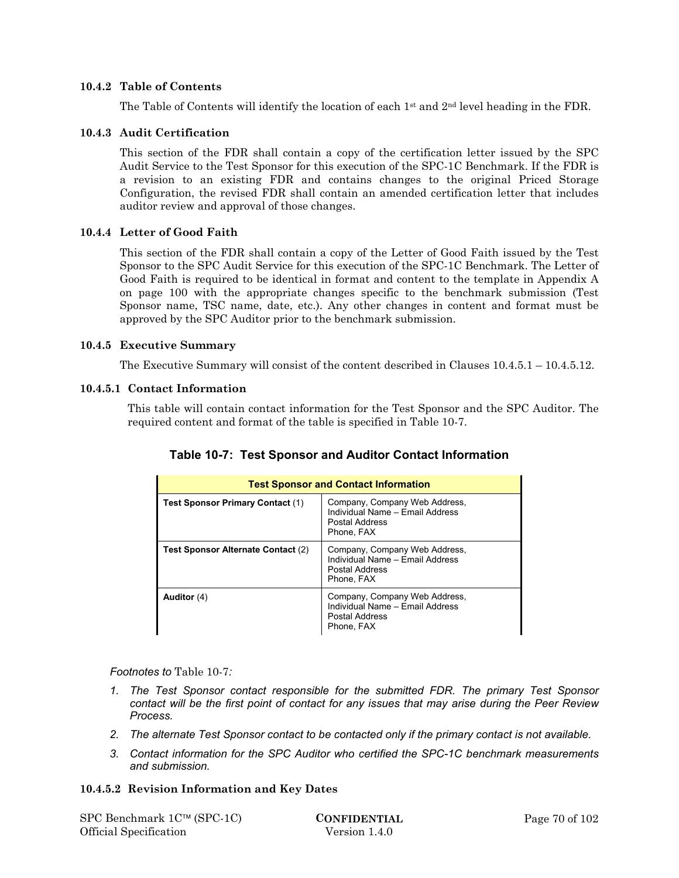### 10.4.2 Table of Contents

The Table of Contents will identify the location of each 1st and 2nd level heading in the FDR.

### 10.4.3 Audit Certification

This section of the FDR shall contain a copy of the certification letter issued by the SPC Audit Service to the Test Sponsor for this execution of the SPC-1C Benchmark. If the FDR is a revision to an existing FDR and contains changes to the original Priced Storage Configuration, the revised FDR shall contain an amended certification letter that includes auditor review and approval of those changes.

### 10.4.4 Letter of Good Faith

This section of the FDR shall contain a copy of the Letter of Good Faith issued by the Test Sponsor to the SPC Audit Service for this execution of the SPC-1C Benchmark. The Letter of Good Faith is required to be identical in format and content to the template in Appendix A on page 100 with the appropriate changes specific to the benchmark submission (Test Sponsor name, TSC name, date, etc.). Any other changes in content and format must be approved by the SPC Auditor prior to the benchmark submission.

### 10.4.5 Executive Summary

The Executive Summary will consist of the content described in Clauses 10.4.5.1 – 10.4.5.12.

#### 10.4.5.1 Contact Information

This table will contain contact information for the Test Sponsor and the SPC Auditor. The required content and format of the table is specified in Table 10-7.

**Table 10-7: Test Sponsor and Auditor Contact Information**

| **Test Sponsor and Contact Information** | |
|---|---|
| **Test Sponsor Primary Contact** (1) | Company, Company Web Address, Individual Name – Email Address Postal Address Phone, FAX |
| **Test Sponsor Alternate Contact** (2) | Company, Company Web Address, Individual Name – Email Address Postal Address Phone, FAX |
| **Auditor** (4) | Company, Company Web Address, Individual Name – Email Address Postal Address Phone, FAX |

*Footnotes to* Table 10-7*:*

1. *The Test Sponsor contact responsible for the submitted FDR. The primary Test Sponsor contact will be the first point of contact for any issues that may arise during the Peer Review Process.*
2. *The alternate Test Sponsor contact to be contacted only if the primary contact is not available.*
3. *Contact information for the SPC Auditor who certified the SPC-1C benchmark measurements and submission.*

#### 10.4.5.2 Revision Information and Key Dates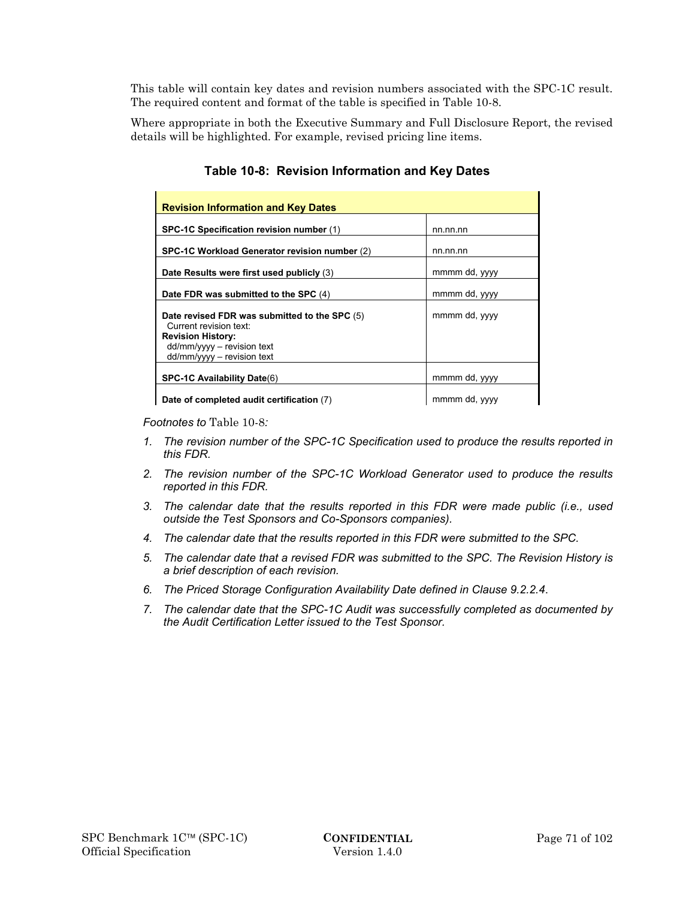This table will contain key dates and revision numbers associated with the SPC-1C result. The required content and format of the table is specified in Table 10-8.

Where appropriate in both the Executive Summary and Full Disclosure Report, the revised details will be highlighted. For example, revised pricing line items.

**Table 10-8: Revision Information and Key Dates**

| **Revision Information and Key Dates** | |
|---|---|
| **SPC-1C Specification revision number** (1) | nn.nn.nn |
| **SPC-1C Workload Generator revision number** (2) | nn.nn.nn |
| **Date Results were first used publicly** (3) | mmmm dd, yyyy |
| **Date FDR was submitted to the SPC** (4) | mmmm dd, yyyy |
| **Date revised FDR was submitted to the SPC** (5)<br>Current revision text:<br>**Revision History:**<br>dd/mm/yyyy – revision text<br>dd/mm/yyyy – revision text | mmmm dd, yyyy |
| **SPC-1C Availability Date**(6) | mmmm dd, yyyy |
| **Date of completed audit certification** (7) | mmmm dd, yyyy |

*Footnotes to* Table 10-8*:*

1. *The revision number of the SPC-1C Specification used to produce the results reported in this FDR.*
2. *The revision number of the SPC-1C Workload Generator used to produce the results reported in this FDR.*
3. *The calendar date that the results reported in this FDR were made public (i.e., used outside the Test Sponsors and Co-Sponsors companies).*
4. *The calendar date that the results reported in this FDR were submitted to the SPC.*
5. *The calendar date that a revised FDR was submitted to the SPC. The Revision History is a brief description of each revision.*
6. *The Priced Storage Configuration Availability Date defined in Clause 9.2.2.4*.
7. *The calendar date that the SPC-1C Audit was successfully completed as documented by the Audit Certification Letter issued to the Test Sponsor.*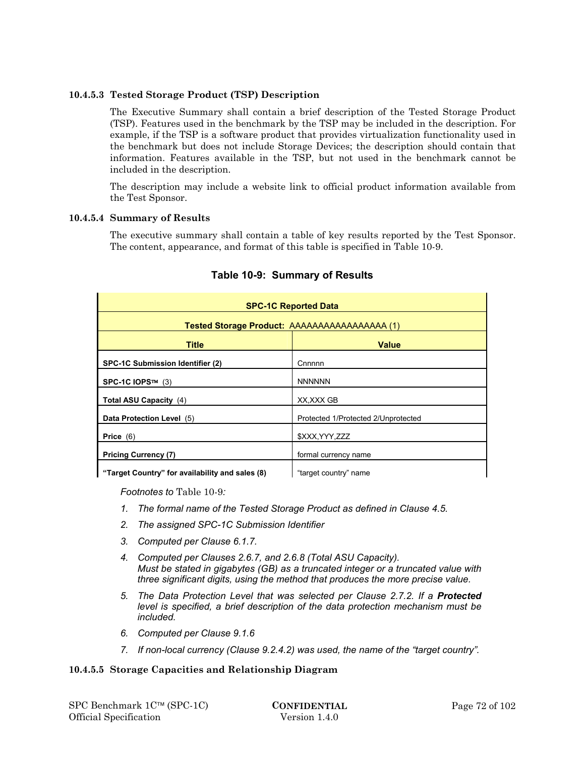#### 10.4.5.3 Tested Storage Product (TSP) Description

The Executive Summary shall contain a brief description of the Tested Storage Product (TSP). Features used in the benchmark by the TSP may be included in the description. For example, if the TSP is a software product that provides virtualization functionality used in the benchmark but does not include Storage Devices; the description should contain that information. Features available in the TSP, but not used in the benchmark cannot be included in the description.

The description may include a website link to official product information available from the Test Sponsor.

#### 10.4.5.4 Summary of Results

The executive summary shall contain a table of key results reported by the Test Sponsor. The content, appearance, and format of this table is specified in Table 10-9.

**Table 10-9: Summary of Results**

| **SPC-1C Reported Data** | |
|---|---|
| **Tested Storage Product:** AAAAAAAAAAAAAAAAA (1) | |
| **Title** | **Value** |
| **SPC-1C Submission Identifier (2)** | Cnnnnn |
| **SPC-1C IOPS™** (3) | NNNNNN |
| **Total ASU Capacity** (4) | XX,XXX GB |
| **Data Protection Level** (5) | Protected 1/Protected 2/Unprotected |
| **Price** (6) | $XXX,YYY,ZZZ |
| **Pricing Currency (7)** | formal currency name |
| **"Target Country" for availability and sales (8)** | "target country" name |

*Footnotes to* Table 10-9*:*

1. *The formal name of the Tested Storage Product as defined in Clause 4.5.*
2. *The assigned SPC-1C Submission Identifier*
3. *Computed per Clause 6.1.7.*
4. *Computed per Clauses 2.6.7, and 2.6.8 (Total ASU Capacity).*
   *Must be stated in gigabytes (GB) as a truncated integer or a truncated value with three significant digits, using the method that produces the more precise value.*
5. *The Data Protection Level that was selected per Clause 2.7.2. If a **Protected** level is specified, a brief description of the data protection mechanism must be included.*
6. *Computed per Clause 9.1.6*
7. *If non-local currency (Clause 9.2.4.2) was used, the name of the "target country".*

#### 10.4.5.5 Storage Capacities and Relationship Diagram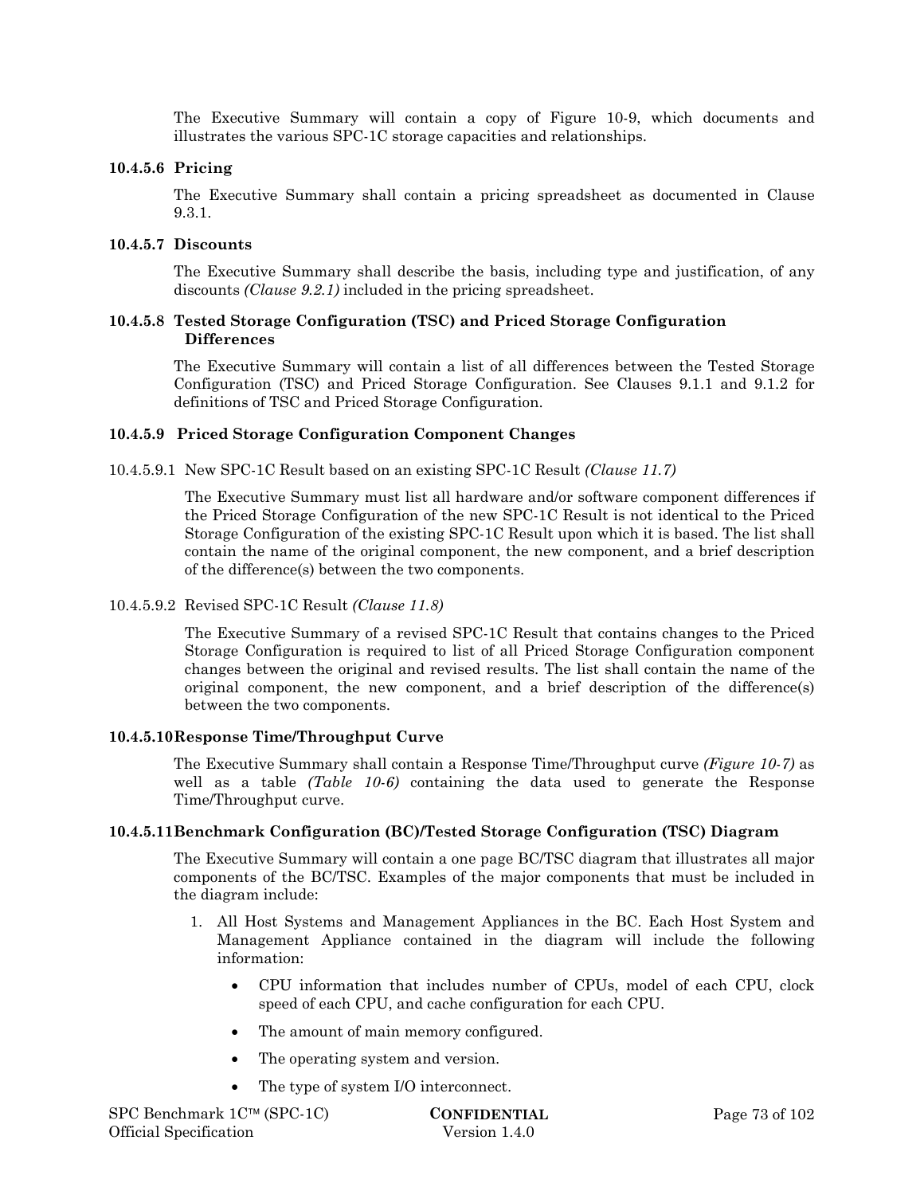The Executive Summary will contain a copy of Figure 10-9, which documents and illustrates the various SPC-1C storage capacities and relationships.

#### 10.4.5.6 Pricing

The Executive Summary shall contain a pricing spreadsheet as documented in Clause 9.3.1.

#### 10.4.5.7 Discounts

The Executive Summary shall describe the basis, including type and justification, of any discounts *(Clause 9.2.1)* included in the pricing spreadsheet.

#### 10.4.5.8 Tested Storage Configuration (TSC) and Priced Storage Configuration Differences

The Executive Summary will contain a list of all differences between the Tested Storage Configuration (TSC) and Priced Storage Configuration. See Clauses 9.1.1 and 9.1.2 for definitions of TSC and Priced Storage Configuration.

#### 10.4.5.9 Priced Storage Configuration Component Changes

10.4.5.9.1 New SPC-1C Result based on an existing SPC-1C Result *(Clause 11.7)*

The Executive Summary must list all hardware and/or software component differences if the Priced Storage Configuration of the new SPC-1C Result is not identical to the Priced Storage Configuration of the existing SPC-1C Result upon which it is based. The list shall contain the name of the original component, the new component, and a brief description of the difference(s) between the two components.

10.4.5.9.2 Revised SPC-1C Result *(Clause 11.8)*

The Executive Summary of a revised SPC-1C Result that contains changes to the Priced Storage Configuration is required to list of all Priced Storage Configuration component changes between the original and revised results. The list shall contain the name of the original component, the new component, and a brief description of the difference(s) between the two components.

#### 10.4.5.10 Response Time/Throughput Curve

The Executive Summary shall contain a Response Time/Throughput curve *(Figure 10-7)* as well as a table *(Table 10-6)* containing the data used to generate the Response Time/Throughput curve.

#### 10.4.5.11 Benchmark Configuration (BC)/Tested Storage Configuration (TSC) Diagram

The Executive Summary will contain a one page BC/TSC diagram that illustrates all major components of the BC/TSC. Examples of the major components that must be included in the diagram include:

1. All Host Systems and Management Appliances in the BC. Each Host System and Management Appliance contained in the diagram will include the following information:
   - CPU information that includes number of CPUs, model of each CPU, clock speed of each CPU, and cache configuration for each CPU.
   - The amount of main memory configured.
   - The operating system and version.
   - The type of system I/O interconnect.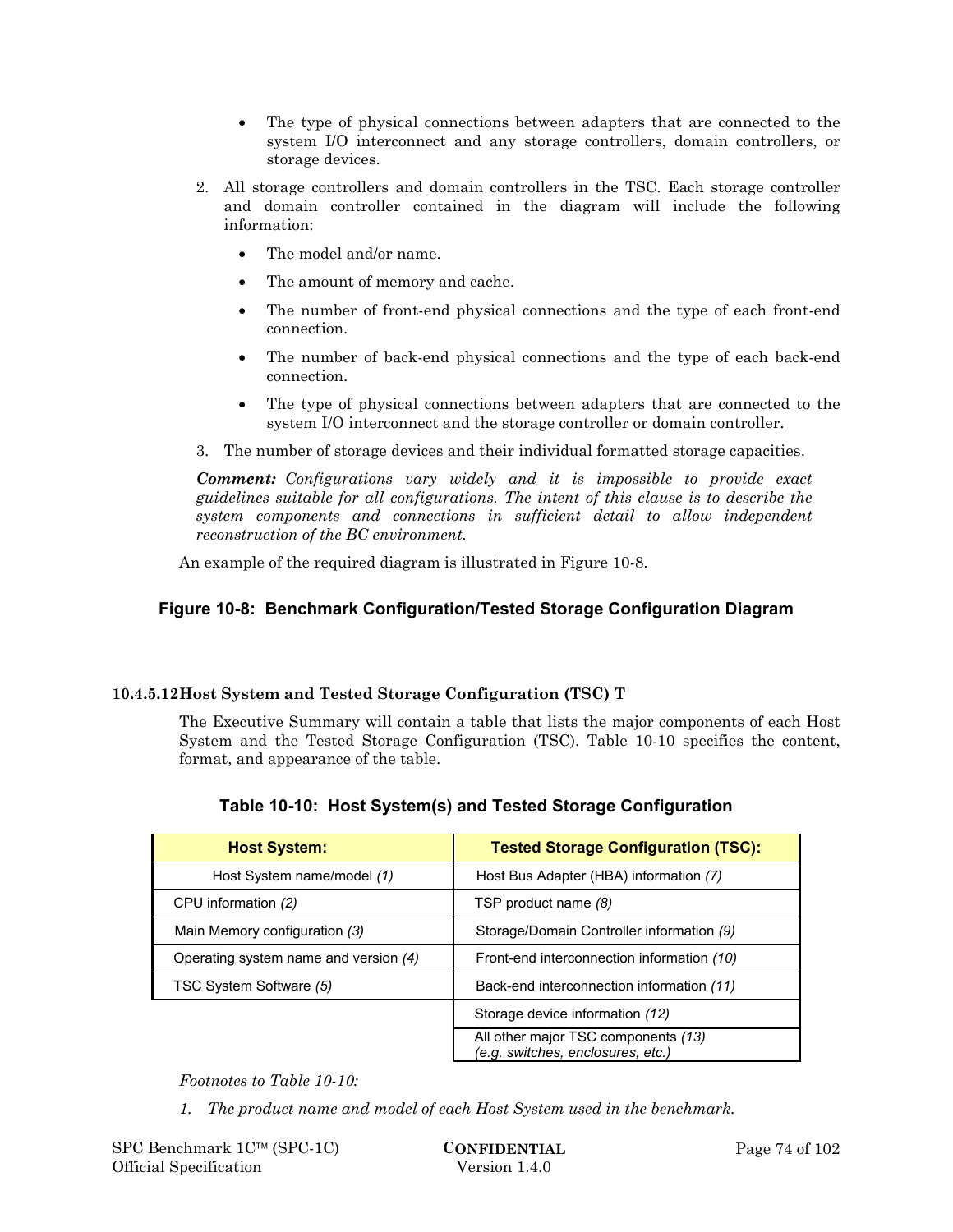- The type of physical connections between adapters that are connected to the system I/O interconnect and any storage controllers, domain controllers, or storage devices.

2. All storage controllers and domain controllers in the TSC. Each storage controller and domain controller contained in the diagram will include the following information:

   - The model and/or name.
   - The amount of memory and cache.
   - The number of front-end physical connections and the type of each front-end connection.
   - The number of back-end physical connections and the type of each back-end connection.
   - The type of physical connections between adapters that are connected to the system I/O interconnect and the storage controller or domain controller.

3. The number of storage devices and their individual formatted storage capacities.

***Comment:*** *Configurations vary widely and it is impossible to provide exact guidelines suitable for all configurations. The intent of this clause is to describe the system components and connections in sufficient detail to allow independent reconstruction of the BC environment.*

An example of the required diagram is illustrated in Figure 10-8.

**Figure 10-8: Benchmark Configuration/Tested Storage Configuration Diagram**

#### 10.4.5.12 Host System and Tested Storage Configuration (TSC) T

The Executive Summary will contain a table that lists the major components of each Host System and the Tested Storage Configuration (TSC). Table 10-10 specifies the content, format, and appearance of the table.

**Table 10-10: Host System(s) and Tested Storage Configuration**

| Host System: | Tested Storage Configuration (TSC): |
|---|---|
| Host System name/model *(1)* | Host Bus Adapter (HBA) information *(7)* |
| CPU information *(2)* | TSP product name *(8)* |
| Main Memory configuration *(3)* | Storage/Domain Controller information *(9)* |
| Operating system name and version *(4)* | Front-end interconnection information *(10)* |
| TSC System Software *(5)* | Back-end interconnection information *(11)* |
| | Storage device information *(12)* |
| | All other major TSC components *(13)* *(e.g. switches, enclosures, etc.)* |

*Footnotes to Table 10-10:*

1. *The product name and model of each Host System used in the benchmark.*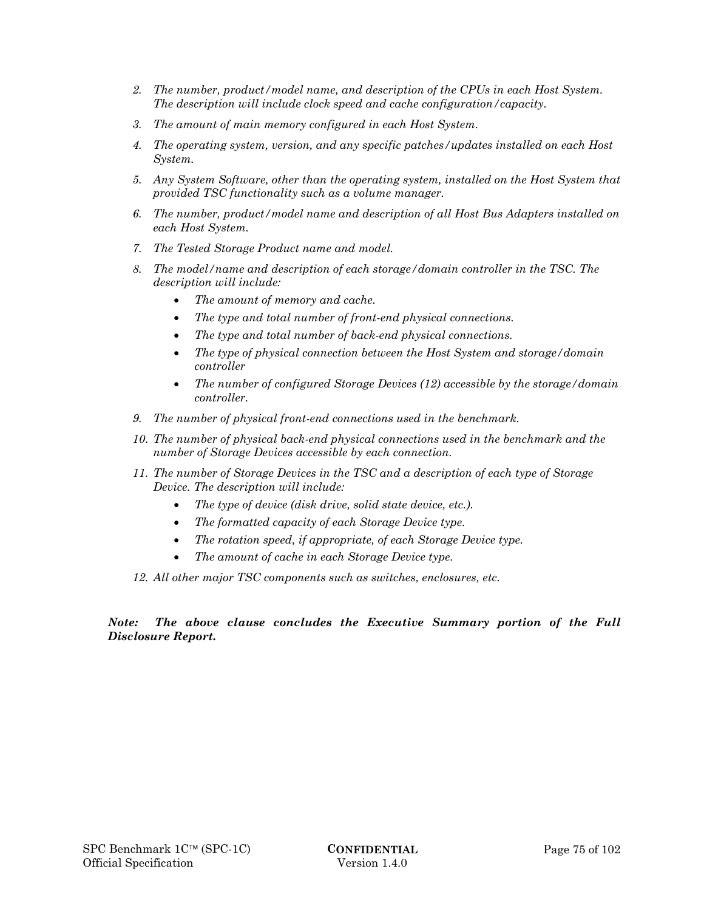2. *The number, product/model name, and description of the CPUs in each Host System. The description will include clock speed and cache configuration/capacity.*
3. *The amount of main memory configured in each Host System.*
4. *The operating system, version, and any specific patches/updates installed on each Host System.*
5. *Any System Software, other than the operating system, installed on the Host System that provided TSC functionality such as a volume manager.*
6. *The number, product/model name and description of all Host Bus Adapters installed on each Host System.*
7. *The Tested Storage Product name and model.*
8. *The model/name and description of each storage/domain controller in the TSC. The description will include:*
   - *The amount of memory and cache.*
   - *The type and total number of front-end physical connections.*
   - *The type and total number of back-end physical connections.*
   - *The type of physical connection between the Host System and storage/domain controller*
   - *The number of configured Storage Devices (12) accessible by the storage/domain controller.*
9. *The number of physical front-end connections used in the benchmark.*
10. *The number of physical back-end physical connections used in the benchmark and the number of Storage Devices accessible by each connection.*
11. *The number of Storage Devices in the TSC and a description of each type of Storage Device. The description will include:*
    - *The type of device (disk drive, solid state device, etc.).*
    - *The formatted capacity of each Storage Device type.*
    - *The rotation speed, if appropriate, of each Storage Device type.*
    - *The amount of cache in each Storage Device type.*
12. *All other major TSC components such as switches, enclosures, etc.*

***Note: The above clause concludes the Executive Summary portion of the Full Disclosure Report.***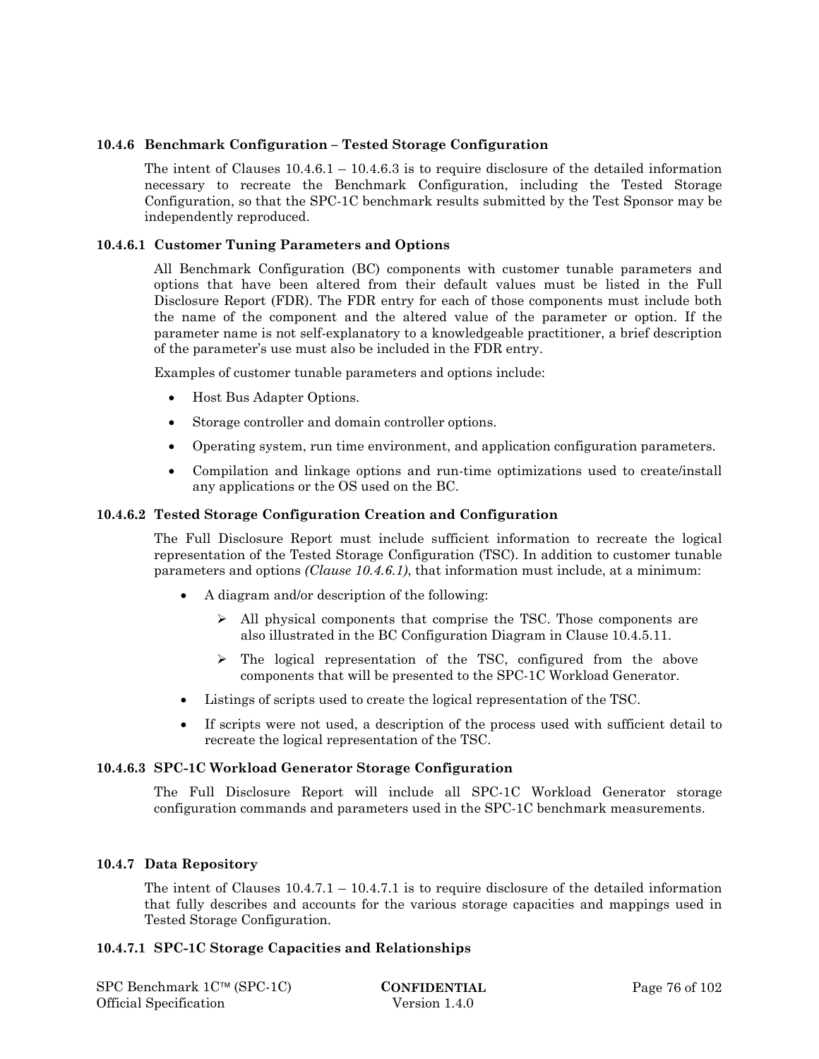### 10.4.6 Benchmark Configuration – Tested Storage Configuration

The intent of Clauses 10.4.6.1 – 10.4.6.3 is to require disclosure of the detailed information necessary to recreate the Benchmark Configuration, including the Tested Storage Configuration, so that the SPC-1C benchmark results submitted by the Test Sponsor may be independently reproduced.

#### 10.4.6.1 Customer Tuning Parameters and Options

All Benchmark Configuration (BC) components with customer tunable parameters and options that have been altered from their default values must be listed in the Full Disclosure Report (FDR). The FDR entry for each of those components must include both the name of the component and the altered value of the parameter or option. If the parameter name is not self-explanatory to a knowledgeable practitioner, a brief description of the parameter's use must also be included in the FDR entry.

Examples of customer tunable parameters and options include:

- Host Bus Adapter Options.
- Storage controller and domain controller options.
- Operating system, run time environment, and application configuration parameters.
- Compilation and linkage options and run-time optimizations used to create/install any applications or the OS used on the BC.

#### 10.4.6.2 Tested Storage Configuration Creation and Configuration

The Full Disclosure Report must include sufficient information to recreate the logical representation of the Tested Storage Configuration (TSC). In addition to customer tunable parameters and options *(Clause 10.4.6.1)*, that information must include, at a minimum:

- A diagram and/or description of the following:
  - All physical components that comprise the TSC. Those components are also illustrated in the BC Configuration Diagram in Clause 10.4.5.11.
  - The logical representation of the TSC, configured from the above components that will be presented to the SPC-1C Workload Generator.
- Listings of scripts used to create the logical representation of the TSC.
- If scripts were not used, a description of the process used with sufficient detail to recreate the logical representation of the TSC.

#### 10.4.6.3 SPC-1C Workload Generator Storage Configuration

The Full Disclosure Report will include all SPC-1C Workload Generator storage configuration commands and parameters used in the SPC-1C benchmark measurements.

### 10.4.7 Data Repository

The intent of Clauses 10.4.7.1 – 10.4.7.1 is to require disclosure of the detailed information that fully describes and accounts for the various storage capacities and mappings used in Tested Storage Configuration.

#### 10.4.7.1 SPC-1C Storage Capacities and Relationships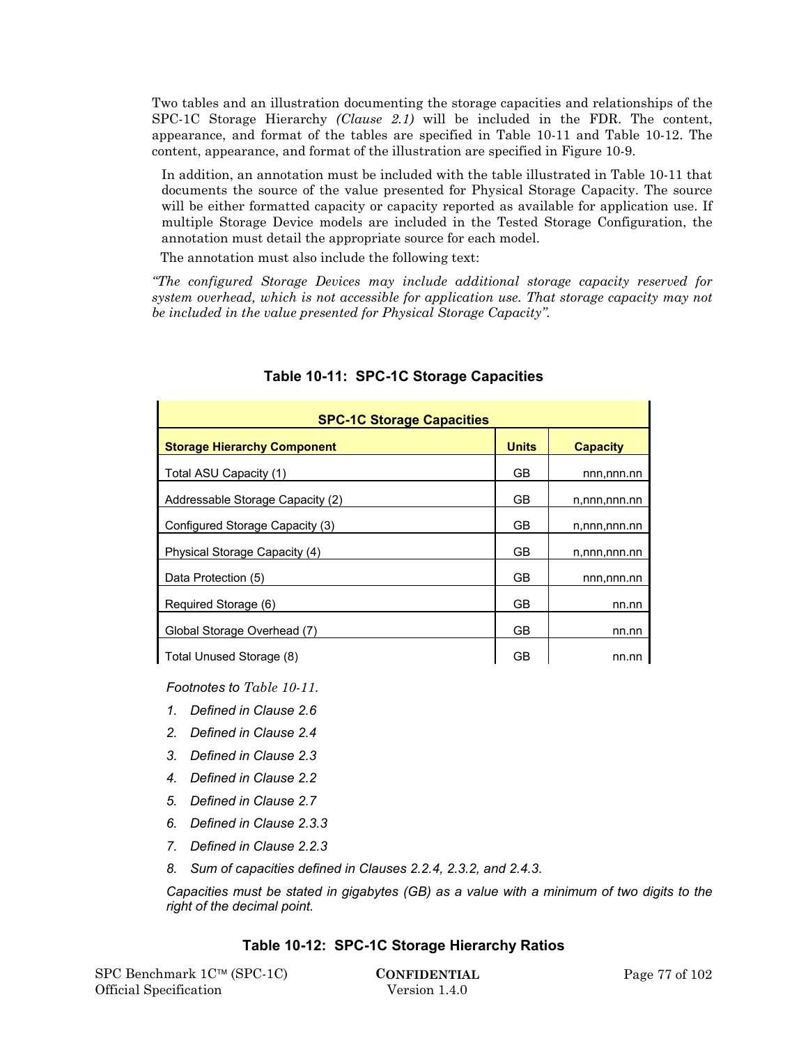Two tables and an illustration documenting the storage capacities and relationships of the SPC-1C Storage Hierarchy *(Clause 2.1)* will be included in the FDR. The content, appearance, and format of the tables are specified in Table 10-11 and Table 10-12. The content, appearance, and format of the illustration are specified in Figure 10-9.

In addition, an annotation must be included with the table illustrated in Table 10-11 that documents the source of the value presented for Physical Storage Capacity. The source will be either formatted capacity or capacity reported as available for application use. If multiple Storage Device models are included in the Tested Storage Configuration, the annotation must detail the appropriate source for each model.

The annotation must also include the following text:

*"The configured Storage Devices may include additional storage capacity reserved for system overhead, which is not accessible for application use. That storage capacity may not be included in the value presented for Physical Storage Capacity".*

**Table 10-11: SPC-1C Storage Capacities**

| **SPC-1C Storage Capacities** | | |
|---|---|---|
| **Storage Hierarchy Component** | **Units** | **Capacity** |
| Total ASU Capacity (1) | GB | nnn,nnn.nn |
| Addressable Storage Capacity (2) | GB | n,nnn,nnn.nn |
| Configured Storage Capacity (3) | GB | n,nnn,nnn.nn |
| Physical Storage Capacity (4) | GB | n,nnn,nnn.nn |
| Data Protection (5) | GB | nnn,nnn.nn |
| Required Storage (6) | GB | nn.nn |
| Global Storage Overhead (7) | GB | nn.nn |
| Total Unused Storage (8) | GB | nn.nn |

*Footnotes to Table 10-11.*

1. *Defined in Clause 2.6*
2. *Defined in Clause 2.4*
3. *Defined in Clause 2.3*
4. *Defined in Clause 2.2*
5. *Defined in Clause 2.7*
6. *Defined in Clause 2.3.3*
7. *Defined in Clause 2.2.3*
8. *Sum of capacities defined in Clauses 2.2.4, 2.3.2, and 2.4.3.*

*Capacities must be stated in gigabytes (GB) as a value with a minimum of two digits to the right of the decimal point.*

**Table 10-12: SPC-1C Storage Hierarchy Ratios**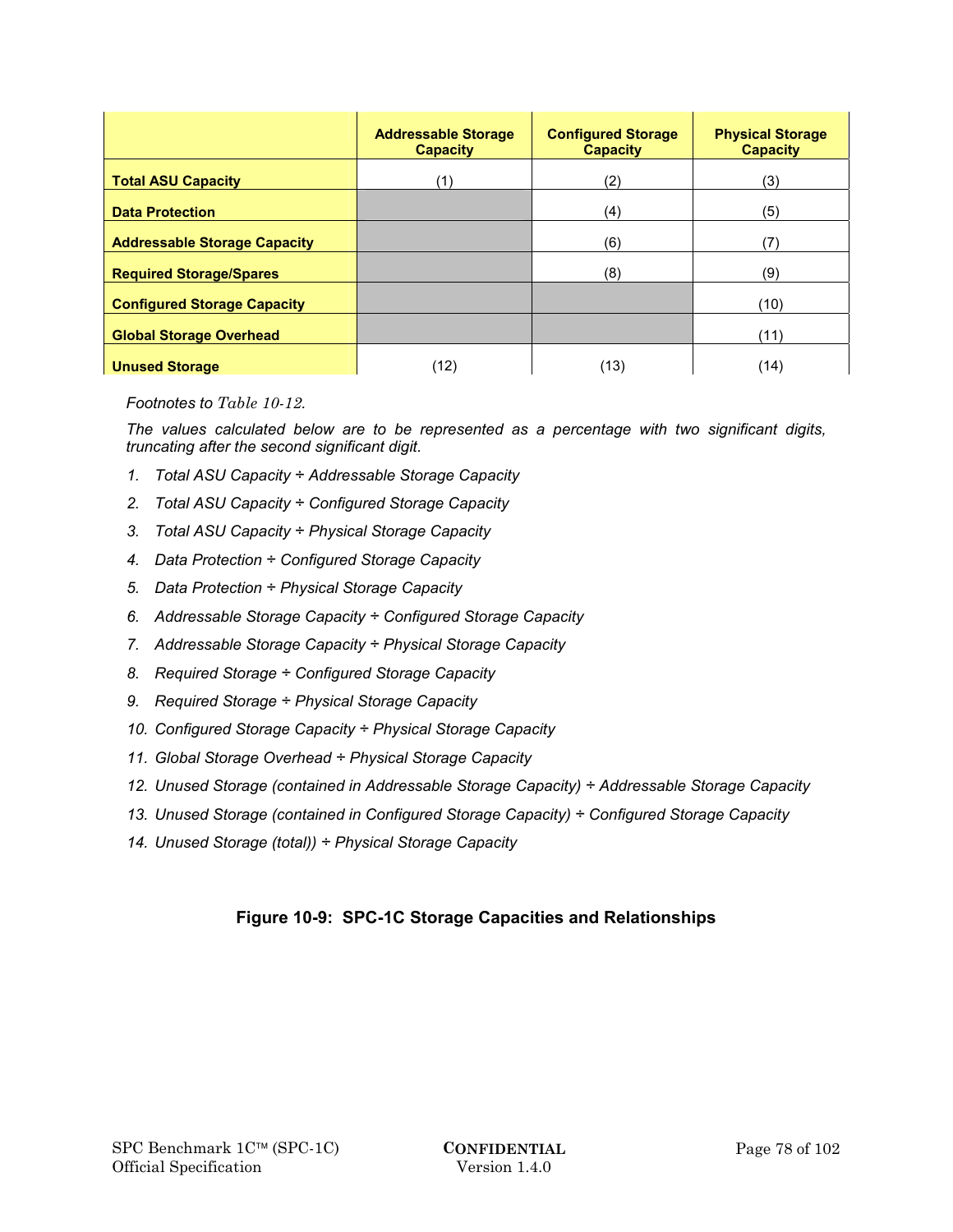| | Addressable Storage Capacity | Configured Storage Capacity | Physical Storage Capacity |
|---|---|---|---|
| **Total ASU Capacity** | (1) | (2) | (3) |
| **Data Protection** | | (4) | (5) |
| **Addressable Storage Capacity** | | (6) | (7) |
| **Required Storage/Spares** | | (8) | (9) |
| **Configured Storage Capacity** | | | (10) |
| **Global Storage Overhead** | | | (11) |
| **Unused Storage** | (12) | (13) | (14) |

*Footnotes to Table 10-12.*

*The values calculated below are to be represented as a percentage with two significant digits, truncating after the second significant digit.*

1. *Total ASU Capacity ÷ Addressable Storage Capacity*
2. *Total ASU Capacity ÷ Configured Storage Capacity*
3. *Total ASU Capacity ÷ Physical Storage Capacity*
4. *Data Protection ÷ Configured Storage Capacity*
5. *Data Protection ÷ Physical Storage Capacity*
6. *Addressable Storage Capacity ÷ Configured Storage Capacity*
7. *Addressable Storage Capacity ÷ Physical Storage Capacity*
8. *Required Storage ÷ Configured Storage Capacity*
9. *Required Storage ÷ Physical Storage Capacity*
10. *Configured Storage Capacity ÷ Physical Storage Capacity*
11. *Global Storage Overhead ÷ Physical Storage Capacity*
12. *Unused Storage (contained in Addressable Storage Capacity) ÷ Addressable Storage Capacity*
13. *Unused Storage (contained in Configured Storage Capacity) ÷ Configured Storage Capacity*
14. *Unused Storage (total)) ÷ Physical Storage Capacity*

**Figure 10-9: SPC-1C Storage Capacities and Relationships**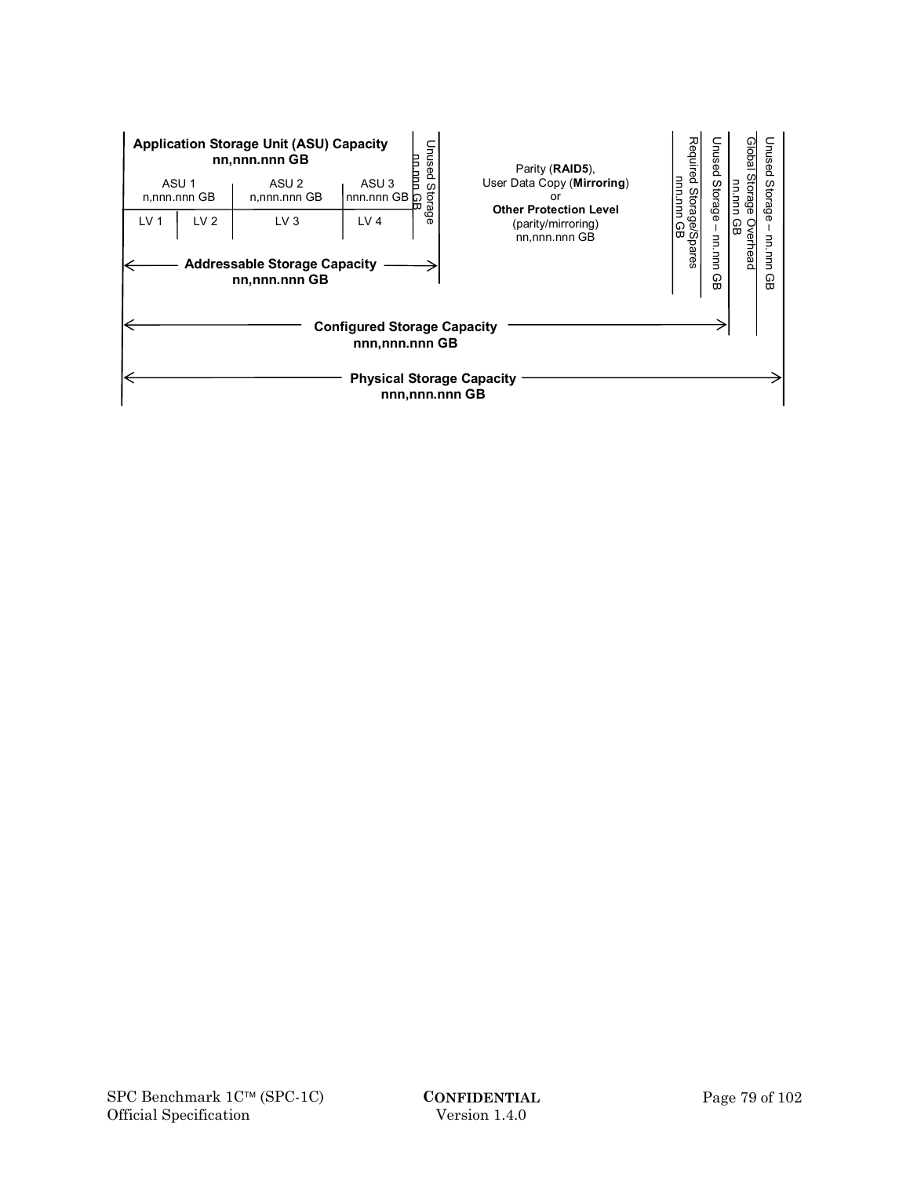**Application Storage Unit (ASU) Capacity**
**nn,nnn.nnn GB**

| ASU 1 n,nnn.nnn GB | | ASU 2 n,nnn.nnn GB | ASU 3 nnn.nnn GB | Unused Storage nn.nnn GB |
|---|---|---|---|---|
| LV 1 | LV 2 | LV 3 | LV 4 | |

**Addressable Storage Capacity**
**nn,nnn.nnn GB**

Parity (**RAID5**),
User Data Copy (**Mirroring**)
or
**Other Protection Level**
(parity/mirroring)
nn,nnn.nnn GB

Required Storage/Spares
nnn.nnn GB

Unused Storage – nn.nnn GB

Global Storage Overhead
nn.nnn GB

Unused Storage – nn.nnn GB

**Configured Storage Capacity**
**nnn,nnn.nnn GB**

**Physical Storage Capacity**
**nnn,nnn.nnn GB**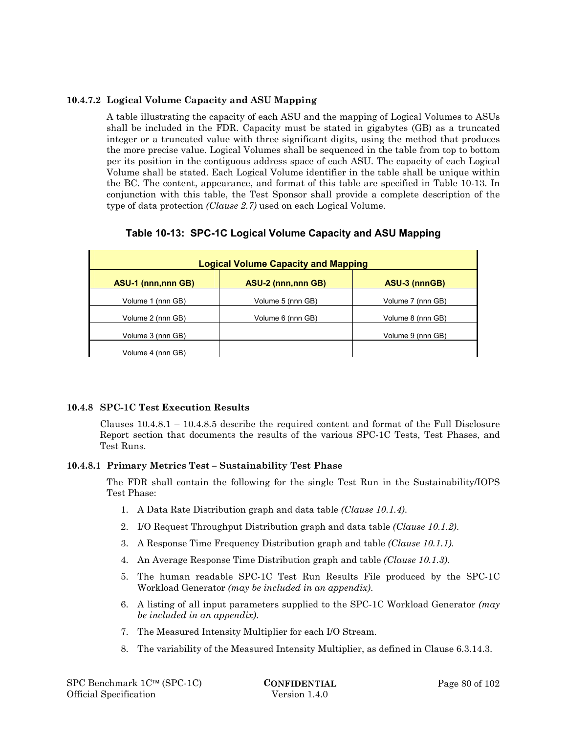#### 10.4.7.2 Logical Volume Capacity and ASU Mapping

A table illustrating the capacity of each ASU and the mapping of Logical Volumes to ASUs shall be included in the FDR. Capacity must be stated in gigabytes (GB) as a truncated integer or a truncated value with three significant digits, using the method that produces the more precise value. Logical Volumes shall be sequenced in the table from top to bottom per its position in the contiguous address space of each ASU. The capacity of each Logical Volume shall be stated. Each Logical Volume identifier in the table shall be unique within the BC. The content, appearance, and format of this table are specified in Table 10-13. In conjunction with this table, the Test Sponsor shall provide a complete description of the type of data protection *(Clause 2.7)* used on each Logical Volume.

**Table 10-13: SPC-1C Logical Volume Capacity and ASU Mapping**

| Logical Volume Capacity and Mapping | | |
|---|---|---|
| **ASU-1 (nnn,nnn GB)** | **ASU-2 (nnn,nnn GB)** | **ASU-3 (nnnGB)** |
| Volume 1 (nnn GB) | Volume 5 (nnn GB) | Volume 7 (nnn GB) |
| Volume 2 (nnn GB) | Volume 6 (nnn GB) | Volume 8 (nnn GB) |
| Volume 3 (nnn GB) | | Volume 9 (nnn GB) |
| Volume 4 (nnn GB) | | |

### 10.4.8 SPC-1C Test Execution Results

Clauses 10.4.8.1 – 10.4.8.5 describe the required content and format of the Full Disclosure Report section that documents the results of the various SPC-1C Tests, Test Phases, and Test Runs.

#### 10.4.8.1 Primary Metrics Test – Sustainability Test Phase

The FDR shall contain the following for the single Test Run in the Sustainability/IOPS Test Phase:

1. A Data Rate Distribution graph and data table *(Clause 10.1.4)*.
2. I/O Request Throughput Distribution graph and data table *(Clause 10.1.2)*.
3. A Response Time Frequency Distribution graph and table *(Clause 10.1.1)*.
4. An Average Response Time Distribution graph and table *(Clause 10.1.3)*.
5. The human readable SPC-1C Test Run Results File produced by the SPC-1C Workload Generator *(may be included in an appendix)*.
6. A listing of all input parameters supplied to the SPC-1C Workload Generator *(may be included in an appendix)*.
7. The Measured Intensity Multiplier for each I/O Stream.
8. The variability of the Measured Intensity Multiplier, as defined in Clause 6.3.14.3.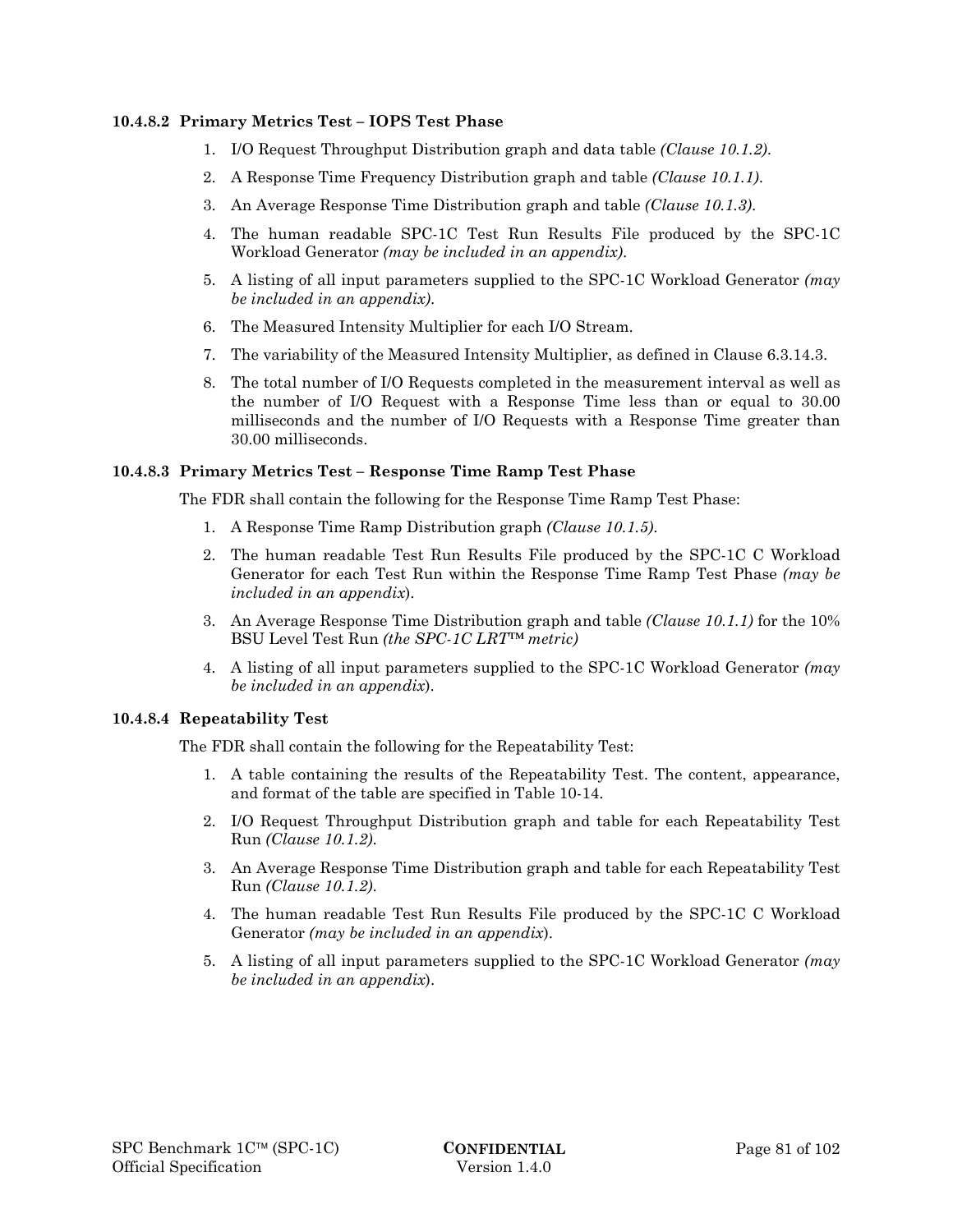#### 10.4.8.2 Primary Metrics Test – IOPS Test Phase

1. I/O Request Throughput Distribution graph and data table *(Clause 10.1.2)*.
2. A Response Time Frequency Distribution graph and table *(Clause 10.1.1)*.
3. An Average Response Time Distribution graph and table *(Clause 10.1.3)*.
4. The human readable SPC-1C Test Run Results File produced by the SPC-1C Workload Generator *(may be included in an appendix)*.
5. A listing of all input parameters supplied to the SPC-1C Workload Generator *(may be included in an appendix)*.
6. The Measured Intensity Multiplier for each I/O Stream.
7. The variability of the Measured Intensity Multiplier, as defined in Clause 6.3.14.3.
8. The total number of I/O Requests completed in the measurement interval as well as the number of I/O Request with a Response Time less than or equal to 30.00 milliseconds and the number of I/O Requests with a Response Time greater than 30.00 milliseconds.

#### 10.4.8.3 Primary Metrics Test – Response Time Ramp Test Phase

The FDR shall contain the following for the Response Time Ramp Test Phase:

1. A Response Time Ramp Distribution graph *(Clause 10.1.5)*.
2. The human readable Test Run Results File produced by the SPC-1C C Workload Generator for each Test Run within the Response Time Ramp Test Phase *(may be included in an appendix)*.
3. An Average Response Time Distribution graph and table *(Clause 10.1.1)* for the 10% BSU Level Test Run *(the SPC-1C LRT™ metric)*
4. A listing of all input parameters supplied to the SPC-1C Workload Generator *(may be included in an appendix)*.

#### 10.4.8.4 Repeatability Test

The FDR shall contain the following for the Repeatability Test:

1. A table containing the results of the Repeatability Test. The content, appearance, and format of the table are specified in Table 10-14.
2. I/O Request Throughput Distribution graph and table for each Repeatability Test Run *(Clause 10.1.2)*.
3. An Average Response Time Distribution graph and table for each Repeatability Test Run *(Clause 10.1.2)*.
4. The human readable Test Run Results File produced by the SPC-1C C Workload Generator *(may be included in an appendix)*.
5. A listing of all input parameters supplied to the SPC-1C Workload Generator *(may be included in an appendix)*.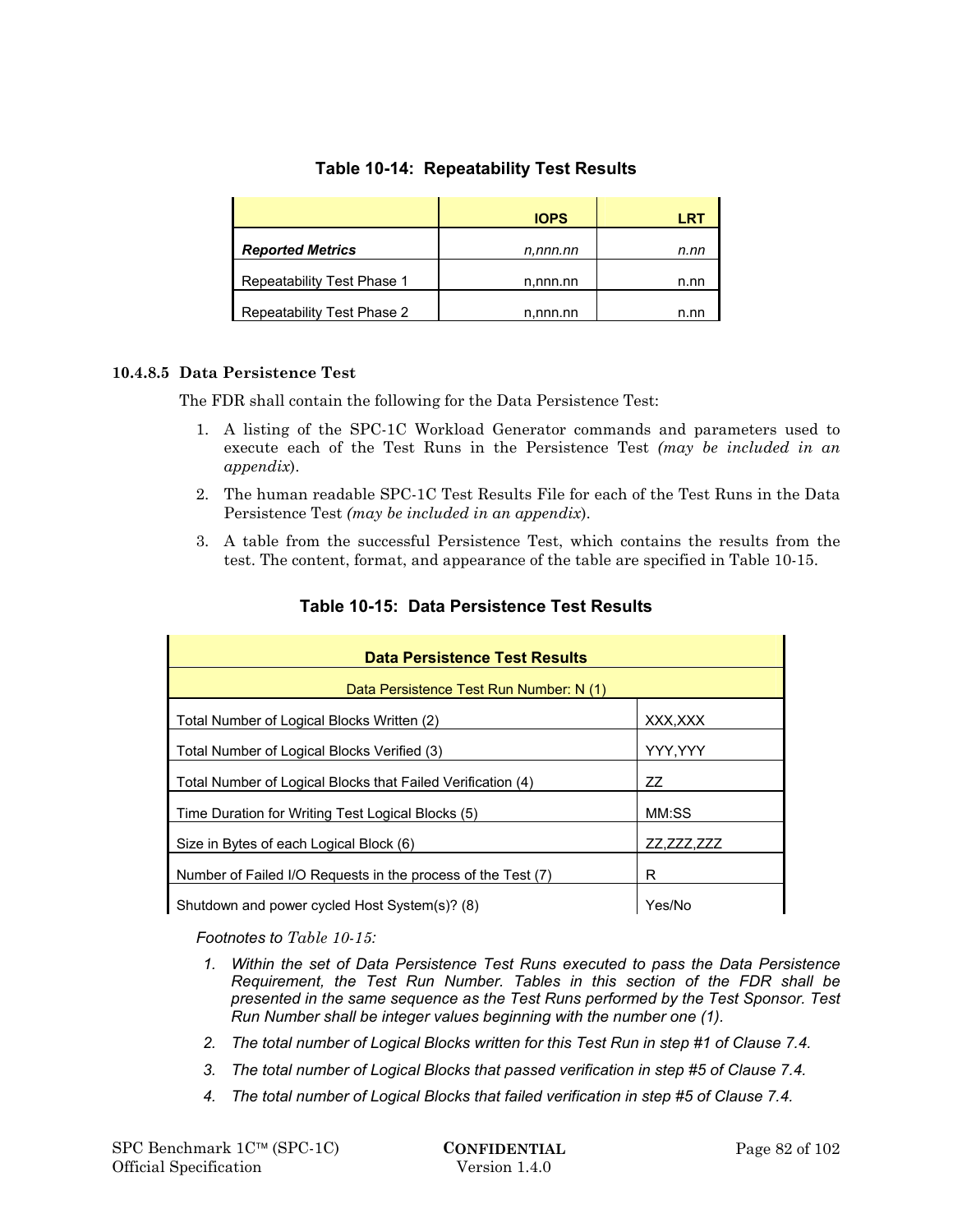**Table 10-14: Repeatability Test Results**

| | IOPS | LRT |
|---|---|---|
| ***Reported Metrics*** | *n,nnn.nn* | *n.nn* |
| Repeatability Test Phase 1 | n,nnn.nn | n.nn |
| Repeatability Test Phase 2 | n,nnn.nn | n.nn |

#### 10.4.8.5 Data Persistence Test

The FDR shall contain the following for the Data Persistence Test:

1. A listing of the SPC-1C Workload Generator commands and parameters used to execute each of the Test Runs in the Persistence Test *(may be included in an appendix*).
2. The human readable SPC-1C Test Results File for each of the Test Runs in the Data Persistence Test *(may be included in an appendix*).
3. A table from the successful Persistence Test, which contains the results from the test. The content, format, and appearance of the table are specified in Table 10-15.

**Table 10-15: Data Persistence Test Results**

| **Data Persistence Test Results** | |
|---|---|
| Data Persistence Test Run Number: N (1) | |
| Total Number of Logical Blocks Written (2) | XXX,XXX |
| Total Number of Logical Blocks Verified (3) | YYY,YYY |
| Total Number of Logical Blocks that Failed Verification (4) | ZZ |
| Time Duration for Writing Test Logical Blocks (5) | MM:SS |
| Size in Bytes of each Logical Block (6) | ZZ,ZZZ,ZZZ |
| Number of Failed I/O Requests in the process of the Test (7) | R |
| Shutdown and power cycled Host System(s)? (8) | Yes/No |

*Footnotes to Table 10-15:*

1. *Within the set of Data Persistence Test Runs executed to pass the Data Persistence Requirement, the Test Run Number. Tables in this section of the FDR shall be presented in the same sequence as the Test Runs performed by the Test Sponsor. Test Run Number shall be integer values beginning with the number one (1).*
2. *The total number of Logical Blocks written for this Test Run in step #1 of Clause 7.4.*
3. *The total number of Logical Blocks that passed verification in step #5 of Clause 7.4.*
4. *The total number of Logical Blocks that failed verification in step #5 of Clause 7.4.*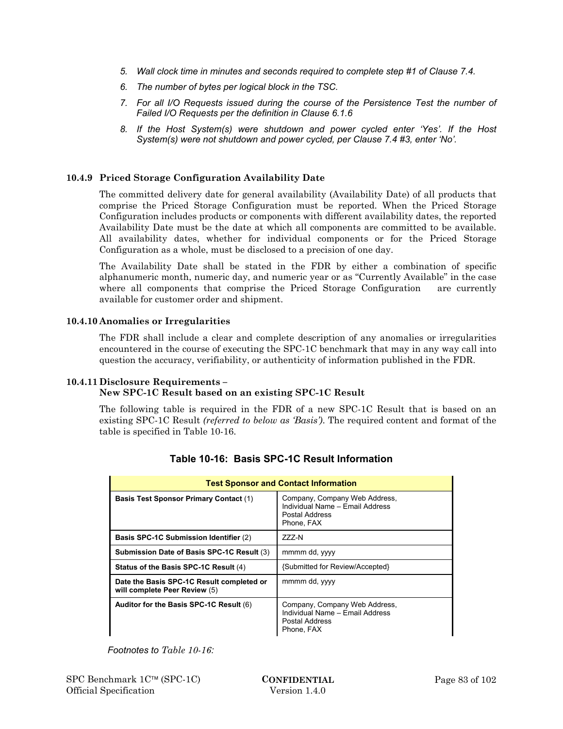5. *Wall clock time in minutes and seconds required to complete step #1 of Clause 7.4.*
6. *The number of bytes per logical block in the TSC.*
7. *For all I/O Requests issued during the course of the Persistence Test the number of Failed I/O Requests per the definition in Clause 6.1.6*
8. *If the Host System(s) were shutdown and power cycled enter 'Yes'. If the Host System(s) were not shutdown and power cycled, per Clause 7.4 #3, enter 'No'.*

### 10.4.9 Priced Storage Configuration Availability Date

The committed delivery date for general availability (Availability Date) of all products that comprise the Priced Storage Configuration must be reported. When the Priced Storage Configuration includes products or components with different availability dates, the reported Availability Date must be the date at which all components are committed to be available. All availability dates, whether for individual components or for the Priced Storage Configuration as a whole, must be disclosed to a precision of one day.

The Availability Date shall be stated in the FDR by either a combination of specific alphanumeric month, numeric day, and numeric year or as "Currently Available" in the case where all components that comprise the Priced Storage Configuration are currently available for customer order and shipment.

### 10.4.10 Anomalies or Irregularities

The FDR shall include a clear and complete description of any anomalies or irregularities encountered in the course of executing the SPC-1C benchmark that may in any way call into question the accuracy, verifiability, or authenticity of information published in the FDR.

### 10.4.11 Disclosure Requirements – New SPC-1C Result based on an existing SPC-1C Result

The following table is required in the FDR of a new SPC-1C Result that is based on an existing SPC-1C Result *(referred to below as 'Basis')*. The required content and format of the table is specified in Table 10-16.

**Table 10-16: Basis SPC-1C Result Information**

| Test Sponsor and Contact Information | |
|---|---|
| **Basis Test Sponsor Primary Contact** (1) | Company, Company Web Address, Individual Name – Email Address Postal Address Phone, FAX |
| **Basis SPC-1C Submission Identifier** (2) | ZZZ-N |
| **Submission Date of Basis SPC-1C Result** (3) | mmmm dd, yyyy |
| **Status of the Basis SPC-1C Result** (4) | {Submitted for Review/Accepted} |
| **Date the Basis SPC-1C Result completed or will complete Peer Review** (5) | mmmm dd, yyyy |
| **Auditor for the Basis SPC-1C Result** (6) | Company, Company Web Address, Individual Name – Email Address Postal Address Phone, FAX |

*Footnotes to Table 10-16:*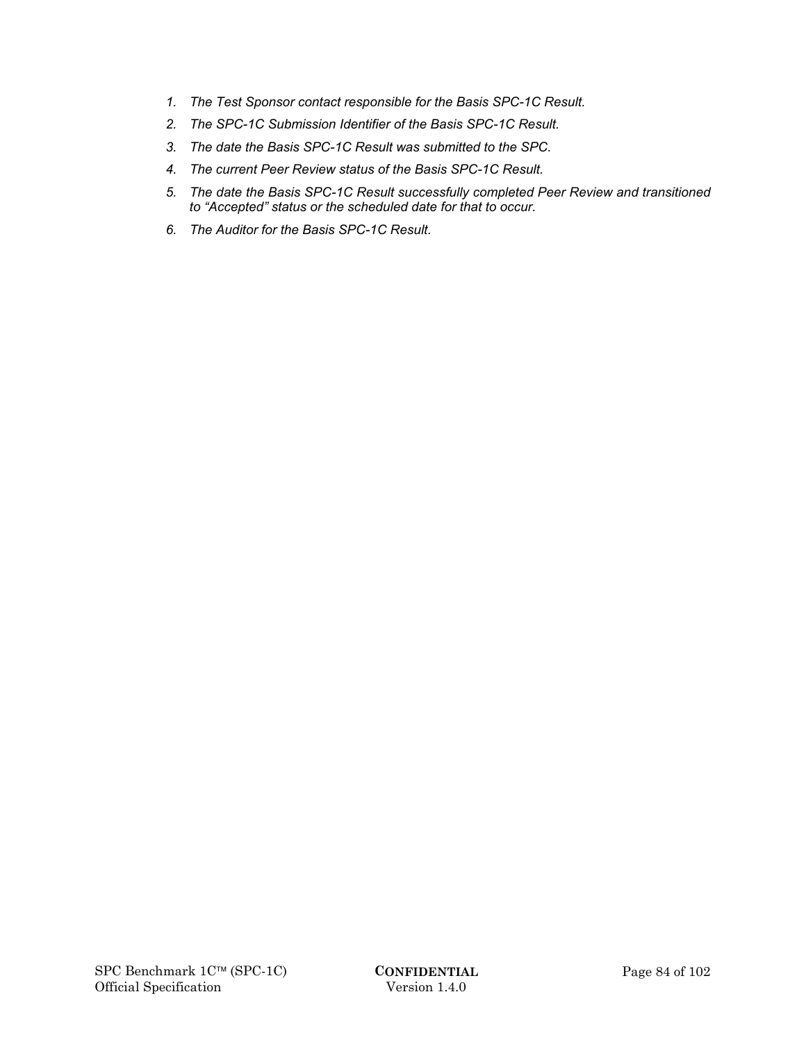1. *The Test Sponsor contact responsible for the Basis SPC-1C Result.*
2. *The SPC-1C Submission Identifier of the Basis SPC-1C Result.*
3. *The date the Basis SPC-1C Result was submitted to the SPC.*
4. *The current Peer Review status of the Basis SPC-1C Result.*
5. *The date the Basis SPC-1C Result successfully completed Peer Review and transitioned to "Accepted" status or the scheduled date for that to occur.*
6. *The Auditor for the Basis SPC-1C Result.*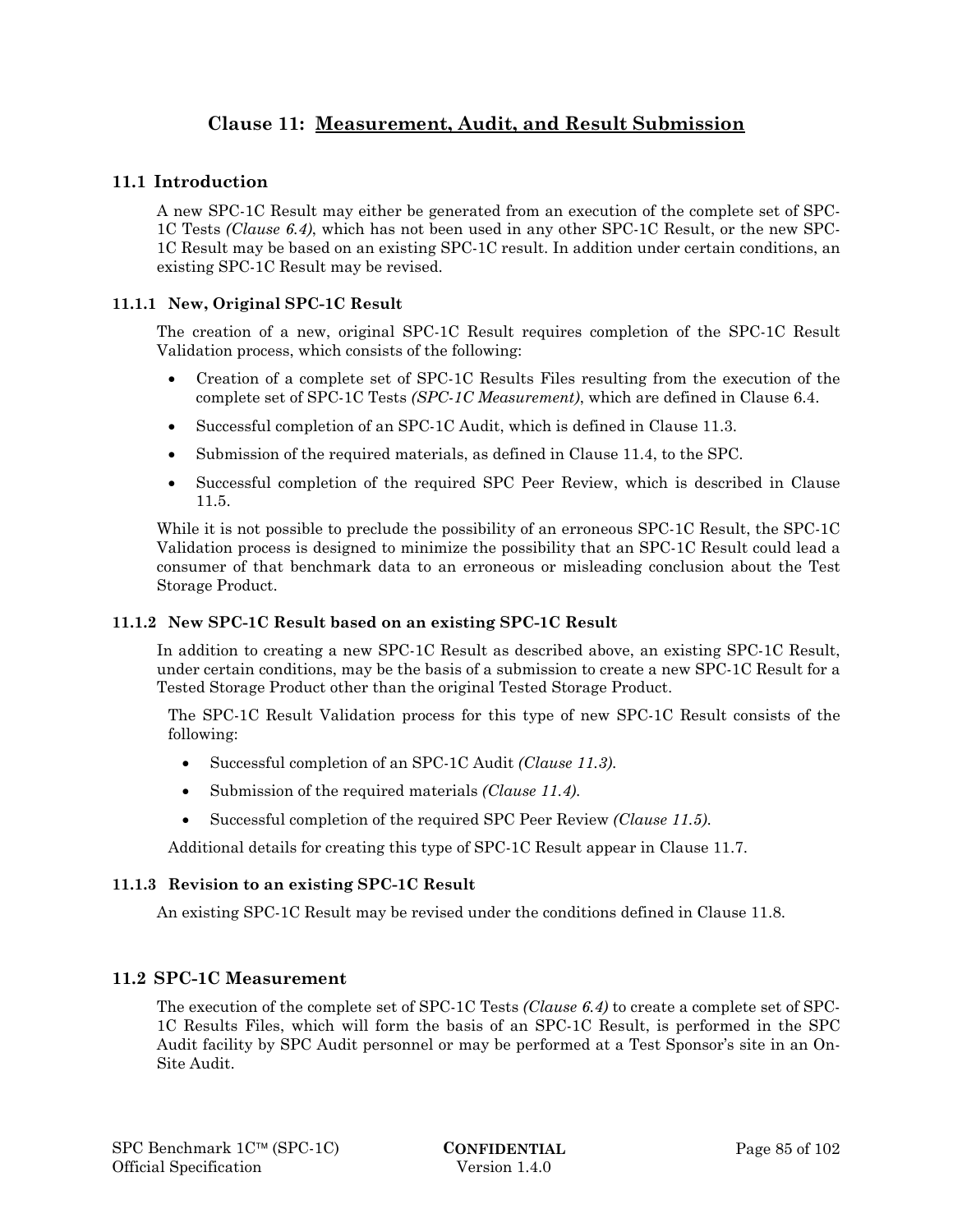# Clause 11: Measurement, Audit, and Result Submission

## 11.1 Introduction

A new SPC-1C Result may either be generated from an execution of the complete set of SPC-1C Tests *(Clause 6.4)*, which has not been used in any other SPC-1C Result, or the new SPC-1C Result may be based on an existing SPC-1C result. In addition under certain conditions, an existing SPC-1C Result may be revised.

### 11.1.1 New, Original SPC-1C Result

The creation of a new, original SPC-1C Result requires completion of the SPC-1C Result Validation process, which consists of the following:

- Creation of a complete set of SPC-1C Results Files resulting from the execution of the complete set of SPC-1C Tests *(SPC-1C Measurement)*, which are defined in Clause 6.4.
- Successful completion of an SPC-1C Audit, which is defined in Clause 11.3.
- Submission of the required materials, as defined in Clause 11.4, to the SPC.
- Successful completion of the required SPC Peer Review, which is described in Clause 11.5.

While it is not possible to preclude the possibility of an erroneous SPC-1C Result, the SPC-1C Validation process is designed to minimize the possibility that an SPC-1C Result could lead a consumer of that benchmark data to an erroneous or misleading conclusion about the Test Storage Product.

### 11.1.2 New SPC-1C Result based on an existing SPC-1C Result

In addition to creating a new SPC-1C Result as described above, an existing SPC-1C Result, under certain conditions, may be the basis of a submission to create a new SPC-1C Result for a Tested Storage Product other than the original Tested Storage Product.

The SPC-1C Result Validation process for this type of new SPC-1C Result consists of the following:

- Successful completion of an SPC-1C Audit *(Clause 11.3)*.
- Submission of the required materials *(Clause 11.4)*.
- Successful completion of the required SPC Peer Review *(Clause 11.5)*.

Additional details for creating this type of SPC-1C Result appear in Clause 11.7.

### 11.1.3 Revision to an existing SPC-1C Result

An existing SPC-1C Result may be revised under the conditions defined in Clause 11.8.

## 11.2 SPC-1C Measurement

The execution of the complete set of SPC-1C Tests *(Clause 6.4)* to create a complete set of SPC-1C Results Files, which will form the basis of an SPC-1C Result, is performed in the SPC Audit facility by SPC Audit personnel or may be performed at a Test Sponsor's site in an On-Site Audit.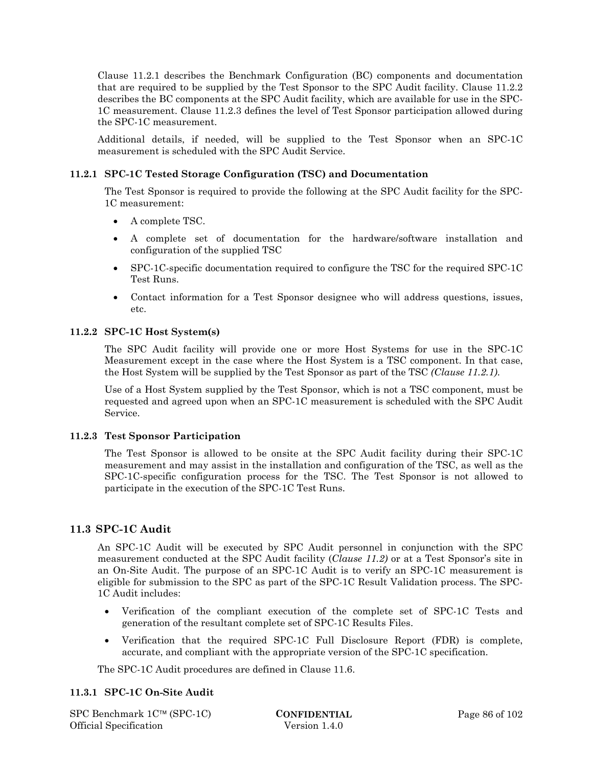Clause 11.2.1 describes the Benchmark Configuration (BC) components and documentation that are required to be supplied by the Test Sponsor to the SPC Audit facility. Clause 11.2.2 describes the BC components at the SPC Audit facility, which are available for use in the SPC-1C measurement. Clause 11.2.3 defines the level of Test Sponsor participation allowed during the SPC-1C measurement.

Additional details, if needed, will be supplied to the Test Sponsor when an SPC-1C measurement is scheduled with the SPC Audit Service.

### 11.2.1 SPC-1C Tested Storage Configuration (TSC) and Documentation

The Test Sponsor is required to provide the following at the SPC Audit facility for the SPC-1C measurement:

- A complete TSC.
- A complete set of documentation for the hardware/software installation and configuration of the supplied TSC
- SPC-1C-specific documentation required to configure the TSC for the required SPC-1C Test Runs.
- Contact information for a Test Sponsor designee who will address questions, issues, etc.

### 11.2.2 SPC-1C Host System(s)

The SPC Audit facility will provide one or more Host Systems for use in the SPC-1C Measurement except in the case where the Host System is a TSC component. In that case, the Host System will be supplied by the Test Sponsor as part of the TSC *(Clause 11.2.1)*.

Use of a Host System supplied by the Test Sponsor, which is not a TSC component, must be requested and agreed upon when an SPC-1C measurement is scheduled with the SPC Audit Service.

### 11.2.3 Test Sponsor Participation

The Test Sponsor is allowed to be onsite at the SPC Audit facility during their SPC-1C measurement and may assist in the installation and configuration of the TSC, as well as the SPC-1C-specific configuration process for the TSC. The Test Sponsor is not allowed to participate in the execution of the SPC-1C Test Runs.

## 11.3 SPC-1C Audit

An SPC-1C Audit will be executed by SPC Audit personnel in conjunction with the SPC measurement conducted at the SPC Audit facility (*Clause 11.2)* or at a Test Sponsor's site in an On-Site Audit. The purpose of an SPC-1C Audit is to verify an SPC-1C measurement is eligible for submission to the SPC as part of the SPC-1C Result Validation process. The SPC-1C Audit includes:

- Verification of the compliant execution of the complete set of SPC-1C Tests and generation of the resultant complete set of SPC-1C Results Files.
- Verification that the required SPC-1C Full Disclosure Report (FDR) is complete, accurate, and compliant with the appropriate version of the SPC-1C specification.

The SPC-1C Audit procedures are defined in Clause 11.6.

### 11.3.1 SPC-1C On-Site Audit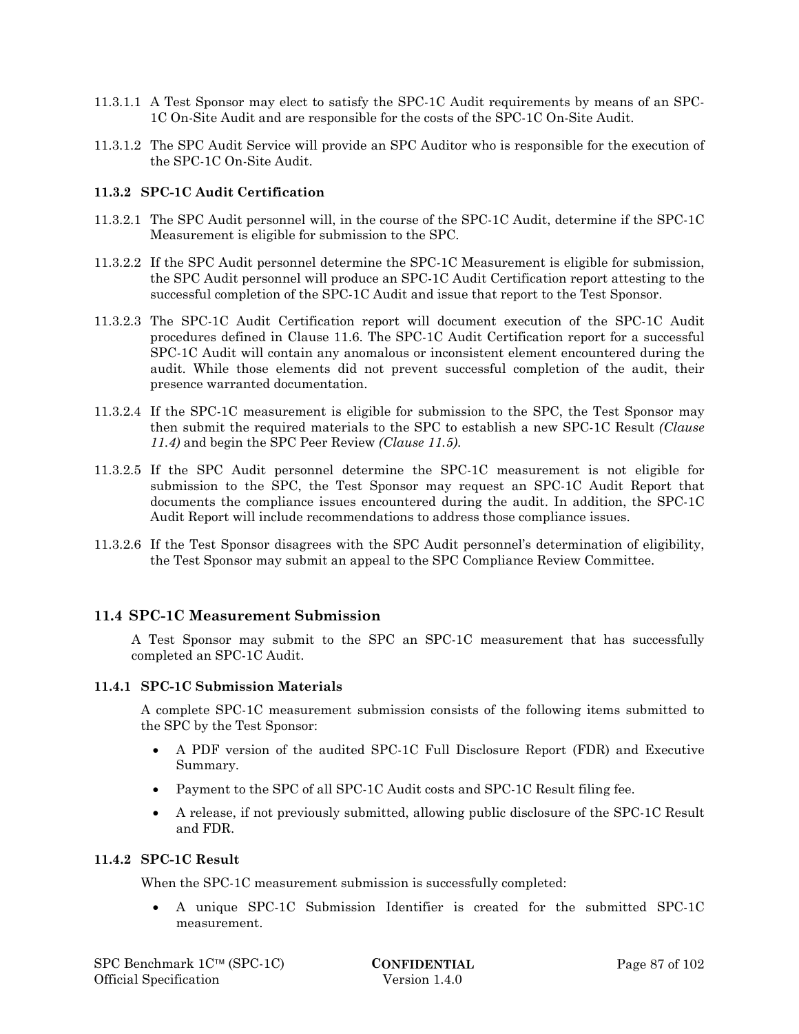11.3.1.1 A Test Sponsor may elect to satisfy the SPC-1C Audit requirements by means of an SPC-1C On-Site Audit and are responsible for the costs of the SPC-1C On-Site Audit.

11.3.1.2 The SPC Audit Service will provide an SPC Auditor who is responsible for the execution of the SPC-1C On-Site Audit.

### 11.3.2 SPC-1C Audit Certification

11.3.2.1 The SPC Audit personnel will, in the course of the SPC-1C Audit, determine if the SPC-1C Measurement is eligible for submission to the SPC.

11.3.2.2 If the SPC Audit personnel determine the SPC-1C Measurement is eligible for submission, the SPC Audit personnel will produce an SPC-1C Audit Certification report attesting to the successful completion of the SPC-1C Audit and issue that report to the Test Sponsor.

11.3.2.3 The SPC-1C Audit Certification report will document execution of the SPC-1C Audit procedures defined in Clause 11.6. The SPC-1C Audit Certification report for a successful SPC-1C Audit will contain any anomalous or inconsistent element encountered during the audit. While those elements did not prevent successful completion of the audit, their presence warranted documentation.

11.3.2.4 If the SPC-1C measurement is eligible for submission to the SPC, the Test Sponsor may then submit the required materials to the SPC to establish a new SPC-1C Result *(Clause 11.4)* and begin the SPC Peer Review *(Clause 11.5)*.

11.3.2.5 If the SPC Audit personnel determine the SPC-1C measurement is not eligible for submission to the SPC, the Test Sponsor may request an SPC-1C Audit Report that documents the compliance issues encountered during the audit. In addition, the SPC-1C Audit Report will include recommendations to address those compliance issues.

11.3.2.6 If the Test Sponsor disagrees with the SPC Audit personnel's determination of eligibility, the Test Sponsor may submit an appeal to the SPC Compliance Review Committee.

## 11.4 SPC-1C Measurement Submission

A Test Sponsor may submit to the SPC an SPC-1C measurement that has successfully completed an SPC-1C Audit.

### 11.4.1 SPC-1C Submission Materials

A complete SPC-1C measurement submission consists of the following items submitted to the SPC by the Test Sponsor:

- A PDF version of the audited SPC-1C Full Disclosure Report (FDR) and Executive Summary.
- Payment to the SPC of all SPC-1C Audit costs and SPC-1C Result filing fee.
- A release, if not previously submitted, allowing public disclosure of the SPC-1C Result and FDR.

### 11.4.2 SPC-1C Result

When the SPC-1C measurement submission is successfully completed:

- A unique SPC-1C Submission Identifier is created for the submitted SPC-1C measurement.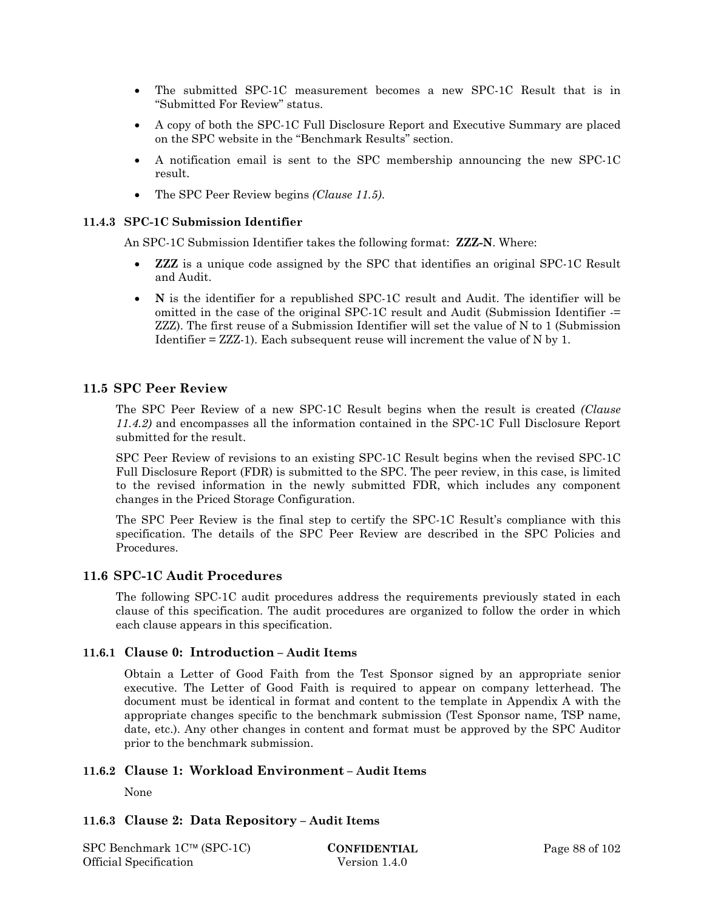- The submitted SPC-1C measurement becomes a new SPC-1C Result that is in "Submitted For Review" status.
- A copy of both the SPC-1C Full Disclosure Report and Executive Summary are placed on the SPC website in the "Benchmark Results" section.
- A notification email is sent to the SPC membership announcing the new SPC-1C result.
- The SPC Peer Review begins *(Clause 11.5)*.

#### 11.4.3 SPC-1C Submission Identifier

An SPC-1C Submission Identifier takes the following format: **ZZZ-N**. Where:

- **ZZZ** is a unique code assigned by the SPC that identifies an original SPC-1C Result and Audit.
- **N** is the identifier for a republished SPC-1C result and Audit. The identifier will be omitted in the case of the original SPC-1C result and Audit (Submission Identifier -= ZZZ). The first reuse of a Submission Identifier will set the value of N to 1 (Submission Identifier = ZZZ-1). Each subsequent reuse will increment the value of N by 1.

### 11.5 SPC Peer Review

The SPC Peer Review of a new SPC-1C Result begins when the result is created *(Clause 11.4.2)* and encompasses all the information contained in the SPC-1C Full Disclosure Report submitted for the result.

SPC Peer Review of revisions to an existing SPC-1C Result begins when the revised SPC-1C Full Disclosure Report (FDR) is submitted to the SPC. The peer review, in this case, is limited to the revised information in the newly submitted FDR, which includes any component changes in the Priced Storage Configuration.

The SPC Peer Review is the final step to certify the SPC-1C Result's compliance with this specification. The details of the SPC Peer Review are described in the SPC Policies and Procedures.

### 11.6 SPC-1C Audit Procedures

The following SPC-1C audit procedures address the requirements previously stated in each clause of this specification. The audit procedures are organized to follow the order in which each clause appears in this specification.

#### 11.6.1 Clause 0: Introduction – Audit Items

Obtain a Letter of Good Faith from the Test Sponsor signed by an appropriate senior executive. The Letter of Good Faith is required to appear on company letterhead. The document must be identical in format and content to the template in Appendix A with the appropriate changes specific to the benchmark submission (Test Sponsor name, TSP name, date, etc.). Any other changes in content and format must be approved by the SPC Auditor prior to the benchmark submission.

#### 11.6.2 Clause 1: Workload Environment – Audit Items

None

#### 11.6.3 Clause 2: Data Repository – Audit Items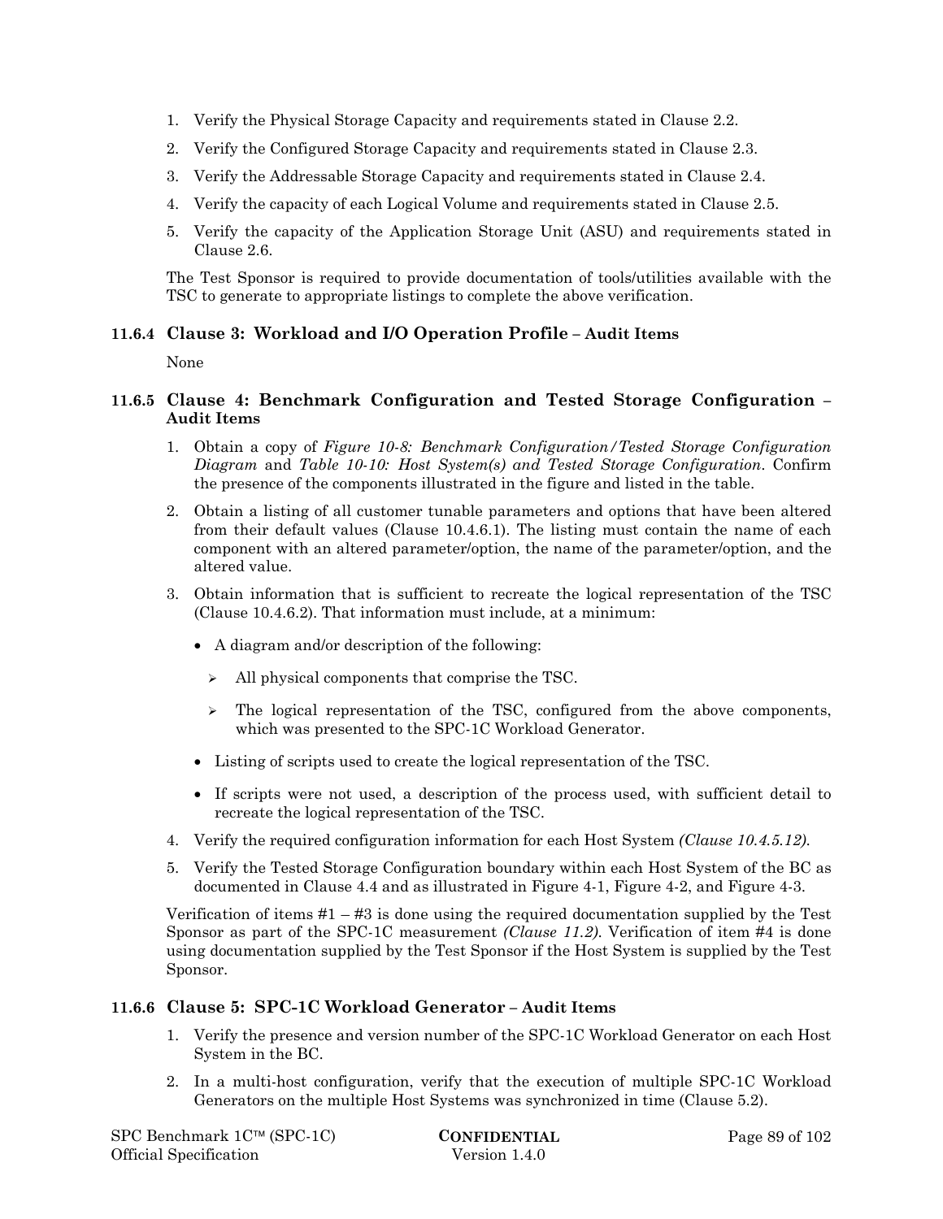1. Verify the Physical Storage Capacity and requirements stated in Clause 2.2.
2. Verify the Configured Storage Capacity and requirements stated in Clause 2.3.
3. Verify the Addressable Storage Capacity and requirements stated in Clause 2.4.
4. Verify the capacity of each Logical Volume and requirements stated in Clause 2.5.
5. Verify the capacity of the Application Storage Unit (ASU) and requirements stated in Clause 2.6.

The Test Sponsor is required to provide documentation of tools/utilities available with the TSC to generate to appropriate listings to complete the above verification.

### 11.6.4 Clause 3: Workload and I/O Operation Profile – Audit Items

None

### 11.6.5 Clause 4: Benchmark Configuration and Tested Storage Configuration – Audit Items

1. Obtain a copy of *Figure 10-8: Benchmark Configuration/Tested Storage Configuration Diagram* and *Table 10-10: Host System(s) and Tested Storage Configuration*. Confirm the presence of the components illustrated in the figure and listed in the table.
2. Obtain a listing of all customer tunable parameters and options that have been altered from their default values (Clause 10.4.6.1). The listing must contain the name of each component with an altered parameter/option, the name of the parameter/option, and the altered value.
3. Obtain information that is sufficient to recreate the logical representation of the TSC (Clause 10.4.6.2). That information must include, at a minimum:
   - A diagram and/or description of the following:
     - All physical components that comprise the TSC.
     - The logical representation of the TSC, configured from the above components, which was presented to the SPC-1C Workload Generator.
   - Listing of scripts used to create the logical representation of the TSC.
   - If scripts were not used, a description of the process used, with sufficient detail to recreate the logical representation of the TSC.
4. Verify the required configuration information for each Host System *(Clause 10.4.5.12)*.
5. Verify the Tested Storage Configuration boundary within each Host System of the BC as documented in Clause 4.4 and as illustrated in Figure 4-1, Figure 4-2, and Figure 4-3.

Verification of items #1 – #3 is done using the required documentation supplied by the Test Sponsor as part of the SPC-1C measurement *(Clause 11.2)*. Verification of item #4 is done using documentation supplied by the Test Sponsor if the Host System is supplied by the Test Sponsor.

### 11.6.6 Clause 5: SPC-1C Workload Generator – Audit Items

1. Verify the presence and version number of the SPC-1C Workload Generator on each Host System in the BC.
2. In a multi-host configuration, verify that the execution of multiple SPC-1C Workload Generators on the multiple Host Systems was synchronized in time (Clause 5.2).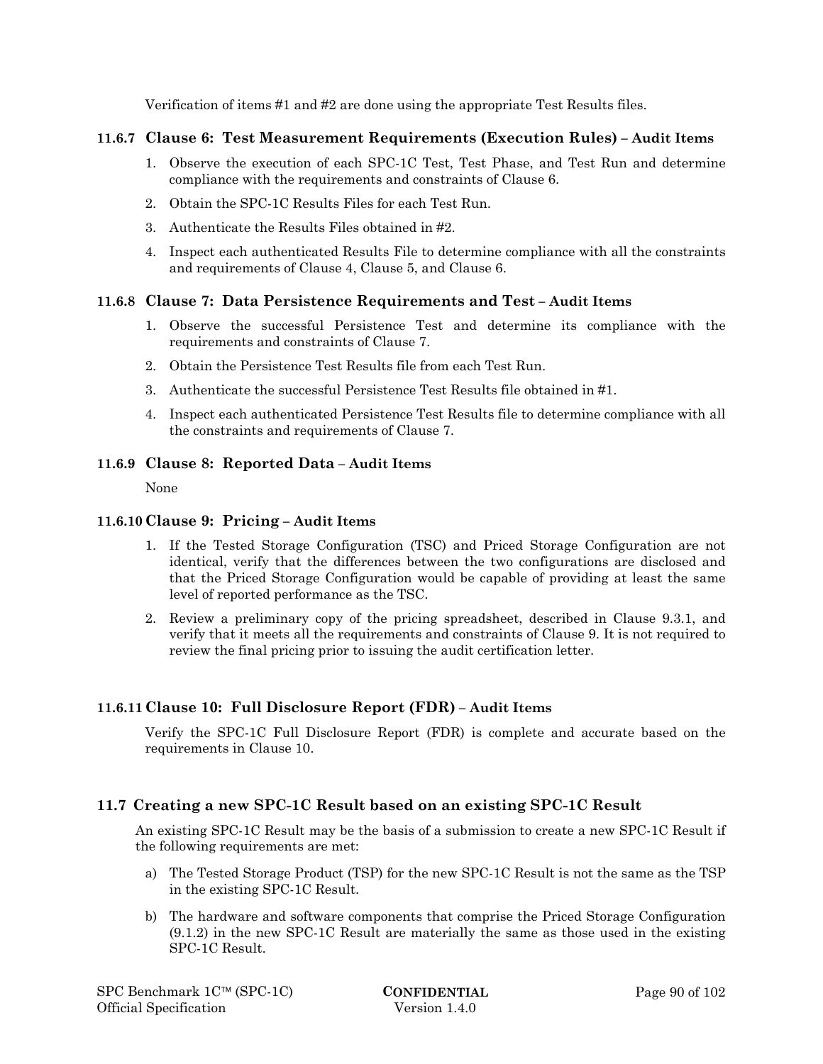Verification of items #1 and #2 are done using the appropriate Test Results files.

### 11.6.7 Clause 6: Test Measurement Requirements (Execution Rules) – Audit Items

1. Observe the execution of each SPC-1C Test, Test Phase, and Test Run and determine compliance with the requirements and constraints of Clause 6.
2. Obtain the SPC-1C Results Files for each Test Run.
3. Authenticate the Results Files obtained in #2.
4. Inspect each authenticated Results File to determine compliance with all the constraints and requirements of Clause 4, Clause 5, and Clause 6.

### 11.6.8 Clause 7: Data Persistence Requirements and Test – Audit Items

1. Observe the successful Persistence Test and determine its compliance with the requirements and constraints of Clause 7.
2. Obtain the Persistence Test Results file from each Test Run.
3. Authenticate the successful Persistence Test Results file obtained in #1.
4. Inspect each authenticated Persistence Test Results file to determine compliance with all the constraints and requirements of Clause 7.

### 11.6.9 Clause 8: Reported Data – Audit Items

None

### 11.6.10 Clause 9: Pricing – Audit Items

1. If the Tested Storage Configuration (TSC) and Priced Storage Configuration are not identical, verify that the differences between the two configurations are disclosed and that the Priced Storage Configuration would be capable of providing at least the same level of reported performance as the TSC.
2. Review a preliminary copy of the pricing spreadsheet, described in Clause 9.3.1, and verify that it meets all the requirements and constraints of Clause 9. It is not required to review the final pricing prior to issuing the audit certification letter.

### 11.6.11 Clause 10: Full Disclosure Report (FDR) – Audit Items

Verify the SPC-1C Full Disclosure Report (FDR) is complete and accurate based on the requirements in Clause 10.

## 11.7 Creating a new SPC-1C Result based on an existing SPC-1C Result

An existing SPC-1C Result may be the basis of a submission to create a new SPC-1C Result if the following requirements are met:

a) The Tested Storage Product (TSP) for the new SPC-1C Result is not the same as the TSP in the existing SPC-1C Result.

b) The hardware and software components that comprise the Priced Storage Configuration (9.1.2) in the new SPC-1C Result are materially the same as those used in the existing SPC-1C Result.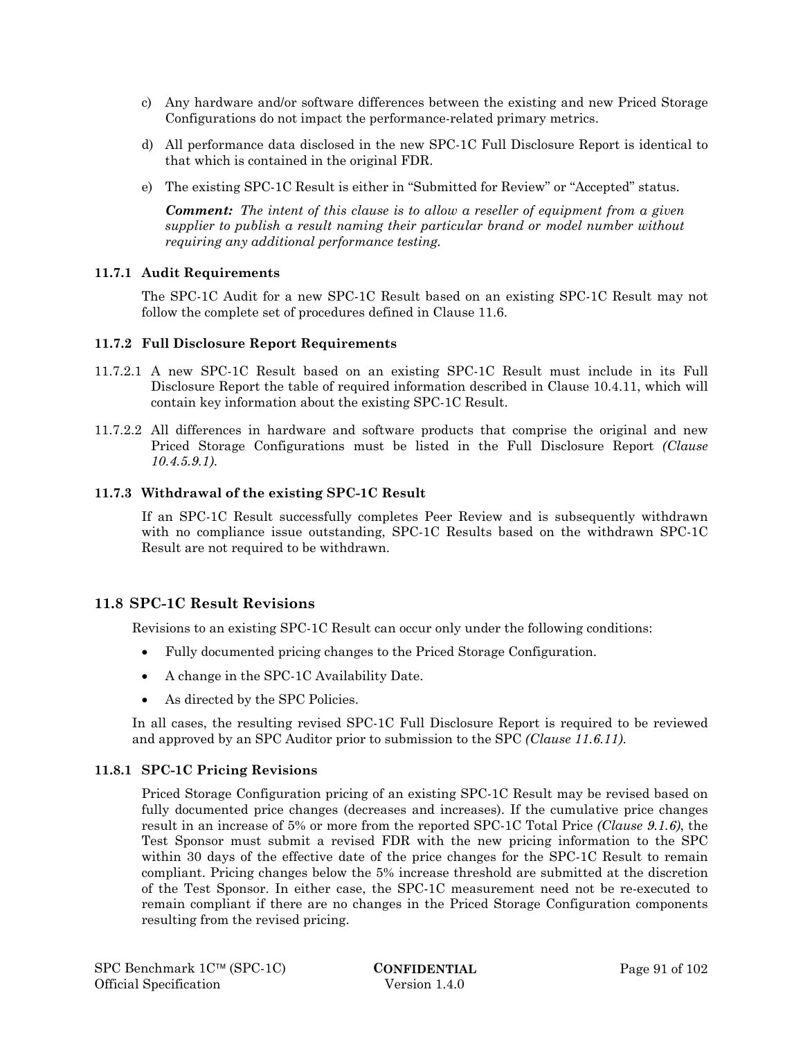c) Any hardware and/or software differences between the existing and new Priced Storage Configurations do not impact the performance-related primary metrics.

d) All performance data disclosed in the new SPC-1C Full Disclosure Report is identical to that which is contained in the original FDR.

e) The existing SPC-1C Result is either in "Submitted for Review" or "Accepted" status.

***Comment:*** *The intent of this clause is to allow a reseller of equipment from a given supplier to publish a result naming their particular brand or model number without requiring any additional performance testing.*

### 11.7.1 Audit Requirements

The SPC-1C Audit for a new SPC-1C Result based on an existing SPC-1C Result may not follow the complete set of procedures defined in Clause 11.6.

### 11.7.2 Full Disclosure Report Requirements

11.7.2.1 A new SPC-1C Result based on an existing SPC-1C Result must include in its Full Disclosure Report the table of required information described in Clause 10.4.11, which will contain key information about the existing SPC-1C Result.

11.7.2.2 All differences in hardware and software products that comprise the original and new Priced Storage Configurations must be listed in the Full Disclosure Report *(Clause 10.4.5.9.1)*.

### 11.7.3 Withdrawal of the existing SPC-1C Result

If an SPC-1C Result successfully completes Peer Review and is subsequently withdrawn with no compliance issue outstanding, SPC-1C Results based on the withdrawn SPC-1C Result are not required to be withdrawn.

## 11.8 SPC-1C Result Revisions

Revisions to an existing SPC-1C Result can occur only under the following conditions:

- Fully documented pricing changes to the Priced Storage Configuration.
- A change in the SPC-1C Availability Date.
- As directed by the SPC Policies.

In all cases, the resulting revised SPC-1C Full Disclosure Report is required to be reviewed and approved by an SPC Auditor prior to submission to the SPC *(Clause 11.6.11)*.

### 11.8.1 SPC-1C Pricing Revisions

Priced Storage Configuration pricing of an existing SPC-1C Result may be revised based on fully documented price changes (decreases and increases). If the cumulative price changes result in an increase of 5% or more from the reported SPC-1C Total Price *(Clause 9.1.6)*, the Test Sponsor must submit a revised FDR with the new pricing information to the SPC within 30 days of the effective date of the price changes for the SPC-1C Result to remain compliant. Pricing changes below the 5% increase threshold are submitted at the discretion of the Test Sponsor. In either case, the SPC-1C measurement need not be re-executed to remain compliant if there are no changes in the Priced Storage Configuration components resulting from the revised pricing.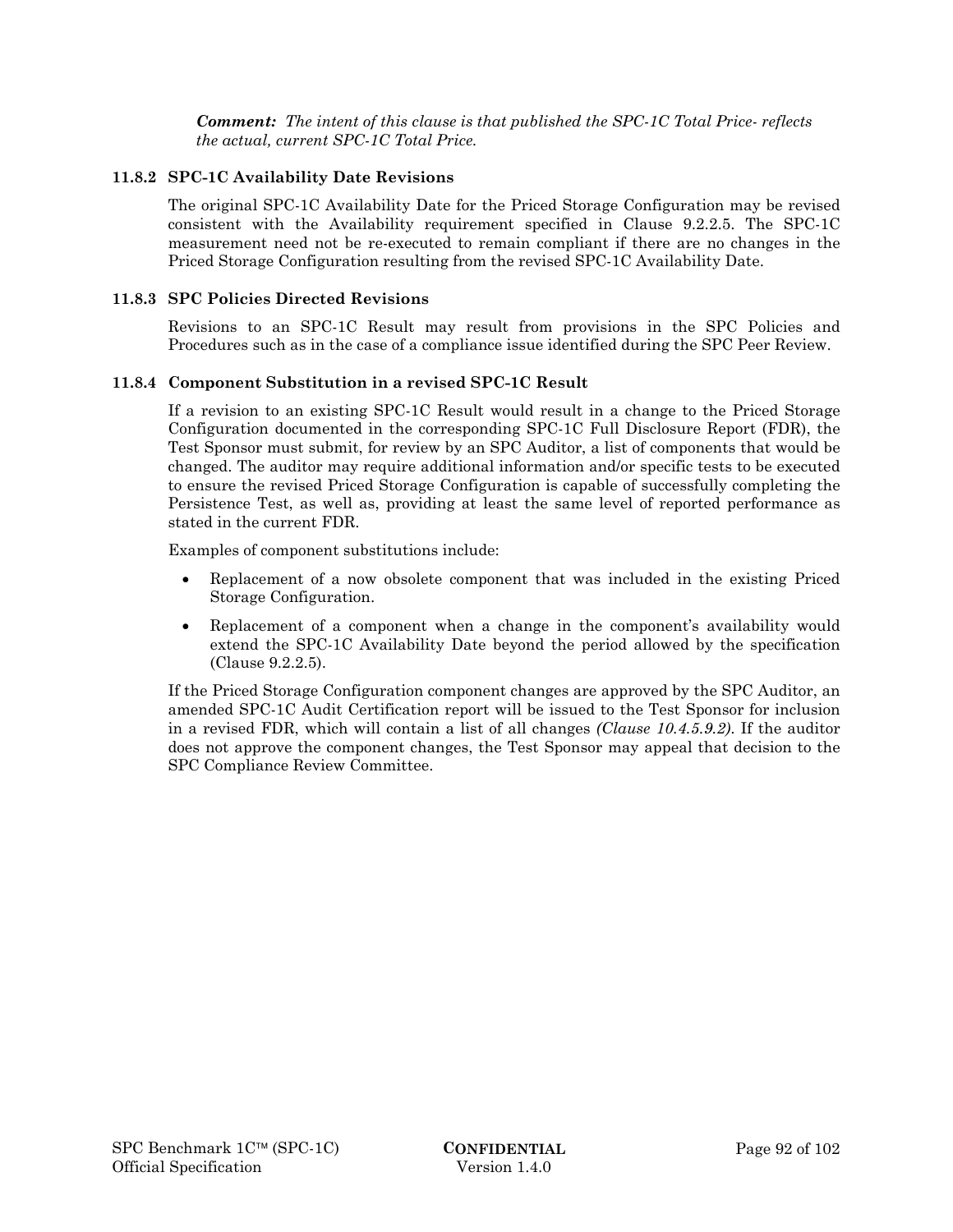***Comment:*** *The intent of this clause is that published the SPC-1C Total Price- reflects the actual, current SPC-1C Total Price.*

### 11.8.2 SPC-1C Availability Date Revisions

The original SPC-1C Availability Date for the Priced Storage Configuration may be revised consistent with the Availability requirement specified in Clause 9.2.2.5. The SPC-1C measurement need not be re-executed to remain compliant if there are no changes in the Priced Storage Configuration resulting from the revised SPC-1C Availability Date.

### 11.8.3 SPC Policies Directed Revisions

Revisions to an SPC-1C Result may result from provisions in the SPC Policies and Procedures such as in the case of a compliance issue identified during the SPC Peer Review.

### 11.8.4 Component Substitution in a revised SPC-1C Result

If a revision to an existing SPC-1C Result would result in a change to the Priced Storage Configuration documented in the corresponding SPC-1C Full Disclosure Report (FDR), the Test Sponsor must submit, for review by an SPC Auditor, a list of components that would be changed. The auditor may require additional information and/or specific tests to be executed to ensure the revised Priced Storage Configuration is capable of successfully completing the Persistence Test, as well as, providing at least the same level of reported performance as stated in the current FDR.

Examples of component substitutions include:

- Replacement of a now obsolete component that was included in the existing Priced Storage Configuration.
- Replacement of a component when a change in the component's availability would extend the SPC-1C Availability Date beyond the period allowed by the specification (Clause 9.2.2.5).

If the Priced Storage Configuration component changes are approved by the SPC Auditor, an amended SPC-1C Audit Certification report will be issued to the Test Sponsor for inclusion in a revised FDR, which will contain a list of all changes *(Clause 10.4.5.9.2)*. If the auditor does not approve the component changes, the Test Sponsor may appeal that decision to the SPC Compliance Review Committee.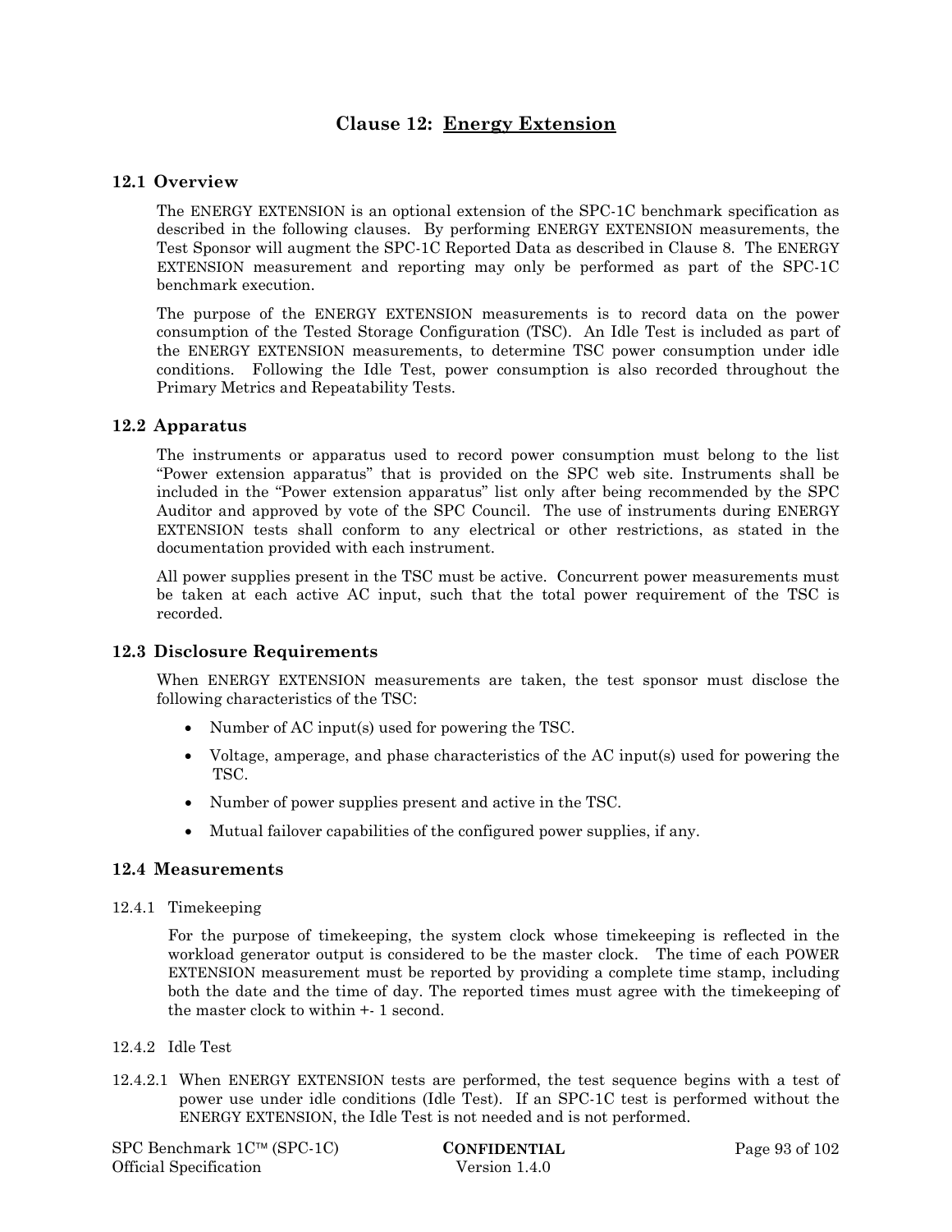# Clause 12: Energy Extension

## 12.1 Overview

The ENERGY EXTENSION is an optional extension of the SPC-1C benchmark specification as described in the following clauses. By performing ENERGY EXTENSION measurements, the Test Sponsor will augment the SPC-1C Reported Data as described in Clause 8. The ENERGY EXTENSION measurement and reporting may only be performed as part of the SPC-1C benchmark execution.

The purpose of the ENERGY EXTENSION measurements is to record data on the power consumption of the Tested Storage Configuration (TSC). An Idle Test is included as part of the ENERGY EXTENSION measurements, to determine TSC power consumption under idle conditions. Following the Idle Test, power consumption is also recorded throughout the Primary Metrics and Repeatability Tests.

## 12.2 Apparatus

The instruments or apparatus used to record power consumption must belong to the list "Power extension apparatus" that is provided on the SPC web site. Instruments shall be included in the "Power extension apparatus" list only after being recommended by the SPC Auditor and approved by vote of the SPC Council. The use of instruments during ENERGY EXTENSION tests shall conform to any electrical or other restrictions, as stated in the documentation provided with each instrument.

All power supplies present in the TSC must be active. Concurrent power measurements must be taken at each active AC input, such that the total power requirement of the TSC is recorded.

## 12.3 Disclosure Requirements

When ENERGY EXTENSION measurements are taken, the test sponsor must disclose the following characteristics of the TSC:

- Number of AC input(s) used for powering the TSC.
- Voltage, amperage, and phase characteristics of the AC input(s) used for powering the TSC.
- Number of power supplies present and active in the TSC.
- Mutual failover capabilities of the configured power supplies, if any.

## 12.4 Measurements

### 12.4.1 Timekeeping

For the purpose of timekeeping, the system clock whose timekeeping is reflected in the workload generator output is considered to be the master clock. The time of each POWER EXTENSION measurement must be reported by providing a complete time stamp, including both the date and the time of day. The reported times must agree with the timekeeping of the master clock to within +- 1 second.

### 12.4.2 Idle Test

12.4.2.1 When ENERGY EXTENSION tests are performed, the test sequence begins with a test of power use under idle conditions (Idle Test). If an SPC-1C test is performed without the ENERGY EXTENSION, the Idle Test is not needed and is not performed.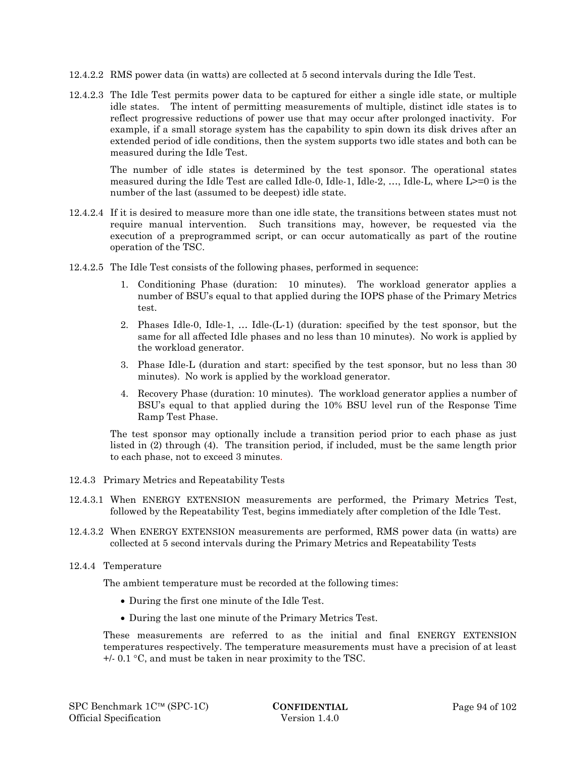12.4.2.2 RMS power data (in watts) are collected at 5 second intervals during the Idle Test.

12.4.2.3 The Idle Test permits power data to be captured for either a single idle state, or multiple idle states. The intent of permitting measurements of multiple, distinct idle states is to reflect progressive reductions of power use that may occur after prolonged inactivity. For example, if a small storage system has the capability to spin down its disk drives after an extended period of idle conditions, then the system supports two idle states and both can be measured during the Idle Test.

The number of idle states is determined by the test sponsor. The operational states measured during the Idle Test are called Idle-0, Idle-1, Idle-2, …, Idle-L, where L>=0 is the number of the last (assumed to be deepest) idle state.

12.4.2.4 If it is desired to measure more than one idle state, the transitions between states must not require manual intervention. Such transitions may, however, be requested via the execution of a preprogrammed script, or can occur automatically as part of the routine operation of the TSC.

12.4.2.5 The Idle Test consists of the following phases, performed in sequence:

1. Conditioning Phase (duration: 10 minutes). The workload generator applies a number of BSU's equal to that applied during the IOPS phase of the Primary Metrics test.
2. Phases Idle-0, Idle-1, … Idle-(L-1) (duration: specified by the test sponsor, but the same for all affected Idle phases and no less than 10 minutes). No work is applied by the workload generator.
3. Phase Idle-L (duration and start: specified by the test sponsor, but no less than 30 minutes). No work is applied by the workload generator.
4. Recovery Phase (duration: 10 minutes). The workload generator applies a number of BSU's equal to that applied during the 10% BSU level run of the Response Time Ramp Test Phase.

The test sponsor may optionally include a transition period prior to each phase as just listed in (2) through (4). The transition period, if included, must be the same length prior to each phase, not to exceed 3 minutes.

12.4.3 Primary Metrics and Repeatability Tests

12.4.3.1 When ENERGY EXTENSION measurements are performed, the Primary Metrics Test, followed by the Repeatability Test, begins immediately after completion of the Idle Test.

12.4.3.2 When ENERGY EXTENSION measurements are performed, RMS power data (in watts) are collected at 5 second intervals during the Primary Metrics and Repeatability Tests

12.4.4 Temperature

The ambient temperature must be recorded at the following times:

- During the first one minute of the Idle Test.
- During the last one minute of the Primary Metrics Test.

These measurements are referred to as the initial and final ENERGY EXTENSION temperatures respectively. The temperature measurements must have a precision of at least +/- 0.1 °C, and must be taken in near proximity to the TSC.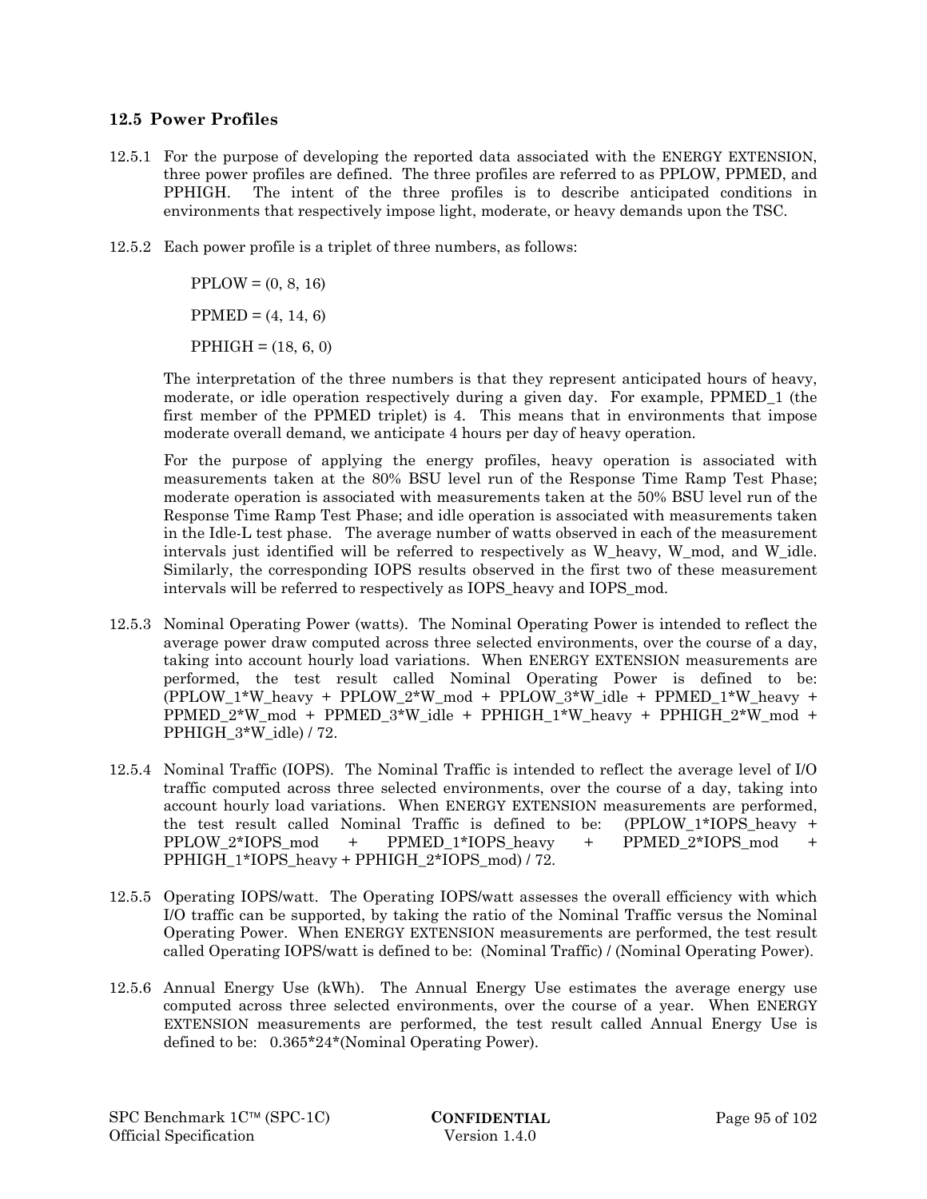## 12.5 Power Profiles

12.5.1 For the purpose of developing the reported data associated with the ENERGY EXTENSION, three power profiles are defined. The three profiles are referred to as PPLOW, PPMED, and PPHIGH. The intent of the three profiles is to describe anticipated conditions in environments that respectively impose light, moderate, or heavy demands upon the TSC.

12.5.2 Each power profile is a triplet of three numbers, as follows:

PPLOW = (0, 8, 16)

PPMED = (4, 14, 6)

PPHIGH = (18, 6, 0)

The interpretation of the three numbers is that they represent anticipated hours of heavy, moderate, or idle operation respectively during a given day. For example, PPMED_1 (the first member of the PPMED triplet) is 4. This means that in environments that impose moderate overall demand, we anticipate 4 hours per day of heavy operation.

For the purpose of applying the energy profiles, heavy operation is associated with measurements taken at the 80% BSU level run of the Response Time Ramp Test Phase; moderate operation is associated with measurements taken at the 50% BSU level run of the Response Time Ramp Test Phase; and idle operation is associated with measurements taken in the Idle-L test phase. The average number of watts observed in each of the measurement intervals just identified will be referred to as respectively as W_heavy, W_mod, and W_idle. Similarly, the corresponding IOPS results observed in the first two of these measurement intervals will be referred to respectively as IOPS_heavy and IOPS_mod.

12.5.3 Nominal Operating Power (watts). The Nominal Operating Power is intended to reflect the average power draw computed across three selected environments, over the course of a day, taking into account hourly load variations. When ENERGY EXTENSION measurements are performed, the test result called Nominal Operating Power is defined to be: (PPLOW_1*W_heavy + PPLOW_2*W_mod + PPLOW_3*W_idle + PPMED_1*W_heavy + PPMED_2*W_mod + PPMED_3*W_idle + PPHIGH_1*W_heavy + PPHIGH_2*W_mod + PPHIGH_3*W_idle) / 72.

12.5.4 Nominal Traffic (IOPS). The Nominal Traffic is intended to reflect the average level of I/O traffic computed across three selected environments, over the course of a day, taking into account hourly load variations. When ENERGY EXTENSION measurements are performed, the test result called Nominal Traffic is defined to be: (PPLOW_1*IOPS_heavy + PPLOW_2*IOPS_mod + PPMED_1*IOPS_heavy + PPMED_2*IOPS_mod + PPHIGH_1*IOPS_heavy + PPHIGH_2*IOPS_mod) / 72.

12.5.5 Operating IOPS/watt. The Operating IOPS/watt assesses the overall efficiency with which I/O traffic can be supported, by taking the ratio of the Nominal Traffic versus the Nominal Operating Power. When ENERGY EXTENSION measurements are performed, the test result called Operating IOPS/watt is defined to be: (Nominal Traffic) / (Nominal Operating Power).

12.5.6 Annual Energy Use (kWh). The Annual Energy Use estimates the average energy use computed across three selected environments, over the course of a year. When ENERGY EXTENSION measurements are performed, the test result called Annual Energy Use is defined to be: 0.365*24*(Nominal Operating Power).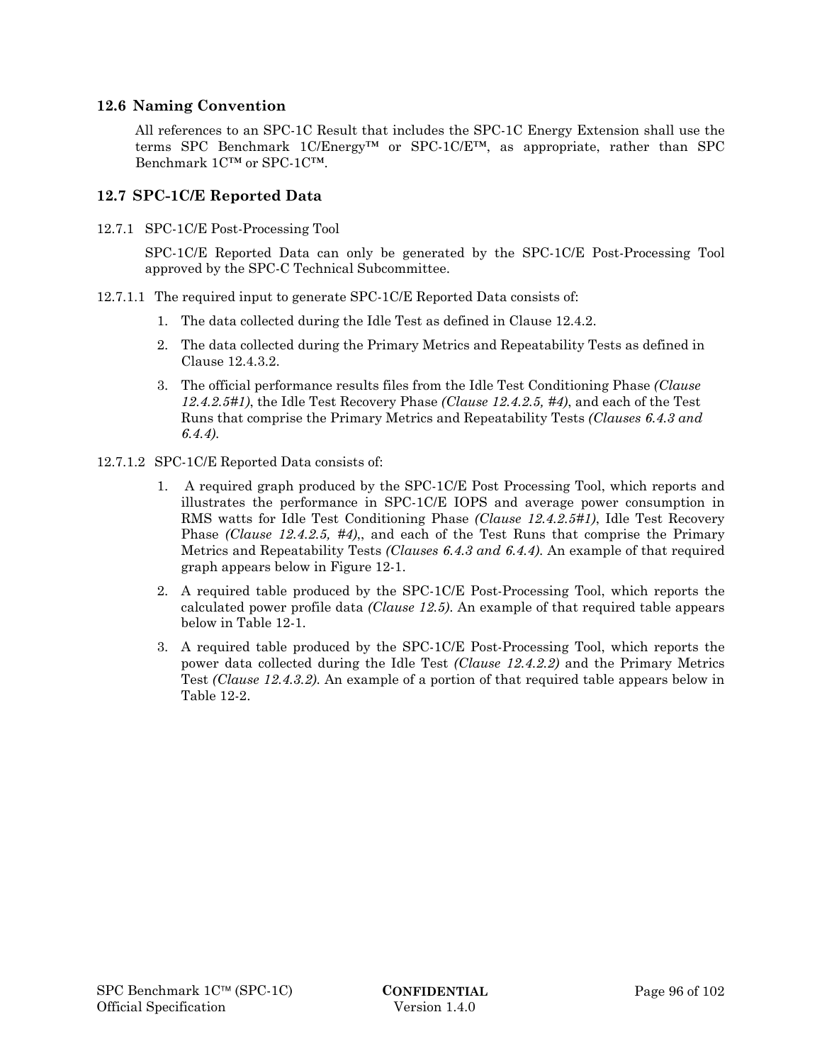## 12.6 Naming Convention

All references to an SPC-1C Result that includes the SPC-1C Energy Extension shall use the terms SPC Benchmark 1C/Energy™ or SPC-1C/E™, as appropriate, rather than SPC Benchmark 1C™ or SPC-1C™.

## 12.7 SPC-1C/E Reported Data

12.7.1 SPC-1C/E Post-Processing Tool

SPC-1C/E Reported Data can only be generated by the SPC-1C/E Post-Processing Tool approved by the SPC-C Technical Subcommittee.

12.7.1.1 The required input to generate SPC-1C/E Reported Data consists of:

1. The data collected during the Idle Test as defined in Clause 12.4.2.
2. The data collected during the Primary Metrics and Repeatability Tests as defined in Clause 12.4.3.2.
3. The official performance results files from the Idle Test Conditioning Phase *(Clause 12.4.2.5#1)*, the Idle Test Recovery Phase *(Clause 12.4.2.5, #4)*, and each of the Test Runs that comprise the Primary Metrics and Repeatability Tests *(Clauses 6.4.3 and 6.4.4)*.

12.7.1.2 SPC-1C/E Reported Data consists of:

1. A required graph produced by the SPC-1C/E Post Processing Tool, which reports and illustrates the performance in SPC-1C/E IOPS and average power consumption in RMS watts for Idle Test Conditioning Phase *(Clause 12.4.2.5#1)*, Idle Test Recovery Phase *(Clause 12.4.2.5, #4)*,, and each of the Test Runs that comprise the Primary Metrics and Repeatability Tests *(Clauses 6.4.3 and 6.4.4)*. An example of that required graph appears below in Figure 12-1.
2. A required table produced by the SPC-1C/E Post-Processing Tool, which reports the calculated power profile data *(Clause 12.5)*. An example of that required table appears below in Table 12-1.
3. A required table produced by the SPC-1C/E Post-Processing Tool, which reports the power data collected during the Idle Test *(Clause 12.4.2.2)* and the Primary Metrics Test *(Clause 12.4.3.2)*. An example of a portion of that required table appears below in Table 12-2.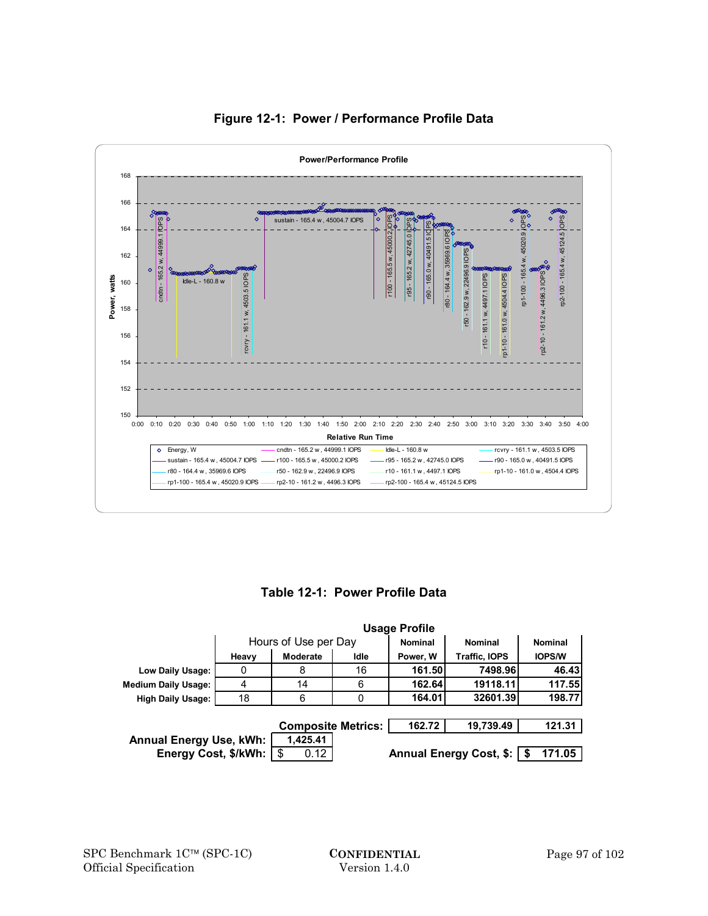## Figure 12-1: Power / Performance Profile Data

**Power/Performance Profile**

Power, watts (150–168) vs. Relative Run Time (0:00–4:00)

Legend:
- Energy, W
- cndtn - 165.2 w , 44999.1 IOPS
- Idle-L - 160.8 w
- rcvry - 161.1 w , 4503.5 IOPS
- sustain - 165.4 w , 45004.7 IOPS
- r100 - 165.5 w , 45000.2 IOPS
- r95 - 165.2 w , 42745.0 IOPS
- r90 - 165.0 w , 40491.5 IOPS
- r80 - 164.4 w , 35969.6 IOPS
- r50 - 162.9 w , 22496.9 IOPS
- r10 - 161.1 w , 4497.1 IOPS
- rp1-10 - 161.0 w , 4504.4 IOPS
- rp1-100 - 165.4 w , 45020.9 IOPS
- rp2-10 - 161.2 w , 4496.3 IOPS
- rp2-100 - 165.4 w , 45124.5 IOPS

## Table 12-1: Power Profile Data

| | Usage Profile | | | | | |
|---|---|---|---|---|---|---|
| | Hours of Use per Day | | | Nominal | Nominal | Nominal |
| | Heavy | Moderate | Idle | Power, W | Traffic, IOPS | IOPS/W |
| **Low Daily Usage:** | 0 | 8 | 16 | 161.50 | 7498.96 | 46.43 |
| **Medium Daily Usage:** | 4 | 14 | 6 | 162.64 | 19118.11 | 117.55 |
| **High Daily Usage:** | 18 | 6 | 0 | 164.01 | 32601.39 | 198.77 |
| | | | **Composite Metrics:** | 162.72 | 19,739.49 | 121.31 |

**Annual Energy Use, kWh:** 1,425.41

**Energy Cost, $/kWh:** $ 0.12

**Annual Energy Cost, $:** $ 171.05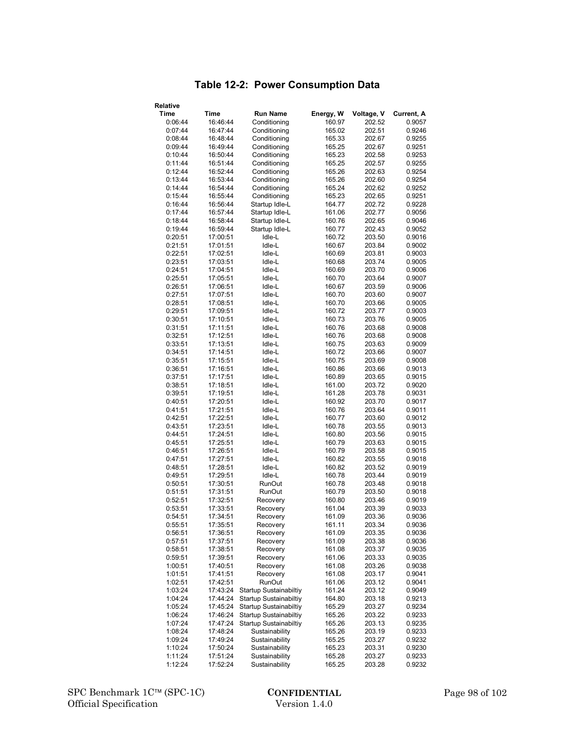## Table 12-2: Power Consumption Data

| Relative Time | Time | Run Name | Energy, W | Voltage, V | Current, A |
|---|---|---|---|---|---|
| 0:06:44 | 16:46:44 | Conditioning | 160.97 | 202.52 | 0.9057 |
| 0:07:44 | 16:47:44 | Conditioning | 165.02 | 202.51 | 0.9246 |
| 0:08:44 | 16:48:44 | Conditioning | 165.33 | 202.67 | 0.9255 |
| 0:09:44 | 16:49:44 | Conditioning | 165.25 | 202.67 | 0.9251 |
| 0:10:44 | 16:50:44 | Conditioning | 165.23 | 202.58 | 0.9253 |
| 0:11:44 | 16:51:44 | Conditioning | 165.25 | 202.57 | 0.9255 |
| 0:12:44 | 16:52:44 | Conditioning | 165.26 | 202.63 | 0.9254 |
| 0:13:44 | 16:53:44 | Conditioning | 165.26 | 202.60 | 0.9254 |
| 0:14:44 | 16:54:44 | Conditioning | 165.24 | 202.62 | 0.9252 |
| 0:15:44 | 16:55:44 | Conditioning | 165.23 | 202.65 | 0.9251 |
| 0:16:44 | 16:56:44 | Startup Idle-L | 164.77 | 202.72 | 0.9228 |
| 0:17:44 | 16:57:44 | Startup Idle-L | 161.06 | 202.77 | 0.9056 |
| 0:18:44 | 16:58:44 | Startup Idle-L | 160.76 | 202.65 | 0.9046 |
| 0:19:44 | 16:59:44 | Startup Idle-L | 160.77 | 202.43 | 0.9052 |
| 0:20:51 | 17:00:51 | Idle-L | 160.72 | 203.50 | 0.9016 |
| 0:21:51 | 17:01:51 | Idle-L | 160.67 | 203.84 | 0.9002 |
| 0:22:51 | 17:02:51 | Idle-L | 160.69 | 203.81 | 0.9003 |
| 0:23:51 | 17:03:51 | Idle-L | 160.68 | 203.74 | 0.9005 |
| 0:24:51 | 17:04:51 | Idle-L | 160.69 | 203.70 | 0.9006 |
| 0:25:51 | 17:05:51 | Idle-L | 160.70 | 203.64 | 0.9007 |
| 0:26:51 | 17:06:51 | Idle-L | 160.67 | 203.59 | 0.9006 |
| 0:27:51 | 17:07:51 | Idle-L | 160.70 | 203.60 | 0.9007 |
| 0:28:51 | 17:08:51 | Idle-L | 160.70 | 203.66 | 0.9005 |
| 0:29:51 | 17:09:51 | Idle-L | 160.72 | 203.77 | 0.9003 |
| 0:30:51 | 17:10:51 | Idle-L | 160.73 | 203.76 | 0.9005 |
| 0:31:51 | 17:11:51 | Idle-L | 160.76 | 203.68 | 0.9008 |
| 0:32:51 | 17:12:51 | Idle-L | 160.76 | 203.68 | 0.9008 |
| 0:33:51 | 17:13:51 | Idle-L | 160.75 | 203.63 | 0.9009 |
| 0:34:51 | 17:14:51 | Idle-L | 160.72 | 203.66 | 0.9007 |
| 0:35:51 | 17:15:51 | Idle-L | 160.75 | 203.69 | 0.9008 |
| 0:36:51 | 17:16:51 | Idle-L | 160.86 | 203.66 | 0.9013 |
| 0:37:51 | 17:17:51 | Idle-L | 160.89 | 203.65 | 0.9015 |
| 0:38:51 | 17:18:51 | Idle-L | 161.00 | 203.72 | 0.9020 |
| 0:39:51 | 17:19:51 | Idle-L | 161.28 | 203.78 | 0.9031 |
| 0:40:51 | 17:20:51 | Idle-L | 160.92 | 203.70 | 0.9017 |
| 0:41:51 | 17:21:51 | Idle-L | 160.76 | 203.64 | 0.9011 |
| 0:42:51 | 17:22:51 | Idle-L | 160.77 | 203.60 | 0.9012 |
| 0:43:51 | 17:23:51 | Idle-L | 160.78 | 203.55 | 0.9013 |
| 0:44:51 | 17:24:51 | Idle-L | 160.80 | 203.56 | 0.9015 |
| 0:45:51 | 17:25:51 | Idle-L | 160.79 | 203.63 | 0.9015 |
| 0:46:51 | 17:26:51 | Idle-L | 160.79 | 203.58 | 0.9015 |
| 0:47:51 | 17:27:51 | Idle-L | 160.82 | 203.55 | 0.9018 |
| 0:48:51 | 17:28:51 | Idle-L | 160.82 | 203.52 | 0.9019 |
| 0:49:51 | 17:29:51 | Idle-L | 160.78 | 203.44 | 0.9019 |
| 0:50:51 | 17:30:51 | RunOut | 160.78 | 203.48 | 0.9018 |
| 0:51:51 | 17:31:51 | RunOut | 160.79 | 203.50 | 0.9018 |
| 0:52:51 | 17:32:51 | Recovery | 160.80 | 203.46 | 0.9019 |
| 0:53:51 | 17:33:51 | Recovery | 161.04 | 203.39 | 0.9033 |
| 0:54:51 | 17:34:51 | Recovery | 161.09 | 203.36 | 0.9036 |
| 0:55:51 | 17:35:51 | Recovery | 161.11 | 203.34 | 0.9036 |
| 0:56:51 | 17:36:51 | Recovery | 161.09 | 203.35 | 0.9036 |
| 0:57:51 | 17:37:51 | Recovery | 161.09 | 203.38 | 0.9036 |
| 0:58:51 | 17:38:51 | Recovery | 161.08 | 203.37 | 0.9035 |
| 0:59:51 | 17:39:51 | Recovery | 161.06 | 203.33 | 0.9035 |
| 1:00:51 | 17:40:51 | Recovery | 161.08 | 203.26 | 0.9038 |
| 1:01:51 | 17:41:51 | Recovery | 161.08 | 203.17 | 0.9041 |
| 1:02:51 | 17:42:51 | RunOut | 161.06 | 203.12 | 0.9041 |
| 1:03:24 | 17:43:24 | Startup Sustainabiltiy | 161.24 | 203.12 | 0.9049 |
| 1:04:24 | 17:44:24 | Startup Sustainabiltiy | 164.80 | 203.18 | 0.9213 |
| 1:05:24 | 17:45:24 | Startup Sustainabiltiy | 165.29 | 203.27 | 0.9234 |
| 1:06:24 | 17:46:24 | Startup Sustainabiltiy | 165.26 | 203.22 | 0.9233 |
| 1:07:24 | 17:47:24 | Startup Sustainabiltiy | 165.26 | 203.13 | 0.9235 |
| 1:08:24 | 17:48:24 | Sustainability | 165.26 | 203.19 | 0.9233 |
| 1:09:24 | 17:49:24 | Sustainability | 165.25 | 203.27 | 0.9232 |
| 1:10:24 | 17:50:24 | Sustainability | 165.23 | 203.31 | 0.9230 |
| 1:11:24 | 17:51:24 | Sustainability | 165.28 | 203.27 | 0.9233 |
| 1:12:24 | 17:52:24 | Sustainability | 165.25 | 203.28 | 0.9232 |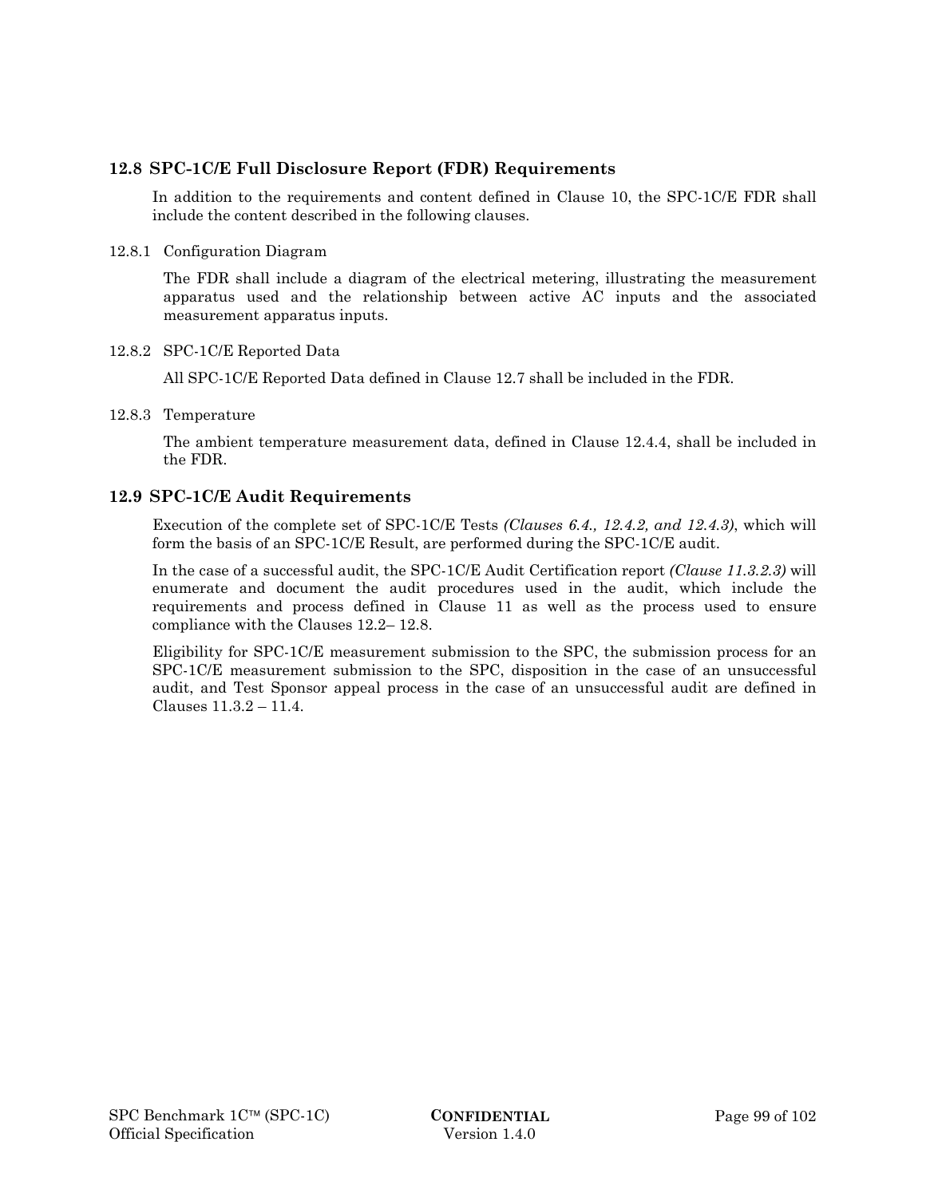## 12.8 SPC-1C/E Full Disclosure Report (FDR) Requirements

In addition to the requirements and content defined in Clause 10, the SPC-1C/E FDR shall include the content described in the following clauses.

### 12.8.1 Configuration Diagram

The FDR shall include a diagram of the electrical metering, illustrating the measurement apparatus used and the relationship between active AC inputs and the associated measurement apparatus inputs.

### 12.8.2 SPC-1C/E Reported Data

All SPC-1C/E Reported Data defined in Clause 12.7 shall be included in the FDR.

### 12.8.3 Temperature

The ambient temperature measurement data, defined in Clause 12.4.4, shall be included in the FDR.

## 12.9 SPC-1C/E Audit Requirements

Execution of the complete set of SPC-1C/E Tests *(Clauses 6.4., 12.4.2, and 12.4.3)*, which will form the basis of an SPC-1C/E Result, are performed during the SPC-1C/E audit.

In the case of a successful audit, the SPC-1C/E Audit Certification report *(Clause 11.3.2.3)* will enumerate and document the audit procedures used in the audit, which include the requirements and process defined in Clause 11 as well as the process used to ensure compliance with the Clauses 12.2– 12.8.

Eligibility for SPC-1C/E measurement submission to the SPC, the submission process for an SPC-1C/E measurement submission to the SPC, disposition in the case of an unsuccessful audit, and Test Sponsor appeal process in the case of an unsuccessful audit are defined in Clauses 11.3.2 – 11.4.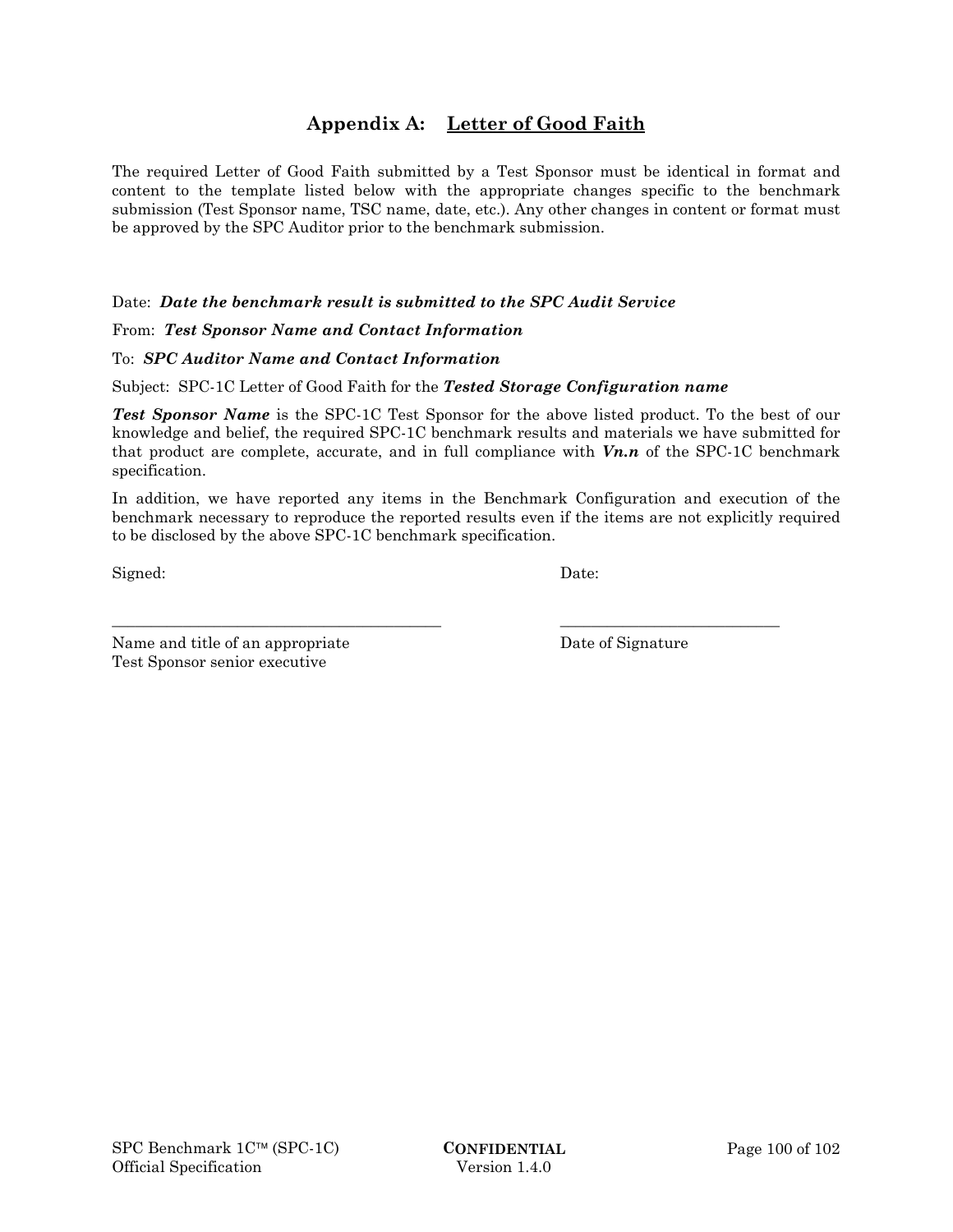# Appendix A: Letter of Good Faith

The required Letter of Good Faith submitted by a Test Sponsor must be identical in format and content to the template listed below with the appropriate changes specific to the benchmark submission (Test Sponsor name, TSC name, date, etc.). Any other changes in content or format must be approved by the SPC Auditor prior to the benchmark submission.

Date: ***Date the benchmark result is submitted to the SPC Audit Service***

From: ***Test Sponsor Name and Contact Information***

To: ***SPC Auditor Name and Contact Information***

Subject: SPC-1C Letter of Good Faith for the ***Tested Storage Configuration name***

***Test Sponsor Name*** is the SPC-1C Test Sponsor for the above listed product. To the best of our knowledge and belief, the required SPC-1C benchmark results and materials we have submitted for that product are complete, accurate, and in full compliance with ***Vn.n*** of the SPC-1C benchmark specification.

In addition, we have reported any items in the Benchmark Configuration and execution of the benchmark necessary to reproduce the reported results even if the items are not explicitly required to be disclosed by the above SPC-1C benchmark specification.

Signed: Date:

\_\_\_\_\_\_\_\_\_\_\_\_\_\_\_\_\_\_\_\_\_\_\_\_\_\_\_\_\_\_\_\_\_\_\_\_\_\_\_\_\_\_ \_\_\_\_\_\_\_\_\_\_\_\_\_\_\_\_\_\_\_\_\_\_\_\_\_\_\_\_

Name and title of an appropriate Test Sponsor senior executive

Date of Signature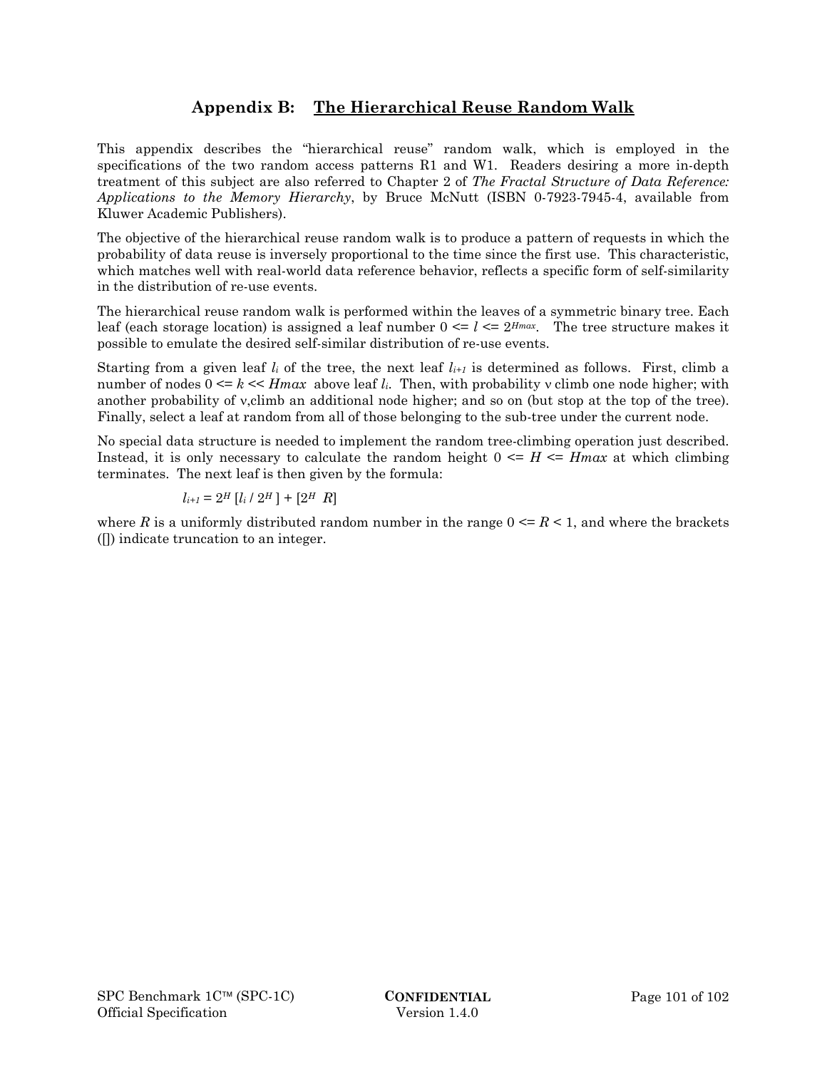# Appendix B: The Hierarchical Reuse Random Walk

This appendix describes the "hierarchical reuse" random walk, which is employed in the specifications of the two random access patterns R1 and W1. Readers desiring a more in-depth treatment of this subject are also referred to Chapter 2 of *The Fractal Structure of Data Reference: Applications to the Memory Hierarchy*, by Bruce McNutt (ISBN 0-7923-7945-4, available from Kluwer Academic Publishers).

The objective of the hierarchical reuse random walk is to produce a pattern of requests in which the probability of data reuse is inversely proportional to the time since the first use. This characteristic, which matches well with real-world data reference behavior, reflects a specific form of self-similarity in the distribution of re-use events.

The hierarchical reuse random walk is performed within the leaves of a symmetric binary tree. Each leaf (each storage location) is assigned a leaf number $0 <= l <= 2^{Hmax}$. The tree structure makes it possible to emulate the desired self-similar distribution of re-use events.

Starting from a given leaf $l_i$ of the tree, the next leaf $l_{i+1}$ is determined as follows. First, climb a number of nodes $0 <= k << Hmax$ above leaf $l_i$. Then, with probability ν climb one node higher; with another probability of ν,climb an additional node higher; and so on (but stop at the top of the tree). Finally, select a leaf at random from all of those belonging to the sub-tree under the current node.

No special data structure is needed to implement the random tree-climbing operation just described. Instead, it is only necessary to calculate the random height $0 <= H <= Hmax$ at which climbing terminates. The next leaf is then given by the formula:

$$l_{i+1} = 2^H [l_i / 2^H] + [2^H R]$$

where $R$ is a uniformly distributed random number in the range $0 <= R < 1$, and where the brackets ([]) indicate truncation to an integer.